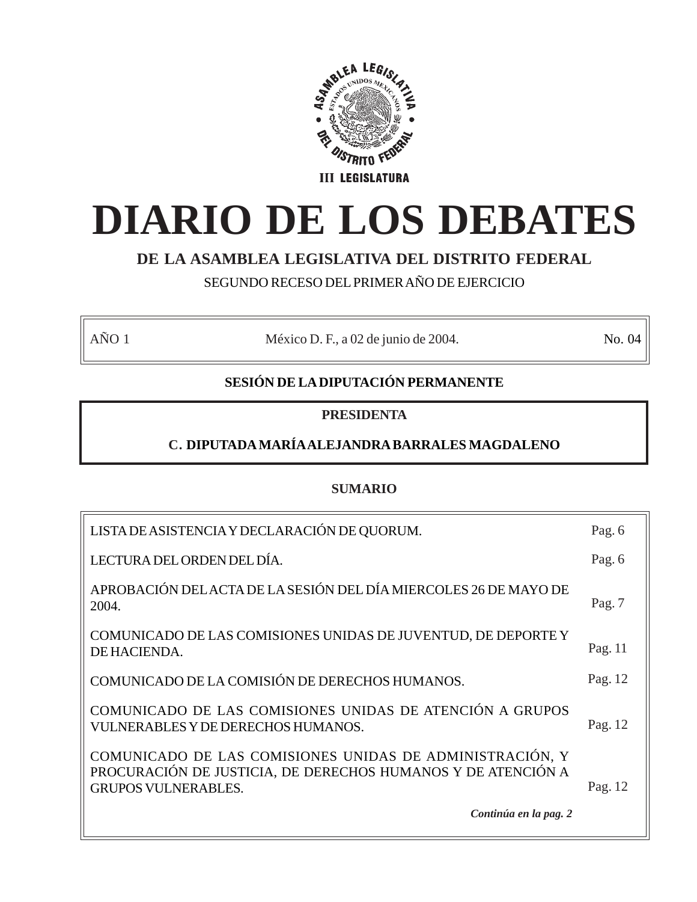ASAMBLEA LEGISLATIVA DEL DISTRITO FEDERAL

III LEGISLATURA

# DIARIO DE LOS DEBATES

## DE LA ASAMBLEA LEGISLATIVA DEL DISTRITO FEDERAL

SEGUNDO RECESO DEL PRIMER AÑO DE EJERCICIO

| AÑO 1 | México D. F., a 02 de junio de 2004. | No. 04 |
|---|---|---|

**SESIÓN DE LA DIPUTACIÓN PERMANENTE**

**PRESIDENTA**

**C. DIPUTADA MARÍA ALEJANDRA BARRALES MAGDALENO**

**SUMARIO**

| | |
|---|---|
| LISTA DE ASISTENCIA Y DECLARACIÓN DE QUORUM. | Pag. 6 |
| LECTURA DEL ORDEN DEL DÍA. | Pag. 6 |
| APROBACIÓN DEL ACTA DE LA SESIÓN DEL DÍA MIERCOLES 26 DE MAYO DE 2004. | Pag. 7 |
| COMUNICADO DE LAS COMISIONES UNIDAS DE JUVENTUD, DE DEPORTE Y DE HACIENDA. | Pag. 11 |
| COMUNICADO DE LA COMISIÓN DE DERECHOS HUMANOS. | Pag. 12 |
| COMUNICADO DE LAS COMISIONES UNIDAS DE ATENCIÓN A GRUPOS VULNERABLES Y DE DERECHOS HUMANOS. | Pag. 12 |
| COMUNICADO DE LAS COMISIONES UNIDAS DE ADMINISTRACIÓN, Y PROCURACIÓN DE JUSTICIA, DE DERECHOS HUMANOS Y DE ATENCIÓN A GRUPOS VULNERABLES. | Pag. 12 |

***Continúa en la pag. 2***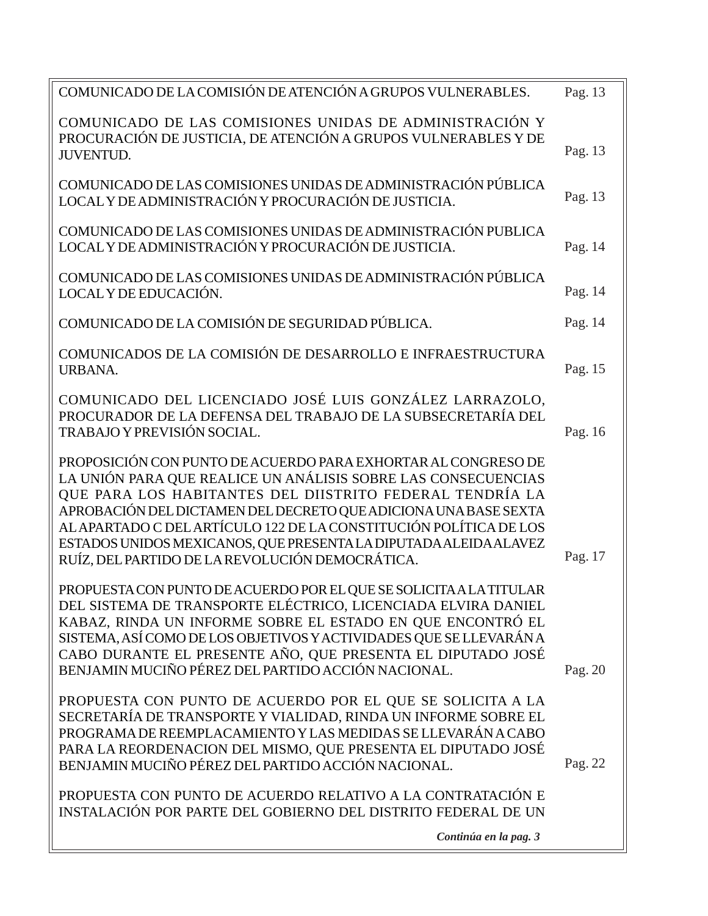| | |
|---|---|
| COMUNICADO DE LA COMISIÓN DE ATENCIÓN A GRUPOS VULNERABLES. | Pag. 13 |
| COMUNICADO DE LAS COMISIONES UNIDAS DE ADMINISTRACIÓN Y PROCURACIÓN DE JUSTICIA, DE ATENCIÓN A GRUPOS VULNERABLES Y DE JUVENTUD. | Pag. 13 |
| COMUNICADO DE LAS COMISIONES UNIDAS DE ADMINISTRACIÓN PÚBLICA LOCAL Y DE ADMINISTRACIÓN Y PROCURACIÓN DE JUSTICIA. | Pag. 13 |
| COMUNICADO DE LAS COMISIONES UNIDAS DE ADMINISTRACIÓN PUBLICA LOCAL Y DE ADMINISTRACIÓN Y PROCURACIÓN DE JUSTICIA. | Pag. 14 |
| COMUNICADO DE LAS COMISIONES UNIDAS DE ADMINISTRACIÓN PÚBLICA LOCAL Y DE EDUCACIÓN. | Pag. 14 |
| COMUNICADO DE LA COMISIÓN DE SEGURIDAD PÚBLICA. | Pag. 14 |
| COMUNICADOS DE LA COMISIÓN DE DESARROLLO E INFRAESTRUCTURA URBANA. | Pag. 15 |
| COMUNICADO DEL LICENCIADO JOSÉ LUIS GONZÁLEZ LARRAZOLO, PROCURADOR DE LA DEFENSA DEL TRABAJO DE LA SUBSECRETARÍA DEL TRABAJO Y PREVISIÓN SOCIAL. | Pag. 16 |
| PROPOSICIÓN CON PUNTO DE ACUERDO PARA EXHORTAR AL CONGRESO DE LA UNIÓN PARA QUE REALICE UN ANÁLISIS SOBRE LAS CONSECUENCIAS QUE PARA LOS HABITANTES DEL DIISTRITO FEDERAL TENDRÍA LA APROBACIÓN DEL DICTAMEN DEL DECRETO QUE ADICIONA UNA BASE SEXTA AL APARTADO C DEL ARTÍCULO 122 DE LA CONSTITUCIÓN POLÍTICA DE LOS ESTADOS UNIDOS MEXICANOS, QUE PRESENTA LA DIPUTADA ALEIDA ALAVEZ RUÍZ, DEL PARTIDO DE LA REVOLUCIÓN DEMOCRÁTICA. | Pag. 17 |
| PROPUESTA CON PUNTO DE ACUERDO POR EL QUE SE SOLICITA A LA TITULAR DEL SISTEMA DE TRANSPORTE ELÉCTRICO, LICENCIADA ELVIRA DANIEL KABAZ, RINDA UN INFORME SOBRE EL ESTADO EN QUE ENCONTRÓ EL SISTEMA, ASÍ COMO DE LOS OBJETIVOS Y ACTIVIDADES QUE SE LLEVARÁN A CABO DURANTE EL PRESENTE AÑO, QUE PRESENTA EL DIPUTADO JOSÉ BENJAMIN MUCIÑO PÉREZ DEL PARTIDO ACCIÓN NACIONAL. | Pag. 20 |
| PROPUESTA CON PUNTO DE ACUERDO POR EL QUE SE SOLICITA A LA SECRETARÍA DE TRANSPORTE Y VIALIDAD, RINDA UN INFORME SOBRE EL PROGRAMA DE REEMPLACAMIENTO Y LAS MEDIDAS SE LLEVARÁN A CABO PARA LA REORDENACION DEL MISMO, QUE PRESENTA EL DIPUTADO JOSÉ BENJAMIN MUCIÑO PÉREZ DEL PARTIDO ACCIÓN NACIONAL. | Pag. 22 |
| PROPUESTA CON PUNTO DE ACUERDO RELATIVO A LA CONTRATACIÓN E INSTALACIÓN POR PARTE DEL GOBIERNO DEL DISTRITO FEDERAL DE UN | |

***Continúa en la pag. 3***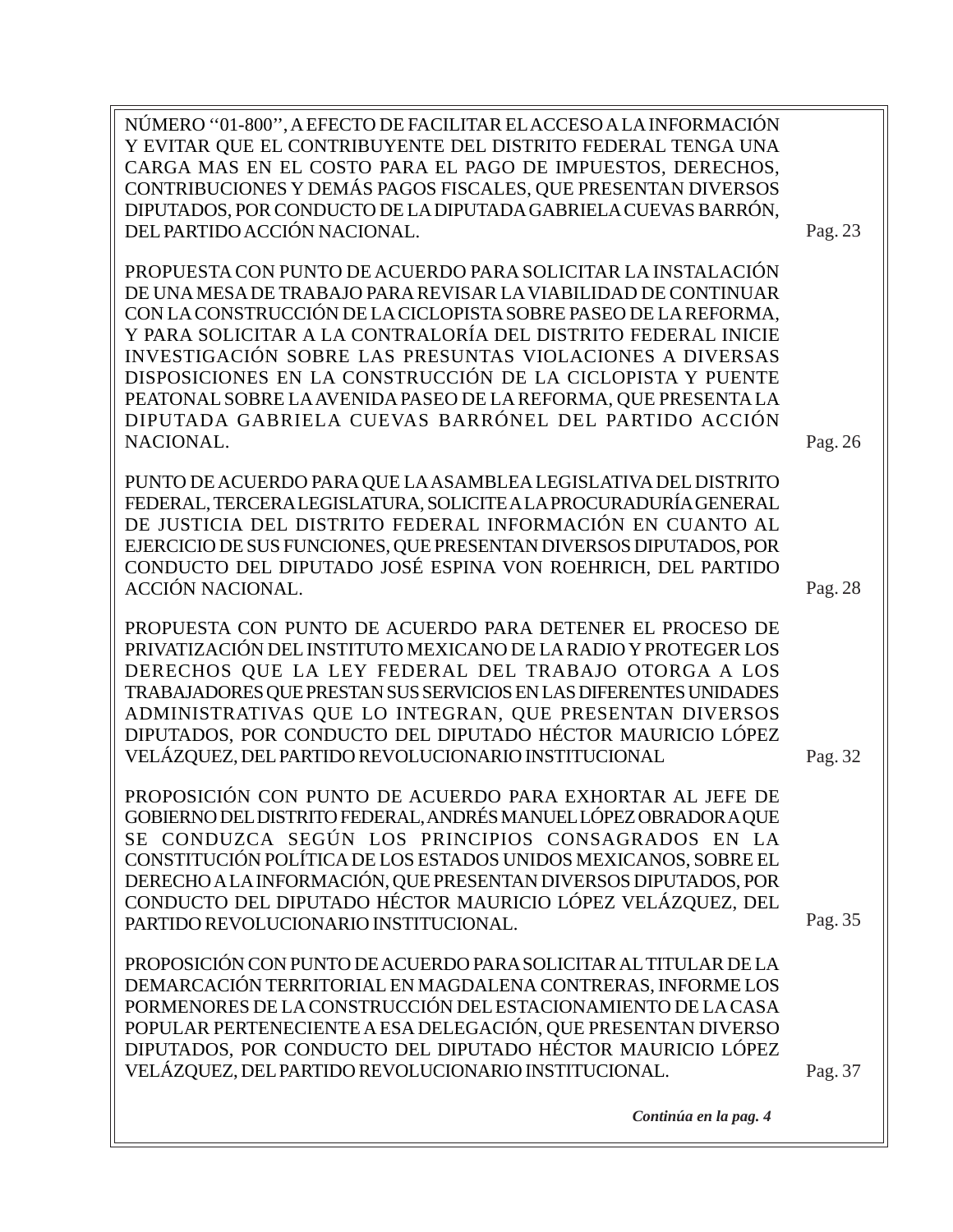NÚMERO ''01-800'', A EFECTO DE FACILITAR EL ACCESO A LA INFORMACIÓN Y EVITAR QUE EL CONTRIBUYENTE DEL DISTRITO FEDERAL TENGA UNA CARGA MAS EN EL COSTO PARA EL PAGO DE IMPUESTOS, DERECHOS, CONTRIBUCIONES Y DEMÁS PAGOS FISCALES, QUE PRESENTAN DIVERSOS DIPUTADOS, POR CONDUCTO DE LA DIPUTADA GABRIELA CUEVAS BARRÓN, DEL PARTIDO ACCIÓN NACIONAL. — Pag. 23

PROPUESTA CON PUNTO DE ACUERDO PARA SOLICITAR LA INSTALACIÓN DE UNA MESA DE TRABAJO PARA REVISAR LA VIABILIDAD DE CONTINUAR CON LA CONSTRUCCIÓN DE LA CICLOPISTA SOBRE PASEO DE LA REFORMA, Y PARA SOLICITAR A LA CONTRALORÍA DEL DISTRITO FEDERAL INICIE INVESTIGACIÓN SOBRE LAS PRESUNTAS VIOLACIONES A DIVERSAS DISPOSICIONES EN LA CONSTRUCCIÓN DE LA CICLOPISTA Y PUENTE PEATONAL SOBRE LA AVENIDA PASEO DE LA REFORMA, QUE PRESENTA LA DIPUTADA GABRIELA CUEVAS BARRÓNEL DEL PARTIDO ACCIÓN NACIONAL. — Pag. 26

PUNTO DE ACUERDO PARA QUE LA ASAMBLEA LEGISLATIVA DEL DISTRITO FEDERAL, TERCERA LEGISLATURA, SOLICITE A LA PROCURADURÍA GENERAL DE JUSTICIA DEL DISTRITO FEDERAL INFORMACIÓN EN CUANTO AL EJERCICIO DE SUS FUNCIONES, QUE PRESENTAN DIVERSOS DIPUTADOS, POR CONDUCTO DEL DIPUTADO JOSÉ ESPINA VON ROEHRICH, DEL PARTIDO ACCIÓN NACIONAL. — Pag. 28

PROPUESTA CON PUNTO DE ACUERDO PARA DETENER EL PROCESO DE PRIVATIZACIÓN DEL INSTITUTO MEXICANO DE LA RADIO Y PROTEGER LOS DERECHOS QUE LA LEY FEDERAL DEL TRABAJO OTORGA A LOS TRABAJADORES QUE PRESTAN SUS SERVICIOS EN LAS DIFERENTES UNIDADES ADMINISTRATIVAS QUE LO INTEGRAN, QUE PRESENTAN DIVERSOS DIPUTADOS, POR CONDUCTO DEL DIPUTADO HÉCTOR MAURICIO LÓPEZ VELÁZQUEZ, DEL PARTIDO REVOLUCIONARIO INSTITUCIONAL — Pag. 32

PROPOSICIÓN CON PUNTO DE ACUERDO PARA EXHORTAR AL JEFE DE GOBIERNO DEL DISTRITO FEDERAL, ANDRÉS MANUEL LÓPEZ OBRADOR A QUE SE CONDUZCA SEGÚN LOS PRINCIPIOS CONSAGRADOS EN LA CONSTITUCIÓN POLÍTICA DE LOS ESTADOS UNIDOS MEXICANOS, SOBRE EL DERECHO A LA INFORMACIÓN, QUE PRESENTAN DIVERSOS DIPUTADOS, POR CONDUCTO DEL DIPUTADO HÉCTOR MAURICIO LÓPEZ VELÁZQUEZ, DEL PARTIDO REVOLUCIONARIO INSTITUCIONAL. — Pag. 35

PROPOSICIÓN CON PUNTO DE ACUERDO PARA SOLICITAR AL TITULAR DE LA DEMARCACIÓN TERRITORIAL EN MAGDALENA CONTRERAS, INFORME LOS PORMENORES DE LA CONSTRUCCIÓN DEL ESTACIONAMIENTO DE LA CASA POPULAR PERTENECIENTE A ESA DELEGACIÓN, QUE PRESENTAN DIVERSO DIPUTADOS, POR CONDUCTO DEL DIPUTADO HÉCTOR MAURICIO LÓPEZ VELÁZQUEZ, DEL PARTIDO REVOLUCIONARIO INSTITUCIONAL. — Pag. 37

***Continúa en la pag. 4***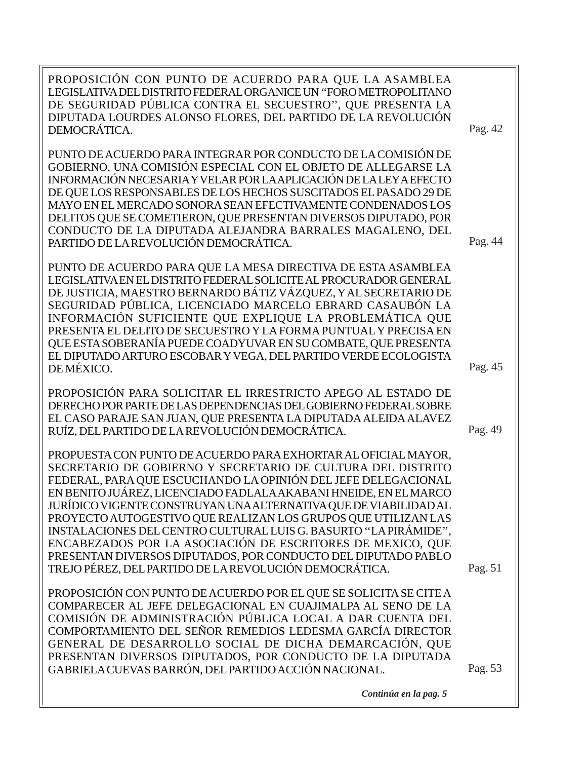| | |
|---|---|
| PROPOSICIÓN CON PUNTO DE ACUERDO PARA QUE LA ASAMBLEA LEGISLATIVA DEL DISTRITO FEDERAL ORGANICE UN ''FORO METROPOLITANO DE SEGURIDAD PÚBLICA CONTRA EL SECUESTRO'', QUE PRESENTA LA DIPUTADA LOURDES ALONSO FLORES, DEL PARTIDO DE LA REVOLUCIÓN DEMOCRÁTICA. | Pag. 42 |
| PUNTO DE ACUERDO PARA INTEGRAR POR CONDUCTO DE LA COMISIÓN DE GOBIERNO, UNA COMISIÓN ESPECIAL CON EL OBJETO DE ALLEGARSE LA INFORMACIÓN NECESARIA Y VELAR POR LA APLICACIÓN DE LA LEY A EFECTO DE QUE LOS RESPONSABLES DE LOS HECHOS SUSCITADOS EL PASADO 29 DE MAYO EN EL MERCADO SONORA SEAN EFECTIVAMENTE CONDENADOS LOS DELITOS QUE SE COMETIERON, QUE PRESENTAN DIVERSOS DIPUTADO, POR CONDUCTO DE LA DIPUTADA ALEJANDRA BARRALES MAGALENO, DEL PARTIDO DE LA REVOLUCIÓN DEMOCRÁTICA. | Pag. 44 |
| PUNTO DE ACUERDO PARA QUE LA MESA DIRECTIVA DE ESTA ASAMBLEA LEGISLATIVA EN EL DISTRITO FEDERAL SOLICITE AL PROCURADOR GENERAL DE JUSTICIA, MAESTRO BERNARDO BÁTIZ VÁZQUEZ, Y AL SECRETARIO DE SEGURIDAD PÚBLICA, LICENCIADO MARCELO EBRARD CASAUBÓN LA INFORMACIÓN SUFICIENTE QUE EXPLIQUE LA PROBLEMÁTICA QUE PRESENTA EL DELITO DE SECUESTRO Y LA FORMA PUNTUAL Y PRECISA EN QUE ESTA SOBERANÍA PUEDE COADYUVAR EN SU COMBATE, QUE PRESENTA EL DIPUTADO ARTURO ESCOBAR Y VEGA, DEL PARTIDO VERDE ECOLOGISTA DE MÉXICO. | Pag. 45 |
| PROPOSICIÓN PARA SOLICITAR EL IRRESTRICTO APEGO AL ESTADO DE DERECHO POR PARTE DE LAS DEPENDENCIAS DEL GOBIERNO FEDERAL SOBRE EL CASO PARAJE SAN JUAN, QUE PRESENTA LA DIPUTADA ALEIDA ALAVEZ RUÍZ, DEL PARTIDO DE LA REVOLUCIÓN DEMOCRÁTICA. | Pag. 49 |
| PROPUESTA CON PUNTO DE ACUERDO PARA EXHORTAR AL OFICIAL MAYOR, SECRETARIO DE GOBIERNO Y SECRETARIO DE CULTURA DEL DISTRITO FEDERAL, PARA QUE ESCUCHANDO LA OPINIÓN DEL JEFE DELEGACIONAL EN BENITO JUÁREZ, LICENCIADO FADLALA AKABANI HNEIDE, EN EL MARCO JURÍDICO VIGENTE CONSTRUYAN UNA ALTERNATIVA QUE DE VIABILIDAD AL PROYECTO AUTOGESTIVO QUE REALIZAN LOS GRUPOS QUE UTILIZAN LAS INSTALACIONES DEL CENTRO CULTURAL LUIS G. BASURTO ''LA PIRÁMIDE'', ENCABEZADOS POR LA ASOCIACIÓN DE ESCRITORES DE MEXICO, QUE PRESENTAN DIVERSOS DIPUTADOS, POR CONDUCTO DEL DIPUTADO PABLO TREJO PÉREZ, DEL PARTIDO DE LA REVOLUCIÓN DEMOCRÁTICA. | Pag. 51 |
| PROPOSICIÓN CON PUNTO DE ACUERDO POR EL QUE SE SOLICITA SE CITE A COMPARECER AL JEFE DELEGACIONAL EN CUAJIMALPA AL SENO DE LA COMISIÓN DE ADMINISTRACIÓN PÚBLICA LOCAL A DAR CUENTA DEL COMPORTAMIENTO DEL SEÑOR REMEDIOS LEDESMA GARCÍA DIRECTOR GENERAL DE DESARROLLO SOCIAL DE DICHA DEMARCACIÓN, QUE PRESENTAN DIVERSOS DIPUTADOS, POR CONDUCTO DE LA DIPUTADA GABRIELA CUEVAS BARRÓN, DEL PARTIDO ACCIÓN NACIONAL. | Pag. 53 |

***Continúa en la pag. 5***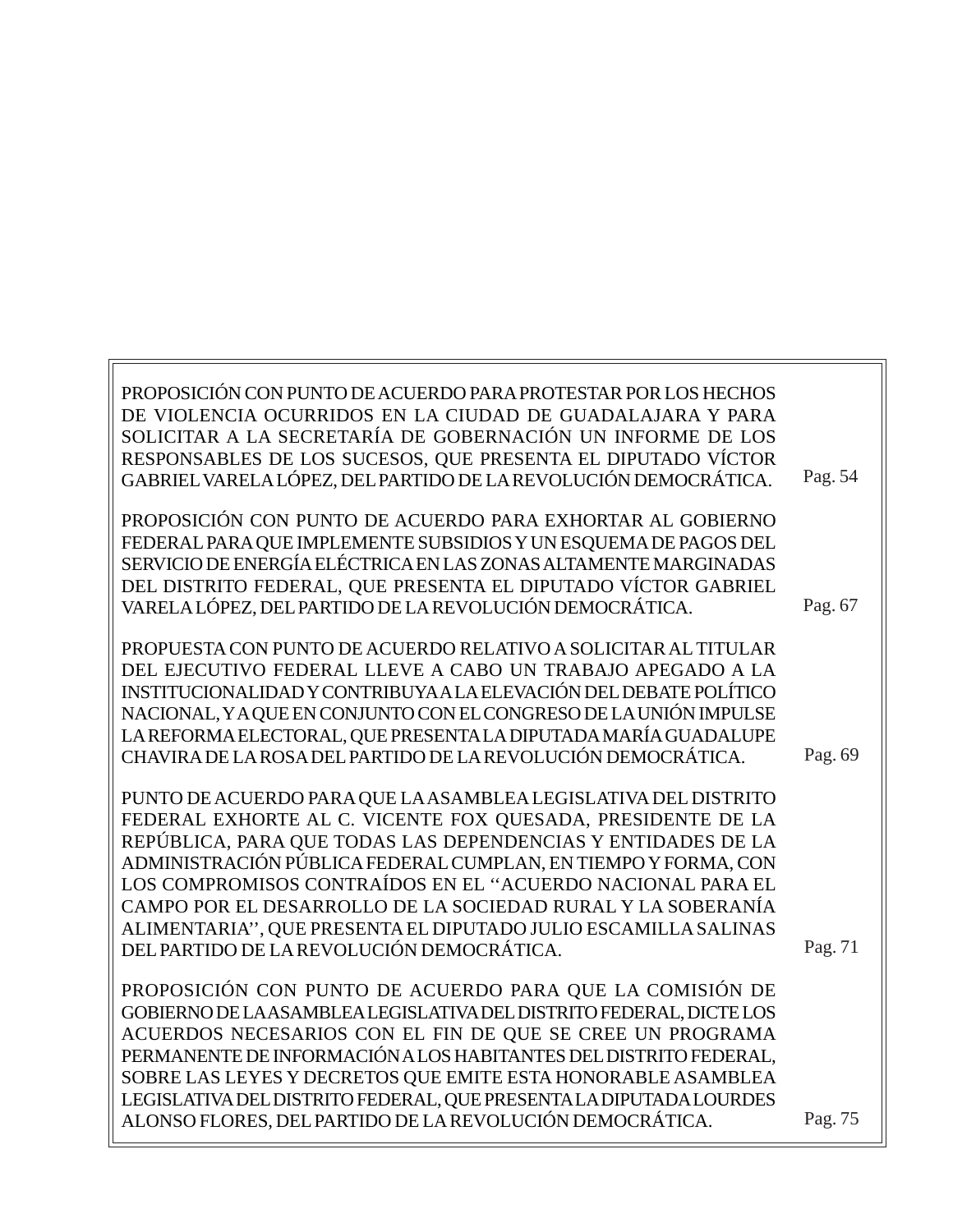PROPOSICIÓN CON PUNTO DE ACUERDO PARA PROTESTAR POR LOS HECHOS DE VIOLENCIA OCURRIDOS EN LA CIUDAD DE GUADALAJARA Y PARA SOLICITAR A LA SECRETARÍA DE GOBERNACIÓN UN INFORME DE LOS RESPONSABLES DE LOS SUCESOS, QUE PRESENTA EL DIPUTADO VÍCTOR GABRIEL VARELA LÓPEZ, DEL PARTIDO DE LA REVOLUCIÓN DEMOCRÁTICA. Pag. 54

PROPOSICIÓN CON PUNTO DE ACUERDO PARA EXHORTAR AL GOBIERNO FEDERAL PARA QUE IMPLEMENTE SUBSIDIOS Y UN ESQUEMA DE PAGOS DEL SERVICIO DE ENERGÍA ELÉCTRICA EN LAS ZONAS ALTAMENTE MARGINADAS DEL DISTRITO FEDERAL, QUE PRESENTA EL DIPUTADO VÍCTOR GABRIEL VARELA LÓPEZ, DEL PARTIDO DE LA REVOLUCIÓN DEMOCRÁTICA. Pag. 67

PROPUESTA CON PUNTO DE ACUERDO RELATIVO A SOLICITAR AL TITULAR DEL EJECUTIVO FEDERAL LLEVE A CABO UN TRABAJO APEGADO A LA INSTITUCIONALIDAD Y CONTRIBUYA A LA ELEVACIÓN DEL DEBATE POLÍTICO NACIONAL, Y A QUE EN CONJUNTO CON EL CONGRESO DE LA UNIÓN IMPULSE LA REFORMA ELECTORAL, QUE PRESENTA LA DIPUTADA MARÍA GUADALUPE CHAVIRA DE LA ROSA DEL PARTIDO DE LA REVOLUCIÓN DEMOCRÁTICA. Pag. 69

PUNTO DE ACUERDO PARA QUE LA ASAMBLEA LEGISLATIVA DEL DISTRITO FEDERAL EXHORTE AL C. VICENTE FOX QUESADA, PRESIDENTE DE LA REPÚBLICA, PARA QUE TODAS LAS DEPENDENCIAS Y ENTIDADES DE LA ADMINISTRACIÓN PÚBLICA FEDERAL CUMPLAN, EN TIEMPO Y FORMA, CON LOS COMPROMISOS CONTRAÍDOS EN EL ''ACUERDO NACIONAL PARA EL CAMPO POR EL DESARROLLO DE LA SOCIEDAD RURAL Y LA SOBERANÍA ALIMENTARIA'', QUE PRESENTA EL DIPUTADO JULIO ESCAMILLA SALINAS DEL PARTIDO DE LA REVOLUCIÓN DEMOCRÁTICA. Pag. 71

PROPOSICIÓN CON PUNTO DE ACUERDO PARA QUE LA COMISIÓN DE GOBIERNO DE LA ASAMBLEA LEGISLATIVA DEL DISTRITO FEDERAL, DICTE LOS ACUERDOS NECESARIOS CON EL FIN DE QUE SE CREE UN PROGRAMA PERMANENTE DE INFORMACIÓN A LOS HABITANTES DEL DISTRITO FEDERAL, SOBRE LAS LEYES Y DECRETOS QUE EMITE ESTA HONORABLE ASAMBLEA LEGISLATIVA DEL DISTRITO FEDERAL, QUE PRESENTA LA DIPUTADA LOURDES ALONSO FLORES, DEL PARTIDO DE LA REVOLUCIÓN DEMOCRÁTICA. Pag. 75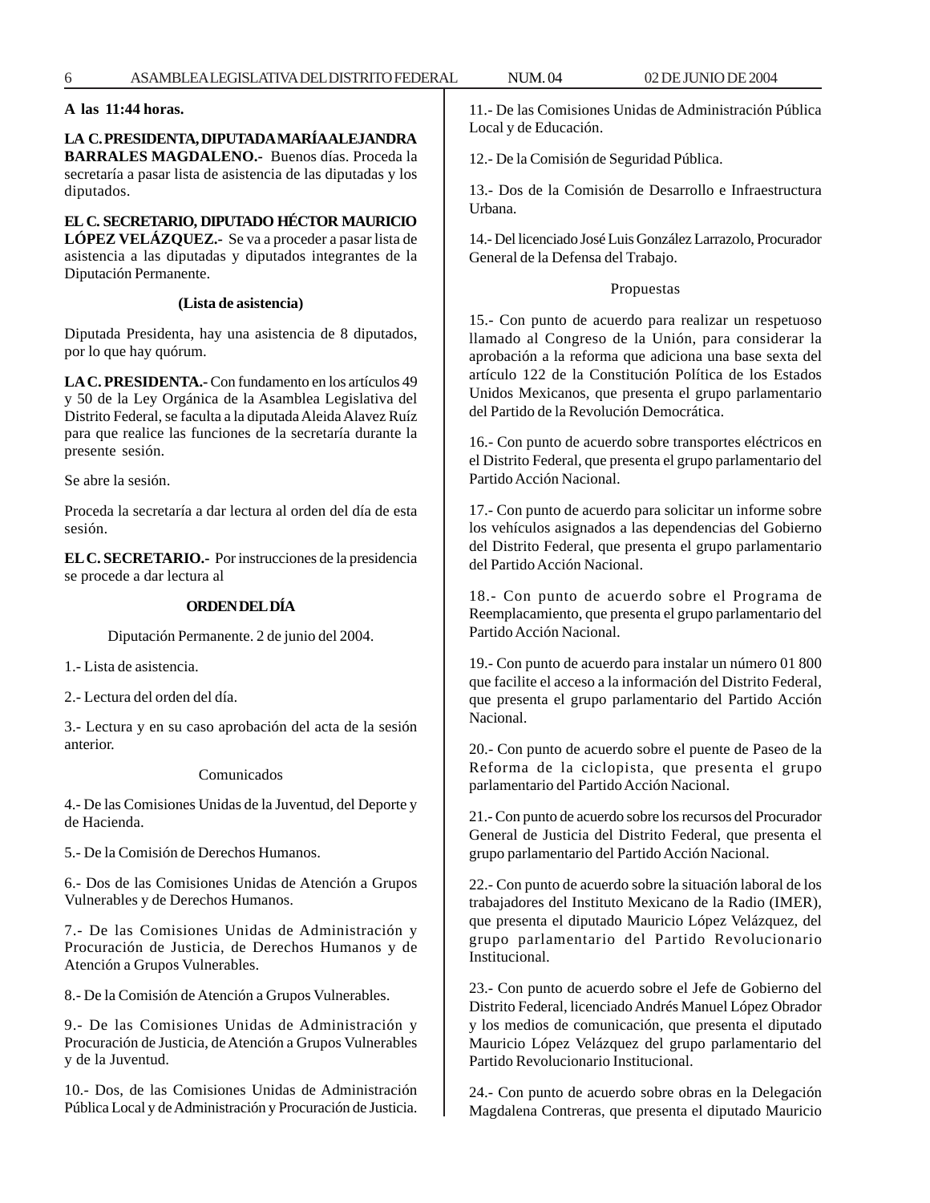**A las 11:44 horas.**

**LA C. PRESIDENTA, DIPUTADA MARÍA ALEJANDRA BARRALES MAGDALENO.-** Buenos días. Proceda la secretaría a pasar lista de asistencia de las diputadas y los diputados.

**EL C. SECRETARIO, DIPUTADO HÉCTOR MAURICIO LÓPEZ VELÁZQUEZ.-** Se va a proceder a pasar lista de asistencia a las diputadas y diputados integrantes de la Diputación Permanente.

**(Lista de asistencia)**

Diputada Presidenta, hay una asistencia de 8 diputados, por lo que hay quórum.

**LA C. PRESIDENTA.-** Con fundamento en los artículos 49 y 50 de la Ley Orgánica de la Asamblea Legislativa del Distrito Federal, se faculta a la diputada Aleida Alavez Ruíz para que realice las funciones de la secretaría durante la presente sesión.

Se abre la sesión.

Proceda la secretaría a dar lectura al orden del día de esta sesión.

**EL C. SECRETARIO.-** Por instrucciones de la presidencia se procede a dar lectura al

**ORDEN DEL DÍA**

Diputación Permanente. 2 de junio del 2004.

1.- Lista de asistencia.

2.- Lectura del orden del día.

3.- Lectura y en su caso aprobación del acta de la sesión anterior.

Comunicados

4.- De las Comisiones Unidas de la Juventud, del Deporte y de Hacienda.

5.- De la Comisión de Derechos Humanos.

6.- Dos de las Comisiones Unidas de Atención a Grupos Vulnerables y de Derechos Humanos.

7.- De las Comisiones Unidas de Administración y Procuración de Justicia, de Derechos Humanos y de Atención a Grupos Vulnerables.

8.- De la Comisión de Atención a Grupos Vulnerables.

9.- De las Comisiones Unidas de Administración y Procuración de Justicia, de Atención a Grupos Vulnerables y de la Juventud.

10.- Dos, de las Comisiones Unidas de Administración Pública Local y de Administración y Procuración de Justicia.

11.- De las Comisiones Unidas de Administración Pública Local y de Educación.

12.- De la Comisión de Seguridad Pública.

13.- Dos de la Comisión de Desarrollo e Infraestructura Urbana.

14.- Del licenciado José Luis González Larrazolo, Procurador General de la Defensa del Trabajo.

Propuestas

15.- Con punto de acuerdo para realizar un respetuoso llamado al Congreso de la Unión, para considerar la aprobación a la reforma que adiciona una base sexta del artículo 122 de la Constitución Política de los Estados Unidos Mexicanos, que presenta el grupo parlamentario del Partido de la Revolución Democrática.

16.- Con punto de acuerdo sobre transportes eléctricos en el Distrito Federal, que presenta el grupo parlamentario del Partido Acción Nacional.

17.- Con punto de acuerdo para solicitar un informe sobre los vehículos asignados a las dependencias del Gobierno del Distrito Federal, que presenta el grupo parlamentario del Partido Acción Nacional.

18.- Con punto de acuerdo sobre el Programa de Reemplacamiento, que presenta el grupo parlamentario del Partido Acción Nacional.

19.- Con punto de acuerdo para instalar un número 01 800 que facilite el acceso a la información del Distrito Federal, que presenta el grupo parlamentario del Partido Acción Nacional.

20.- Con punto de acuerdo sobre el puente de Paseo de la Reforma de la ciclopista, que presenta el grupo parlamentario del Partido Acción Nacional.

21.- Con punto de acuerdo sobre los recursos del Procurador General de Justicia del Distrito Federal, que presenta el grupo parlamentario del Partido Acción Nacional.

22.- Con punto de acuerdo sobre la situación laboral de los trabajadores del Instituto Mexicano de la Radio (IMER), que presenta el diputado Mauricio López Velázquez, del grupo parlamentario del Partido Revolucionario Institucional.

23.- Con punto de acuerdo sobre el Jefe de Gobierno del Distrito Federal, licenciado Andrés Manuel López Obrador y los medios de comunicación, que presenta el diputado Mauricio López Velázquez del grupo parlamentario del Partido Revolucionario Institucional.

24.- Con punto de acuerdo sobre obras en la Delegación Magdalena Contreras, que presenta el diputado Mauricio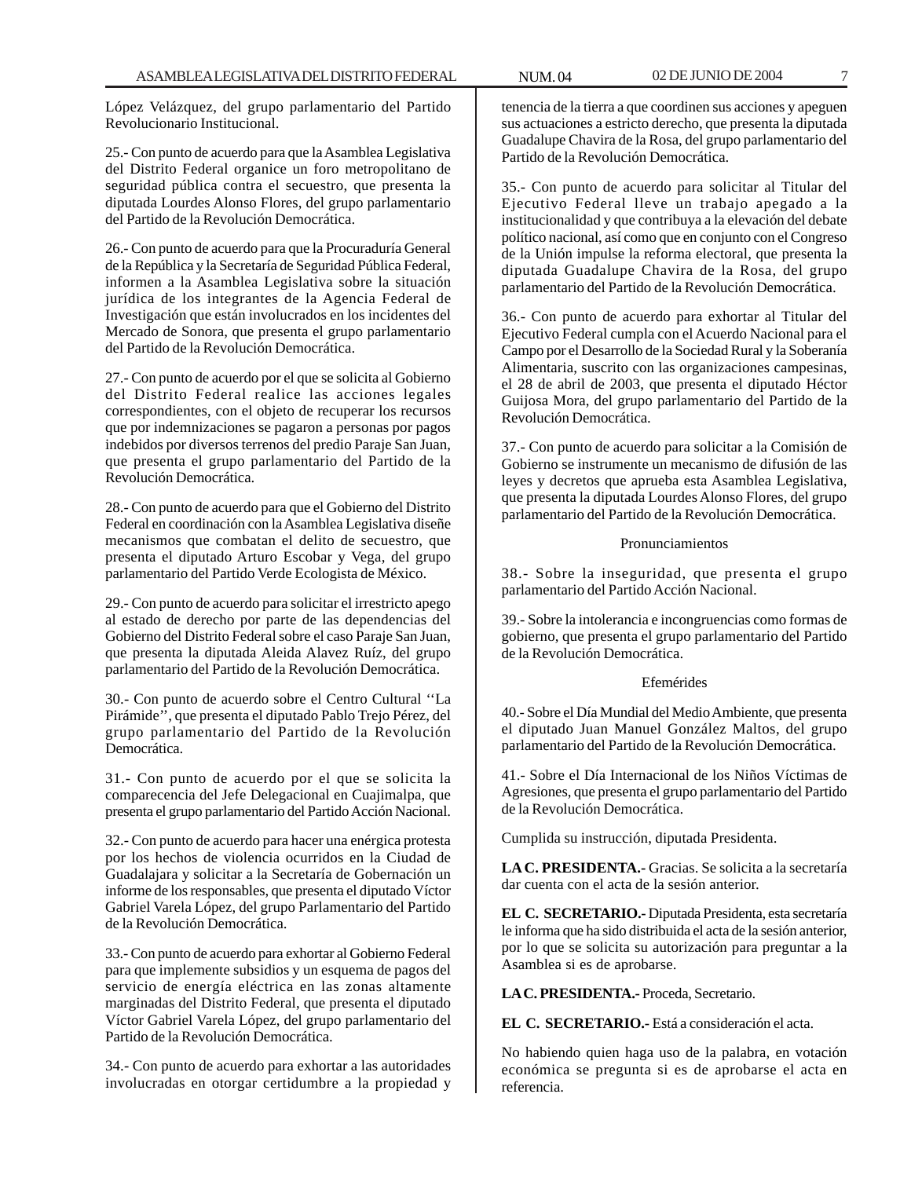López Velázquez, del grupo parlamentario del Partido Revolucionario Institucional.

25.- Con punto de acuerdo para que la Asamblea Legislativa del Distrito Federal organice un foro metropolitano de seguridad pública contra el secuestro, que presenta la diputada Lourdes Alonso Flores, del grupo parlamentario del Partido de la Revolución Democrática.

26.- Con punto de acuerdo para que la Procuraduría General de la República y la Secretaría de Seguridad Pública Federal, informen a la Asamblea Legislativa sobre la situación jurídica de los integrantes de la Agencia Federal de Investigación que están involucrados en los incidentes del Mercado de Sonora, que presenta el grupo parlamentario del Partido de la Revolución Democrática.

27.- Con punto de acuerdo por el que se solicita al Gobierno del Distrito Federal realice las acciones legales correspondientes, con el objeto de recuperar los recursos que por indemnizaciones se pagaron a personas por pagos indebidos por diversos terrenos del predio Paraje San Juan, que presenta el grupo parlamentario del Partido de la Revolución Democrática.

28.- Con punto de acuerdo para que el Gobierno del Distrito Federal en coordinación con la Asamblea Legislativa diseñe mecanismos que combatan el delito de secuestro, que presenta el diputado Arturo Escobar y Vega, del grupo parlamentario del Partido Verde Ecologista de México.

29.- Con punto de acuerdo para solicitar el irrestricto apego al estado de derecho por parte de las dependencias del Gobierno del Distrito Federal sobre el caso Paraje San Juan, que presenta la diputada Aleida Alavez Ruíz, del grupo parlamentario del Partido de la Revolución Democrática.

30.- Con punto de acuerdo sobre el Centro Cultural ''La Pirámide'', que presenta el diputado Pablo Trejo Pérez, del grupo parlamentario del Partido de la Revolución Democrática.

31.- Con punto de acuerdo por el que se solicita la comparecencia del Jefe Delegacional en Cuajimalpa, que presenta el grupo parlamentario del Partido Acción Nacional.

32.- Con punto de acuerdo para hacer una enérgica protesta por los hechos de violencia ocurridos en la Ciudad de Guadalajara y solicitar a la Secretaría de Gobernación un informe de los responsables, que presenta el diputado Víctor Gabriel Varela López, del grupo Parlamentario del Partido de la Revolución Democrática.

33.- Con punto de acuerdo para exhortar al Gobierno Federal para que implemente subsidios y un esquema de pagos del servicio de energía eléctrica en las zonas altamente marginadas del Distrito Federal, que presenta el diputado Víctor Gabriel Varela López, del grupo parlamentario del Partido de la Revolución Democrática.

34.- Con punto de acuerdo para exhortar a las autoridades involucradas en otorgar certidumbre a la propiedad y tenencia de la tierra a que coordinen sus acciones y apeguen sus actuaciones a estricto derecho, que presenta la diputada Guadalupe Chavira de la Rosa, del grupo parlamentario del Partido de la Revolución Democrática.

35.- Con punto de acuerdo para solicitar al Titular del Ejecutivo Federal lleve un trabajo apegado a la institucionalidad y que contribuya a la elevación del debate político nacional, así como que en conjunto con el Congreso de la Unión impulse la reforma electoral, que presenta la diputada Guadalupe Chavira de la Rosa, del grupo parlamentario del Partido de la Revolución Democrática.

36.- Con punto de acuerdo para exhortar al Titular del Ejecutivo Federal cumpla con el Acuerdo Nacional para el Campo por el Desarrollo de la Sociedad Rural y la Soberanía Alimentaria, suscrito con las organizaciones campesinas, el 28 de abril de 2003, que presenta el diputado Héctor Guijosa Mora, del grupo parlamentario del Partido de la Revolución Democrática.

37.- Con punto de acuerdo para solicitar a la Comisión de Gobierno se instrumente un mecanismo de difusión de las leyes y decretos que aprueba esta Asamblea Legislativa, que presenta la diputada Lourdes Alonso Flores, del grupo parlamentario del Partido de la Revolución Democrática.

Pronunciamientos

38.- Sobre la inseguridad, que presenta el grupo parlamentario del Partido Acción Nacional.

39.- Sobre la intolerancia e incongruencias como formas de gobierno, que presenta el grupo parlamentario del Partido de la Revolución Democrática.

Efemérides

40.- Sobre el Día Mundial del Medio Ambiente, que presenta el diputado Juan Manuel González Maltos, del grupo parlamentario del Partido de la Revolución Democrática.

41.- Sobre el Día Internacional de los Niños Víctimas de Agresiones, que presenta el grupo parlamentario del Partido de la Revolución Democrática.

Cumplida su instrucción, diputada Presidenta.

**LA C. PRESIDENTA.-** Gracias. Se solicita a la secretaría dar cuenta con el acta de la sesión anterior.

**EL C. SECRETARIO.-** Diputada Presidenta, esta secretaría le informa que ha sido distribuida el acta de la sesión anterior, por lo que se solicita su autorización para preguntar a la Asamblea si es de aprobarse.

**LA C. PRESIDENTA.-** Proceda, Secretario.

**EL C. SECRETARIO.-** Está a consideración el acta.

No habiendo quien haga uso de la palabra, en votación económica se pregunta si es de aprobarse el acta en referencia.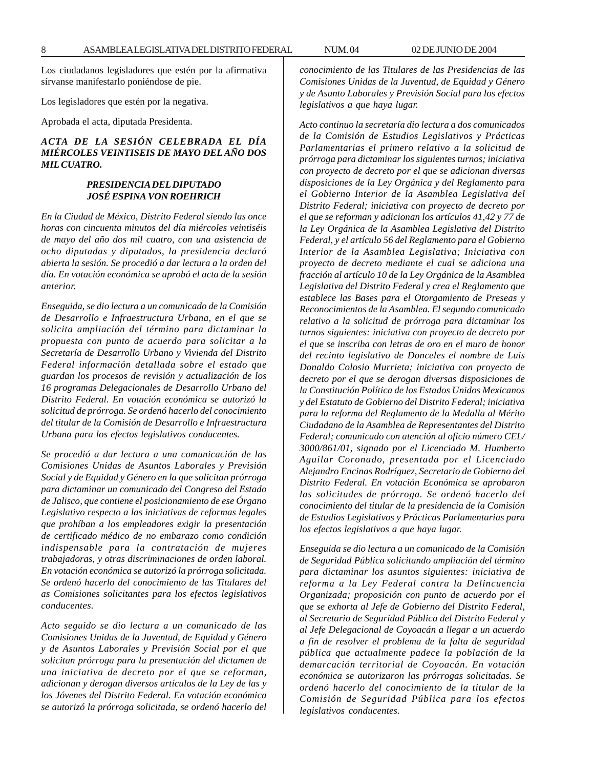Los ciudadanos legisladores que estén por la afirmativa sírvanse manifestarlo poniéndose de pie.

Los legisladores que estén por la negativa.

Aprobada el acta, diputada Presidenta.

***ACTA DE LA SESIÓN CELEBRADA EL DÍA MIÉRCOLES VEINTISEIS DE MAYO DEL AÑO DOS MIL CUATRO.***

***PRESIDENCIA DEL DIPUTADO JOSÉ ESPINA VON ROEHRICH***

*En la Ciudad de México, Distrito Federal siendo las once horas con cincuenta minutos del día miércoles veintiséis de mayo del año dos mil cuatro, con una asistencia de ocho diputadas y diputados, la presidencia declaró abierta la sesión. Se procedió a dar lectura a la orden del día. En votación económica se aprobó el acta de la sesión anterior.*

*Enseguida, se dio lectura a un comunicado de la Comisión de Desarrollo e Infraestructura Urbana, en el que se solicita ampliación del término para dictaminar la propuesta con punto de acuerdo para solicitar a la Secretaría de Desarrollo Urbano y Vivienda del Distrito Federal información detallada sobre el estado que guardan los procesos de revisión y actualización de los 16 programas Delegacionales de Desarrollo Urbano del Distrito Federal. En votación económica se autorizó la solicitud de prórroga. Se ordenó hacerlo del conocimiento del titular de la Comisión de Desarrollo e Infraestructura Urbana para los efectos legislativos conducentes.*

*Se procedió a dar lectura a una comunicación de las Comisiones Unidas de Asuntos Laborales y Previsión Social y de Equidad y Género en la que solicitan prórroga para dictaminar un comunicado del Congreso del Estado de Jalisco, que contiene el posicionamiento de ese Órgano Legislativo respecto a las iniciativas de reformas legales que prohíban a los empleadores exigir la presentación de certificado médico de no embarazo como condición indispensable para la contratación de mujeres trabajadoras, y otras discriminaciones de orden laboral. En votación económica se autorizó la prórroga solicitada. Se ordenó hacerlo del conocimiento de las Titulares del as Comisiones solicitantes para los efectos legislativos conducentes.*

*Acto seguido se dio lectura a un comunicado de las Comisiones Unidas de la Juventud, de Equidad y Género y de Asuntos Laborales y Previsión Social por el que solicitan prórroga para la presentación del dictamen de una iniciativa de decreto por el que se reforman, adicionan y derogan diversos artículos de la Ley de las y los Jóvenes del Distrito Federal. En votación económica se autorizó la prórroga solicitada, se ordenó hacerlo del conocimiento de las Titulares de las Presidencias de las Comisiones Unidas de la Juventud, de Equidad y Género y de Asunto Laborales y Previsión Social para los efectos legislativos a que haya lugar.*

*Acto continuo la secretaría dio lectura a dos comunicados de la Comisión de Estudios Legislativos y Prácticas Parlamentarias el primero relativo a la solicitud de prórroga para dictaminar los siguientes turnos; iniciativa con proyecto de decreto por el que se adicionan diversas disposiciones de la Ley Orgánica y del Reglamento para el Gobierno Interior de la Asamblea Legislativa del Distrito Federal; iniciativa con proyecto de decreto por el que se reforman y adicionan los artículos 41,42 y 77 de la Ley Orgánica de la Asamblea Legislativa del Distrito Federal, y el artículo 56 del Reglamento para el Gobierno Interior de la Asamblea Legislativa; Iniciativa con proyecto de decreto mediante el cual se adiciona una fracción al artículo 10 de la Ley Orgánica de la Asamblea Legislativa del Distrito Federal y crea el Reglamento que establece las Bases para el Otorgamiento de Preseas y Reconocimientos de la Asamblea. El segundo comunicado relativo a la solicitud de prórroga para dictaminar los turnos siguientes: iniciativa con proyecto de decreto por el que se inscriba con letras de oro en el muro de honor del recinto legislativo de Donceles el nombre de Luis Donaldo Colosio Murrieta; iniciativa con proyecto de decreto por el que se derogan diversas disposiciones de la Constitución Política de los Estados Unidos Mexicanos y del Estatuto de Gobierno del Distrito Federal; iniciativa para la reforma del Reglamento de la Medalla al Mérito Ciudadano de la Asamblea de Representantes del Distrito Federal; comunicado con atención al oficio número CEL/3000/861/01, signado por el Licenciado M. Humberto Aguilar Coronado, presentada por el Licenciado Alejandro Encinas Rodríguez, Secretario de Gobierno del Distrito Federal. En votación Económica se aprobaron las solicitudes de prórroga. Se ordenó hacerlo del conocimiento del titular de la presidencia de la Comisión de Estudios Legislativos y Prácticas Parlamentarias para los efectos legislativos a que haya lugar.*

*Enseguida se dio lectura a un comunicado de la Comisión de Seguridad Pública solicitando ampliación del término para dictaminar los asuntos siguientes: iniciativa de reforma a la Ley Federal contra la Delincuencia Organizada; proposición con punto de acuerdo por el que se exhorta al Jefe de Gobierno del Distrito Federal, al Secretario de Seguridad Pública del Distrito Federal y al Jefe Delegacional de Coyoacán a llegar a un acuerdo a fin de resolver el problema de la falta de seguridad pública que actualmente padece la población de la demarcación territorial de Coyoacán. En votación económica se autorizaron las prórrogas solicitadas. Se ordenó hacerlo del conocimiento de la titular de la Comisión de Seguridad Pública para los efectos legislativos conducentes.*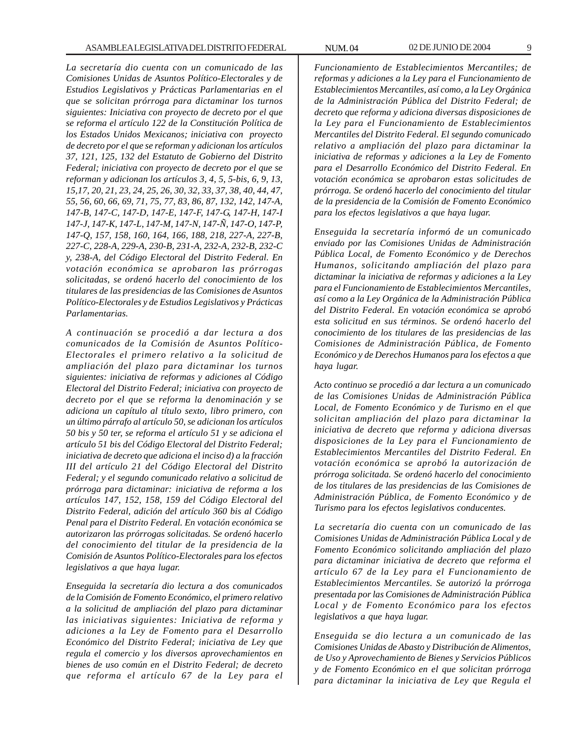*La secretaría dio cuenta con un comunicado de las Comisiones Unidas de Asuntos Político-Electorales y de Estudios Legislativos y Prácticas Parlamentarias en el que se solicitan prórroga para dictaminar los turnos siguientes: Iniciativa con proyecto de decreto por el que se reforma el artículo 122 de la Constitución Política de los Estados Unidos Mexicanos; iniciativa con proyecto de decreto por el que se reforman y adicionan los artículos 37, 121, 125, 132 del Estatuto de Gobierno del Distrito Federal; iniciativa con proyecto de decreto por el que se reforman y adicionan los artículos 3, 4, 5, 5-bis, 6, 9, 13, 15,17, 20, 21, 23, 24, 25, 26, 30, 32, 33, 37, 38, 40, 44, 47, 55, 56, 60, 66, 69, 71, 75, 77, 83, 86, 87, 132, 142, 147-A, 147-B, 147-C, 147-D, 147-E, 147-F, 147-G, 147-H, 147-I 147-J, 147-K, 147-L, 147-M, 147-N, 147-Ñ, 147-O, 147-P, 147-Q, 157, 158, 160, 164, 166, 188, 218, 227-A, 227-B, 227-C, 228-A, 229-A, 230-B, 231-A, 232-A, 232-B, 232-C y, 238-A, del Código Electoral del Distrito Federal. En votación económica se aprobaron las prórrogas solicitadas, se ordenó hacerlo del conocimiento de los titulares de las presidencias de las Comisiones de Asuntos Político-Electorales y de Estudios Legislativos y Prácticas Parlamentarias.*

*A continuación se procedió a dar lectura a dos comunicados de la Comisión de Asuntos Político-Electorales el primero relativo a la solicitud de ampliación del plazo para dictaminar los turnos siguientes: iniciativa de reformas y adiciones al Código Electoral del Distrito Federal; iniciativa con proyecto de decreto por el que se reforma la denominación y se adiciona un capítulo al título sexto, libro primero, con un último párrafo al artículo 50, se adicionan los artículos 50 bis y 50 ter, se reforma el artículo 51 y se adiciona el artículo 51 bis del Código Electoral del Distrito Federal; iniciativa de decreto que adiciona el inciso d) a la fracción III del artículo 21 del Código Electoral del Distrito Federal; y el segundo comunicado relativo a solicitud de prórroga para dictaminar: iniciativa de reforma a los artículos 147, 152, 158, 159 del Código Electoral del Distrito Federal, adición del artículo 360 bis al Código Penal para el Distrito Federal. En votación económica se autorizaron las prórrogas solicitadas. Se ordenó hacerlo del conocimiento del titular de la presidencia de la Comisión de Asuntos Político-Electorales para los efectos legislativos a que haya lugar.*

*Enseguida la secretaría dio lectura a dos comunicados de la Comisión de Fomento Económico, el primero relativo a la solicitud de ampliación del plazo para dictaminar las iniciativas siguientes: Iniciativa de reforma y adiciones a la Ley de Fomento para el Desarrollo Económico del Distrito Federal; iniciativa de Ley que regula el comercio y los diversos aprovechamientos en bienes de uso común en el Distrito Federal; de decreto que reforma el artículo 67 de la Ley para el Funcionamiento de Establecimientos Mercantiles; de reformas y adiciones a la Ley para el Funcionamiento de Establecimientos Mercantiles, así como, a la Ley Orgánica de la Administración Pública del Distrito Federal; de decreto que reforma y adiciona diversas disposiciones de la Ley para el Funcionamiento de Establecimientos Mercantiles del Distrito Federal. El segundo comunicado relativo a ampliación del plazo para dictaminar la iniciativa de reformas y adiciones a la Ley de Fomento para el Desarrollo Económico del Distrito Federal. En votación económica se aprobaron estas solicitudes de prórroga. Se ordenó hacerlo del conocimiento del titular de la presidencia de la Comisión de Fomento Económico para los efectos legislativos a que haya lugar.*

*Enseguida la secretaría informó de un comunicado enviado por las Comisiones Unidas de Administración Pública Local, de Fomento Económico y de Derechos Humanos, solicitando ampliación del plazo para dictaminar la iniciativa de reformas y adiciones a la Ley para el Funcionamiento de Establecimientos Mercantiles, así como a la Ley Orgánica de la Administración Pública del Distrito Federal. En votación económica se aprobó esta solicitud en sus términos. Se ordenó hacerlo del conocimiento de los titulares de las presidencias de las Comisiones de Administración Pública, de Fomento Económico y de Derechos Humanos para los efectos a que haya lugar.*

*Acto continuo se procedió a dar lectura a un comunicado de las Comisiones Unidas de Administración Pública Local, de Fomento Económico y de Turismo en el que solicitan ampliación del plazo para dictaminar la iniciativa de decreto que reforma y adiciona diversas disposiciones de la Ley para el Funcionamiento de Establecimientos Mercantiles del Distrito Federal. En votación económica se aprobó la autorización de prórroga solicitada. Se ordenó hacerlo del conocimiento de los titulares de las presidencias de las Comisiones de Administración Pública, de Fomento Económico y de Turismo para los efectos legislativos conducentes.*

*La secretaría dio cuenta con un comunicado de las Comisiones Unidas de Administración Pública Local y de Fomento Económico solicitando ampliación del plazo para dictaminar iniciativa de decreto que reforma el artículo 67 de la Ley para el Funcionamiento de Establecimientos Mercantiles. Se autorizó la prórroga presentada por las Comisiones de Administración Pública Local y de Fomento Económico para los efectos legislativos a que haya lugar.*

*Enseguida se dio lectura a un comunicado de las Comisiones Unidas de Abasto y Distribución de Alimentos, de Uso y Aprovechamiento de Bienes y Servicios Públicos y de Fomento Económico en el que solicitan prórroga para dictaminar la iniciativa de Ley que Regula el*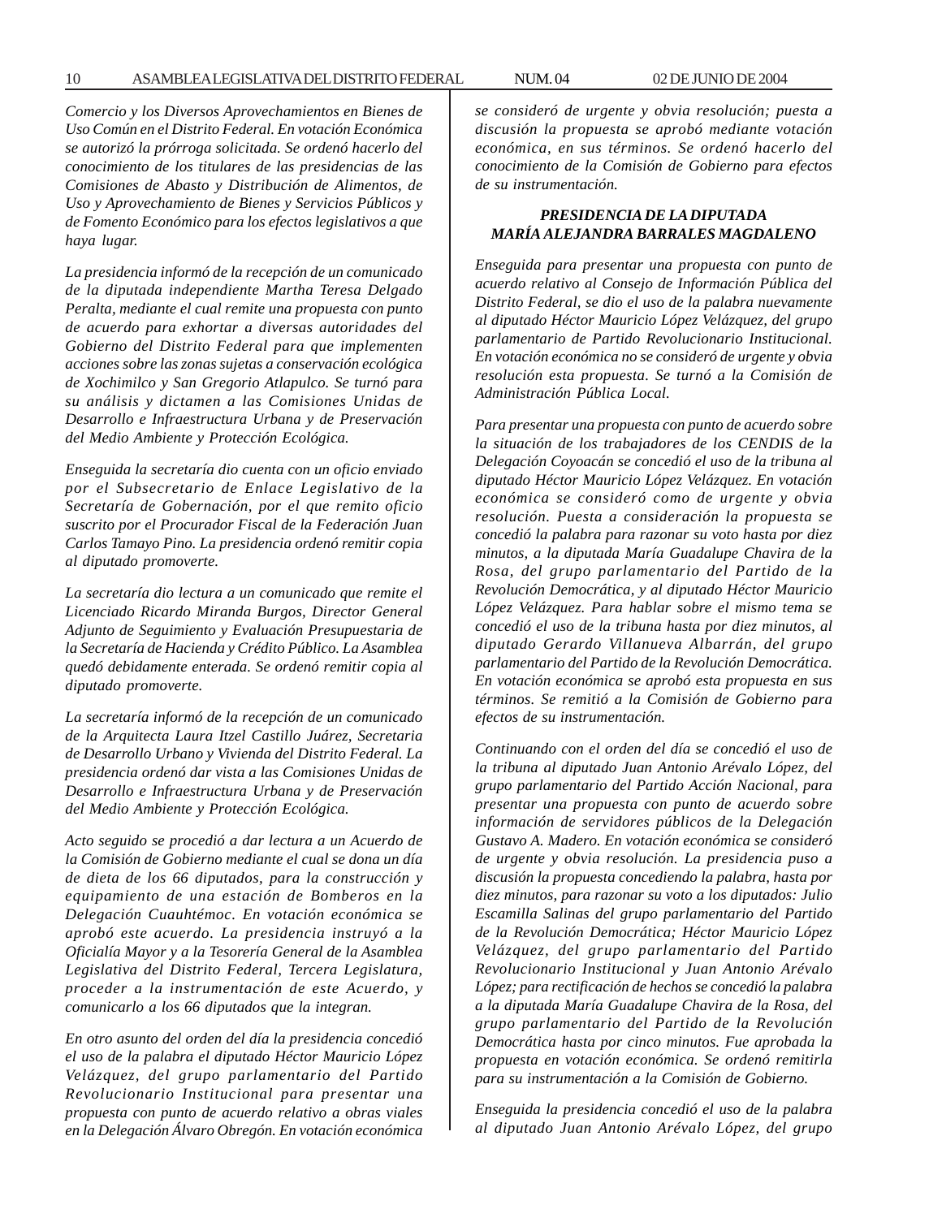*Comercio y los Diversos Aprovechamientos en Bienes de Uso Común en el Distrito Federal. En votación Económica se autorizó la prórroga solicitada. Se ordenó hacerlo del conocimiento de los titulares de las presidencias de las Comisiones de Abasto y Distribución de Alimentos, de Uso y Aprovechamiento de Bienes y Servicios Públicos y de Fomento Económico para los efectos legislativos a que haya lugar.*

*La presidencia informó de la recepción de un comunicado de la diputada independiente Martha Teresa Delgado Peralta, mediante el cual remite una propuesta con punto de acuerdo para exhortar a diversas autoridades del Gobierno del Distrito Federal para que implementen acciones sobre las zonas sujetas a conservación ecológica de Xochimilco y San Gregorio Atlapulco. Se turnó para su análisis y dictamen a las Comisiones Unidas de Desarrollo e Infraestructura Urbana y de Preservación del Medio Ambiente y Protección Ecológica.*

*Enseguida la secretaría dio cuenta con un oficio enviado por el Subsecretario de Enlace Legislativo de la Secretaría de Gobernación, por el que remito oficio suscrito por el Procurador Fiscal de la Federación Juan Carlos Tamayo Pino. La presidencia ordenó remitir copia al diputado promoverte.*

*La secretaría dio lectura a un comunicado que remite el Licenciado Ricardo Miranda Burgos, Director General Adjunto de Seguimiento y Evaluación Presupuestaria de la Secretaría de Hacienda y Crédito Público. La Asamblea quedó debidamente enterada. Se ordenó remitir copia al diputado promoverte.*

*La secretaría informó de la recepción de un comunicado de la Arquitecta Laura Itzel Castillo Juárez, Secretaria de Desarrollo Urbano y Vivienda del Distrito Federal. La presidencia ordenó dar vista a las Comisiones Unidas de Desarrollo e Infraestructura Urbana y de Preservación del Medio Ambiente y Protección Ecológica.*

*Acto seguido se procedió a dar lectura a un Acuerdo de la Comisión de Gobierno mediante el cual se dona un día de dieta de los 66 diputados, para la construcción y equipamiento de una estación de Bomberos en la Delegación Cuauhtémoc. En votación económica se aprobó este acuerdo. La presidencia instruyó a la Oficialía Mayor y a la Tesorería General de la Asamblea Legislativa del Distrito Federal, Tercera Legislatura, proceder a la instrumentación de este Acuerdo, y comunicarlo a los 66 diputados que la integran.*

*En otro asunto del orden del día la presidencia concedió el uso de la palabra el diputado Héctor Mauricio López Velázquez, del grupo parlamentario del Partido Revolucionario Institucional para presentar una propuesta con punto de acuerdo relativo a obras viales en la Delegación Álvaro Obregón. En votación económica se consideró de urgente y obvia resolución; puesta a discusión la propuesta se aprobó mediante votación económica, en sus términos. Se ordenó hacerlo del conocimiento de la Comisión de Gobierno para efectos de su instrumentación.*

**PRESIDENCIA DE LA DIPUTADA MARÍA ALEJANDRA BARRALES MAGDALENO**

*Enseguida para presentar una propuesta con punto de acuerdo relativo al Consejo de Información Pública del Distrito Federal, se dio el uso de la palabra nuevamente al diputado Héctor Mauricio López Velázquez, del grupo parlamentario de Partido Revolucionario Institucional. En votación económica no se consideró de urgente y obvia resolución esta propuesta. Se turnó a la Comisión de Administración Pública Local.*

*Para presentar una propuesta con punto de acuerdo sobre la situación de los trabajadores de los CENDIS de la Delegación Coyoacán se concedió el uso de la tribuna al diputado Héctor Mauricio López Velázquez. En votación económica se consideró como de urgente y obvia resolución. Puesta a consideración la propuesta se concedió la palabra para razonar su voto hasta por diez minutos, a la diputada María Guadalupe Chavira de la Rosa, del grupo parlamentario del Partido de la Revolución Democrática, y al diputado Héctor Mauricio López Velázquez. Para hablar sobre el mismo tema se concedió el uso de la tribuna hasta por diez minutos, al diputado Gerardo Villanueva Albarrán, del grupo parlamentario del Partido de la Revolución Democrática. En votación económica se aprobó esta propuesta en sus términos. Se remitió a la Comisión de Gobierno para efectos de su instrumentación.*

*Continuando con el orden del día se concedió el uso de la tribuna al diputado Juan Antonio Arévalo López, del grupo parlamentario del Partido Acción Nacional, para presentar una propuesta con punto de acuerdo sobre información de servidores públicos de la Delegación Gustavo A. Madero. En votación económica se consideró de urgente y obvia resolución. La presidencia puso a discusión la propuesta concediendo la palabra, hasta por diez minutos, para razonar su voto a los diputados: Julio Escamilla Salinas del grupo parlamentario del Partido de la Revolución Democrática; Héctor Mauricio López Velázquez, del grupo parlamentario del Partido Revolucionario Institucional y Juan Antonio Arévalo López; para rectificación de hechos se concedió la palabra a la diputada María Guadalupe Chavira de la Rosa, del grupo parlamentario del Partido de la Revolución Democrática hasta por cinco minutos. Fue aprobada la propuesta en votación económica. Se ordenó remitirla para su instrumentación a la Comisión de Gobierno.*

*Enseguida la presidencia concedió el uso de la palabra al diputado Juan Antonio Arévalo López, del grupo*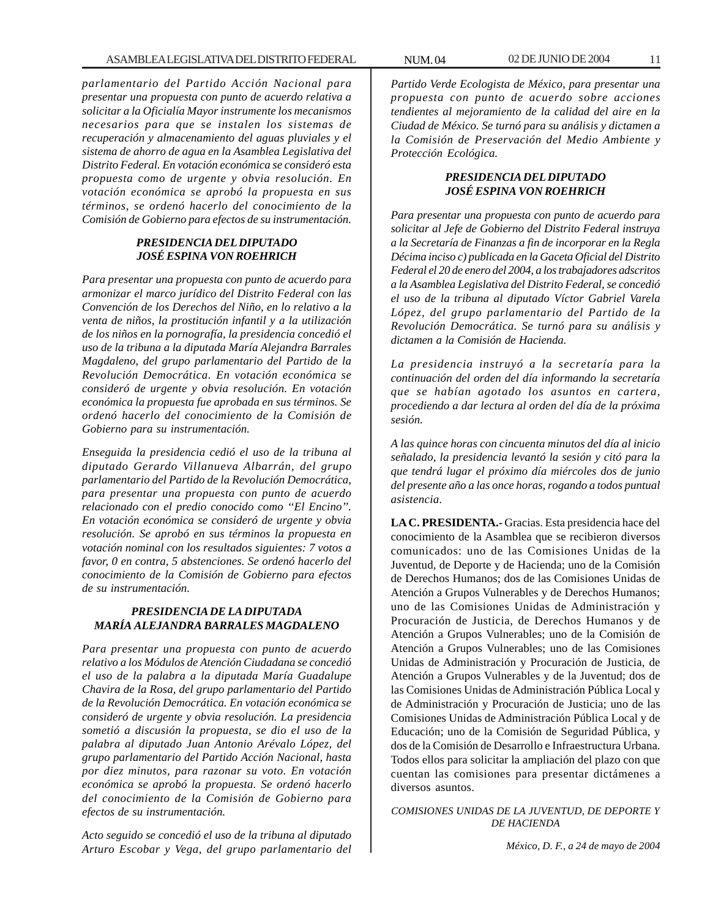*parlamentario del Partido Acción Nacional para presentar una propuesta con punto de acuerdo relativa a solicitar a la Oficialía Mayor instrumente los mecanismos necesarios para que se instalen los sistemas de recuperación y almacenamiento del aguas pluviales y el sistema de ahorro de agua en la Asamblea Legislativa del Distrito Federal. En votación económica se consideró esta propuesta como de urgente y obvia resolución. En votación económica se aprobó la propuesta en sus términos, se ordenó hacerlo del conocimiento de la Comisión de Gobierno para efectos de su instrumentación.*

***PRESIDENCIA DEL DIPUTADO JOSÉ ESPINA VON ROEHRICH***

*Para presentar una propuesta con punto de acuerdo para armonizar el marco jurídico del Distrito Federal con las Convención de los Derechos del Niño, en lo relativo a la venta de niños, la prostitución infantil y a la utilización de los niños en la pornografía, la presidencia concedió el uso de la tribuna a la diputada María Alejandra Barrales Magdaleno, del grupo parlamentario del Partido de la Revolución Democrática. En votación económica se consideró de urgente y obvia resolución. En votación económica la propuesta fue aprobada en sus términos. Se ordenó hacerlo del conocimiento de la Comisión de Gobierno para su instrumentación.*

*Enseguida la presidencia cedió el uso de la tribuna al diputado Gerardo Villanueva Albarrán, del grupo parlamentario del Partido de la Revolución Democrática, para presentar una propuesta con punto de acuerdo relacionado con el predio conocido como "El Encino". En votación económica se consideró de urgente y obvia resolución. Se aprobó en sus términos la propuesta en votación nominal con los resultados siguientes: 7 votos a favor, 0 en contra, 5 abstenciones. Se ordenó hacerlo del conocimiento de la Comisión de Gobierno para efectos de su instrumentación.*

***PRESIDENCIA DE LA DIPUTADA MARÍA ALEJANDRA BARRALES MAGDALENO***

*Para presentar una propuesta con punto de acuerdo relativo a los Módulos de Atención Ciudadana se concedió el uso de la palabra a la diputada María Guadalupe Chavira de la Rosa, del grupo parlamentario del Partido de la Revolución Democrática. En votación económica se consideró de urgente y obvia resolución. La presidencia sometió a discusión la propuesta, se dio el uso de la palabra al diputado Juan Antonio Arévalo López, del grupo parlamentario del Partido Acción Nacional, hasta por diez minutos, para razonar su voto. En votación económica se aprobó la propuesta. Se ordenó hacerlo del conocimiento de la Comisión de Gobierno para efectos de su instrumentación.*

*Acto seguido se concedió el uso de la tribuna al diputado Arturo Escobar y Vega, del grupo parlamentario del Partido Verde Ecologista de México, para presentar una propuesta con punto de acuerdo sobre acciones tendientes al mejoramiento de la calidad del aire en la Ciudad de México. Se turnó para su análisis y dictamen a la Comisión de Preservación del Medio Ambiente y Protección Ecológica.*

***PRESIDENCIA DEL DIPUTADO JOSÉ ESPINA VON ROEHRICH***

*Para presentar una propuesta con punto de acuerdo para solicitar al Jefe de Gobierno del Distrito Federal instruya a la Secretaría de Finanzas a fin de incorporar en la Regla Décima inciso c) publicada en la Gaceta Oficial del Distrito Federal el 20 de enero del 2004, a los trabajadores adscritos a la Asamblea Legislativa del Distrito Federal, se concedió el uso de la tribuna al diputado Víctor Gabriel Varela López, del grupo parlamentario del Partido de la Revolución Democrática. Se turnó para su análisis y dictamen a la Comisión de Hacienda.*

*La presidencia instruyó a la secretaría para la continuación del orden del día informando la secretaría que se habían agotado los asuntos en cartera, procediendo a dar lectura al orden del día de la próxima sesión.*

*A las quince horas con cincuenta minutos del día al inicio señalado, la presidencia levantó la sesión y citó para la que tendrá lugar el próximo día miércoles dos de junio del presente año a las once horas, rogando a todos puntual asistencia.*

**LA C. PRESIDENTA.-** Gracias. Esta presidencia hace del conocimiento de la Asamblea que se recibieron diversos comunicados: uno de las Comisiones Unidas de la Juventud, de Deporte y de Hacienda; uno de la Comisión de Derechos Humanos; dos de las Comisiones Unidas de Atención a Grupos Vulnerables y de Derechos Humanos; uno de las Comisiones Unidas de Administración y Procuración de Justicia, de Derechos Humanos y de Atención a Grupos Vulnerables; uno de la Comisión de Atención a Grupos Vulnerables; uno de las Comisiones Unidas de Administración y Procuración de Justicia, de Atención a Grupos Vulnerables y de la Juventud; dos de las Comisiones Unidas de Administración Pública Local y de Administración y Procuración de Justicia; uno de las Comisiones Unidas de Administración Pública Local y de Educación; uno de la Comisión de Seguridad Pública, y dos de la Comisión de Desarrollo e Infraestructura Urbana. Todos ellos para solicitar la ampliación del plazo con que cuentan las comisiones para presentar dictámenes a diversos asuntos.

*COMISIONES UNIDAS DE LA JUVENTUD, DE DEPORTE Y DE HACIENDA*

*México, D. F., a 24 de mayo de 2004*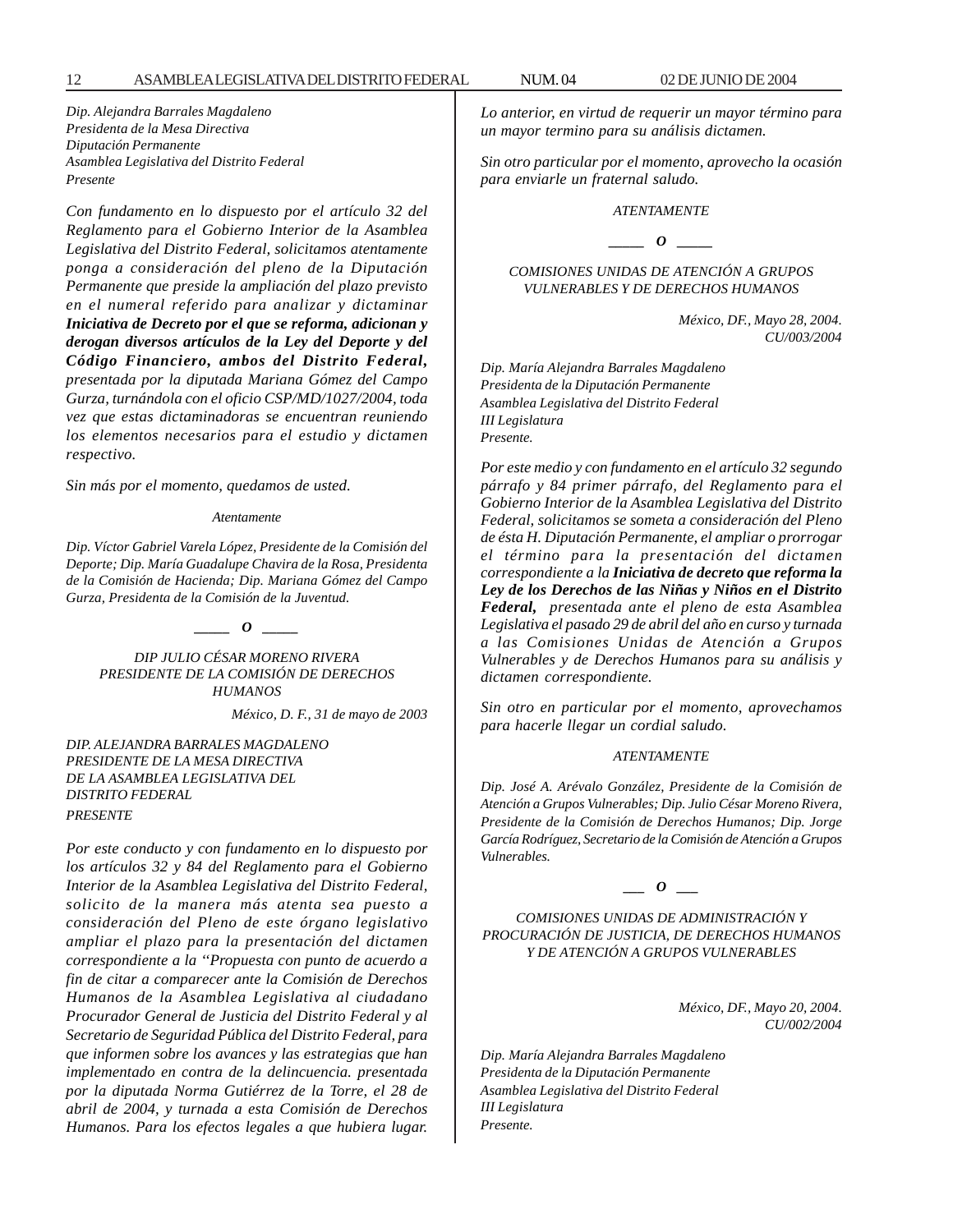*Dip. Alejandra Barrales Magdaleno*
*Presidenta de la Mesa Directiva*
*Diputación Permanente*
*Asamblea Legislativa del Distrito Federal*
*Presente*

*Con fundamento en lo dispuesto por el artículo 32 del Reglamento para el Gobierno Interior de la Asamblea Legislativa del Distrito Federal, solicitamos atentamente ponga a consideración del pleno de la Diputación Permanente que preside la ampliación del plazo previsto en el numeral referido para analizar y dictaminar* ***Iniciativa de Decreto por el que se reforma, adicionan y derogan diversos artículos de la Ley del Deporte y del Código Financiero, ambos del Distrito Federal,*** *presentada por la diputada Mariana Gómez del Campo Gurza, turnándola con el oficio CSP/MD/1027/2004, toda vez que estas dictaminadoras se encuentran reuniendo los elementos necesarios para el estudio y dictamen respectivo.*

*Sin más por el momento, quedamos de usted.*

*Atentamente*

*Dip. Víctor Gabriel Varela López, Presidente de la Comisión del Deporte; Dip. María Guadalupe Chavira de la Rosa, Presidenta de la Comisión de Hacienda; Dip. Mariana Gómez del Campo Gurza, Presidenta de la Comisión de la Juventud.*

**\_\_\_\_\_ O \_\_\_\_\_**

*DIP JULIO CÉSAR MORENO RIVERA*
*PRESIDENTE DE LA COMISIÓN DE DERECHOS HUMANOS*

*México, D. F., 31 de mayo de 2003*

*DIP. ALEJANDRA BARRALES MAGDALENO*
*PRESIDENTE DE LA MESA DIRECTIVA*
*DE LA ASAMBLEA LEGISLATIVA DEL DISTRITO FEDERAL*
*PRESENTE*

*Por este conducto y con fundamento en lo dispuesto por los artículos 32 y 84 del Reglamento para el Gobierno Interior de la Asamblea Legislativa del Distrito Federal, solicito de la manera más atenta sea puesto a consideración del Pleno de este órgano legislativo ampliar el plazo para la presentación del dictamen correspondiente a la ''Propuesta con punto de acuerdo a fin de citar a comparecer ante la Comisión de Derechos Humanos de la Asamblea Legislativa al ciudadano Procurador General de Justicia del Distrito Federal y al Secretario de Seguridad Pública del Distrito Federal, para que informen sobre los avances y las estrategias que han implementado en contra de la delincuencia. presentada por la diputada Norma Gutiérrez de la Torre, el 28 de abril de 2004, y turnada a esta Comisión de Derechos Humanos. Para los efectos legales a que hubiera lugar.*

*Lo anterior, en virtud de requerir un mayor término para un mayor termino para su análisis dictamen.*

*Sin otro particular por el momento, aprovecho la ocasión para enviarle un fraternal saludo.*

*ATENTAMENTE*

**\_\_\_\_\_ O \_\_\_\_\_**

*COMISIONES UNIDAS DE ATENCIÓN A GRUPOS VULNERABLES Y DE DERECHOS HUMANOS*

*México, DF., Mayo 28, 2004.*
*CU/003/2004*

*Dip. María Alejandra Barrales Magdaleno*
*Presidenta de la Diputación Permanente*
*Asamblea Legislativa del Distrito Federal*
*III Legislatura*
*Presente.*

*Por este medio y con fundamento en el artículo 32 segundo párrafo y 84 primer párrafo, del Reglamento para el Gobierno Interior de la Asamblea Legislativa del Distrito Federal, solicitamos se someta a consideración del Pleno de ésta H. Diputación Permanente, el ampliar o prorrogar el término para la presentación del dictamen correspondiente a la* ***Iniciativa de decreto que reforma la Ley de los Derechos de las Niñas y Niños en el Distrito Federal,*** *presentada ante el pleno de esta Asamblea Legislativa el pasado 29 de abril del año en curso y turnada a las Comisiones Unidas de Atención a Grupos Vulnerables y de Derechos Humanos para su análisis y dictamen correspondiente.*

*Sin otro en particular por el momento, aprovechamos para hacerle llegar un cordial saludo.*

*ATENTAMENTE*

*Dip. José A. Arévalo González, Presidente de la Comisión de Atención a Grupos Vulnerables; Dip. Julio César Moreno Rivera, Presidente de la Comisión de Derechos Humanos; Dip. Jorge García Rodríguez, Secretario de la Comisión de Atención a Grupos Vulnerables.*

**\_\_\_ O \_\_\_**

*COMISIONES UNIDAS DE ADMINISTRACIÓN Y PROCURACIÓN DE JUSTICIA, DE DERECHOS HUMANOS Y DE ATENCIÓN A GRUPOS VULNERABLES*

*México, DF., Mayo 20, 2004.*
*CU/002/2004*

*Dip. María Alejandra Barrales Magdaleno*
*Presidenta de la Diputación Permanente*
*Asamblea Legislativa del Distrito Federal*
*III Legislatura*
*Presente.*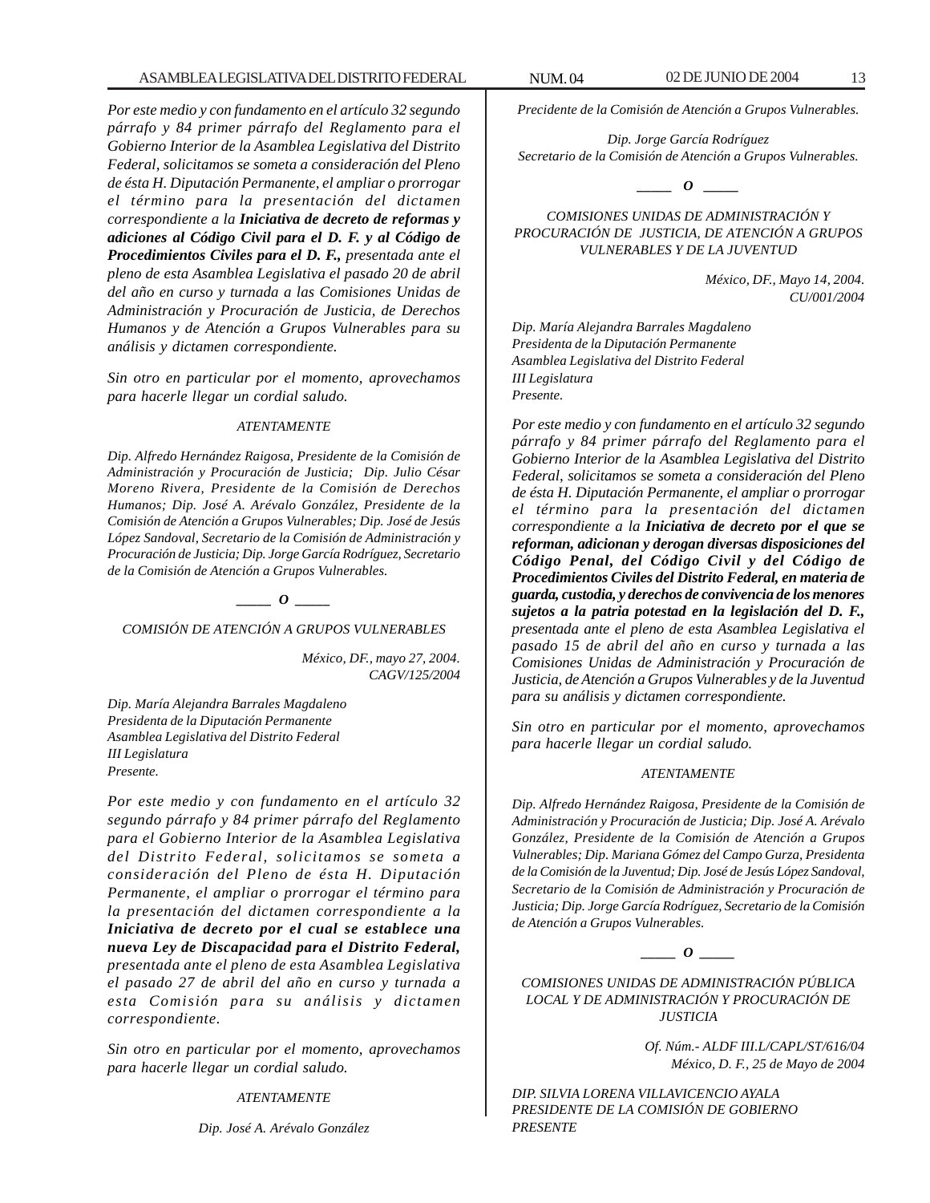*Por este medio y con fundamento en el artículo 32 segundo párrafo y 84 primer párrafo del Reglamento para el Gobierno Interior de la Asamblea Legislativa del Distrito Federal, solicitamos se someta a consideración del Pleno de ésta H. Diputación Permanente, el ampliar o prorrogar el término para la presentación del dictamen correspondiente a la* ***Iniciativa de decreto de reformas y adiciones al Código Civil para el D. F. y al Código de Procedimientos Civiles para el D. F.,*** *presentada ante el pleno de esta Asamblea Legislativa el pasado 20 de abril del año en curso y turnada a las Comisiones Unidas de Administración y Procuración de Justicia, de Derechos Humanos y de Atención a Grupos Vulnerables para su análisis y dictamen correspondiente.*

*Sin otro en particular por el momento, aprovechamos para hacerle llegar un cordial saludo.*

*ATENTAMENTE*

*Dip. Alfredo Hernández Raigosa, Presidente de la Comisión de Administración y Procuración de Justicia; Dip. Julio César Moreno Rivera, Presidente de la Comisión de Derechos Humanos; Dip. José A. Arévalo González, Presidente de la Comisión de Atención a Grupos Vulnerables; Dip. José de Jesús López Sandoval, Secretario de la Comisión de Administración y Procuración de Justicia; Dip. Jorge García Rodríguez, Secretario de la Comisión de Atención a Grupos Vulnerables.*

*_____ O _____*

*COMISIÓN DE ATENCIÓN A GRUPOS VULNERABLES*

*México, DF., mayo 27, 2004.*
*CAGV/125/2004*

*Dip. María Alejandra Barrales Magdaleno*
*Presidenta de la Diputación Permanente*
*Asamblea Legislativa del Distrito Federal*
*III Legislatura*
*Presente.*

*Por este medio y con fundamento en el artículo 32 segundo párrafo y 84 primer párrafo del Reglamento para el Gobierno Interior de la Asamblea Legislativa del Distrito Federal, solicitamos se someta a consideración del Pleno de ésta H. Diputación Permanente, el ampliar o prorrogar el término para la presentación del dictamen correspondiente a la* ***Iniciativa de decreto por el cual se establece una nueva Ley de Discapacidad para el Distrito Federal,*** *presentada ante el pleno de esta Asamblea Legislativa el pasado 27 de abril del año en curso y turnada a esta Comisión para su análisis y dictamen correspondiente.*

*Sin otro en particular por el momento, aprovechamos para hacerle llegar un cordial saludo.*

*ATENTAMENTE*

*Dip. José A. Arévalo González*
*Precidente de la Comisión de Atención a Grupos Vulnerables.*

*Dip. Jorge García Rodríguez*
*Secretario de la Comisión de Atención a Grupos Vulnerables.*

*_____ O _____*

*COMISIONES UNIDAS DE ADMINISTRACIÓN Y PROCURACIÓN DE JUSTICIA, DE ATENCIÓN A GRUPOS VULNERABLES Y DE LA JUVENTUD*

*México, DF., Mayo 14, 2004.*
*CU/001/2004*

*Dip. María Alejandra Barrales Magdaleno*
*Presidenta de la Diputación Permanente*
*Asamblea Legislativa del Distrito Federal*
*III Legislatura*
*Presente.*

*Por este medio y con fundamento en el artículo 32 segundo párrafo y 84 primer párrafo del Reglamento para el Gobierno Interior de la Asamblea Legislativa del Distrito Federal, solicitamos se someta a consideración del Pleno de ésta H. Diputación Permanente, el ampliar o prorrogar el término para la presentación del dictamen correspondiente a la* ***Iniciativa de decreto por el que se reforman, adicionan y derogan diversas disposiciones del Código Penal, del Código Civil y del Código de Procedimientos Civiles del Distrito Federal, en materia de guarda, custodia, y derechos de convivencia de los menores sujetos a la patria potestad en la legislación del D. F.,*** *presentada ante el pleno de esta Asamblea Legislativa el pasado 15 de abril del año en curso y turnada a las Comisiones Unidas de Administración y Procuración de Justicia, de Atención a Grupos Vulnerables y de la Juventud para su análisis y dictamen correspondiente.*

*Sin otro en particular por el momento, aprovechamos para hacerle llegar un cordial saludo.*

*ATENTAMENTE*

*Dip. Alfredo Hernández Raigosa, Presidente de la Comisión de Administración y Procuración de Justicia; Dip. José A. Arévalo González, Presidente de la Comisión de Atención a Grupos Vulnerables; Dip. Mariana Gómez del Campo Gurza, Presidenta de la Comisión de la Juventud; Dip. José de Jesús López Sandoval, Secretario de la Comisión de Administración y Procuración de Justicia; Dip. Jorge García Rodríguez, Secretario de la Comisión de Atención a Grupos Vulnerables.*

*_____ O _____*

*COMISIONES UNIDAS DE ADMINISTRACIÓN PÚBLICA LOCAL Y DE ADMINISTRACIÓN Y PROCURACIÓN DE JUSTICIA*

*Of. Núm.- ALDF III.L/CAPL/ST/616/04*
*México, D. F., 25 de Mayo de 2004*

*DIP. SILVIA LORENA VILLAVICENCIO AYALA*
*PRESIDENTE DE LA COMISIÓN DE GOBIERNO*
*PRESENTE*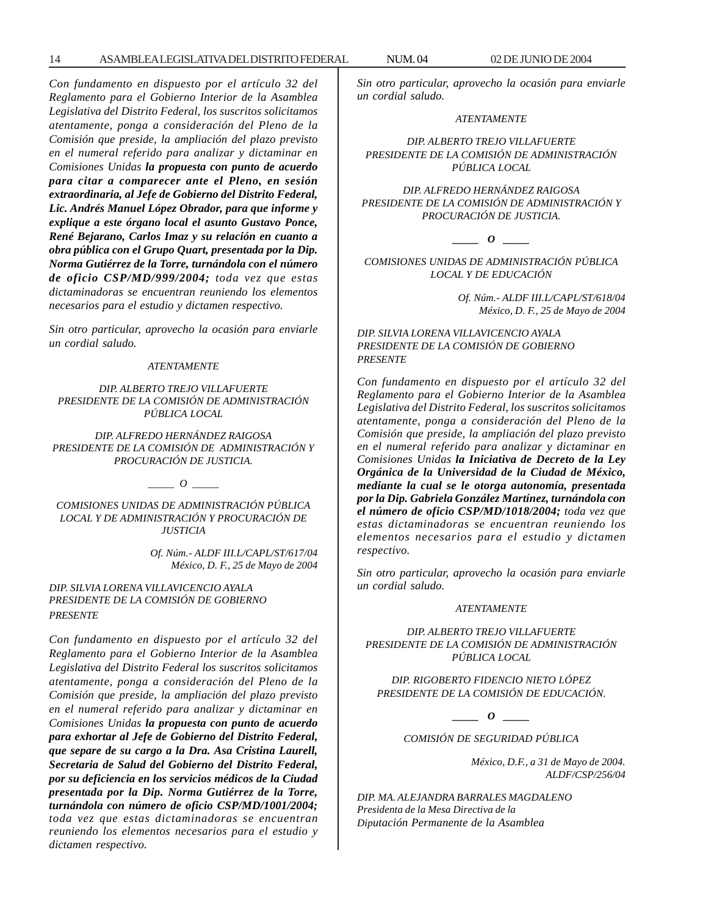*Con fundamento en dispuesto por el artículo 32 del Reglamento para el Gobierno Interior de la Asamblea Legislativa del Distrito Federal, los suscritos solicitamos atentamente, ponga a consideración del Pleno de la Comisión que preside, la ampliación del plazo previsto en el numeral referido para analizar y dictaminar en Comisiones Unidas **la propuesta con punto de acuerdo para citar a comparecer ante el Pleno, en sesión extraordinaria, al Jefe de Gobierno del Distrito Federal, Lic. Andrés Manuel López Obrador, para que informe y explique a este órgano local el asunto Gustavo Ponce, René Bejarano, Carlos Imaz y su relación en cuanto a obra pública con el Grupo Quart, presentada por la Dip. Norma Gutiérrez de la Torre, turnándola con el número de oficio CSP/MD/999/2004;** toda vez que estas dictaminadoras se encuentran reuniendo los elementos necesarios para el estudio y dictamen respectivo.*

*Sin otro particular, aprovecho la ocasión para enviarle un cordial saludo.*

*ATENTAMENTE*

*DIP. ALBERTO TREJO VILLAFUERTE*
*PRESIDENTE DE LA COMISIÓN DE ADMINISTRACIÓN PÚBLICA LOCAL*

*DIP. ALFREDO HERNÁNDEZ RAIGOSA*
*PRESIDENTE DE LA COMISIÓN DE ADMINISTRACIÓN Y PROCURACIÓN DE JUSTICIA.*

_____ O _____

*COMISIONES UNIDAS DE ADMINISTRACIÓN PÚBLICA LOCAL Y DE ADMINISTRACIÓN Y PROCURACIÓN DE JUSTICIA*

*Of. Núm.- ALDF III.L/CAPL/ST/617/04*
*México, D. F., 25 de Mayo de 2004*

*DIP. SILVIA LORENA VILLAVICENCIO AYALA*
*PRESIDENTE DE LA COMISIÓN DE GOBIERNO*
*PRESENTE*

*Con fundamento en dispuesto por el artículo 32 del Reglamento para el Gobierno Interior de la Asamblea Legislativa del Distrito Federal los suscritos solicitamos atentamente, ponga a consideración del Pleno de la Comisión que preside, la ampliación del plazo previsto en el numeral referido para analizar y dictaminar en Comisiones Unidas **la propuesta con punto de acuerdo para exhortar al Jefe de Gobierno del Distrito Federal, que separe de su cargo a la Dra. Asa Cristina Laurell, Secretaria de Salud del Gobierno del Distrito Federal, por su deficiencia en los servicios médicos de la Ciudad presentada por la Dip. Norma Gutiérrez de la Torre, turnándola con número de oficio CSP/MD/1001/2004;** toda vez que estas dictaminadoras se encuentran reuniendo los elementos necesarios para el estudio y dictamen respectivo.*

*Sin otro particular, aprovecho la ocasión para enviarle un cordial saludo.*

*ATENTAMENTE*

*DIP. ALBERTO TREJO VILLAFUERTE*
*PRESIDENTE DE LA COMISIÓN DE ADMINISTRACIÓN PÚBLICA LOCAL*

*DIP. ALFREDO HERNÁNDEZ RAIGOSA*
*PRESIDENTE DE LA COMISIÓN DE ADMINISTRACIÓN Y PROCURACIÓN DE JUSTICIA.*

_____ O _____

*COMISIONES UNIDAS DE ADMINISTRACIÓN PÚBLICA LOCAL Y DE EDUCACIÓN*

*Of. Núm.- ALDF III.L/CAPL/ST/618/04*
*México, D. F., 25 de Mayo de 2004*

*DIP. SILVIA LORENA VILLAVICENCIO AYALA*
*PRESIDENTE DE LA COMISIÓN DE GOBIERNO*
*PRESENTE*

*Con fundamento en dispuesto por el artículo 32 del Reglamento para el Gobierno Interior de la Asamblea Legislativa del Distrito Federal, los suscritos solicitamos atentamente, ponga a consideración del Pleno de la Comisión que preside, la ampliación del plazo previsto en el numeral referido para analizar y dictaminar en Comisiones Unidas **la Iniciativa de Decreto de la Ley Orgánica de la Universidad de la Ciudad de México, mediante la cual se le otorga autonomía, presentada por la Dip. Gabriela González Martínez, turnándola con el número de oficio CSP/MD/1018/2004;** toda vez que estas dictaminadoras se encuentran reuniendo los elementos necesarios para el estudio y dictamen respectivo.*

*Sin otro particular, aprovecho la ocasión para enviarle un cordial saludo.*

*ATENTAMENTE*

*DIP. ALBERTO TREJO VILLAFUERTE*
*PRESIDENTE DE LA COMISIÓN DE ADMINISTRACIÓN PÚBLICA LOCAL*

*DIP. RIGOBERTO FIDENCIO NIETO LÓPEZ*
*PRESIDENTE DE LA COMISIÓN DE EDUCACIÓN.*

_____ O _____

*COMISIÓN DE SEGURIDAD PÚBLICA*

*México, D.F., a 31 de Mayo de 2004.*
*ALDF/CSP/256/04*

*DIP. MA. ALEJANDRA BARRALES MAGDALENO*
*Presidenta de la Mesa Directiva de la*
*Diputación Permanente de la Asamblea*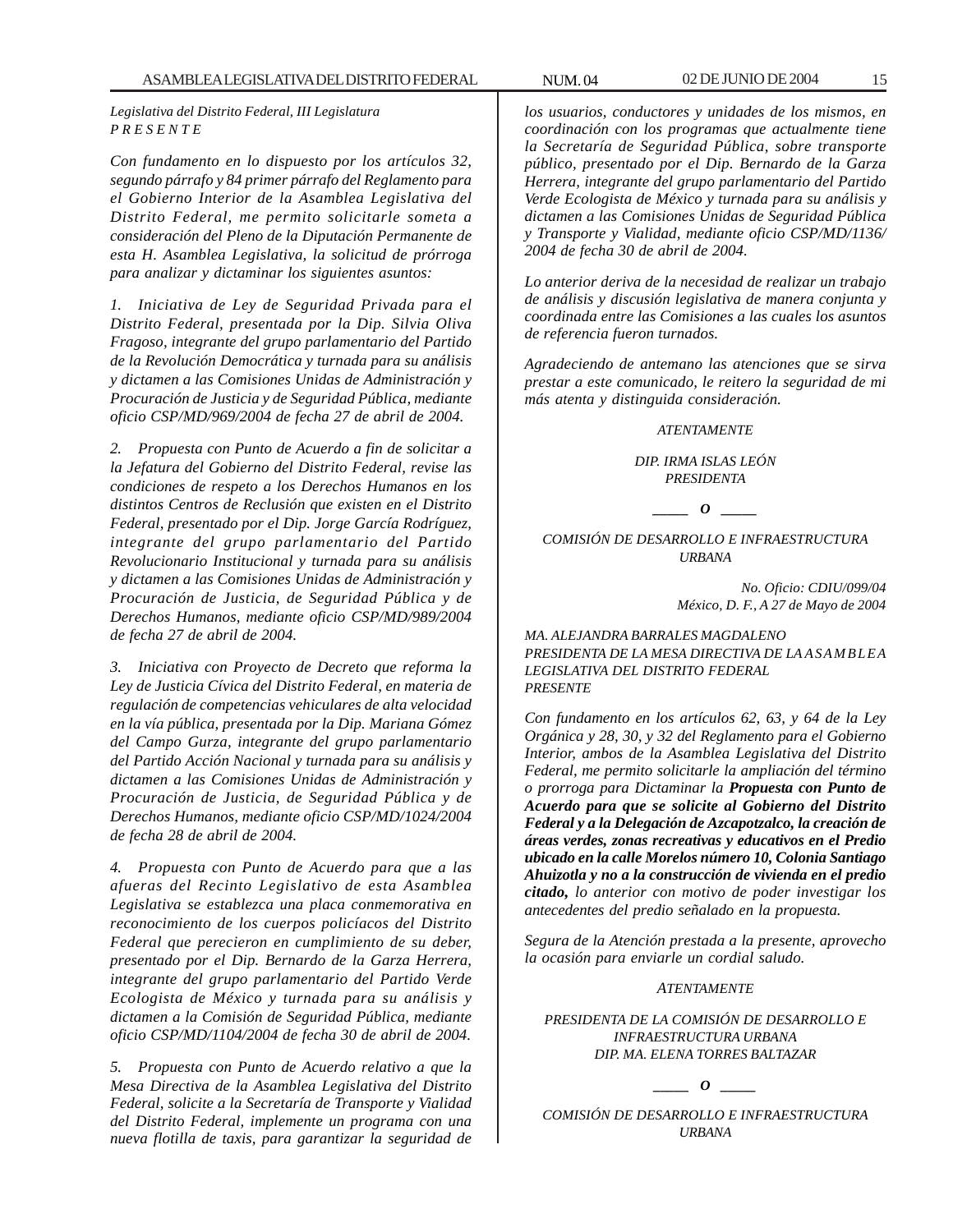*Legislativa del Distrito Federal, III Legislatura*
*P R E S E N T E*

*Con fundamento en lo dispuesto por los artículos 32, segundo párrafo y 84 primer párrafo del Reglamento para el Gobierno Interior de la Asamblea Legislativa del Distrito Federal, me permito solicitarle someta a consideración del Pleno de la Diputación Permanente de esta H. Asamblea Legislativa, la solicitud de prórroga para analizar y dictaminar los siguientes asuntos:*

*1. Iniciativa de Ley de Seguridad Privada para el Distrito Federal, presentada por la Dip. Silvia Oliva Fragoso, integrante del grupo parlamentario del Partido de la Revolución Democrática y turnada para su análisis y dictamen a las Comisiones Unidas de Administración y Procuración de Justicia y de Seguridad Pública, mediante oficio CSP/MD/969/2004 de fecha 27 de abril de 2004.*

*2. Propuesta con Punto de Acuerdo a fin de solicitar a la Jefatura del Gobierno del Distrito Federal, revise las condiciones de respeto a los Derechos Humanos en los distintos Centros de Reclusión que existen en el Distrito Federal, presentado por el Dip. Jorge García Rodríguez, integrante del grupo parlamentario del Partido Revolucionario Institucional y turnada para su análisis y dictamen a las Comisiones Unidas de Administración y Procuración de Justicia, de Seguridad Pública y de Derechos Humanos, mediante oficio CSP/MD/989/2004 de fecha 27 de abril de 2004.*

*3. Iniciativa con Proyecto de Decreto que reforma la Ley de Justicia Cívica del Distrito Federal, en materia de regulación de competencias vehiculares de alta velocidad en la vía pública, presentada por la Dip. Mariana Gómez del Campo Gurza, integrante del grupo parlamentario del Partido Acción Nacional y turnada para su análisis y dictamen a las Comisiones Unidas de Administración y Procuración de Justicia, de Seguridad Pública y de Derechos Humanos, mediante oficio CSP/MD/1024/2004 de fecha 28 de abril de 2004.*

*4. Propuesta con Punto de Acuerdo para que a las afueras del Recinto Legislativo de esta Asamblea Legislativa se establezca una placa conmemorativa en reconocimiento de los cuerpos policíacos del Distrito Federal que perecieron en cumplimiento de su deber, presentado por el Dip. Bernardo de la Garza Herrera, integrante del grupo parlamentario del Partido Verde Ecologista de México y turnada para su análisis y dictamen a la Comisión de Seguridad Pública, mediante oficio CSP/MD/1104/2004 de fecha 30 de abril de 2004.*

*5. Propuesta con Punto de Acuerdo relativo a que la Mesa Directiva de la Asamblea Legislativa del Distrito Federal, solicite a la Secretaría de Transporte y Vialidad del Distrito Federal, implemente un programa con una nueva flotilla de taxis, para garantizar la seguridad de los usuarios, conductores y unidades de los mismos, en coordinación con los programas que actualmente tiene la Secretaría de Seguridad Pública, sobre transporte público, presentado por el Dip. Bernardo de la Garza Herrera, integrante del grupo parlamentario del Partido Verde Ecologista de México y turnada para su análisis y dictamen a las Comisiones Unidas de Seguridad Pública y Transporte y Vialidad, mediante oficio CSP/MD/1136/2004 de fecha 30 de abril de 2004.*

*Lo anterior deriva de la necesidad de realizar un trabajo de análisis y discusión legislativa de manera conjunta y coordinada entre las Comisiones a las cuales los asuntos de referencia fueron turnados.*

*Agradeciendo de antemano las atenciones que se sirva prestar a este comunicado, le reitero la seguridad de mi más atenta y distinguida consideración.*

*ATENTAMENTE*

*DIP. IRMA ISLAS LEÓN*
*PRESIDENTA*

*_____ O _____*

*COMISIÓN DE DESARROLLO E INFRAESTRUCTURA URBANA*

*No. Oficio: CDIU/099/04*
*México, D. F., A 27 de Mayo de 2004*

*MA. ALEJANDRA BARRALES MAGDALENO*
*PRESIDENTA DE LA MESA DIRECTIVA DE LA ASAMBLEA LEGISLATIVA DEL DISTRITO FEDERAL*
*PRESENTE*

*Con fundamento en los artículos 62, 63, y 64 de la Ley Orgánica y 28, 30, y 32 del Reglamento para el Gobierno Interior, ambos de la Asamblea Legislativa del Distrito Federal, me permito solicitarle la ampliación del término o prorroga para Dictaminar la* ***Propuesta con Punto de Acuerdo para que se solicite al Gobierno del Distrito Federal y a la Delegación de Azcapotzalco, la creación de áreas verdes, zonas recreativas y educativos en el Predio ubicado en la calle Morelos número 10, Colonia Santiago Ahuizotla y no a la construcción de vivienda en el predio citado,*** *lo anterior con motivo de poder investigar los antecedentes del predio señalado en la propuesta.*

*Segura de la Atención prestada a la presente, aprovecho la ocasión para enviarle un cordial saludo.*

*ATENTAMENTE*

*PRESIDENTA DE LA COMISIÓN DE DESARROLLO E INFRAESTRUCTURA URBANA*
*DIP. MA. ELENA TORRES BALTAZAR*

*_____ O _____*

*COMISIÓN DE DESARROLLO E INFRAESTRUCTURA URBANA*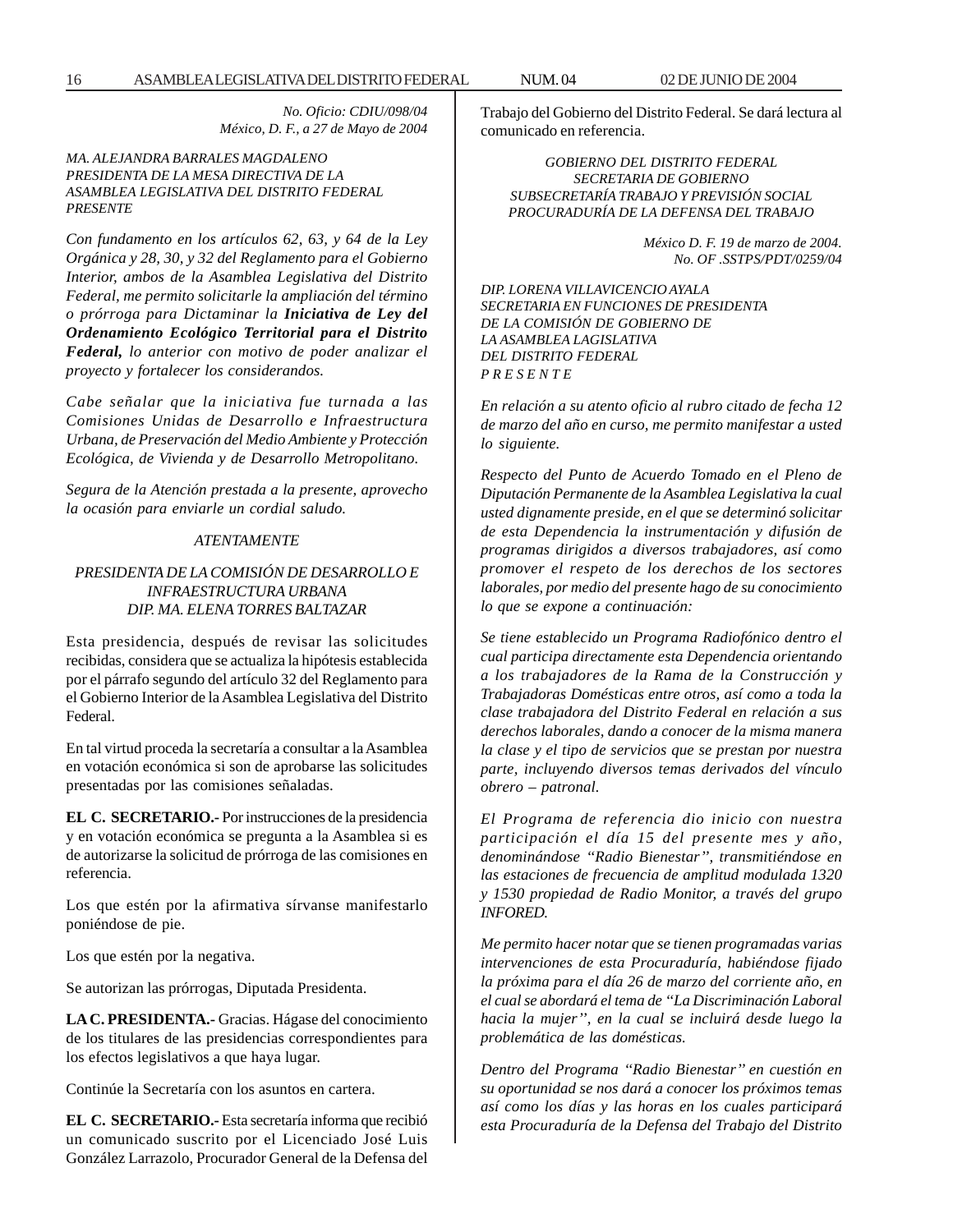*No. Oficio: CDIU/098/04*
*México, D. F., a 27 de Mayo de 2004*

*MA. ALEJANDRA BARRALES MAGDALENO*
*PRESIDENTA DE LA MESA DIRECTIVA DE LA ASAMBLEA LEGISLATIVA DEL DISTRITO FEDERAL*
*PRESENTE*

*Con fundamento en los artículos 62, 63, y 64 de la Ley Orgánica y 28, 30, y 32 del Reglamento para el Gobierno Interior, ambos de la Asamblea Legislativa del Distrito Federal, me permito solicitarle la ampliación del término o prórroga para Dictaminar la* ***Iniciativa de Ley del Ordenamiento Ecológico Territorial para el Distrito Federal,*** *lo anterior con motivo de poder analizar el proyecto y fortalecer los considerandos.*

*Cabe señalar que la iniciativa fue turnada a las Comisiones Unidas de Desarrollo e Infraestructura Urbana, de Preservación del Medio Ambiente y Protección Ecológica, de Vivienda y de Desarrollo Metropolitano.*

*Segura de la Atención prestada a la presente, aprovecho la ocasión para enviarle un cordial saludo.*

*ATENTAMENTE*

*PRESIDENTA DE LA COMISIÓN DE DESARROLLO E INFRAESTRUCTURA URBANA*
*DIP. MA. ELENA TORRES BALTAZAR*

Esta presidencia, después de revisar las solicitudes recibidas, considera que se actualiza la hipótesis establecida por el párrafo segundo del artículo 32 del Reglamento para el Gobierno Interior de la Asamblea Legislativa del Distrito Federal.

En tal virtud proceda la secretaría a consultar a la Asamblea en votación económica si son de aprobarse las solicitudes presentadas por las comisiones señaladas.

**EL C. SECRETARIO.-** Por instrucciones de la presidencia y en votación económica se pregunta a la Asamblea si es de autorizarse la solicitud de prórroga de las comisiones en referencia.

Los que estén por la afirmativa sírvanse manifestarlo poniéndose de pie.

Los que estén por la negativa.

Se autorizan las prórrogas, Diputada Presidenta.

**LA C. PRESIDENTA.-** Gracias. Hágase del conocimiento de los titulares de las presidencias correspondientes para los efectos legislativos a que haya lugar.

Continúe la Secretaría con los asuntos en cartera.

**EL C. SECRETARIO.-** Esta secretaría informa que recibió un comunicado suscrito por el Licenciado José Luis González Larrazolo, Procurador General de la Defensa del Trabajo del Gobierno del Distrito Federal. Se dará lectura al comunicado en referencia.

*GOBIERNO DEL DISTRITO FEDERAL*
*SECRETARIA DE GOBIERNO*
*SUBSECRETARÍA TRABAJO Y PREVISIÓN SOCIAL*
*PROCURADURÍA DE LA DEFENSA DEL TRABAJO*

*México D. F. 19 de marzo de 2004.*
*No. OF .SSTPS/PDT/0259/04*

*DIP. LORENA VILLAVICENCIO AYALA*
*SECRETARIA EN FUNCIONES DE PRESIDENTA DE LA COMISIÓN DE GOBIERNO DE LA ASAMBLEA LAGISLATIVA DEL DISTRITO FEDERAL*
*P R E S E N T E*

*En relación a su atento oficio al rubro citado de fecha 12 de marzo del año en curso, me permito manifestar a usted lo siguiente.*

*Respecto del Punto de Acuerdo Tomado en el Pleno de Diputación Permanente de la Asamblea Legislativa la cual usted dignamente preside, en el que se determinó solicitar de esta Dependencia la instrumentación y difusión de programas dirigidos a diversos trabajadores, así como promover el respeto de los derechos de los sectores laborales, por medio del presente hago de su conocimiento lo que se expone a continuación:*

*Se tiene establecido un Programa Radiofónico dentro el cual participa directamente esta Dependencia orientando a los trabajadores de la Rama de la Construcción y Trabajadoras Domésticas entre otros, así como a toda la clase trabajadora del Distrito Federal en relación a sus derechos laborales, dando a conocer de la misma manera la clase y el tipo de servicios que se prestan por nuestra parte, incluyendo diversos temas derivados del vínculo obrero – patronal.*

*El Programa de referencia dio inicio con nuestra participación el día 15 del presente mes y año, denominándose "Radio Bienestar", transmitiéndose en las estaciones de frecuencia de amplitud modulada 1320 y 1530 propiedad de Radio Monitor, a través del grupo INFORED.*

*Me permito hacer notar que se tienen programadas varias intervenciones de esta Procuraduría, habiéndose fijado la próxima para el día 26 de marzo del corriente año, en el cual se abordará el tema de "La Discriminación Laboral hacia la mujer", en la cual se incluirá desde luego la problemática de las domésticas.*

*Dentro del Programa "Radio Bienestar" en cuestión en su oportunidad se nos dará a conocer los próximos temas así como los días y las horas en los cuales participará esta Procuraduría de la Defensa del Trabajo del Distrito*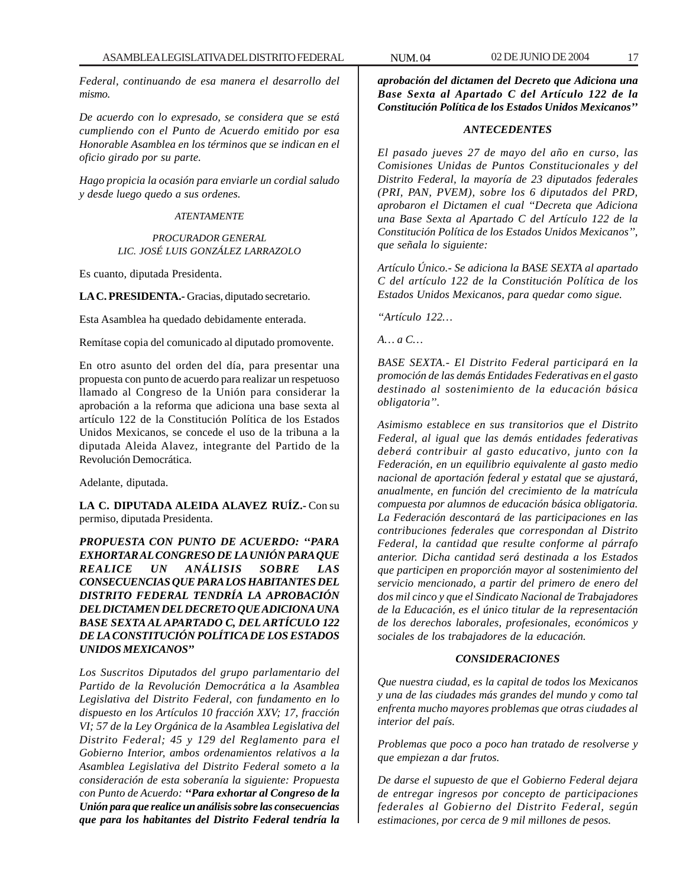*Federal, continuando de esa manera el desarrollo del mismo.*

*De acuerdo con lo expresado, se considera que se está cumpliendo con el Punto de Acuerdo emitido por esa Honorable Asamblea en los términos que se indican en el oficio girado por su parte.*

*Hago propicia la ocasión para enviarle un cordial saludo y desde luego quedo a sus ordenes.*

*ATENTAMENTE*

*PROCURADOR GENERAL*
*LIC. JOSÉ LUIS GONZÁLEZ LARRAZOLO*

Es cuanto, diputada Presidenta.

**LA C. PRESIDENTA.-** Gracias, diputado secretario.

Esta Asamblea ha quedado debidamente enterada.

Remítase copia del comunicado al diputado promovente.

En otro asunto del orden del día, para presentar una propuesta con punto de acuerdo para realizar un respetuoso llamado al Congreso de la Unión para considerar la aprobación a la reforma que adiciona una base sexta al artículo 122 de la Constitución Política de los Estados Unidos Mexicanos, se concede el uso de la tribuna a la diputada Aleida Alavez, integrante del Partido de la Revolución Democrática.

Adelante, diputada.

**LA C. DIPUTADA ALEIDA ALAVEZ RUÍZ.-** Con su permiso, diputada Presidenta.

***PROPUESTA CON PUNTO DE ACUERDO: "PARA EXHORTAR AL CONGRESO DE LA UNIÓN PARA QUE REALICE UN ANÁLISIS SOBRE LAS CONSECUENCIAS QUE PARA LOS HABITANTES DEL DISTRITO FEDERAL TENDRÍA LA APROBACIÓN DEL DICTAMEN DEL DECRETO QUE ADICIONA UNA BASE SEXTA AL APARTADO C, DEL ARTÍCULO 122 DE LA CONSTITUCIÓN POLÍTICA DE LOS ESTADOS UNIDOS MEXICANOS"***

*Los Suscritos Diputados del grupo parlamentario del Partido de la Revolución Democrática a la Asamblea Legislativa del Distrito Federal, con fundamento en lo dispuesto en los Artículos 10 fracción XXV; 17, fracción VI; 57 de la Ley Orgánica de la Asamblea Legislativa del Distrito Federal; 45 y 129 del Reglamento para el Gobierno Interior, ambos ordenamientos relativos a la Asamblea Legislativa del Distrito Federal someto a la consideración de esta soberanía la siguiente: Propuesta con Punto de Acuerdo:* ***"Para exhortar al Congreso de la Unión para que realice un análisis sobre las consecuencias que para los habitantes del Distrito Federal tendría la aprobación del dictamen del Decreto que Adiciona una Base Sexta al Apartado C del Artículo 122 de la Constitución Política de los Estados Unidos Mexicanos"***

***ANTECEDENTES***

*El pasado jueves 27 de mayo del año en curso, las Comisiones Unidas de Puntos Constitucionales y del Distrito Federal, la mayoría de 23 diputados federales (PRI, PAN, PVEM), sobre los 6 diputados del PRD, aprobaron el Dictamen el cual "Decreta que Adiciona una Base Sexta al Apartado C del Artículo 122 de la Constitución Política de los Estados Unidos Mexicanos", que señala lo siguiente:*

*Artículo Único.- Se adiciona la BASE SEXTA al apartado C del artículo 122 de la Constitución Política de los Estados Unidos Mexicanos, para quedar como sigue.*

*"Artículo 122…*

*A… a C…*

*BASE SEXTA.- El Distrito Federal participará en la promoción de las demás Entidades Federativas en el gasto destinado al sostenimiento de la educación básica obligatoria".*

*Asimismo establece en sus transitorios que el Distrito Federal, al igual que las demás entidades federativas deberá contribuir al gasto educativo, junto con la Federación, en un equilibrio equivalente al gasto medio nacional de aportación federal y estatal que se ajustará, anualmente, en función del crecimiento de la matrícula compuesta por alumnos de educación básica obligatoria. La Federación descontará de las participaciones en las contribuciones federales que correspondan al Distrito Federal, la cantidad que resulte conforme al párrafo anterior. Dicha cantidad será destinada a los Estados que participen en proporción mayor al sostenimiento del servicio mencionado, a partir del primero de enero del dos mil cinco y que el Sindicato Nacional de Trabajadores de la Educación, es el único titular de la representación de los derechos laborales, profesionales, económicos y sociales de los trabajadores de la educación.*

***CONSIDERACIONES***

*Que nuestra ciudad, es la capital de todos los Mexicanos y una de las ciudades más grandes del mundo y como tal enfrenta mucho mayores problemas que otras ciudades al interior del país.*

*Problemas que poco a poco han tratado de resolverse y que empiezan a dar frutos.*

*De darse el supuesto de que el Gobierno Federal dejara de entregar ingresos por concepto de participaciones federales al Gobierno del Distrito Federal, según estimaciones, por cerca de 9 mil millones de pesos.*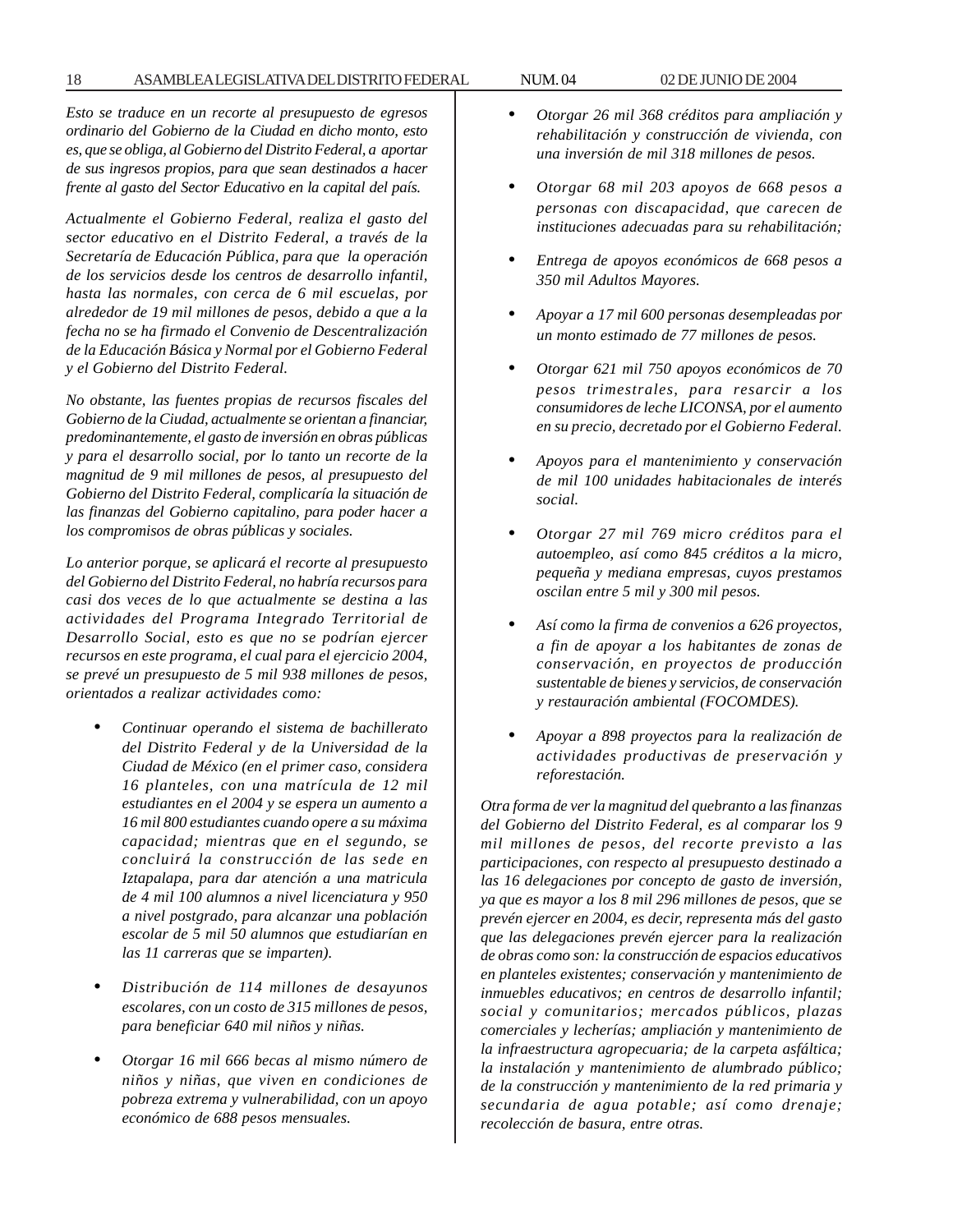*Esto se traduce en un recorte al presupuesto de egresos ordinario del Gobierno de la Ciudad en dicho monto, esto es, que se obliga, al Gobierno del Distrito Federal, a aportar de sus ingresos propios, para que sean destinados a hacer frente al gasto del Sector Educativo en la capital del país.*

*Actualmente el Gobierno Federal, realiza el gasto del sector educativo en el Distrito Federal, a través de la Secretaría de Educación Pública, para que la operación de los servicios desde los centros de desarrollo infantil, hasta las normales, con cerca de 6 mil escuelas, por alrededor de 19 mil millones de pesos, debido a que a la fecha no se ha firmado el Convenio de Descentralización de la Educación Básica y Normal por el Gobierno Federal y el Gobierno del Distrito Federal.*

*No obstante, las fuentes propias de recursos fiscales del Gobierno de la Ciudad, actualmente se orientan a financiar, predominantemente, el gasto de inversión en obras públicas y para el desarrollo social, por lo tanto un recorte de la magnitud de 9 mil millones de pesos, al presupuesto del Gobierno del Distrito Federal, complicaría la situación de las finanzas del Gobierno capitalino, para poder hacer a los compromisos de obras públicas y sociales.*

*Lo anterior porque, se aplicará el recorte al presupuesto del Gobierno del Distrito Federal, no habría recursos para casi dos veces de lo que actualmente se destina a las actividades del Programa Integrado Territorial de Desarrollo Social, esto es que no se podrían ejercer recursos en este programa, el cual para el ejercicio 2004, se prevé un presupuesto de 5 mil 938 millones de pesos, orientados a realizar actividades como:*

- *Continuar operando el sistema de bachillerato del Distrito Federal y de la Universidad de la Ciudad de México (en el primer caso, considera 16 planteles, con una matrícula de 12 mil estudiantes en el 2004 y se espera un aumento a 16 mil 800 estudiantes cuando opere a su máxima capacidad; mientras que en el segundo, se concluirá la construcción de las sede en Iztapalapa, para dar atención a una matricula de 4 mil 100 alumnos a nivel licenciatura y 950 a nivel postgrado, para alcanzar una población escolar de 5 mil 50 alumnos que estudiarían en las 11 carreras que se imparten).*

- *Distribución de 114 millones de desayunos escolares, con un costo de 315 millones de pesos, para beneficiar 640 mil niños y niñas.*

- *Otorgar 16 mil 666 becas al mismo número de niños y niñas, que viven en condiciones de pobreza extrema y vulnerabilidad, con un apoyo económico de 688 pesos mensuales.*

- *Otorgar 26 mil 368 créditos para ampliación y rehabilitación y construcción de vivienda, con una inversión de mil 318 millones de pesos.*

- *Otorgar 68 mil 203 apoyos de 668 pesos a personas con discapacidad, que carecen de instituciones adecuadas para su rehabilitación;*

- *Entrega de apoyos económicos de 668 pesos a 350 mil Adultos Mayores.*

- *Apoyar a 17 mil 600 personas desempleadas por un monto estimado de 77 millones de pesos.*

- *Otorgar 621 mil 750 apoyos económicos de 70 pesos trimestrales, para resarcir a los consumidores de leche LICONSA, por el aumento en su precio, decretado por el Gobierno Federal.*

- *Apoyos para el mantenimiento y conservación de mil 100 unidades habitacionales de interés social.*

- *Otorgar 27 mil 769 micro créditos para el autoempleo, así como 845 créditos a la micro, pequeña y mediana empresas, cuyos prestamos oscilan entre 5 mil y 300 mil pesos.*

- *Así como la firma de convenios a 626 proyectos, a fin de apoyar a los habitantes de zonas de conservación, en proyectos de producción sustentable de bienes y servicios, de conservación y restauración ambiental (FOCOMDES).*

- *Apoyar a 898 proyectos para la realización de actividades productivas de preservación y reforestación.*

*Otra forma de ver la magnitud del quebranto a las finanzas del Gobierno del Distrito Federal, es al comparar los 9 mil millones de pesos, del recorte previsto a las participaciones, con respecto al presupuesto destinado a las 16 delegaciones por concepto de gasto de inversión, ya que es mayor a los 8 mil 296 millones de pesos, que se prevén ejercer en 2004, es decir, representa más del gasto que las delegaciones prevén ejercer para la realización de obras como son: la construcción de espacios educativos en planteles existentes; conservación y mantenimiento de inmuebles educativos; en centros de desarrollo infantil; social y comunitarios; mercados públicos, plazas comerciales y lecherías; ampliación y mantenimiento de la infraestructura agropecuaria; de la carpeta asfáltica; la instalación y mantenimiento de alumbrado público; de la construcción y mantenimiento de la red primaria y secundaria de agua potable; así como drenaje; recolección de basura, entre otras.*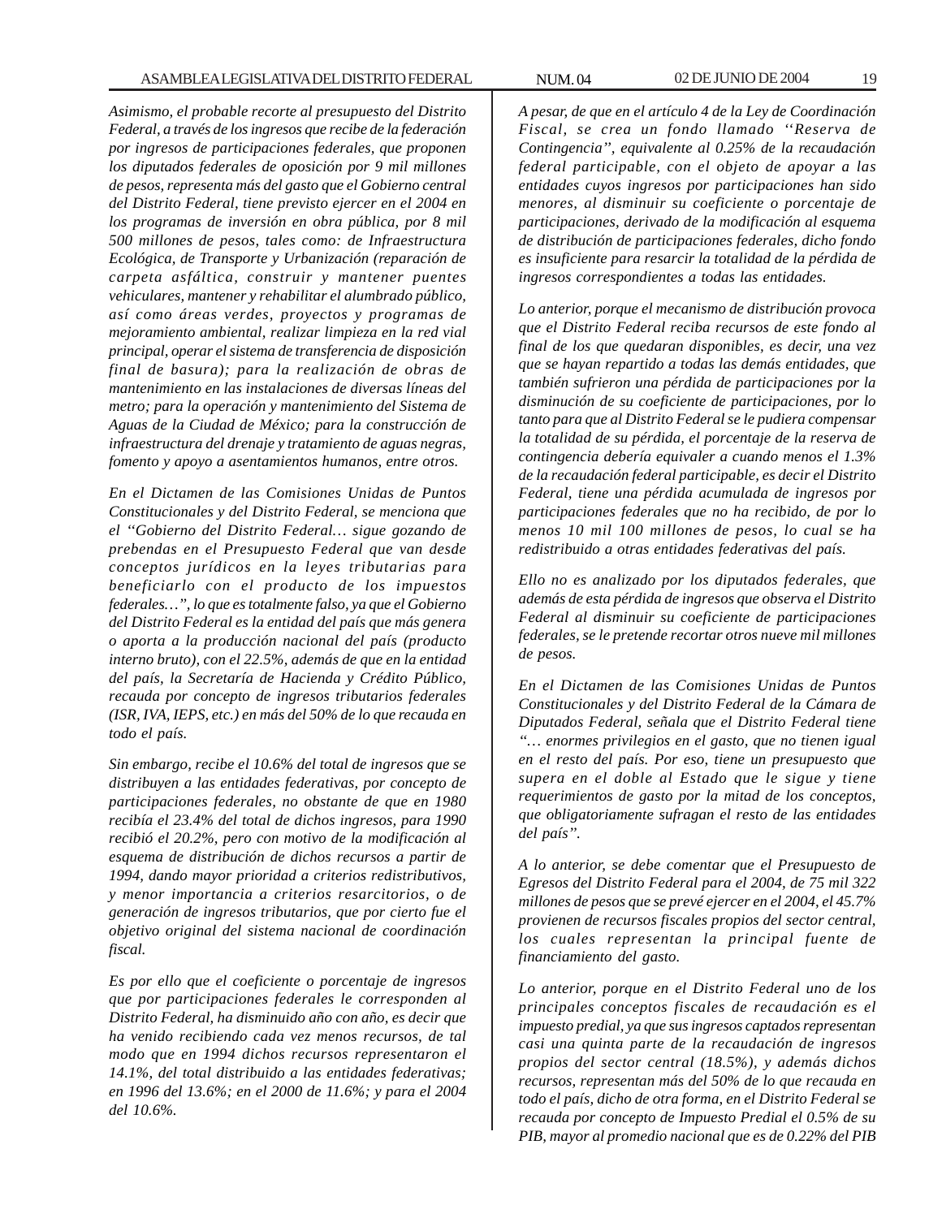*Asimismo, el probable recorte al presupuesto del Distrito Federal, a través de los ingresos que recibe de la federación por ingresos de participaciones federales, que proponen los diputados federales de oposición por 9 mil millones de pesos, representa más del gasto que el Gobierno central del Distrito Federal, tiene previsto ejercer en el 2004 en los programas de inversión en obra pública, por 8 mil 500 millones de pesos, tales como: de Infraestructura Ecológica, de Transporte y Urbanización (reparación de carpeta asfáltica, construir y mantener puentes vehiculares, mantener y rehabilitar el alumbrado público, así como áreas verdes, proyectos y programas de mejoramiento ambiental, realizar limpieza en la red vial principal, operar el sistema de transferencia de disposición final de basura); para la realización de obras de mantenimiento en las instalaciones de diversas líneas del metro; para la operación y mantenimiento del Sistema de Aguas de la Ciudad de México; para la construcción de infraestructura del drenaje y tratamiento de aguas negras, fomento y apoyo a asentamientos humanos, entre otros.*

*En el Dictamen de las Comisiones Unidas de Puntos Constitucionales y del Distrito Federal, se menciona que el ''Gobierno del Distrito Federal… sigue gozando de prebendas en el Presupuesto Federal que van desde conceptos jurídicos en la leyes tributarias para beneficiarlo con el producto de los impuestos federales…'', lo que es totalmente falso, ya que el Gobierno del Distrito Federal es la entidad del país que más genera o aporta a la producción nacional del país (producto interno bruto), con el 22.5%, además de que en la entidad del país, la Secretaría de Hacienda y Crédito Público, recauda por concepto de ingresos tributarios federales (ISR, IVA, IEPS, etc.) en más del 50% de lo que recauda en todo el país.*

*Sin embargo, recibe el 10.6% del total de ingresos que se distribuyen a las entidades federativas, por concepto de participaciones federales, no obstante de que en 1980 recibía el 23.4% del total de dichos ingresos, para 1990 recibió el 20.2%, pero con motivo de la modificación al esquema de distribución de dichos recursos a partir de 1994, dando mayor prioridad a criterios redistributivos, y menor importancia a criterios resarcitorios, o de generación de ingresos tributarios, que por cierto fue el objetivo original del sistema nacional de coordinación fiscal.*

*Es por ello que el coeficiente o porcentaje de ingresos que por participaciones federales le corresponden al Distrito Federal, ha disminuido año con año, es decir que ha venido recibiendo cada vez menos recursos, de tal modo que en 1994 dichos recursos representaron el 14.1%, del total distribuido a las entidades federativas; en 1996 del 13.6%; en el 2000 de 11.6%; y para el 2004 del 10.6%.*

*A pesar, de que en el artículo 4 de la Ley de Coordinación Fiscal, se crea un fondo llamado ''Reserva de Contingencia'', equivalente al 0.25% de la recaudación federal participable, con el objeto de apoyar a las entidades cuyos ingresos por participaciones han sido menores, al disminuir su coeficiente o porcentaje de participaciones, derivado de la modificación al esquema de distribución de participaciones federales, dicho fondo es insuficiente para resarcir la totalidad de la pérdida de ingresos correspondientes a todas las entidades.*

*Lo anterior, porque el mecanismo de distribución provoca que el Distrito Federal reciba recursos de este fondo al final de los que quedaran disponibles, es decir, una vez que se hayan repartido a todas las demás entidades, que también sufrieron una pérdida de participaciones por la disminución de su coeficiente de participaciones, por lo tanto para que al Distrito Federal se le pudiera compensar la totalidad de su pérdida, el porcentaje de la reserva de contingencia debería equivaler a cuando menos el 1.3% de la recaudación federal participable, es decir el Distrito Federal, tiene una pérdida acumulada de ingresos por participaciones federales que no ha recibido, de por lo menos 10 mil 100 millones de pesos, lo cual se ha redistribuido a otras entidades federativas del país.*

*Ello no es analizado por los diputados federales, que además de esta pérdida de ingresos que observa el Distrito Federal al disminuir su coeficiente de participaciones federales, se le pretende recortar otros nueve mil millones de pesos.*

*En el Dictamen de las Comisiones Unidas de Puntos Constitucionales y del Distrito Federal de la Cámara de Diputados Federal, señala que el Distrito Federal tiene ''… enormes privilegios en el gasto, que no tienen igual en el resto del país. Por eso, tiene un presupuesto que supera en el doble al Estado que le sigue y tiene requerimientos de gasto por la mitad de los conceptos, que obligatoriamente sufragan el resto de las entidades del país''.*

*A lo anterior, se debe comentar que el Presupuesto de Egresos del Distrito Federal para el 2004, de 75 mil 322 millones de pesos que se prevé ejercer en el 2004, el 45.7% provienen de recursos fiscales propios del sector central, los cuales representan la principal fuente de financiamiento del gasto.*

*Lo anterior, porque en el Distrito Federal uno de los principales conceptos fiscales de recaudación es el impuesto predial, ya que sus ingresos captados representan casi una quinta parte de la recaudación de ingresos propios del sector central (18.5%), y además dichos recursos, representan más del 50% de lo que recauda en todo el país, dicho de otra forma, en el Distrito Federal se recauda por concepto de Impuesto Predial el 0.5% de su PIB, mayor al promedio nacional que es de 0.22% del PIB*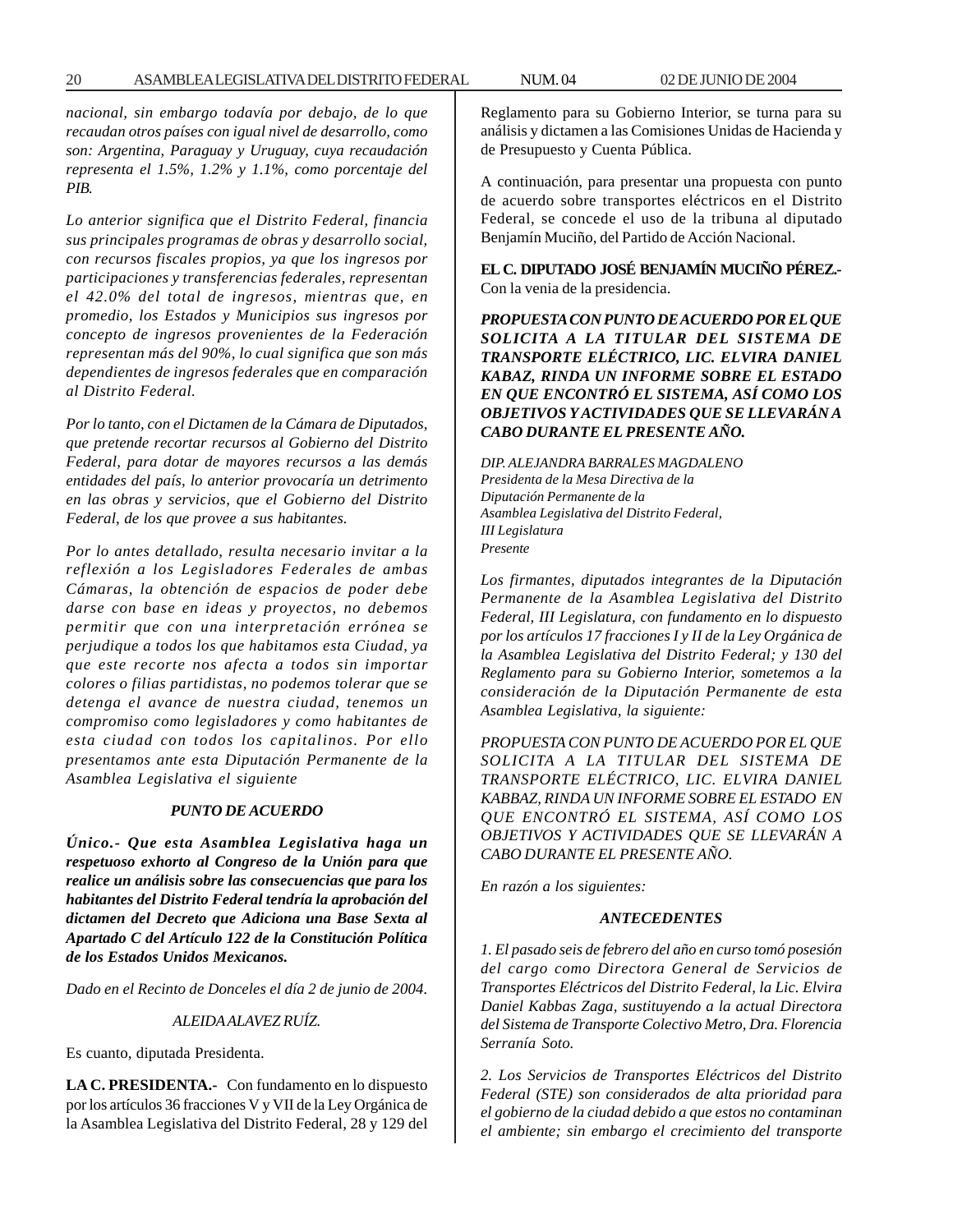*nacional, sin embargo todavía por debajo, de lo que recaudan otros países con igual nivel de desarrollo, como son: Argentina, Paraguay y Uruguay, cuya recaudación representa el 1.5%, 1.2% y 1.1%, como porcentaje del PIB.*

*Lo anterior significa que el Distrito Federal, financia sus principales programas de obras y desarrollo social, con recursos fiscales propios, ya que los ingresos por participaciones y transferencias federales, representan el 42.0% del total de ingresos, mientras que, en promedio, los Estados y Municipios sus ingresos por concepto de ingresos provenientes de la Federación representan más del 90%, lo cual significa que son más dependientes de ingresos federales que en comparación al Distrito Federal.*

*Por lo tanto, con el Dictamen de la Cámara de Diputados, que pretende recortar recursos al Gobierno del Distrito Federal, para dotar de mayores recursos a las demás entidades del país, lo anterior provocaría un detrimento en las obras y servicios, que el Gobierno del Distrito Federal, de los que provee a sus habitantes.*

*Por lo antes detallado, resulta necesario invitar a la reflexión a los Legisladores Federales de ambas Cámaras, la obtención de espacios de poder debe darse con base en ideas y proyectos, no debemos permitir que con una interpretación errónea se perjudique a todos los que habitamos esta Ciudad, ya que este recorte nos afecta a todos sin importar colores o filias partidistas, no podemos tolerar que se detenga el avance de nuestra ciudad, tenemos un compromiso como legisladores y como habitantes de esta ciudad con todos los capitalinos. Por ello presentamos ante esta Diputación Permanente de la Asamblea Legislativa el siguiente*

***PUNTO DE ACUERDO***

***Único.- Que esta Asamblea Legislativa haga un respetuoso exhorto al Congreso de la Unión para que realice un análisis sobre las consecuencias que para los habitantes del Distrito Federal tendría la aprobación del dictamen del Decreto que Adiciona una Base Sexta al Apartado C del Artículo 122 de la Constitución Política de los Estados Unidos Mexicanos.***

*Dado en el Recinto de Donceles el día 2 de junio de 2004.*

*ALEIDA ALAVEZ RUÍZ.*

Es cuanto, diputada Presidenta.

**LA C. PRESIDENTA.-** Con fundamento en lo dispuesto por los artículos 36 fracciones V y VII de la Ley Orgánica de la Asamblea Legislativa del Distrito Federal, 28 y 129 del Reglamento para su Gobierno Interior, se turna para su análisis y dictamen a las Comisiones Unidas de Hacienda y de Presupuesto y Cuenta Pública.

A continuación, para presentar una propuesta con punto de acuerdo sobre transportes eléctricos en el Distrito Federal, se concede el uso de la tribuna al diputado Benjamín Muciño, del Partido de Acción Nacional.

**EL C. DIPUTADO JOSÉ BENJAMÍN MUCIÑO PÉREZ.-** Con la venia de la presidencia.

***PROPUESTA CON PUNTO DE ACUERDO POR EL QUE SOLICITA A LA TITULAR DEL SISTEMA DE TRANSPORTE ELÉCTRICO, LIC. ELVIRA DANIEL KABAZ, RINDA UN INFORME SOBRE EL ESTADO EN QUE ENCONTRÓ EL SISTEMA, ASÍ COMO LOS OBJETIVOS Y ACTIVIDADES QUE SE LLEVARÁN A CABO DURANTE EL PRESENTE AÑO.***

*DIP. ALEJANDRA BARRALES MAGDALENO*
*Presidenta de la Mesa Directiva de la*
*Diputación Permanente de la*
*Asamblea Legislativa del Distrito Federal,*
*III Legislatura*
*Presente*

*Los firmantes, diputados integrantes de la Diputación Permanente de la Asamblea Legislativa del Distrito Federal, III Legislatura, con fundamento en lo dispuesto por los artículos 17 fracciones I y II de la Ley Orgánica de la Asamblea Legislativa del Distrito Federal; y 130 del Reglamento para su Gobierno Interior, sometemos a la consideración de la Diputación Permanente de esta Asamblea Legislativa, la siguiente:*

*PROPUESTA CON PUNTO DE ACUERDO POR EL QUE SOLICITA A LA TITULAR DEL SISTEMA DE TRANSPORTE ELÉCTRICO, LIC. ELVIRA DANIEL KABBAZ, RINDA UN INFORME SOBRE EL ESTADO EN QUE ENCONTRÓ EL SISTEMA, ASÍ COMO LOS OBJETIVOS Y ACTIVIDADES QUE SE LLEVARÁN A CABO DURANTE EL PRESENTE AÑO.*

*En razón a los siguientes:*

***ANTECEDENTES***

*1. El pasado seis de febrero del año en curso tomó posesión del cargo como Directora General de Servicios de Transportes Eléctricos del Distrito Federal, la Lic. Elvira Daniel Kabbas Zaga, sustituyendo a la actual Directora del Sistema de Transporte Colectivo Metro, Dra. Florencia Serranía Soto.*

*2. Los Servicios de Transportes Eléctricos del Distrito Federal (STE) son considerados de alta prioridad para el gobierno de la ciudad debido a que estos no contaminan el ambiente; sin embargo el crecimiento del transporte*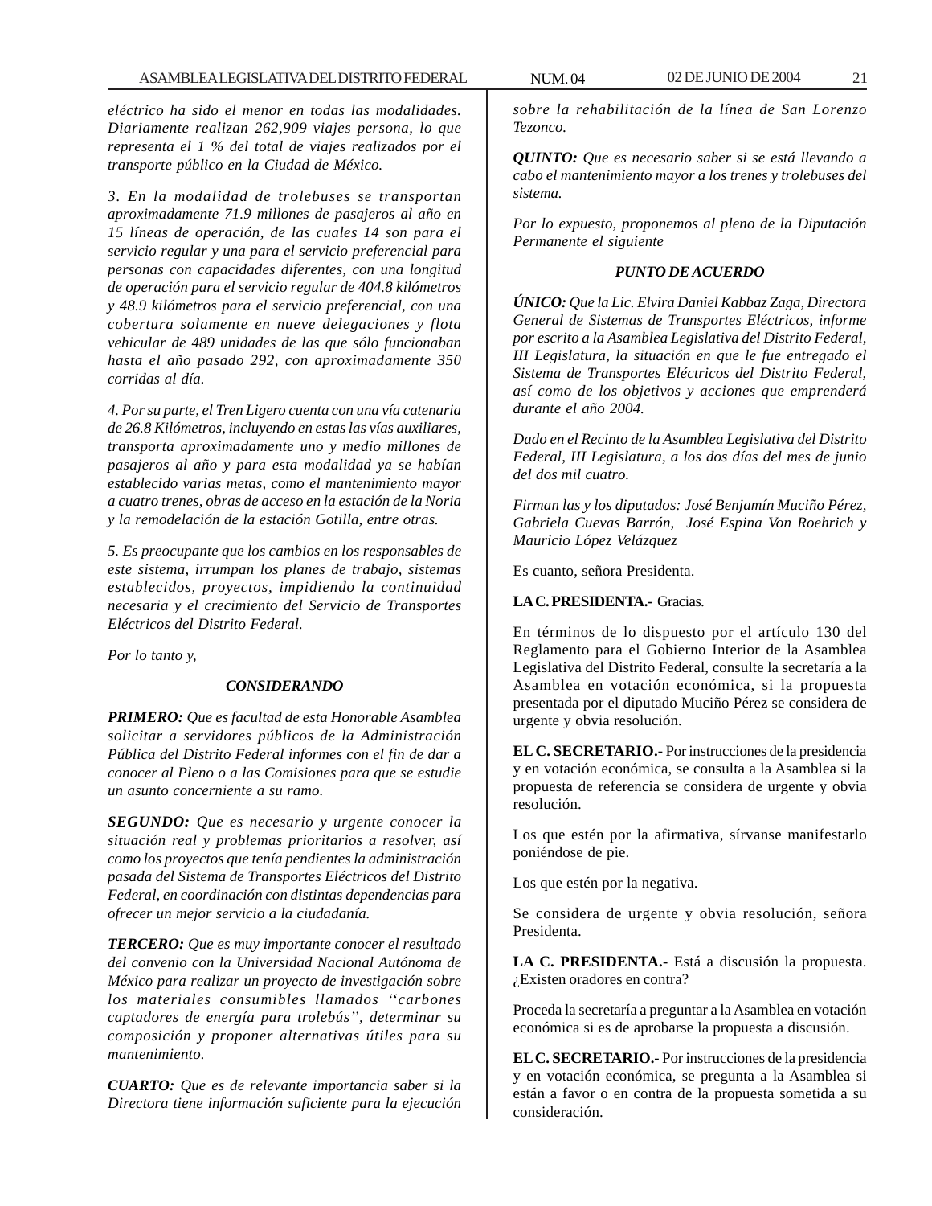*eléctrico ha sido el menor en todas las modalidades. Diariamente realizan 262,909 viajes persona, lo que representa el 1 % del total de viajes realizados por el transporte público en la Ciudad de México.*

*3. En la modalidad de trolebuses se transportan aproximadamente 71.9 millones de pasajeros al año en 15 líneas de operación, de las cuales 14 son para el servicio regular y una para el servicio preferencial para personas con capacidades diferentes, con una longitud de operación para el servicio regular de 404.8 kilómetros y 48.9 kilómetros para el servicio preferencial, con una cobertura solamente en nueve delegaciones y flota vehicular de 489 unidades de las que sólo funcionaban hasta el año pasado 292, con aproximadamente 350 corridas al día.*

*4. Por su parte, el Tren Ligero cuenta con una vía catenaria de 26.8 Kilómetros, incluyendo en estas las vías auxiliares, transporta aproximadamente uno y medio millones de pasajeros al año y para esta modalidad ya se habían establecido varias metas, como el mantenimiento mayor a cuatro trenes, obras de acceso en la estación de la Noria y la remodelación de la estación Gotilla, entre otras.*

*5. Es preocupante que los cambios en los responsables de este sistema, irrumpan los planes de trabajo, sistemas establecidos, proyectos, impidiendo la continuidad necesaria y el crecimiento del Servicio de Transportes Eléctricos del Distrito Federal.*

*Por lo tanto y,*

***CONSIDERANDO***

***PRIMERO:*** *Que es facultad de esta Honorable Asamblea solicitar a servidores públicos de la Administración Pública del Distrito Federal informes con el fin de dar a conocer al Pleno o a las Comisiones para que se estudie un asunto concerniente a su ramo.*

***SEGUNDO:*** *Que es necesario y urgente conocer la situación real y problemas prioritarios a resolver, así como los proyectos que tenía pendientes la administración pasada del Sistema de Transportes Eléctricos del Distrito Federal, en coordinación con distintas dependencias para ofrecer un mejor servicio a la ciudadanía.*

***TERCERO:*** *Que es muy importante conocer el resultado del convenio con la Universidad Nacional Autónoma de México para realizar un proyecto de investigación sobre los materiales consumibles llamados ''carbones captadores de energía para trolebús'', determinar su composición y proponer alternativas útiles para su mantenimiento.*

***CUARTO:*** *Que es de relevante importancia saber si la Directora tiene información suficiente para la ejecución sobre la rehabilitación de la línea de San Lorenzo Tezonco.*

***QUINTO:*** *Que es necesario saber si se está llevando a cabo el mantenimiento mayor a los trenes y trolebuses del sistema.*

*Por lo expuesto, proponemos al pleno de la Diputación Permanente el siguiente*

***PUNTO DE ACUERDO***

***ÚNICO:*** *Que la Lic. Elvira Daniel Kabbaz Zaga, Directora General de Sistemas de Transportes Eléctricos, informe por escrito a la Asamblea Legislativa del Distrito Federal, III Legislatura, la situación en que le fue entregado el Sistema de Transportes Eléctricos del Distrito Federal, así como de los objetivos y acciones que emprenderá durante el año 2004.*

*Dado en el Recinto de la Asamblea Legislativa del Distrito Federal, III Legislatura, a los días del mes de junio del dos mil cuatro.*

*Firman las y los diputados: José Benjamín Muciño Pérez, Gabriela Cuevas Barrón, José Espina Von Roehrich y Mauricio López Velázquez*

Es cuanto, señora Presidenta.

**LA C. PRESIDENTA.-** Gracias.

En términos de lo dispuesto por el artículo 130 del Reglamento para el Gobierno Interior de la Asamblea Legislativa del Distrito Federal, consulte la secretaría a la Asamblea en votación económica, si la propuesta presentada por el diputado Muciño Pérez se considera de urgente y obvia resolución.

**EL C. SECRETARIO.-** Por instrucciones de la presidencia y en votación económica, se consulta a la Asamblea si la propuesta de referencia se considera de urgente y obvia resolución.

Los que estén por la afirmativa, sírvanse manifestarlo poniéndose de pie.

Los que estén por la negativa.

Se considera de urgente y obvia resolución, señora Presidenta.

**LA C. PRESIDENTA.-** Está a discusión la propuesta. ¿Existen oradores en contra?

Proceda la secretaría a preguntar a la Asamblea en votación económica si es de aprobarse la propuesta a discusión.

**EL C. SECRETARIO.-** Por instrucciones de la presidencia y en votación económica, se pregunta a la Asamblea si están a favor o en contra de la propuesta sometida a su consideración.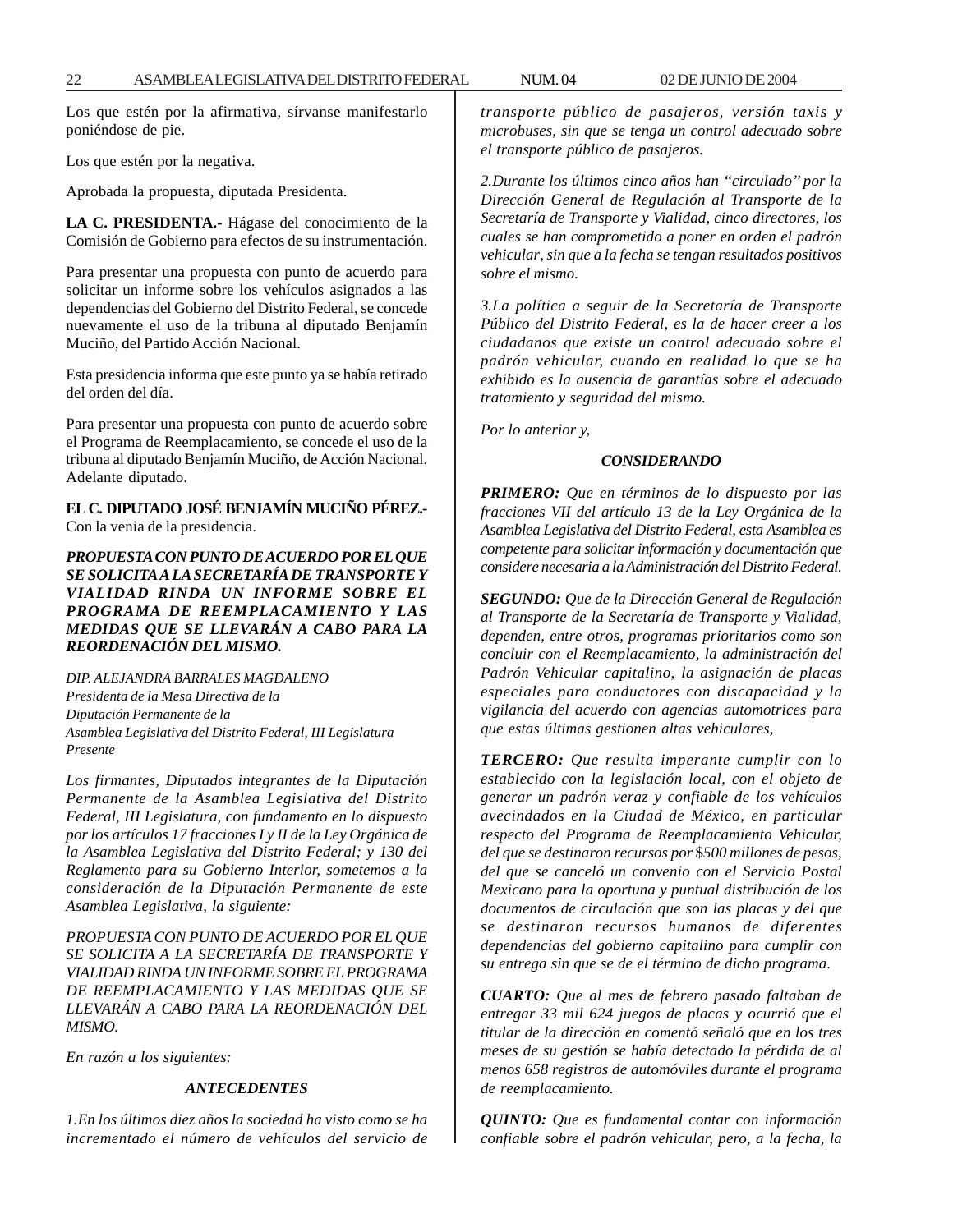Los que estén por la afirmativa, sírvanse manifestarlo poniéndose de pie.

Los que estén por la negativa.

Aprobada la propuesta, diputada Presidenta.

**LA C. PRESIDENTA.-** Hágase del conocimiento de la Comisión de Gobierno para efectos de su instrumentación.

Para presentar una propuesta con punto de acuerdo para solicitar un informe sobre los vehículos asignados a las dependencias del Gobierno del Distrito Federal, se concede nuevamente el uso de la tribuna al diputado Benjamín Muciño, del Partido Acción Nacional.

Esta presidencia informa que este punto ya se había retirado del orden del día.

Para presentar una propuesta con punto de acuerdo sobre el Programa de Reemplacamiento, se concede el uso de la tribuna al diputado Benjamín Muciño, de Acción Nacional. Adelante diputado.

**EL C. DIPUTADO JOSÉ BENJAMÍN MUCIÑO PÉREZ.-** Con la venia de la presidencia.

***PROPUESTA CON PUNTO DE ACUERDO POR EL QUE SE SOLICITA A LA SECRETARÍA DE TRANSPORTE Y VIALIDAD RINDA UN INFORME SOBRE EL PROGRAMA DE REEMPLACAMIENTO Y LAS MEDIDAS QUE SE LLEVARÁN A CABO PARA LA REORDENACIÓN DEL MISMO.***

*DIP. ALEJANDRA BARRALES MAGDALENO*
*Presidenta de la Mesa Directiva de la*
*Diputación Permanente de la*
*Asamblea Legislativa del Distrito Federal, III Legislatura*
*Presente*

*Los firmantes, Diputados integrantes de la Diputación Permanente de la Asamblea Legislativa del Distrito Federal, III Legislatura, con fundamento en lo dispuesto por los artículos 17 fracciones I y II de la Ley Orgánica de la Asamblea Legislativa del Distrito Federal; y 130 del Reglamento para su Gobierno Interior, sometemos a la consideración de la Diputación Permanente de este Asamblea Legislativa, la siguiente:*

*PROPUESTA CON PUNTO DE ACUERDO POR EL QUE SE SOLICITA A LA SECRETARÍA DE TRANSPORTE Y VIALIDAD RINDA UN INFORME SOBRE EL PROGRAMA DE REEMPLACAMIENTO Y LAS MEDIDAS QUE SE LLEVARÁN A CABO PARA LA REORDENACIÓN DEL MISMO.*

*En razón a los siguientes:*

***ANTECEDENTES***

*1.En los últimos diez años la sociedad ha visto como se ha incrementado el número de vehículos del servicio de transporte público de pasajeros, versión taxis y microbuses, sin que se tenga un control adecuado sobre el transporte público de pasajeros.*

*2.Durante los últimos cinco años han "circulado" por la Dirección General de Regulación al Transporte de la Secretaría de Transporte y Vialidad, cinco directores, los cuales se han comprometido a poner en orden el padrón vehicular, sin que a la fecha se tengan resultados positivos sobre el mismo.*

*3.La política a seguir de la Secretaría de Transporte Público del Distrito Federal, es la de hacer creer a los ciudadanos que existe un control adecuado sobre el padrón vehicular, cuando en realidad lo que se ha exhibido es la ausencia de garantías sobre el adecuado tratamiento y seguridad del mismo.*

*Por lo anterior y,*

***CONSIDERANDO***

***PRIMERO:*** *Que en términos de lo dispuesto por las fracciones VII del artículo 13 de la Ley Orgánica de la Asamblea Legislativa del Distrito Federal, esta Asamblea es competente para solicitar información y documentación que considere necesaria a la Administración del Distrito Federal.*

***SEGUNDO:*** *Que de la Dirección General de Regulación al Transporte de la Secretaría de Transporte y Vialidad, dependen, entre otros, programas prioritarios como son concluir con el Reemplacamiento, la administración del Padrón Vehicular capitalino, la asignación de placas especiales para conductores con discapacidad y la vigilancia del acuerdo con agencias automotrices para que estas últimas gestionen altas vehiculares,*

***TERCERO:*** *Que resulta imperante cumplir con lo establecido con la legislación local, con el objeto de generar un padrón veraz y confiable de los vehículos avecindados en la Ciudad de México, en particular respecto del Programa de Reemplacamiento Vehicular, del que se destinaron recursos por $500 millones de pesos, del que se canceló un convenio con el Servicio Postal Mexicano para la oportuna y puntual distribución de los documentos de circulación que son las placas y del que se destinaron recursos humanos de diferentes dependencias del gobierno capitalino para cumplir con su entrega sin que se de el término de dicho programa.*

***CUARTO:*** *Que al mes de febrero pasado faltaban de entregar 33 mil 624 juegos de placas y ocurrió que el titular de la dirección en comentó señaló que en los tres meses de su gestión se había detectado la pérdida de al menos 658 registros de automóviles durante el programa de reemplacamiento.*

***QUINTO:*** *Que es fundamental contar con información confiable sobre el padrón vehicular, pero, a la fecha, la*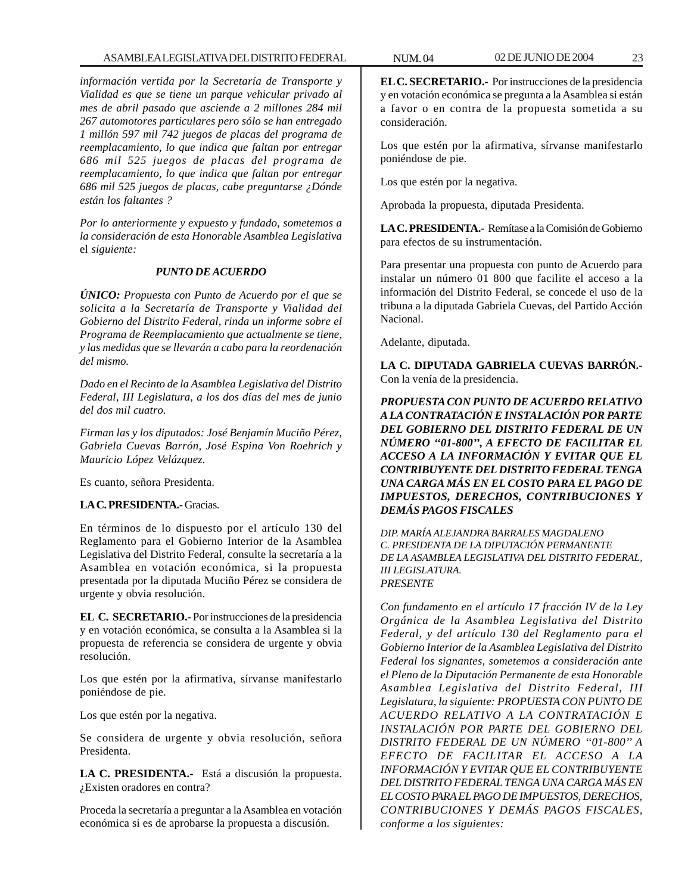*información vertida por la Secretaría de Transporte y Vialidad es que se tiene un parque vehicular privado al mes de abril pasado que asciende a 2 millones 284 mil 267 automotores particulares pero sólo se han entregado 1 millón 597 mil 742 juegos de placas del programa de reemplacamiento, lo que indica que faltan por entregar 686 mil 525 juegos de placas del programa de reemplacamiento, lo que indica que faltan por entregar 686 mil 525 juegos de placas, cabe preguntarse ¿Dónde están los faltantes ?*

*Por lo anteriormente y expuesto y fundado, sometemos a la consideración de esta Honorable Asamblea Legislativa* el *siguiente:*

***PUNTO DE ACUERDO***

***ÚNICO:*** *Propuesta con Punto de Acuerdo por el que se solicita a la Secretaría de Transporte y Vialidad del Gobierno del Distrito Federal, rinda un informe sobre el Programa de Reemplacamiento que actualmente se tiene, y las medidas que se llevarán a cabo para la reordenación del mismo.*

*Dado en el Recinto de la Asamblea Legislativa del Distrito Federal, III Legislatura, a los dos días del mes de junio del dos mil cuatro.*

*Firman las y los diputados: José Benjamín Muciño Pérez, Gabriela Cuevas Barrón, José Espina Von Roehrich y Mauricio López Velázquez.*

Es cuanto, señora Presidenta.

**LA C. PRESIDENTA.-** Gracias.

En términos de lo dispuesto por el artículo 130 del Reglamento para el Gobierno Interior de la Asamblea Legislativa del Distrito Federal, consulte la secretaría a la Asamblea en votación económica, si la propuesta presentada por la diputada Muciño Pérez se considera de urgente y obvia resolución.

**EL C. SECRETARIO.-** Por instrucciones de la presidencia y en votación económica, se consulta a la Asamblea si la propuesta de referencia se considera de urgente y obvia resolución.

Los que estén por la afirmativa, sírvanse manifestarlo poniéndose de pie.

Los que estén por la negativa.

Se considera de urgente y obvia resolución, señora Presidenta.

**LA C. PRESIDENTA.-** Está a discusión la propuesta. ¿Existen oradores en contra?

Proceda la secretaría a preguntar a la Asamblea en votación económica si es de aprobarse la propuesta a discusión.

**EL C. SECRETARIO.-** Por instrucciones de la presidencia y en votación económica se pregunta a la Asamblea si están a favor o en contra de la propuesta sometida a su consideración.

Los que estén por la afirmativa, sírvanse manifestarlo poniéndose de pie.

Los que estén por la negativa.

Aprobada la propuesta, diputada Presidenta.

**LA C. PRESIDENTA.-** Remítase a la Comisión de Gobierno para efectos de su instrumentación.

Para presentar una propuesta con punto de Acuerdo para instalar un número 01 800 que facilite el acceso a la información del Distrito Federal, se concede el uso de la tribuna a la diputada Gabriela Cuevas, del Partido Acción Nacional.

Adelante, diputada.

**LA C. DIPUTADA GABRIELA CUEVAS BARRÓN.-** Con la venía de la presidencia.

***PROPUESTA CON PUNTO DE ACUERDO RELATIVO A LA CONTRATACIÓN E INSTALACIÓN POR PARTE DEL GOBIERNO DEL DISTRITO FEDERAL DE UN NÚMERO "01-800", A EFECTO DE FACILITAR EL ACCESO A LA INFORMACIÓN Y EVITAR QUE EL CONTRIBUYENTE DEL DISTRITO FEDERAL TENGA UNA CARGA MÁS EN EL COSTO PARA EL PAGO DE IMPUESTOS, DERECHOS, CONTRIBUCIONES Y DEMÁS PAGOS FISCALES***

*DIP. MARÍA ALEJANDRA BARRALES MAGDALENO*
*C. PRESIDENTA DE LA DIPUTACIÓN PERMANENTE*
*DE LA ASAMBLEA LEGISLATIVA DEL DISTRITO FEDERAL, III LEGISLATURA.*
*PRESENTE*

*Con fundamento en el artículo 17 fracción IV de la Ley Orgánica de la Asamblea Legislativa del Distrito Federal, y del artículo 130 del Reglamento para el Gobierno Interior de la Asamblea Legislativa del Distrito Federal los signantes, sometemos a consideración ante el Pleno de la Diputación Permanente de esta Honorable Asamblea Legislativa del Distrito Federal, III Legislatura, la siguiente: PROPUESTA CON PUNTO DE ACUERDO RELATIVO A LA CONTRATACIÓN E INSTALACIÓN POR PARTE DEL GOBIERNO DEL DISTRITO FEDERAL DE UN NÚMERO "01-800" A EFECTO DE FACILITAR EL ACCESO A LA INFORMACIÓN Y EVITAR QUE EL CONTRIBUYENTE DEL DISTRITO FEDERAL TENGA UNA CARGA MÁS EN EL COSTO PARA EL PAGO DE IMPUESTOS, DERECHOS, CONTRIBUCIONES Y DEMÁS PAGOS FISCALES, conforme a los siguientes:*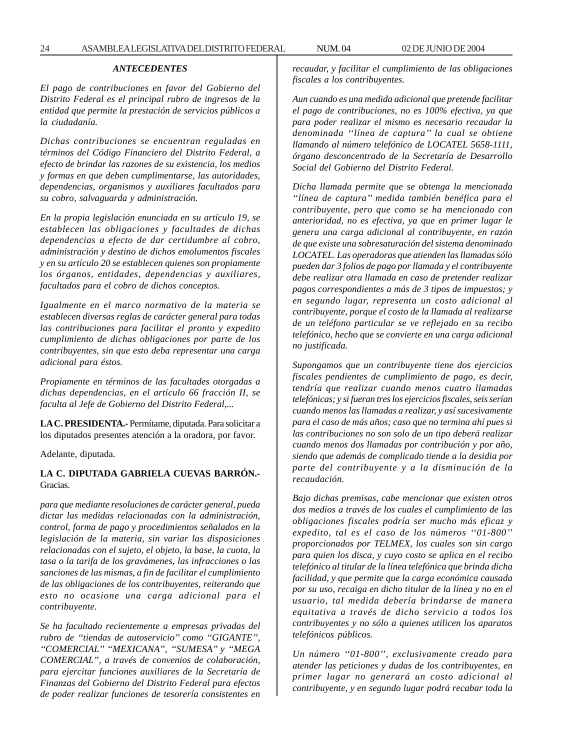### *ANTECEDENTES*

*El pago de contribuciones en favor del Gobierno del Distrito Federal es el principal rubro de ingresos de la entidad que permite la prestación de servicios públicos a la ciudadanía.*

*Dichas contribuciones se encuentran reguladas en términos del Código Financiero del Distrito Federal, a efecto de brindar las razones de su existencia, los medios y formas en que deben cumplimentarse, las autoridades, dependencias, organismos y auxiliares facultados para su cobro, salvaguarda y administración.*

*En la propia legislación enunciada en su artículo 19, se establecen las obligaciones y facultades de dichas dependencias a efecto de dar certidumbre al cobro, administración y destino de dichos emolumentos fiscales y en su artículo 20 se establecen quienes son propiamente los órganos, entidades, dependencias y auxiliares, facultados para el cobro de dichos conceptos.*

*Igualmente en el marco normativo de la materia se establecen diversas reglas de carácter general para todas las contribuciones para facilitar el pronto y expedito cumplimiento de dichas obligaciones por parte de los contribuyentes, sin que esto deba representar una carga adicional para éstos.*

*Propiamente en términos de las facultades otorgadas a dichas dependencias, en el artículo 66 fracción II, se faculta al Jefe de Gobierno del Distrito Federal,...*

**LA C. PRESIDENTA.-** Permítame, diputada. Para solicitar a los diputados presentes atención a la oradora, por favor.

Adelante, diputada.

**LA C. DIPUTADA GABRIELA CUEVAS BARRÓN.-** Gracias.

*para que mediante resoluciones de carácter general, pueda dictar las medidas relacionadas con la administración, control, forma de pago y procedimientos señalados en la legislación de la materia, sin variar las disposiciones relacionadas con el sujeto, el objeto, la base, la cuota, la tasa o la tarifa de los gravámenes, las infracciones o las sanciones de las mismas, a fin de facilitar el cumplimiento de las obligaciones de los contribuyentes, reiterando que esto no ocasione una carga adicional para el contribuyente.*

*Se ha facultado recientemente a empresas privadas del rubro de "tiendas de autoservicio" como "GIGANTE", "COMERCIAL" "MEXICANA", "SUMESA" y "MEGA COMERCIAL", a través de convenios de colaboración, para ejercitar funciones auxiliares de la Secretaría de Finanzas del Gobierno del Distrito Federal para efectos de poder realizar funciones de tesorería consistentes en recaudar, y facilitar el cumplimiento de las obligaciones fiscales a los contribuyentes.*

*Aun cuando es una medida adicional que pretende facilitar el pago de contribuciones, no es 100% efectiva, ya que para poder realizar el mismo es necesario recaudar la denominada ''línea de captura'' la cual se obtiene llamando al número telefónico de LOCATEL 5658-1111, órgano desconcentrado de la Secretaría de Desarrollo Social del Gobierno del Distrito Federal.*

*Dicha llamada permite que se obtenga la mencionada "línea de captura" medida también benéfica para el contribuyente, pero que como se ha mencionado con anterioridad, no es efectiva, ya que en primer lugar le genera una carga adicional al contribuyente, en razón de que existe una sobresaturación del sistema denominado LOCATEL. Las operadoras que atienden las llamadas sólo pueden dar 3 folios de pago por llamada y el contribuyente debe realizar otra llamada en caso de pretender realizar pagos correspondientes a más de 3 tipos de impuestos; y en segundo lugar, representa un costo adicional al contribuyente, porque el costo de la llamada al realizarse de un teléfono particular se ve reflejado en su recibo telefónico, hecho que se convierte en una carga adicional no justificada.*

*Supongamos que un contribuyente tiene dos ejercicios fiscales pendientes de cumplimiento de pago, es decir, tendría que realizar cuando menos cuatro llamadas telefónicas; y si fueran tres los ejercicios fiscales, seis serían cuando menos las llamadas a realizar, y así sucesivamente para el caso de más años; caso que no termina ahí pues si las contribuciones no son solo de un tipo deberá realizar cuando menos dos llamadas por contribución y por año, siendo que además de complicado tiende a la desidia por parte del contribuyente y a la disminución de la recaudación.*

*Bajo dichas premisas, cabe mencionar que existen otros dos medios a través de los cuales el cumplimiento de las obligaciones fiscales podría ser mucho más eficaz y expedito, tal es el caso de los números ''01-800'' proporcionados por TELMEX, los cuales son sin cargo para quien los disca, y cuyo costo se aplica en el recibo telefónico al titular de la línea telefónica que brinda dicha facilidad, y que permite que la carga económica causada por su uso, recaiga en dicho titular de la línea y no en el usuario, tal medida debería brindarse de manera equitativa a través de dicho servicio a todos los contribuyentes y no sólo a quienes utilicen los aparatos telefónicos públicos.*

*Un número ''01-800'', exclusivamente creado para atender las peticiones y dudas de los contribuyentes, en primer lugar no generará un costo adicional al contribuyente, y en segundo lugar podrá recabar toda la*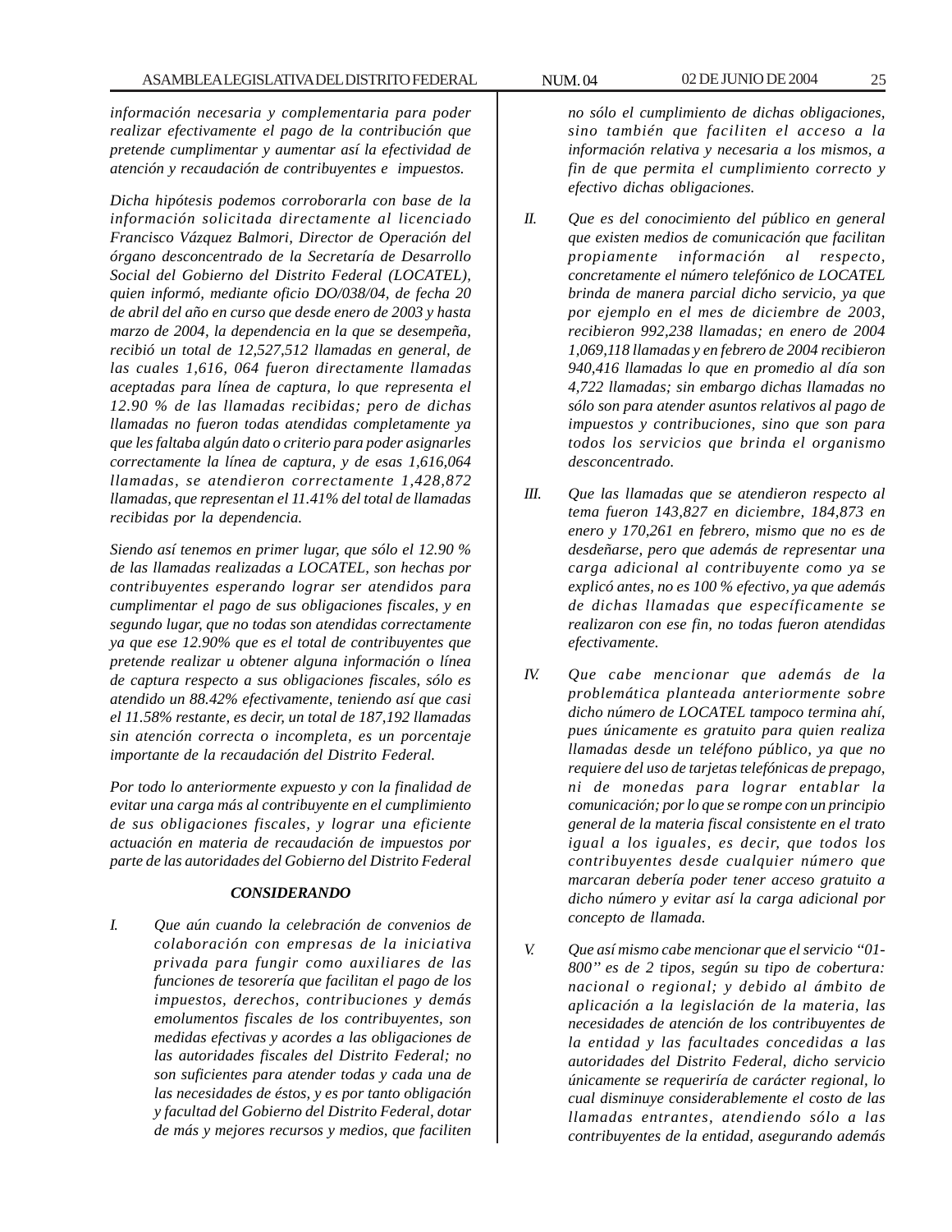*información necesaria y complementaria para poder realizar efectivamente el pago de la contribución que pretende cumplimentar y aumentar así la efectividad de atención y recaudación de contribuyentes e impuestos.*

*Dicha hipótesis podemos corroborarla con base de la información solicitada directamente al licenciado Francisco Vázquez Balmori, Director de Operación del órgano desconcentrado de la Secretaría de Desarrollo Social del Gobierno del Distrito Federal (LOCATEL), quien informó, mediante oficio DO/038/04, de fecha 20 de abril del año en curso que desde enero de 2003 y hasta marzo de 2004, la dependencia en la que se desempeña, recibió un total de 12,527,512 llamadas en general, de las cuales 1,616, 064 fueron directamente llamadas aceptadas para línea de captura, lo que representa el 12.90 % de las llamadas recibidas; pero de dichas llamadas no fueron todas atendidas completamente ya que les faltaba algún dato o criterio para poder asignarles correctamente la línea de captura, y de esas 1,616,064 llamadas, se atendieron correctamente 1,428,872 llamadas, que representan el 11.41% del total de llamadas recibidas por la dependencia.*

*Siendo así tenemos en primer lugar, que sólo el 12.90 % de las llamadas realizadas a LOCATEL, son hechas por contribuyentes esperando lograr ser atendidos para cumplimentar el pago de sus obligaciones fiscales, y en segundo lugar, que no todas son atendidas correctamente ya que ese 12.90% que es el total de contribuyentes que pretende realizar u obtener alguna información o línea de captura respecto a sus obligaciones fiscales, sólo es atendido un 88.42% efectivamente, teniendo así que casi el 11.58% restante, es decir, un total de 187,192 llamadas sin atención correcta o incompleta, es un porcentaje importante de la recaudación del Distrito Federal.*

*Por todo lo anteriormente expuesto y con la finalidad de evitar una carga más al contribuyente en el cumplimiento de sus obligaciones fiscales, y lograr una eficiente actuación en materia de recaudación de impuestos por parte de las autoridades del Gobierno del Distrito Federal*

***CONSIDERANDO***

*I. Que aún cuando la celebración de convenios de colaboración con empresas de la iniciativa privada para fungir como auxiliares de las funciones de tesorería que facilitan el pago de los impuestos, derechos, contribuciones y demás emolumentos fiscales de los contribuyentes, son medidas efectivas y acordes a las obligaciones de las autoridades fiscales del Distrito Federal; no son suficientes para atender todas y cada una de las necesidades de éstos, y es por tanto obligación y facultad del Gobierno del Distrito Federal, dotar de más y mejores recursos y medios, que faciliten no sólo el cumplimiento de dichas obligaciones, sino también que faciliten el acceso a la información relativa y necesaria a los mismos, a fin de que permita el cumplimiento correcto y efectivo dichas obligaciones.*

*II. Que es del conocimiento del público en general que existen medios de comunicación que facilitan propiamente información al respecto, concretamente el número telefónico de LOCATEL brinda de manera parcial dicho servicio, ya que por ejemplo en el mes de diciembre de 2003, recibieron 992,238 llamadas; en enero de 2004 1,069,118 llamadas y en febrero de 2004 recibieron 940,416 llamadas lo que en promedio al día son 4,722 llamadas; sin embargo dichas llamadas no sólo son para atender asuntos relativos al pago de impuestos y contribuciones, sino que son para todos los servicios que brinda el organismo desconcentrado.*

*III. Que las llamadas que se atendieron respecto al tema fueron 143,827 en diciembre, 184,873 en enero y 170,261 en febrero, mismo que no es de desdeñarse, pero que además de representar una carga adicional al contribuyente como ya se explicó antes, no es 100 % efectivo, ya que además de dichas llamadas que específicamente se realizaron con ese fin, no todas fueron atendidas efectivamente.*

*IV. Que cabe mencionar que además de la problemática planteada anteriormente sobre dicho número de LOCATEL tampoco termina ahí, pues únicamente es gratuito para quien realiza llamadas desde un teléfono público, ya que no requiere del uso de tarjetas telefónicas de prepago, ni de monedas para lograr entablar la comunicación; por lo que se rompe con un principio general de la materia fiscal consistente en el trato igual a los iguales, es decir, que todos los contribuyentes desde cualquier número que marcaran debería poder tener acceso gratuito a dicho número y evitar así la carga adicional por concepto de llamada.*

*V. Que así mismo cabe mencionar que el servicio "01-800" es de 2 tipos, según su tipo de cobertura: nacional o regional; y debido al ámbito de aplicación a la legislación de la materia, las necesidades de atención de los contribuyentes de la entidad y las facultades concedidas a las autoridades del Distrito Federal, dicho servicio únicamente se requeriría de carácter regional, lo cual disminuye considerablemente el costo de las llamadas entrantes, atendiendo sólo a las contribuyentes de la entidad, asegurando además*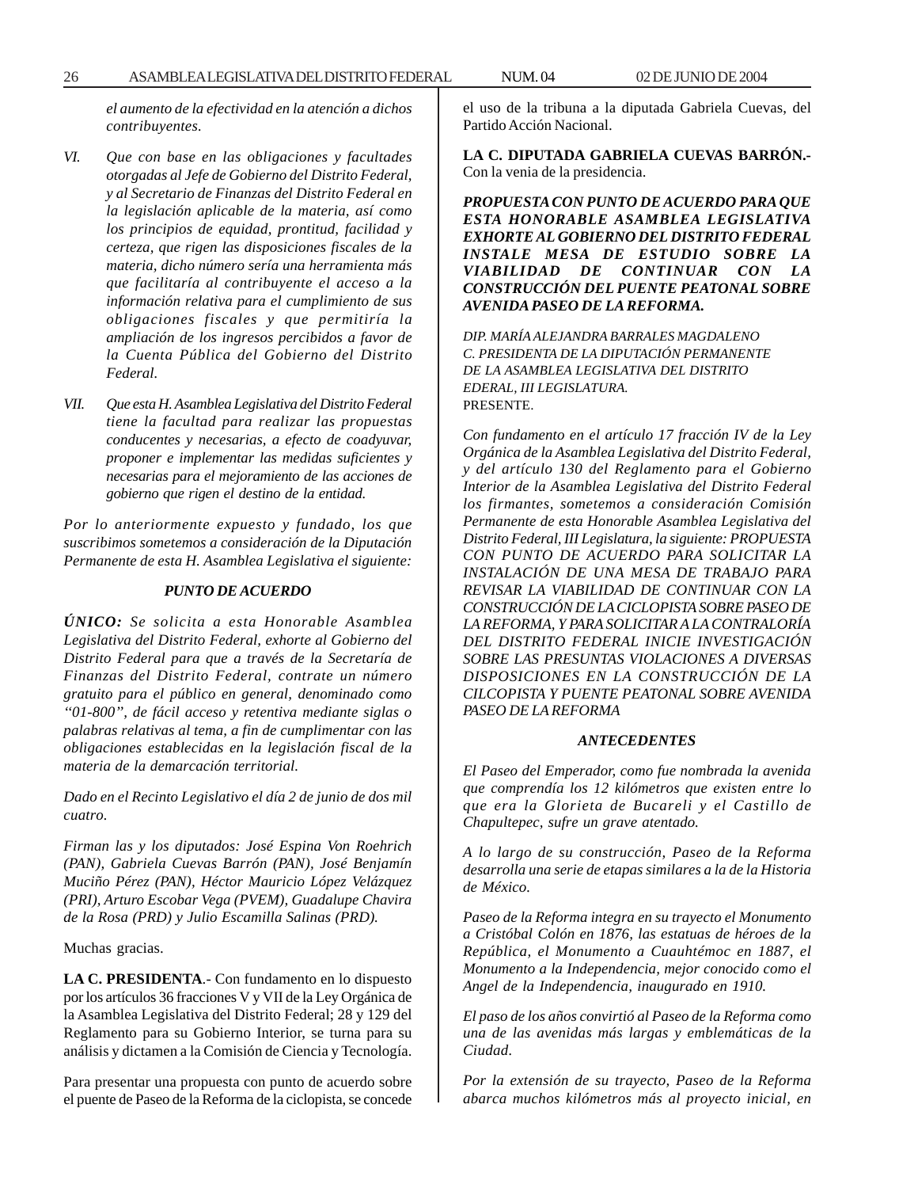*el aumento de la efectividad en la atención a dichos contribuyentes.*

*VI. Que con base en las obligaciones y facultades otorgadas al Jefe de Gobierno del Distrito Federal, y al Secretario de Finanzas del Distrito Federal en la legislación aplicable de la materia, así como los principios de equidad, prontitud, facilidad y certeza, que rigen las disposiciones fiscales de la materia, dicho número sería una herramienta más que facilitaría al contribuyente el acceso a la información relativa para el cumplimiento de sus obligaciones fiscales y que permitiría la ampliación de los ingresos percibidos a favor de la Cuenta Pública del Gobierno del Distrito Federal.*

*VII. Que esta H. Asamblea Legislativa del Distrito Federal tiene la facultad para realizar las propuestas conducentes y necesarias, a efecto de coadyuvar, proponer e implementar las medidas suficientes y necesarias para el mejoramiento de las acciones de gobierno que rigen el destino de la entidad.*

*Por lo anteriormente expuesto y fundado, los que suscribimos sometemos a consideración de la Diputación Permanente de esta H. Asamblea Legislativa el siguiente:*

***PUNTO DE ACUERDO***

***ÚNICO:** Se solicita a esta Honorable Asamblea Legislativa del Distrito Federal, exhorte al Gobierno del Distrito Federal para que a través de la Secretaría de Finanzas del Distrito Federal, contrate un número gratuito para el público en general, denominado como "01-800", de fácil acceso y retentiva mediante siglas o palabras relativas al tema, a fin de cumplimentar con las obligaciones establecidas en la legislación fiscal de la materia de la demarcación territorial.*

*Dado en el Recinto Legislativo el día 2 de junio de dos mil cuatro.*

*Firman las y los diputados: José Espina Von Roehrich (PAN), Gabriela Cuevas Barrón (PAN), José Benjamín Muciño Pérez (PAN), Héctor Mauricio López Velázquez (PRI), Arturo Escobar Vega (PVEM), Guadalupe Chavira de la Rosa (PRD) y Julio Escamilla Salinas (PRD).*

Muchas gracias.

**LA C. PRESIDENTA**.- Con fundamento en lo dispuesto por los artículos 36 fracciones V y VII de la Ley Orgánica de la Asamblea Legislativa del Distrito Federal; 28 y 129 del Reglamento para su Gobierno Interior, se turna para su análisis y dictamen a la Comisión de Ciencia y Tecnología.

Para presentar una propuesta con punto de acuerdo sobre el puente de Paseo de la Reforma de la ciclopista, se concede el uso de la tribuna a la diputada Gabriela Cuevas, del Partido Acción Nacional.

**LA C. DIPUTADA GABRIELA CUEVAS BARRÓN.-** Con la venia de la presidencia.

***PROPUESTA CON PUNTO DE ACUERDO PARA QUE ESTA HONORABLE ASAMBLEA LEGISLATIVA EXHORTE AL GOBIERNO DEL DISTRITO FEDERAL INSTALE MESA DE ESTUDIO SOBRE LA VIABILIDAD DE CONTINUAR CON LA CONSTRUCCIÓN DEL PUENTE PEATONAL SOBRE AVENIDA PASEO DE LA REFORMA.***

*DIP. MARÍA ALEJANDRA BARRALES MAGDALENO*
*C. PRESIDENTA DE LA DIPUTACIÓN PERMANENTE*
*DE LA ASAMBLEA LEGISLATIVA DEL DISTRITO*
*EDERAL, III LEGISLATURA.*
PRESENTE.

*Con fundamento en el artículo 17 fracción IV de la Ley Orgánica de la Asamblea Legislativa del Distrito Federal, y del artículo 130 del Reglamento para el Gobierno Interior de la Asamblea Legislativa del Distrito Federal los firmantes, sometemos a consideración Comisión Permanente de esta Honorable Asamblea Legislativa del Distrito Federal, III Legislatura, la siguiente: PROPUESTA CON PUNTO DE ACUERDO PARA SOLICITAR LA INSTALACIÓN DE UNA MESA DE TRABAJO PARA REVISAR LA VIABILIDAD DE CONTINUAR CON LA CONSTRUCCIÓN DE LA CICLOPISTA SOBRE PASEO DE LA REFORMA, Y PARA SOLICITAR A LA CONTRALORÍA DEL DISTRITO FEDERAL INICIE INVESTIGACIÓN SOBRE LAS PRESUNTAS VIOLACIONES A DIVERSAS DISPOSICIONES EN LA CONSTRUCCIÓN DE LA CILCOPISTA Y PUENTE PEATONAL SOBRE AVENIDA PASEO DE LA REFORMA*

***ANTECEDENTES***

*El Paseo del Emperador, como fue nombrada la avenida que comprendía los 12 kilómetros que existen entre lo que era la Glorieta de Bucareli y el Castillo de Chapultepec, sufre un grave atentado.*

*A lo largo de su construcción, Paseo de la Reforma desarrolla una serie de etapas similares a la de la Historia de México.*

*Paseo de la Reforma integra en su trayecto el Monumento a Cristóbal Colón en 1876, las estatuas de héroes de la República, el Monumento a Cuauhtémoc en 1887, el Monumento a la Independencia, mejor conocido como el Angel de la Independencia, inaugurado en 1910.*

*El paso de los años convirtió al Paseo de la Reforma como una de las avenidas más largas y emblemáticas de la Ciudad.*

*Por la extensión de su trayecto, Paseo de la Reforma abarca muchos kilómetros más al proyecto inicial, en*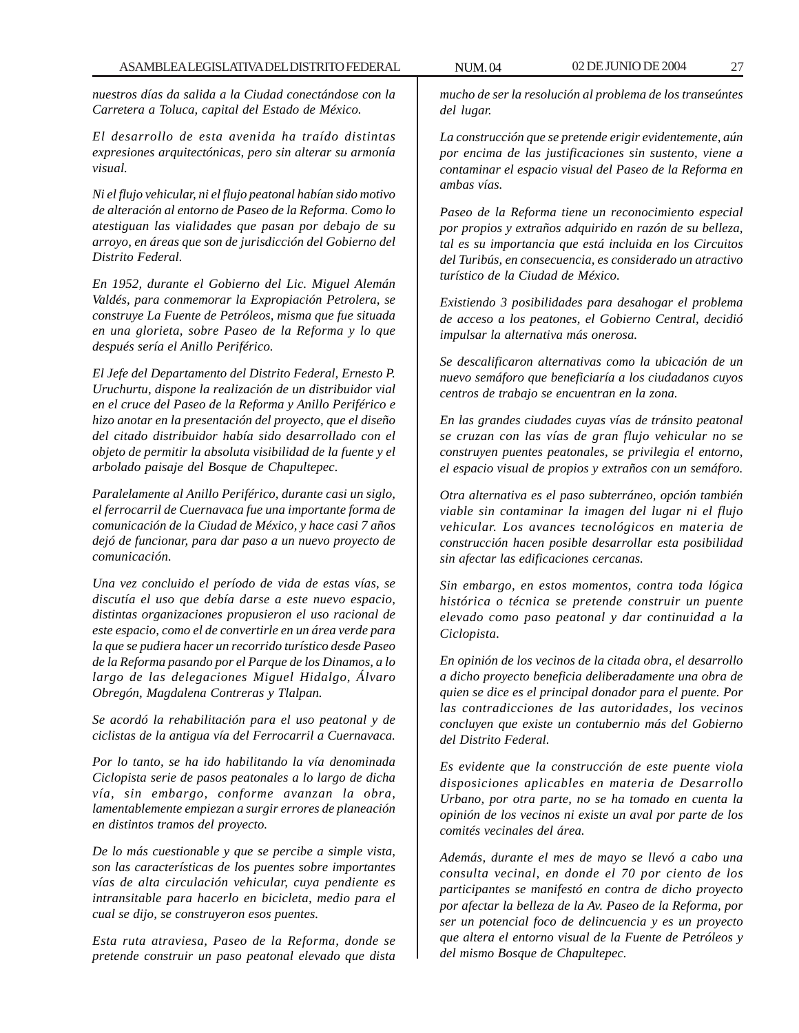*nuestros días da salida a la Ciudad conectándose con la Carretera a Toluca, capital del Estado de México.*

*El desarrollo de esta avenida ha traído distintas expresiones arquitectónicas, pero sin alterar su armonía visual.*

*Ni el flujo vehicular, ni el flujo peatonal habían sido motivo de alteración al entorno de Paseo de la Reforma. Como lo atestiguan las vialidades que pasan por debajo de su arroyo, en áreas que son de jurisdicción del Gobierno del Distrito Federal.*

*En 1952, durante el Gobierno del Lic. Miguel Alemán Valdés, para conmemorar la Expropiación Petrolera, se construye La Fuente de Petróleos, misma que fue situada en una glorieta, sobre Paseo de la Reforma y lo que después sería el Anillo Periférico.*

*El Jefe del Departamento del Distrito Federal, Ernesto P. Uruchurtu, dispone la realización de un distribuidor vial en el cruce del Paseo de la Reforma y Anillo Periférico e hizo anotar en la presentación del proyecto, que el diseño del citado distribuidor había sido desarrollado con el objeto de permitir la absoluta visibilidad de la fuente y el arbolado paisaje del Bosque de Chapultepec.*

*Paralelamente al Anillo Periférico, durante casi un siglo, el ferrocarril de Cuernavaca fue una importante forma de comunicación de la Ciudad de México, y hace casi 7 años dejó de funcionar, para dar paso a un nuevo proyecto de comunicación.*

*Una vez concluido el período de vida de estas vías, se discutía el uso que debía darse a este nuevo espacio, distintas organizaciones propusieron el uso racional de este espacio, como el de convertirle en un área verde para la que se pudiera hacer un recorrido turístico desde Paseo de la Reforma pasando por el Parque de los Dinamos, a lo largo de las delegaciones Miguel Hidalgo, Álvaro Obregón, Magdalena Contreras y Tlalpan.*

*Se acordó la rehabilitación para el uso peatonal y de ciclistas de la antigua vía del Ferrocarril a Cuernavaca.*

*Por lo tanto, se ha ido habilitando la vía denominada Ciclopista serie de pasos peatonales a lo largo de dicha vía, sin embargo, conforme avanzan la obra, lamentablemente empiezan a surgir errores de planeación en distintos tramos del proyecto.*

*De lo más cuestionable y que se percibe a simple vista, son las características de los puentes sobre importantes vías de alta circulación vehicular, cuya pendiente es intransitable para hacerlo en bicicleta, medio para el cual se dijo, se construyeron esos puentes.*

*Esta ruta atraviesa, Paseo de la Reforma, donde se pretende construir un paso peatonal elevado que dista mucho de ser la resolución al problema de los transeúntes del lugar.*

*La construcción que se pretende erigir evidentemente, aún por encima de las justificaciones sin sustento, viene a contaminar el espacio visual del Paseo de la Reforma en ambas vías.*

*Paseo de la Reforma tiene un reconocimiento especial por propios y extraños adquirido en razón de su belleza, tal es su importancia que está incluida en los Circuitos del Turibús, en consecuencia, es considerado un atractivo turístico de la Ciudad de México.*

*Existiendo 3 posibilidades para desahogar el problema de acceso a los peatones, el Gobierno Central, decidió impulsar la alternativa más onerosa.*

*Se descalificaron alternativas como la ubicación de un nuevo semáforo que beneficiaría a los ciudadanos cuyos centros de trabajo se encuentran en la zona.*

*En las grandes ciudades cuyas vías de tránsito peatonal se cruzan con las vías de gran flujo vehicular no se construyen puentes peatonales, se privilegia el entorno, el espacio visual de propios y extraños con un semáforo.*

*Otra alternativa es el paso subterráneo, opción también viable sin contaminar la imagen del lugar ni el flujo vehicular. Los avances tecnológicos en materia de construcción hacen posible desarrollar esta posibilidad sin afectar las edificaciones cercanas.*

*Sin embargo, en estos momentos, contra toda lógica histórica o técnica se pretende construir un puente elevado como paso peatonal y dar continuidad a la Ciclopista.*

*En opinión de los vecinos de la citada obra, el desarrollo a dicho proyecto beneficia deliberadamente una obra de quien se dice es el principal donador para el puente. Por las contradicciones de las autoridades, los vecinos concluyen que existe un contubernio más del Gobierno del Distrito Federal.*

*Es evidente que la construcción de este puente viola disposiciones aplicables en materia de Desarrollo Urbano, por otra parte, no se ha tomado en cuenta la opinión de los vecinos ni existe un aval por parte de los comités vecinales del área.*

*Además, durante el mes de mayo se llevó a cabo una consulta vecinal, en donde el 70 por ciento de los participantes se manifestó en contra de dicho proyecto por afectar la belleza de la Av. Paseo de la Reforma, por ser un potencial foco de delincuencia y es un proyecto que altera el entorno visual de la Fuente de Petróleos y del mismo Bosque de Chapultepec.*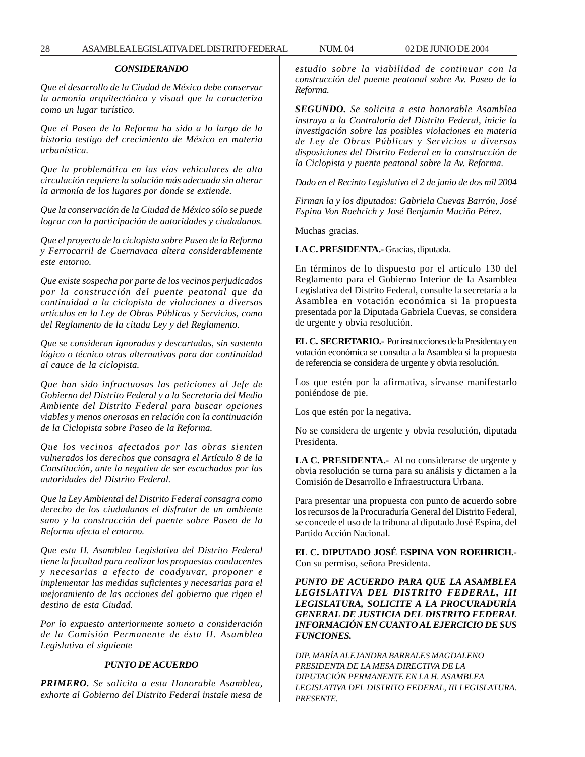*CONSIDERANDO*

*Que el desarrollo de la Ciudad de México debe conservar la armonía arquitectónica y visual que la caracteriza como un lugar turístico.*

*Que el Paseo de la Reforma ha sido a lo largo de la historia testigo del crecimiento de México en materia urbanística.*

*Que la problemática en las vías vehiculares de alta circulación requiere la solución más adecuada sin alterar la armonía de los lugares por donde se extiende.*

*Que la conservación de la Ciudad de México sólo se puede lograr con la participación de autoridades y ciudadanos.*

*Que el proyecto de la ciclopista sobre Paseo de la Reforma y Ferrocarril de Cuernavaca altera considerablemente este entorno.*

*Que existe sospecha por parte de los vecinos perjudicados por la construcción del puente peatonal que da continuidad a la ciclopista de violaciones a diversos artículos en la Ley de Obras Públicas y Servicios, como del Reglamento de la citada Ley y del Reglamento.*

*Que se consideran ignoradas y descartadas, sin sustento lógico o técnico otras alternativas para dar continuidad al cauce de la ciclopista.*

*Que han sido infructuosas las peticiones al Jefe de Gobierno del Distrito Federal y a la Secretaria del Medio Ambiente del Distrito Federal para buscar opciones viables y menos onerosas en relación con la continuación de la Ciclopista sobre Paseo de la Reforma.*

*Que los vecinos afectados por las obras sienten vulnerados los derechos que consagra el Artículo 8 de la Constitución, ante la negativa de ser escuchados por las autoridades del Distrito Federal.*

*Que la Ley Ambiental del Distrito Federal consagra como derecho de los ciudadanos el disfrutar de un ambiente sano y la construcción del puente sobre Paseo de la Reforma afecta el entorno.*

*Que esta H. Asamblea Legislativa del Distrito Federal tiene la facultad para realizar las propuestas conducentes y necesarias a efecto de coadyuvar, proponer e implementar las medidas suficientes y necesarias para el mejoramiento de las acciones del gobierno que rigen el destino de esta Ciudad.*

*Por lo expuesto anteriormente someto a consideración de la Comisión Permanente de ésta H. Asamblea Legislativa el siguiente*

*PUNTO DE ACUERDO*

***PRIMERO.*** *Se solicita a esta Honorable Asamblea, exhorte al Gobierno del Distrito Federal instale mesa de estudio sobre la viabilidad de continuar con la construcción del puente peatonal sobre Av. Paseo de la Reforma.*

***SEGUNDO.*** *Se solicita a esta honorable Asamblea instruya a la Contraloría del Distrito Federal, inicie la investigación sobre las posibles violaciones en materia de Ley de Obras Públicas y Servicios a diversas disposiciones del Distrito Federal en la construcción de la Ciclopista y puente peatonal sobre la Av. Reforma.*

*Dado en el Recinto Legislativo el 2 de junio de dos mil 2004*

*Firman la y los diputados: Gabriela Cuevas Barrón, José Espina Von Roehrich y José Benjamín Muciño Pérez.*

Muchas gracias.

**LA C. PRESIDENTA.-** Gracias, diputada.

En términos de lo dispuesto por el artículo 130 del Reglamento para el Gobierno Interior de la Asamblea Legislativa del Distrito Federal, consulte la secretaría a la Asamblea en votación económica si la propuesta presentada por la Diputada Gabriela Cuevas, se considera de urgente y obvia resolución.

**EL C. SECRETARIO.-** Por instrucciones de la Presidenta y en votación económica se consulta a la Asamblea si la propuesta de referencia se considera de urgente y obvia resolución.

Los que estén por la afirmativa, sírvanse manifestarlo poniéndose de pie.

Los que estén por la negativa.

No se considera de urgente y obvia resolución, diputada Presidenta.

**LA C. PRESIDENTA.-** Al no considerarse de urgente y obvia resolución se turna para su análisis y dictamen a la Comisión de Desarrollo e Infraestructura Urbana.

Para presentar una propuesta con punto de acuerdo sobre los recursos de la Procuraduría General del Distrito Federal, se concede el uso de la tribuna al diputado José Espina, del Partido Acción Nacional.

**EL C. DIPUTADO JOSÉ ESPINA VON ROEHRICH.-** Con su permiso, señora Presidenta.

***PUNTO DE ACUERDO PARA QUE LA ASAMBLEA LEGISLATIVA DEL DISTRITO FEDERAL, III LEGISLATURA, SOLICITE A LA PROCURADURÍA GENERAL DE JUSTICIA DEL DISTRITO FEDERAL INFORMACIÓN EN CUANTO AL EJERCICIO DE SUS FUNCIONES.***

*DIP. MARÍA ALEJANDRA BARRALES MAGDALENO*
*PRESIDENTA DE LA MESA DIRECTIVA DE LA DIPUTACIÓN PERMANENTE EN LA H. ASAMBLEA LEGISLATIVA DEL DISTRITO FEDERAL, III LEGISLATURA.*
*PRESENTE.*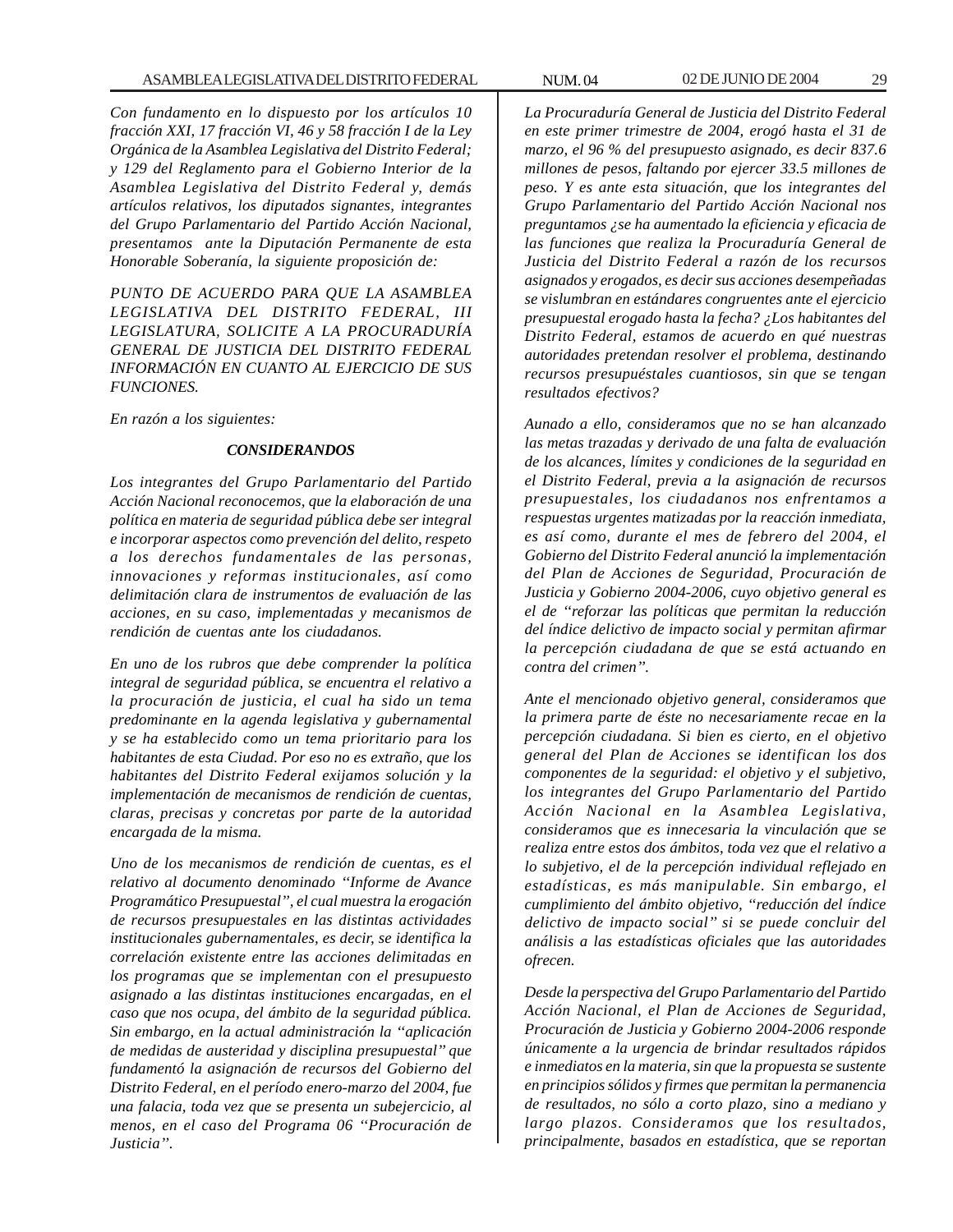*Con fundamento en lo dispuesto por los artículos 10 fracción XXI, 17 fracción VI, 46 y 58 fracción I de la Ley Orgánica de la Asamblea Legislativa del Distrito Federal; y 129 del Reglamento para el Gobierno Interior de la Asamblea Legislativa del Distrito Federal y, demás artículos relativos, los diputados signantes, integrantes del Grupo Parlamentario del Partido Acción Nacional, presentamos ante la Diputación Permanente de esta Honorable Soberanía, la siguiente proposición de:*

*PUNTO DE ACUERDO PARA QUE LA ASAMBLEA LEGISLATIVA DEL DISTRITO FEDERAL, III LEGISLATURA, SOLICITE A LA PROCURADURÍA GENERAL DE JUSTICIA DEL DISTRITO FEDERAL INFORMACIÓN EN CUANTO AL EJERCICIO DE SUS FUNCIONES.*

*En razón a los siguientes:*

***CONSIDERANDOS***

*Los integrantes del Grupo Parlamentario del Partido Acción Nacional reconocemos, que la elaboración de una política en materia de seguridad pública debe ser integral e incorporar aspectos como prevención del delito, respeto a los derechos fundamentales de las personas, innovaciones y reformas institucionales, así como delimitación clara de instrumentos de evaluación de las acciones, en su caso, implementadas y mecanismos de rendición de cuentas ante los ciudadanos.*

*En uno de los rubros que debe comprender la política integral de seguridad pública, se encuentra el relativo a la procuración de justicia, el cual ha sido un tema predominante en la agenda legislativa y gubernamental y se ha establecido como un tema prioritario para los habitantes de esta Ciudad. Por eso no es extraño, que los habitantes del Distrito Federal exijamos solución y la implementación de mecanismos de rendición de cuentas, claras, precisas y concretas por parte de la autoridad encargada de la misma.*

*Uno de los mecanismos de rendición de cuentas, es el relativo al documento denominado "Informe de Avance Programático Presupuestal", el cual muestra la erogación de recursos presupuestales en las distintas actividades institucionales gubernamentales, es decir, se identifica la correlación existente entre las acciones delimitadas en los programas que se implementan con el presupuesto asignado a las distintas instituciones encargadas, en el caso que nos ocupa, del ámbito de la seguridad pública. Sin embargo, en la actual administración la "aplicación de medidas de austeridad y disciplina presupuestal" que fundamentó la asignación de recursos del Gobierno del Distrito Federal, en el período enero-marzo del 2004, fue una falacia, toda vez que se presenta un subejercicio, al menos, en el caso del Programa 06 "Procuración de Justicia".*

*La Procuraduría General de Justicia del Distrito Federal en este primer trimestre de 2004, erogó hasta el 31 de marzo, el 96 % del presupuesto asignado, es decir 837.6 millones de pesos, faltando por ejercer 33.5 millones de peso. Y es ante esta situación, que los integrantes del Grupo Parlamentario del Partido Acción Nacional nos preguntamos ¿se ha aumentado la eficiencia y eficacia de las funciones que realiza la Procuraduría General de Justicia del Distrito Federal a razón de los recursos asignados y erogados, es decir sus acciones desempeñadas se vislumbran en estándares congruentes ante el ejercicio presupuestal erogado hasta la fecha? ¿Los habitantes del Distrito Federal, estamos de acuerdo en qué nuestras autoridades pretendan resolver el problema, destinando recursos presupuéstales cuantiosos, sin que se tengan resultados efectivos?*

*Aunado a ello, consideramos que no se han alcanzado las metas trazadas y derivado de una falta de evaluación de los alcances, límites y condiciones de la seguridad en el Distrito Federal, previa a la asignación de recursos presupuestales, los ciudadanos nos enfrentamos a respuestas urgentes matizadas por la reacción inmediata, es así como, durante el mes de febrero del 2004, el Gobierno del Distrito Federal anunció la implementación del Plan de Acciones de Seguridad, Procuración de Justicia y Gobierno 2004-2006, cuyo objetivo general es el de "reforzar las políticas que permitan la reducción del índice delictivo de impacto social y permitan afirmar la percepción ciudadana de que se está actuando en contra del crimen".*

*Ante el mencionado objetivo general, consideramos que la primera parte de éste no necesariamente recae en la percepción ciudadana. Si bien es cierto, en el objetivo general del Plan de Acciones se identifican los dos componentes de la seguridad: el objetivo y el subjetivo, los integrantes del Grupo Parlamentario del Partido Acción Nacional en la Asamblea Legislativa, consideramos que es innecesaria la vinculación que se realiza entre estos dos ámbitos, toda vez que el relativo a lo subjetivo, el de la percepción individual reflejado en estadísticas, es más manipulable. Sin embargo, el cumplimiento del ámbito objetivo, "reducción del índice delictivo de impacto social" si se puede concluir del análisis a las estadísticas oficiales que las autoridades ofrecen.*

*Desde la perspectiva del Grupo Parlamentario del Partido Acción Nacional, el Plan de Acciones de Seguridad, Procuración de Justicia y Gobierno 2004-2006 responde únicamente a la urgencia de brindar resultados rápidos e inmediatos en la materia, sin que la propuesta se sustente en principios sólidos y firmes que permitan la permanencia de resultados, no sólo a corto plazo, sino a mediano y largo plazos. Consideramos que los resultados, principalmente, basados en estadística, que se reportan*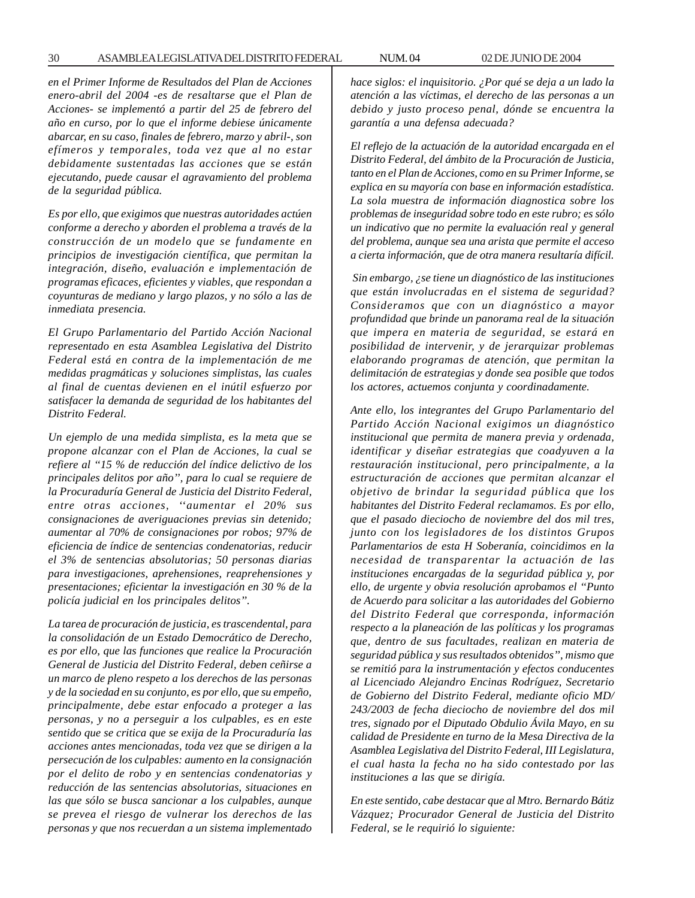*en el Primer Informe de Resultados del Plan de Acciones enero-abril del 2004 -es de resaltarse que el Plan de Acciones- se implementó a partir del 25 de febrero del año en curso, por lo que el informe debiese únicamente abarcar, en su caso, finales de febrero, marzo y abril-, son efímeros y temporales, toda vez que al no estar debidamente sustentadas las acciones que se están ejecutando, puede causar el agravamiento del problema de la seguridad pública.*

*Es por ello, que exigimos que nuestras autoridades actúen conforme a derecho y aborden el problema a través de la construcción de un modelo que se fundamente en principios de investigación científica, que permitan la integración, diseño, evaluación e implementación de programas eficaces, eficientes y viables, que respondan a coyunturas de mediano y largo plazos, y no sólo a las de inmediata presencia.*

*El Grupo Parlamentario del Partido Acción Nacional representado en esta Asamblea Legislativa del Distrito Federal está en contra de la implementación de me medidas pragmáticas y soluciones simplistas, las cuales al final de cuentas devienen en el inútil esfuerzo por satisfacer la demanda de seguridad de los habitantes del Distrito Federal.*

*Un ejemplo de una medida simplista, es la meta que se propone alcanzar con el Plan de Acciones, la cual se refiere al "15 % de reducción del índice delictivo de los principales delitos por año", para lo cual se requiere de la Procuraduría General de Justicia del Distrito Federal, entre otras acciones, ''aumentar el 20% sus consignaciones de averiguaciones previas sin detenido; aumentar al 70% de consignaciones por robos; 97% de eficiencia de índice de sentencias condenatorias, reducir el 3% de sentencias absolutorias; 50 personas diarias para investigaciones, aprehensiones, reaprehensiones y presentaciones; eficientar la investigación en 30 % de la policía judicial en los principales delitos".*

*La tarea de procuración de justicia, es trascendental, para la consolidación de un Estado Democrático de Derecho, es por ello, que las funciones que realice la Procuración General de Justicia del Distrito Federal, deben ceñirse a un marco de pleno respeto a los derechos de las personas y de la sociedad en su conjunto, es por ello, que su empeño, principalmente, debe estar enfocado a proteger a las personas, y no a perseguir a los culpables, es en este sentido que se critica que se exija de la Procuraduría las acciones antes mencionadas, toda vez que se dirigen a la persecución de los culpables: aumento en la consignación por el delito de robo y en sentencias condenatorias y reducción de las sentencias absolutorias, situaciones en las que sólo se busca sancionar a los culpables, aunque se prevea el riesgo de vulnerar los derechos de las personas y que nos recuerdan a un sistema implementado hace siglos: el inquisitorio. ¿Por qué se deja a un lado la atención a las víctimas, el derecho de las personas a un debido y justo proceso penal, dónde se encuentra la garantía a una defensa adecuada?*

*El reflejo de la actuación de la autoridad encargada en el Distrito Federal, del ámbito de la Procuración de Justicia, tanto en el Plan de Acciones, como en su Primer Informe, se explica en su mayoría con base en información estadística. La sola muestra de información diagnostica sobre los problemas de inseguridad sobre todo en este rubro; es sólo un indicativo que no permite la evaluación real y general del problema, aunque sea una arista que permite el acceso a cierta información, que de otra manera resultaría difícil.*

*Sin embargo, ¿se tiene un diagnóstico de las instituciones que están involucradas en el sistema de seguridad? Consideramos que con un diagnóstico a mayor profundidad que brinde un panorama real de la situación que impera en materia de seguridad, se estará en posibilidad de intervenir, y de jerarquizar problemas elaborando programas de atención, que permitan la delimitación de estrategias y donde sea posible que todos los actores, actuemos conjunta y coordinadamente.*

*Ante ello, los integrantes del Grupo Parlamentario del Partido Acción Nacional exigimos un diagnóstico institucional que permita de manera previa y ordenada, identificar y diseñar estrategias que coadyuven a la restauración institucional, pero principalmente, a la estructuración de acciones que permitan alcanzar el objetivo de brindar la seguridad pública que los habitantes del Distrito Federal reclamamos. Es por ello, que el pasado dieciocho de noviembre del dos mil tres, junto con los legisladores de los distintos Grupos Parlamentarios de esta H Soberanía, coincidimos en la necesidad de transparentar la actuación de las instituciones encargadas de la seguridad pública y, por ello, de urgente y obvia resolución aprobamos el "Punto de Acuerdo para solicitar a las autoridades del Gobierno del Distrito Federal que corresponda, información respecto a la planeación de las políticas y los programas que, dentro de sus facultades, realizan en materia de seguridad pública y sus resultados obtenidos", mismo que se remitió para la instrumentación y efectos conducentes al Licenciado Alejandro Encinas Rodríguez, Secretario de Gobierno del Distrito Federal, mediante oficio MD/243/2003 de fecha dieciocho de noviembre del dos mil tres, signado por el Diputado Obdulio Ávila Mayo, en su calidad de Presidente en turno de la Mesa Directiva de la Asamblea Legislativa del Distrito Federal, III Legislatura, el cual hasta la fecha no ha sido contestado por las instituciones a las que se dirigía.*

*En este sentido, cabe destacar que al Mtro. Bernardo Bátiz Vázquez; Procurador General de Justicia del Distrito Federal, se le requirió lo siguiente:*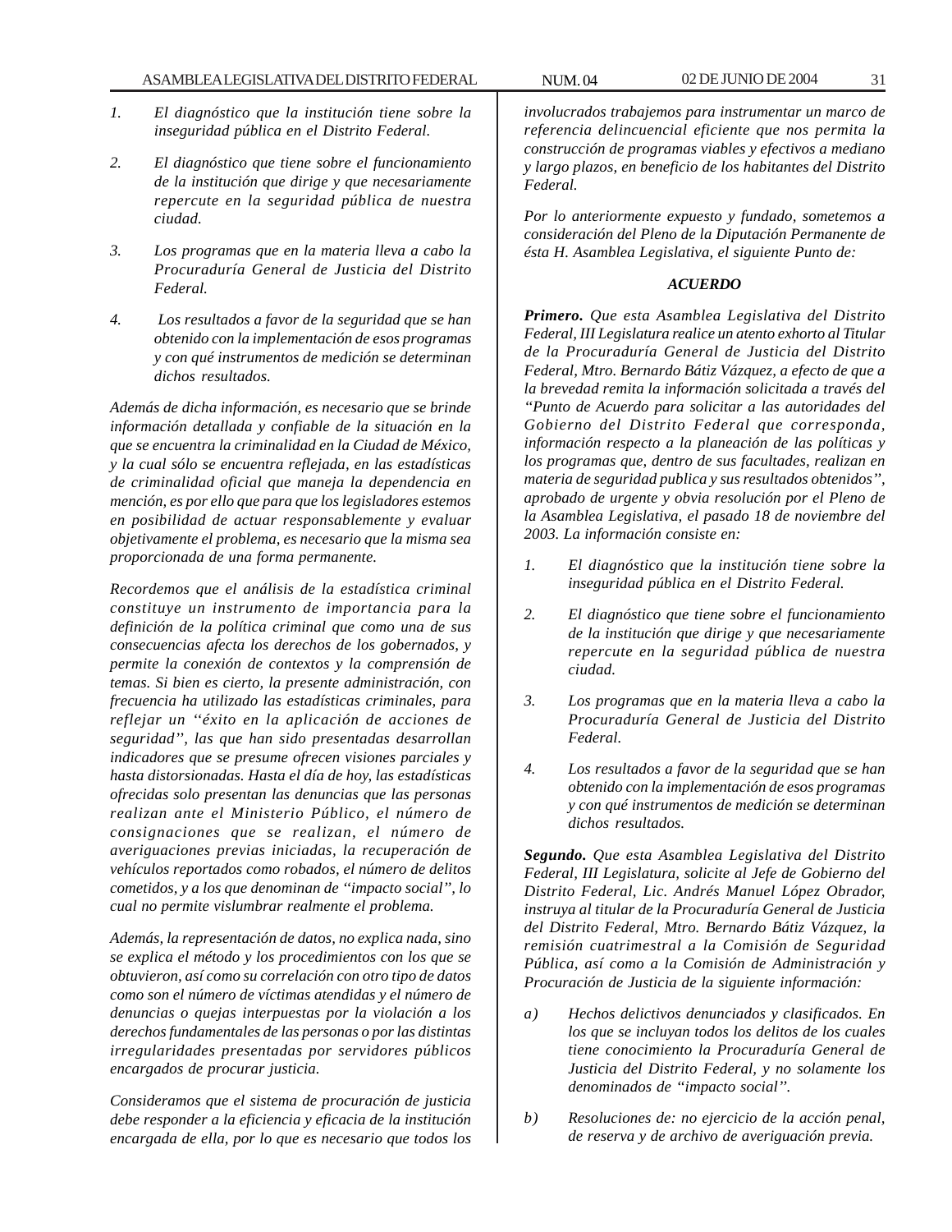1. *El diagnóstico que la institución tiene sobre la inseguridad pública en el Distrito Federal.*

2. *El diagnóstico que tiene sobre el funcionamiento de la institución que dirige y que necesariamente repercute en la seguridad pública de nuestra ciudad.*

3. *Los programas que en la materia lleva a cabo la Procuraduría General de Justicia del Distrito Federal.*

4. *Los resultados a favor de la seguridad que se han obtenido con la implementación de esos programas y con qué instrumentos de medición se determinan dichos resultados.*

*Además de dicha información, es necesario que se brinde información detallada y confiable de la situación en la que se encuentra la criminalidad en la Ciudad de México, y la cual sólo se encuentra reflejada, en las estadísticas de criminalidad oficial que maneja la dependencia en mención, es por ello que para que los legisladores estemos en posibilidad de actuar responsablemente y evaluar objetivamente el problema, es necesario que la misma sea proporcionada de una forma permanente.*

*Recordemos que el análisis de la estadística criminal constituye un instrumento de importancia para la definición de la política criminal que como una de sus consecuencias afecta los derechos de los gobernados, y permite la conexión de contextos y la comprensión de temas. Si bien es cierto, la presente administración, con frecuencia ha utilizado las estadísticas criminales, para reflejar un "éxito en la aplicación de acciones de seguridad", las que han sido presentadas desarrollan indicadores que se presume ofrecen visiones parciales y hasta distorsionadas. Hasta el día de hoy, las estadísticas ofrecidas solo presentan las denuncias que las personas realizan ante el Ministerio Público, el número de consignaciones que se realizan, el número de averiguaciones previas iniciadas, la recuperación de vehículos reportados como robados, el número de delitos cometidos, y a los que denominan de "impacto social", lo cual no permite vislumbrar realmente el problema.*

*Además, la representación de datos, no explica nada, sino se explica el método y los procedimientos con los que se obtuvieron, así como su correlación con otro tipo de datos como son el número de víctimas atendidas y el número de denuncias o quejas interpuestas por la violación a los derechos fundamentales de las personas o por las distintas irregularidades presentadas por servidores públicos encargados de procurar justicia.*

*Consideramos que el sistema de procuración de justicia debe responder a la eficiencia y eficacia de la institución encargada de ella, por lo que es necesario que todos los involucrados trabajemos para instrumentar un marco de referencia delincuencial eficiente que nos permita la construcción de programas viables y efectivos a mediano y largo plazos, en beneficio de los habitantes del Distrito Federal.*

*Por lo anteriormente expuesto y fundado, sometemos a consideración del Pleno de la Diputación Permanente de ésta H. Asamblea Legislativa, el siguiente Punto de:*

***ACUERDO***

***Primero.*** *Que esta Asamblea Legislativa del Distrito Federal, III Legislatura realice un atento exhorto al Titular de la Procuraduría General de Justicia del Distrito Federal, Mtro. Bernardo Bátiz Vázquez, a efecto de que a la brevedad remita la información solicitada a través del "Punto de Acuerdo para solicitar a las autoridades del Gobierno del Distrito Federal que corresponda, información respecto a la planeación de las políticas y los programas que, dentro de sus facultades, realizan en materia de seguridad publica y sus resultados obtenidos", aprobado de urgente y obvia resolución por el Pleno de la Asamblea Legislativa, el pasado 18 de noviembre del 2003. La información consiste en:*

1. *El diagnóstico que la institución tiene sobre la inseguridad pública en el Distrito Federal.*

2. *El diagnóstico que tiene sobre el funcionamiento de la institución que dirige y que necesariamente repercute en la seguridad pública de nuestra ciudad.*

3. *Los programas que en la materia lleva a cabo la Procuraduría General de Justicia del Distrito Federal.*

4. *Los resultados a favor de la seguridad que se han obtenido con la implementación de esos programas y con qué instrumentos de medición se determinan dichos resultados.*

***Segundo.*** *Que esta Asamblea Legislativa del Distrito Federal, III Legislatura, solicite al Jefe de Gobierno del Distrito Federal, Lic. Andrés Manuel López Obrador, instruya al titular de la Procuraduría General de Justicia del Distrito Federal, Mtro. Bernardo Bátiz Vázquez, la remisión cuatrimestral a la Comisión de Seguridad Pública, así como a la Comisión de Administración y Procuración de Justicia de la siguiente información:*

a) *Hechos delictivos denunciados y clasificados. En los que se incluyan todos los delitos de los cuales tiene conocimiento la Procuraduría General de Justicia del Distrito Federal, y no solamente los denominados de "impacto social".*

b) *Resoluciones de: no ejercicio de la acción penal, de reserva y de archivo de averiguación previa.*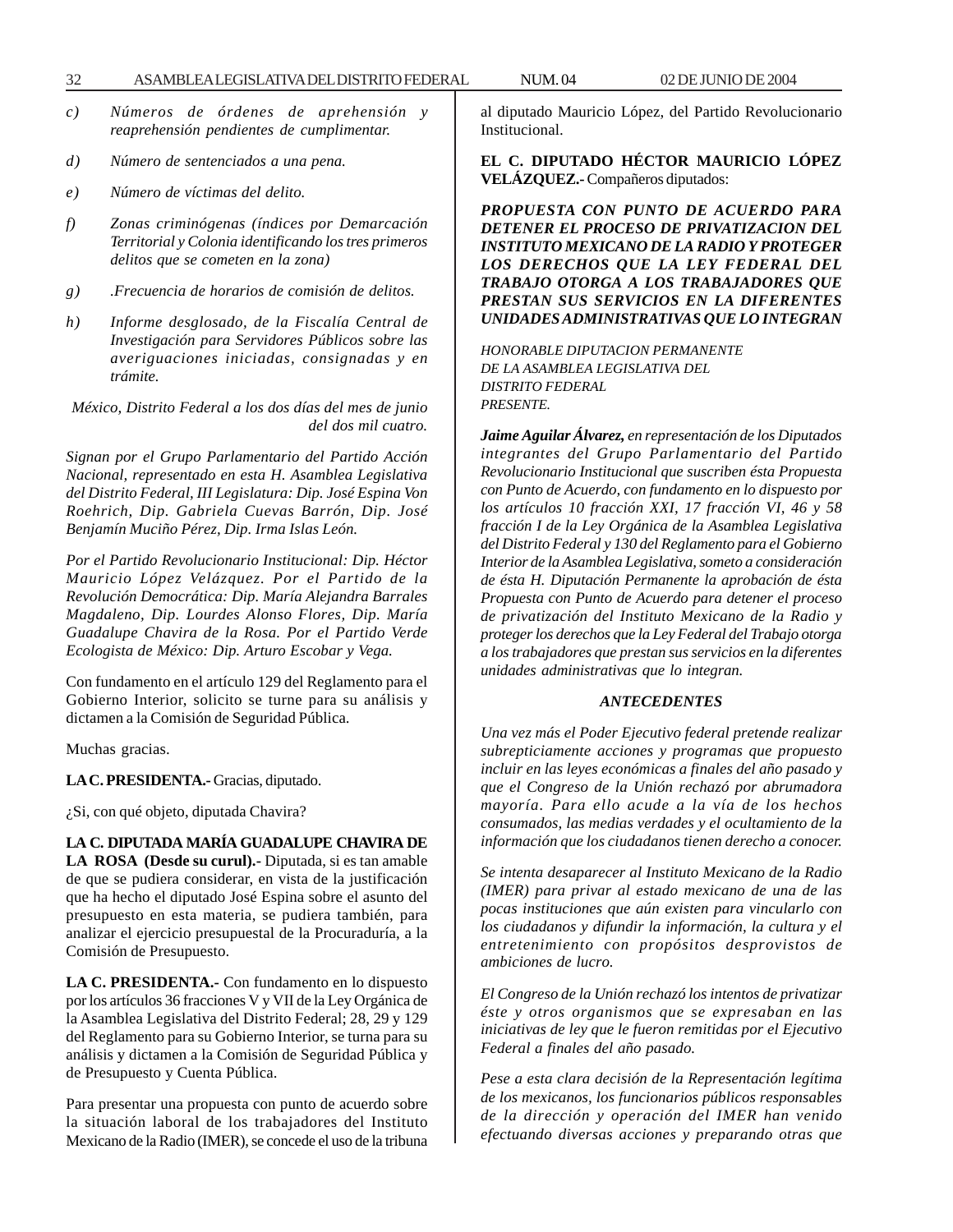*c) Números de órdenes de aprehensión y reaprehensión pendientes de cumplimentar.*

*d) Número de sentenciados a una pena.*

*e) Número de víctimas del delito.*

*f) Zonas criminógenas (índices por Demarcación Territorial y Colonia identificando los tres primeros delitos que se cometen en la zona)*

*g) .Frecuencia de horarios de comisión de delitos.*

*h) Informe desglosado, de la Fiscalía Central de Investigación para Servidores Públicos sobre las averiguaciones iniciadas, consignadas y en trámite.*

*México, Distrito Federal a los dos días del mes de junio del dos mil cuatro.*

*Signan por el Grupo Parlamentario del Partido Acción Nacional, representado en esta H. Asamblea Legislativa del Distrito Federal, III Legislatura: Dip. José Espina Von Roehrich, Dip. Gabriela Cuevas Barrón, Dip. José Benjamín Muciño Pérez, Dip. Irma Islas León.*

*Por el Partido Revolucionario Institucional: Dip. Héctor Mauricio López Velázquez. Por el Partido de la Revolución Democrática: Dip. María Alejandra Barrales Magdaleno, Dip. Lourdes Alonso Flores, Dip. María Guadalupe Chavira de la Rosa. Por el Partido Verde Ecologista de México: Dip. Arturo Escobar y Vega.*

Con fundamento en el artículo 129 del Reglamento para el Gobierno Interior, solicito se turne para su análisis y dictamen a la Comisión de Seguridad Pública.

Muchas gracias.

**LA C. PRESIDENTA.-** Gracias, diputado.

¿Si, con qué objeto, diputada Chavira?

**LA C. DIPUTADA MARÍA GUADALUPE CHAVIRA DE LA ROSA (Desde su curul).-** Diputada, si es tan amable de que se pudiera considerar, en vista de la justificación que ha hecho el diputado José Espina sobre el asunto del presupuesto en esta materia, se pudiera también, para analizar el ejercicio presupuestal de la Procuraduría, a la Comisión de Presupuesto.

**LA C. PRESIDENTA.-** Con fundamento en lo dispuesto por los artículos 36 fracciones V y VII de la Ley Orgánica de la Asamblea Legislativa del Distrito Federal; 28, 29 y 129 del Reglamento para su Gobierno Interior, se turna para su análisis y dictamen a la Comisión de Seguridad Pública y de Presupuesto y Cuenta Pública.

Para presentar una propuesta con punto de acuerdo sobre la situación laboral de los trabajadores del Instituto Mexicano de la Radio (IMER), se concede el uso de la tribuna al diputado Mauricio López, del Partido Revolucionario Institucional.

**EL C. DIPUTADO HÉCTOR MAURICIO LÓPEZ VELÁZQUEZ.-** Compañeros diputados:

***PROPUESTA CON PUNTO DE ACUERDO PARA DETENER EL PROCESO DE PRIVATIZACION DEL INSTITUTO MEXICANO DE LA RADIO Y PROTEGER LOS DERECHOS QUE LA LEY FEDERAL DEL TRABAJO OTORGA A LOS TRABAJADORES QUE PRESTAN SUS SERVICIOS EN LA DIFERENTES UNIDADES ADMINISTRATIVAS QUE LO INTEGRAN***

*HONORABLE DIPUTACION PERMANENTE*
*DE LA ASAMBLEA LEGISLATIVA DEL*
*DISTRITO FEDERAL*
*PRESENTE.*

***Jaime Aguilar Álvarez,*** *en representación de los Diputados integrantes del Grupo Parlamentario del Partido Revolucionario Institucional que suscriben ésta Propuesta con Punto de Acuerdo, con fundamento en lo dispuesto por los artículos 10 fracción XXI, 17 fracción VI, 46 y 58 fracción I de la Ley Orgánica de la Asamblea Legislativa del Distrito Federal y 130 del Reglamento para el Gobierno Interior de la Asamblea Legislativa, someto a consideración de ésta H. Diputación Permanente la aprobación de ésta Propuesta con Punto de Acuerdo para detener el proceso de privatización del Instituto Mexicano de la Radio y proteger los derechos que la Ley Federal del Trabajo otorga a los trabajadores que prestan sus servicios en la diferentes unidades administrativas que lo integran.*

***ANTECEDENTES***

*Una vez más el Poder Ejecutivo federal pretende realizar subrepticiamente acciones y programas que propuesto incluir en las leyes económicas a finales del año pasado y que el Congreso de la Unión rechazó por abrumadora mayoría. Para ello acude a la vía de los hechos consumados, las medias verdades y el ocultamiento de la información que los ciudadanos tienen derecho a conocer.*

*Se intenta desaparecer al Instituto Mexicano de la Radio (IMER) para privar al estado mexicano de una de las pocas instituciones que aún existen para vincularlo con los ciudadanos y difundir la información, la cultura y el entretenimiento con propósitos desprovistos de ambiciones de lucro.*

*El Congreso de la Unión rechazó los intentos de privatizar éste y otros organismos que se expresaban en las iniciativas de ley que le fueron remitidas por el Ejecutivo Federal a finales del año pasado.*

*Pese a esta clara decisión de la Representación legítima de los mexicanos, los funcionarios públicos responsables de la dirección y operación del IMER han venido efectuando diversas acciones y preparando otras que*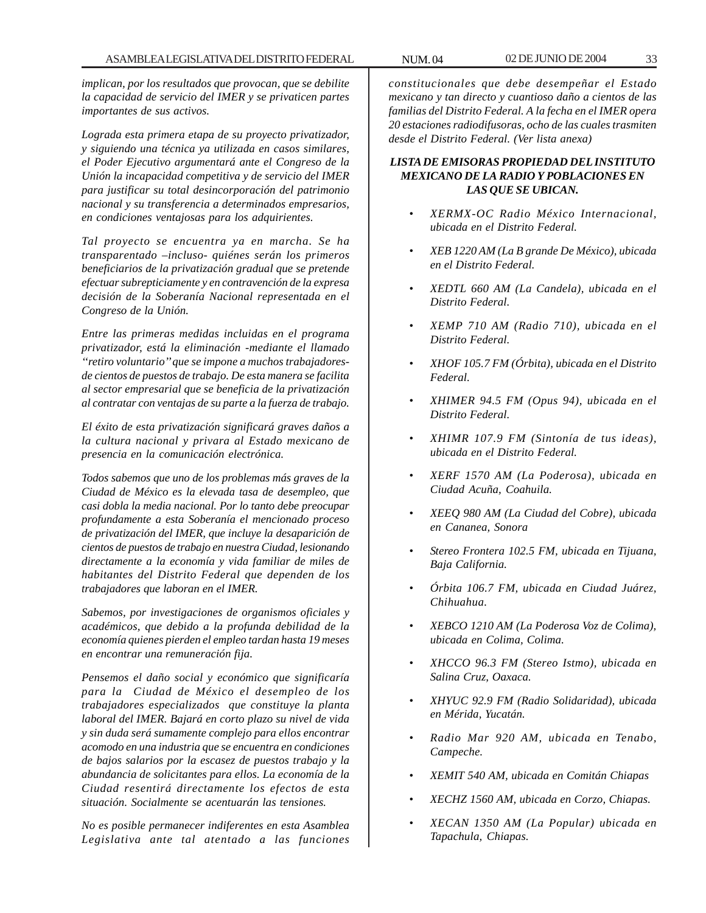*implican, por los resultados que provocan, que se debilite la capacidad de servicio del IMER y se privaticen partes importantes de sus activos.*

*Lograda esta primera etapa de su proyecto privatizador, y siguiendo una técnica ya utilizada en casos similares, el Poder Ejecutivo argumentará ante el Congreso de la Unión la incapacidad competitiva y de servicio del IMER para justificar su total desincorporación del patrimonio nacional y su transferencia a determinados empresarios, en condiciones ventajosas para los adquirientes.*

*Tal proyecto se encuentra ya en marcha. Se ha transparentado –incluso- quiénes serán los primeros beneficiarios de la privatización gradual que se pretende efectuar subrepticiamente y en contravención de la expresa decisión de la Soberanía Nacional representada en el Congreso de la Unión.*

*Entre las primeras medidas incluidas en el programa privatizador, está la eliminación -mediante el llamado ''retiro voluntario'' que se impone a muchos trabajadores- de cientos de puestos de trabajo. De esta manera se facilita al sector empresarial que se beneficia de la privatización al contratar con ventajas de su parte a la fuerza de trabajo.*

*El éxito de esta privatización significará graves daños a la cultura nacional y privara al Estado mexicano de presencia en la comunicación electrónica.*

*Todos sabemos que uno de los problemas más graves de la Ciudad de México es la elevada tasa de desempleo, que casi dobla la media nacional. Por lo tanto debe preocupar profundamente a esta Soberanía el mencionado proceso de privatización del IMER, que incluye la desaparición de cientos de puestos de trabajo en nuestra Ciudad, lesionando directamente a la economía y vida familiar de miles de habitantes del Distrito Federal que dependen de los trabajadores que laboran en el IMER.*

*Sabemos, por investigaciones de organismos oficiales y académicos, que debido a la profunda debilidad de la economía quienes pierden el empleo tardan hasta 19 meses en encontrar una remuneración fija.*

*Pensemos el daño social y económico que significaría para la Ciudad de México el desempleo de los trabajadores especializados que constituye la planta laboral del IMER. Bajará en corto plazo su nivel de vida y sin duda será sumamente complejo para ellos encontrar acomodo en una industria que se encuentra en condiciones de bajos salarios por la escasez de puestos trabajo y la abundancia de solicitantes para ellos. La economía de la Ciudad resentirá directamente los efectos de esta situación. Socialmente se acentuarán las tensiones.*

*No es posible permanecer indiferentes en esta Asamblea Legislativa ante tal atentado a las funciones constitucionales que debe desempeñar el Estado mexicano y tan directo y cuantioso daño a cientos de las familias del Distrito Federal. A la fecha en el IMER opera 20 estaciones radiodifusoras, ocho de las cuales trasmiten desde el Distrito Federal. (Ver lista anexa)*

***LISTA DE EMISORAS PROPIEDAD DEL INSTITUTO MEXICANO DE LA RADIO Y POBLACIONES EN LAS QUE SE UBICAN.***

- *XERMX-OC Radio México Internacional, ubicada en el Distrito Federal.*
- *XEB 1220 AM (La B grande De México), ubicada en el Distrito Federal.*
- *XEDTL 660 AM (La Candela), ubicada en el Distrito Federal.*
- *XEMP 710 AM (Radio 710), ubicada en el Distrito Federal.*
- *XHOF 105.7 FM (Órbita), ubicada en el Distrito Federal.*
- *XHIMER 94.5 FM (Opus 94), ubicada en el Distrito Federal.*
- *XHIMR 107.9 FM (Sintonía de tus ideas), ubicada en el Distrito Federal.*
- *XERF 1570 AM (La Poderosa), ubicada en Ciudad Acuña, Coahuila.*
- *XEEQ 980 AM (La Ciudad del Cobre), ubicada en Cananea, Sonora*
- *Stereo Frontera 102.5 FM, ubicada en Tijuana, Baja California.*
- *Órbita 106.7 FM, ubicada en Ciudad Juárez, Chihuahua.*
- *XEBCO 1210 AM (La Poderosa Voz de Colima), ubicada en Colima, Colima.*
- *XHCCO 96.3 FM (Stereo Istmo), ubicada en Salina Cruz, Oaxaca.*
- *XHYUC 92.9 FM (Radio Solidaridad), ubicada en Mérida, Yucatán.*
- *Radio Mar 920 AM, ubicada en Tenabo, Campeche.*
- *XEMIT 540 AM, ubicada en Comitán Chiapas*
- *XECHZ 1560 AM, ubicada en Corzo, Chiapas.*
- *XECAN 1350 AM (La Popular) ubicada en Tapachula, Chiapas.*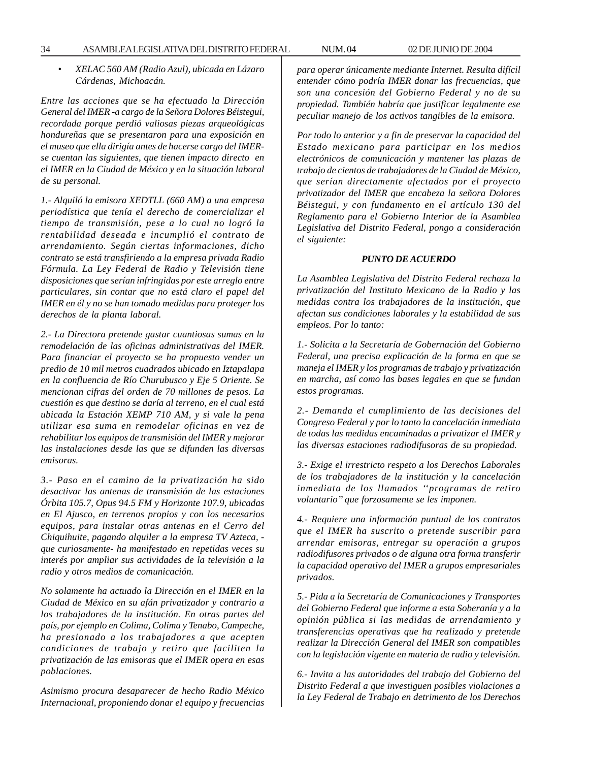- *XELAC 560 AM (Radio Azul), ubicada en Lázaro Cárdenas, Michoacán.*

*Entre las acciones que se ha efectuado la Dirección General del IMER -a cargo de la Señora Dolores Béistegui, recordada porque perdió valiosas piezas arqueológicas hondureñas que se presentaron para una exposición en el museo que ella dirigía antes de hacerse cargo del IMER-se cuentan las siguientes, que tienen impacto directo en el IMER en la Ciudad de México y en la situación laboral de su personal.*

*1.- Alquiló la emisora XEDTLL (660 AM) a una empresa periodística que tenía el derecho de comercializar el tiempo de transmisión, pese a lo cual no logró la rentabilidad deseada e incumplió el contrato de arrendamiento. Según ciertas informaciones, dicho contrato se está transfiriendo a la empresa privada Radio Fórmula. La Ley Federal de Radio y Televisión tiene disposiciones que serían infringidas por este arreglo entre particulares, sin contar que no está claro el papel del IMER en él y no se han tomado medidas para proteger los derechos de la planta laboral.*

*2.- La Directora pretende gastar cuantiosas sumas en la remodelación de las oficinas administrativas del IMER. Para financiar el proyecto se ha propuesto vender un predio de 10 mil metros cuadrados ubicado en Iztapalapa en la confluencia de Río Churubusco y Eje 5 Oriente. Se mencionan cifras del orden de 70 millones de pesos. La cuestión es que destino se daría al terreno, en el cual está ubicada la Estación XEMP 710 AM, y si vale la pena utilizar esa suma en remodelar oficinas en vez de rehabilitar los equipos de transmisión del IMER y mejorar las instalaciones desde las que se difunden las diversas emisoras.*

*3.- Paso en el camino de la privatización ha sido desactivar las antenas de transmisión de las estaciones Órbita 105.7, Opus 94.5 FM y Horizonte 107.9, ubicadas en El Ajusco, en terrenos propios y con los necesarios equipos, para instalar otras antenas en el Cerro del Chiquihuite, pagando alquiler a la empresa TV Azteca, -que curiosamente- ha manifestado en repetidas veces su interés por ampliar sus actividades de la televisión a la radio y otros medios de comunicación.*

*No solamente ha actuado la Dirección en el IMER en la Ciudad de México en su afán privatizador y contrario a los trabajadores de la institución. En otras partes del país, por ejemplo en Colima, Colima y Tenabo, Campeche, ha presionado a los trabajadores a que acepten condiciones de trabajo y retiro que faciliten la privatización de las emisoras que el IMER opera en esas poblaciones.*

*Asimismo procura desaparecer de hecho Radio México Internacional, proponiendo donar el equipo y frecuencias para operar únicamente mediante Internet. Resulta difícil entender cómo podría IMER donar las frecuencias, que son una concesión del Gobierno Federal y no de su propiedad. También habría que justificar legalmente ese peculiar manejo de los activos tangibles de la emisora.*

*Por todo lo anterior y a fin de preservar la capacidad del Estado mexicano para participar en los medios electrónicos de comunicación y mantener las plazas de trabajo de cientos de trabajadores de la Ciudad de México, que serían directamente afectados por el proyecto privatizador del IMER que encabeza la señora Dolores Béistegui, y con fundamento en el artículo 130 del Reglamento para el Gobierno Interior de la Asamblea Legislativa del Distrito Federal, pongo a consideración el siguiente:*

***PUNTO DE ACUERDO***

*La Asamblea Legislativa del Distrito Federal rechaza la privatización del Instituto Mexicano de la Radio y las medidas contra los trabajadores de la institución, que afectan sus condiciones laborales y la estabilidad de sus empleos. Por lo tanto:*

*1.- Solicita a la Secretaría de Gobernación del Gobierno Federal, una precisa explicación de la forma en que se maneja el IMER y los programas de trabajo y privatización en marcha, así como las bases legales en que se fundan estos programas.*

*2.- Demanda el cumplimiento de las decisiones del Congreso Federal y por lo tanto la cancelación inmediata de todas las medidas encaminadas a privatizar el IMER y las diversas estaciones radiodifusoras de su propiedad.*

*3.- Exige el irrestricto respeto a los Derechos Laborales de los trabajadores de la institución y la cancelación inmediata de los llamados ''programas de retiro voluntario'' que forzosamente se les imponen.*

*4.- Requiere una información puntual de los contratos que el IMER ha suscrito o pretende suscribir para arrendar emisoras, entregar su operación a grupos radiodifusores privados o de alguna otra forma transferir la capacidad operativo del IMER a grupos empresariales privados.*

*5.- Pida a la Secretaría de Comunicaciones y Transportes del Gobierno Federal que informe a esta Soberanía y a la opinión pública si las medidas de arrendamiento y transferencias operativas que ha realizado y pretende realizar la Dirección General del IMER son compatibles con la legislación vigente en materia de radio y televisión.*

*6.- Invita a las autoridades del trabajo del Gobierno del Distrito Federal a que investiguen posibles violaciones a la Ley Federal de Trabajo en detrimento de los Derechos*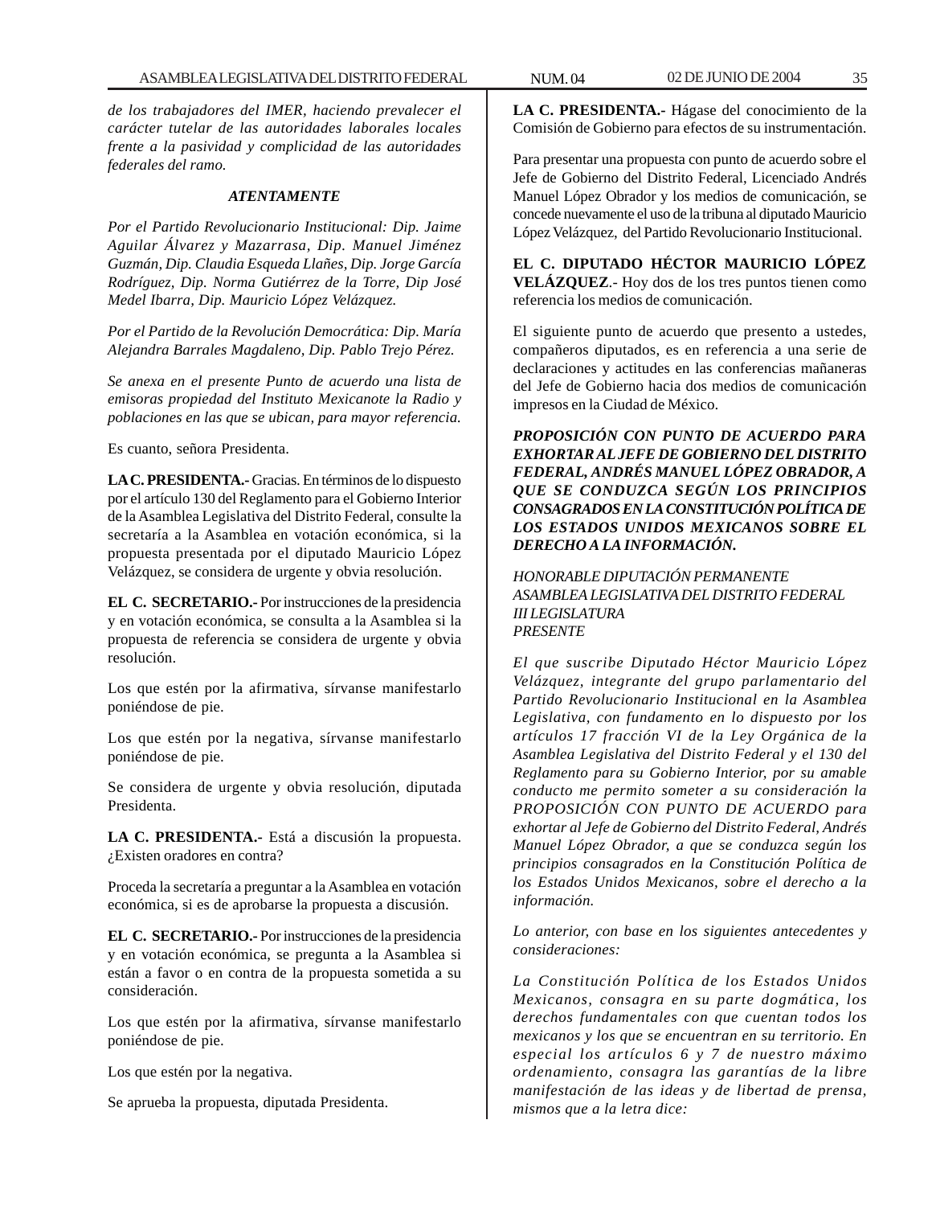*de los trabajadores del IMER, haciendo prevalecer el carácter tutelar de las autoridades laborales locales frente a la pasividad y complicidad de las autoridades federales del ramo.*

***ATENTAMENTE***

*Por el Partido Revolucionario Institucional: Dip. Jaime Aguilar Álvarez y Mazarrasa, Dip. Manuel Jiménez Guzmán, Dip. Claudia Esqueda Llañes, Dip. Jorge García Rodríguez, Dip. Norma Gutiérrez de la Torre, Dip José Medel Ibarra, Dip. Mauricio López Velázquez.*

*Por el Partido de la Revolución Democrática: Dip. María Alejandra Barrales Magdaleno, Dip. Pablo Trejo Pérez.*

*Se anexa en el presente Punto de acuerdo una lista de emisoras propiedad del Instituto Mexicanote la Radio y poblaciones en las que se ubican, para mayor referencia.*

Es cuanto, señora Presidenta.

**LA C. PRESIDENTA.-** Gracias. En términos de lo dispuesto por el artículo 130 del Reglamento para el Gobierno Interior de la Asamblea Legislativa del Distrito Federal, consulte la secretaría a la Asamblea en votación económica, si la propuesta presentada por el diputado Mauricio López Velázquez, se considera de urgente y obvia resolución.

**EL C. SECRETARIO.-** Por instrucciones de la presidencia y en votación económica, se consulta a la Asamblea si la propuesta de referencia se considera de urgente y obvia resolución.

Los que estén por la afirmativa, sírvanse manifestarlo poniéndose de pie.

Los que estén por la negativa, sírvanse manifestarlo poniéndose de pie.

Se considera de urgente y obvia resolución, diputada Presidenta.

**LA C. PRESIDENTA.-** Está a discusión la propuesta. ¿Existen oradores en contra?

Proceda la secretaría a preguntar a la Asamblea en votación económica, si es de aprobarse la propuesta a discusión.

**EL C. SECRETARIO.-** Por instrucciones de la presidencia y en votación económica, se pregunta a la Asamblea si están a favor o en contra de la propuesta sometida a su consideración.

Los que estén por la afirmativa, sírvanse manifestarlo poniéndose de pie.

Los que estén por la negativa.

Se aprueba la propuesta, diputada Presidenta.

**LA C. PRESIDENTA.-** Hágase del conocimiento de la Comisión de Gobierno para efectos de su instrumentación.

Para presentar una propuesta con punto de acuerdo sobre el Jefe de Gobierno del Distrito Federal, Licenciado Andrés Manuel López Obrador y los medios de comunicación, se concede nuevamente el uso de la tribuna al diputado Mauricio López Velázquez, del Partido Revolucionario Institucional.

**EL C. DIPUTADO HÉCTOR MAURICIO LÓPEZ VELÁZQUEZ**.- Hoy dos de los tres puntos tienen como referencia los medios de comunicación.

El siguiente punto de acuerdo que presento a ustedes, compañeros diputados, es en referencia a una serie de declaraciones y actitudes en las conferencias mañaneras del Jefe de Gobierno hacia dos medios de comunicación impresos en la Ciudad de México.

***PROPOSICIÓN CON PUNTO DE ACUERDO PARA EXHORTAR AL JEFE DE GOBIERNO DEL DISTRITO FEDERAL, ANDRÉS MANUEL LÓPEZ OBRADOR, A QUE SE CONDUZCA SEGÚN LOS PRINCIPIOS CONSAGRADOS EN LA CONSTITUCIÓN POLÍTICA DE LOS ESTADOS UNIDOS MEXICANOS SOBRE EL DERECHO A LA INFORMACIÓN.***

*HONORABLE DIPUTACIÓN PERMANENTE*
*ASAMBLEA LEGISLATIVA DEL DISTRITO FEDERAL*
*III LEGISLATURA*
*PRESENTE*

*El que suscribe Diputado Héctor Mauricio López Velázquez, integrante del grupo parlamentario del Partido Revolucionario Institucional en la Asamblea Legislativa, con fundamento en lo dispuesto por los artículos 17 fracción VI de la Ley Orgánica de la Asamblea Legislativa del Distrito Federal y el 130 del Reglamento para su Gobierno Interior, por su amable conducto me permito someter a su consideración la PROPOSICIÓN CON PUNTO DE ACUERDO para exhortar al Jefe de Gobierno del Distrito Federal, Andrés Manuel López Obrador, a que se conduzca según los principios consagrados en la Constitución Política de los Estados Unidos Mexicanos, sobre el derecho a la información.*

*Lo anterior, con base en los siguientes antecedentes y consideraciones:*

*La Constitución Política de los Estados Unidos Mexicanos, consagra en su parte dogmática, los derechos fundamentales con que cuentan todos los mexicanos y los que se encuentran en su territorio. En especial los artículos 6 y 7 de nuestro máximo ordenamiento, consagra las garantías de la libre manifestación de las ideas y de libertad de prensa, mismos que a la letra dice:*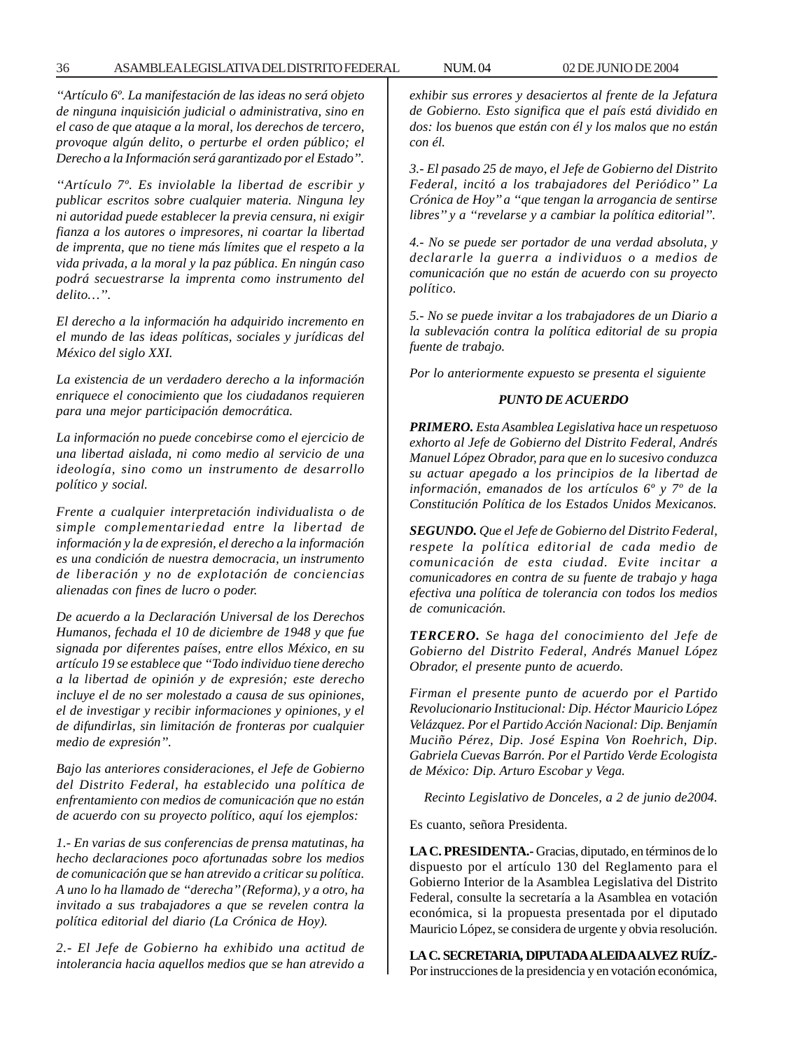*"Artículo 6º. La manifestación de las ideas no será objeto de ninguna inquisición judicial o administrativa, sino en el caso de que ataque a la moral, los derechos de tercero, provoque algún delito, o perturbe el orden público; el Derecho a la Información será garantizado por el Estado".*

*"Artículo 7º. Es inviolable la libertad de escribir y publicar escritos sobre cualquier materia. Ninguna ley ni autoridad puede establecer la previa censura, ni exigir fianza a los autores o impresores, ni coartar la libertad de imprenta, que no tiene más límites que el respeto a la vida privada, a la moral y la paz pública. En ningún caso podrá secuestrarse la imprenta como instrumento del delito…".*

*El derecho a la información ha adquirido incremento en el mundo de las ideas políticas, sociales y jurídicas del México del siglo XXI.*

*La existencia de un verdadero derecho a la información enriquece el conocimiento que los ciudadanos requieren para una mejor participación democrática.*

*La información no puede concebirse como el ejercicio de una libertad aislada, ni como medio al servicio de una ideología, sino como un instrumento de desarrollo político y social.*

*Frente a cualquier interpretación individualista o de simple complementariedad entre la libertad de información y la de expresión, el derecho a la información es una condición de nuestra democracia, un instrumento de liberación y no de explotación de conciencias alienadas con fines de lucro o poder.*

*De acuerdo a la Declaración Universal de los Derechos Humanos, fechada el 10 de diciembre de 1948 y que fue signada por diferentes países, entre ellos México, en su artículo 19 se establece que "Todo individuo tiene derecho a la libertad de opinión y de expresión; este derecho incluye el de no ser molestado a causa de sus opiniones, el de investigar y recibir informaciones y opiniones, y el de difundirlas, sin limitación de fronteras por cualquier medio de expresión".*

*Bajo las anteriores consideraciones, el Jefe de Gobierno del Distrito Federal, ha establecido una política de enfrentamiento con medios de comunicación que no están de acuerdo con su proyecto político, aquí los ejemplos:*

*1.- En varias de sus conferencias de prensa matutinas, ha hecho declaraciones poco afortunadas sobre los medios de comunicación que se han atrevido a criticar su política. A uno lo ha llamado de "derecha" (Reforma), y a otro, ha invitado a sus trabajadores a que se revelen contra la política editorial del diario (La Crónica de Hoy).*

*2.- El Jefe de Gobierno ha exhibido una actitud de intolerancia hacia aquellos medios que se han atrevido a exhibir sus errores y desaciertos al frente de la Jefatura de Gobierno. Esto significa que el país está dividido en dos: los buenos que están con él y los malos que no están con él.*

*3.- El pasado 25 de mayo, el Jefe de Gobierno del Distrito Federal, incitó a los trabajadores del Periódico" La Crónica de Hoy" a "que tengan la arrogancia de sentirse libres" y a "revelarse y a cambiar la política editorial".*

*4.- No se puede ser portador de una verdad absoluta, y declararle la guerra a individuos o a medios de comunicación que no están de acuerdo con su proyecto político.*

*5.- No se puede invitar a los trabajadores de un Diario a la sublevación contra la política editorial de su propia fuente de trabajo.*

*Por lo anteriormente expuesto se presenta el siguiente*

***PUNTO DE ACUERDO***

***PRIMERO.*** *Esta Asamblea Legislativa hace un respetuoso exhorto al Jefe de Gobierno del Distrito Federal, Andrés Manuel López Obrador, para que en lo sucesivo conduzca su actuar apegado a los principios de la libertad de información, emanados de los artículos 6º y 7º de la Constitución Política de los Estados Unidos Mexicanos.*

***SEGUNDO.*** *Que el Jefe de Gobierno del Distrito Federal, respete la política editorial de cada medio de comunicación de esta ciudad. Evite incitar a comunicadores en contra de su fuente de trabajo y haga efectiva una política de tolerancia con todos los medios de comunicación.*

***TERCERO.*** *Se haga del conocimiento del Jefe de Gobierno del Distrito Federal, Andrés Manuel López Obrador, el presente punto de acuerdo.*

*Firman el presente punto de acuerdo por el Partido Revolucionario Institucional: Dip. Héctor Mauricio López Velázquez. Por el Partido Acción Nacional: Dip. Benjamín Muciño Pérez, Dip. José Espina Von Roehrich, Dip. Gabriela Cuevas Barrón. Por el Partido Verde Ecologista de México: Dip. Arturo Escobar y Vega.*

*Recinto Legislativo de Donceles, a 2 de junio de2004.*

Es cuanto, señora Presidenta.

**LA C. PRESIDENTA.-** Gracias, diputado, en términos de lo dispuesto por el artículo 130 del Reglamento para el Gobierno Interior de la Asamblea Legislativa del Distrito Federal, consulte la secretaría a la Asamblea en votación económica, si la propuesta presentada por el diputado Mauricio López, se considera de urgente y obvia resolución.

**LA C. SECRETARIA, DIPUTADA ALEIDA ALVEZ RUÍZ.-** Por instrucciones de la presidencia y en votación económica,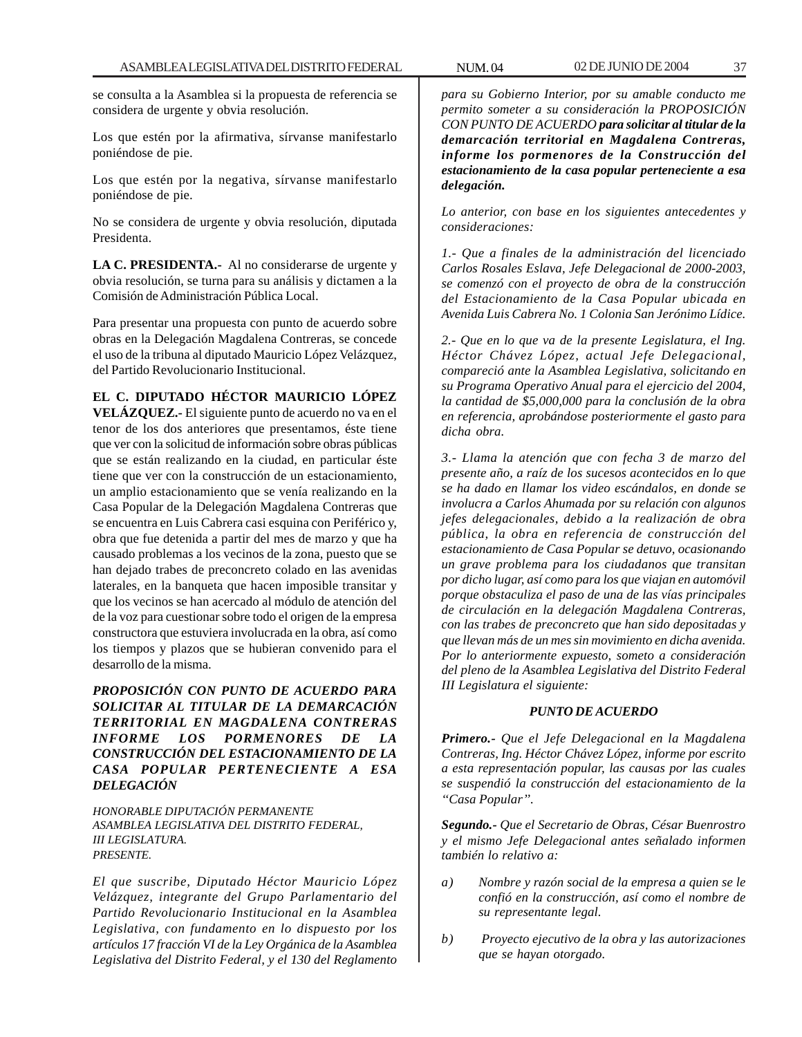se consulta a la Asamblea si la propuesta de referencia se considera de urgente y obvia resolución.

Los que estén por la afirmativa, sírvanse manifestarlo poniéndose de pie.

Los que estén por la negativa, sírvanse manifestarlo poniéndose de pie.

No se considera de urgente y obvia resolución, diputada Presidenta.

**LA C. PRESIDENTA.-** Al no considerarse de urgente y obvia resolución, se turna para su análisis y dictamen a la Comisión de Administración Pública Local.

Para presentar una propuesta con punto de acuerdo sobre obras en la Delegación Magdalena Contreras, se concede el uso de la tribuna al diputado Mauricio López Velázquez, del Partido Revolucionario Institucional.

**EL C. DIPUTADO HÉCTOR MAURICIO LÓPEZ VELÁZQUEZ.-** El siguiente punto de acuerdo no va en el tenor de los dos anteriores que presentamos, éste tiene que ver con la solicitud de información sobre obras públicas que se están realizando en la ciudad, en particular éste tiene que ver con la construcción de un estacionamiento, un amplio estacionamiento que se venía realizando en la Casa Popular de la Delegación Magdalena Contreras que se encuentra en Luis Cabrera casi esquina con Periférico y, obra que fue detenida a partir del mes de marzo y que ha causado problemas a los vecinos de la zona, puesto que se han dejado trabes de preconcreto colado en las avenidas laterales, en la banqueta que hacen imposible transitar y que los vecinos se han acercado al módulo de atención del de la voz para cuestionar sobre todo el origen de la empresa constructora que estuviera involucrada en la obra, así como los tiempos y plazos que se hubieran convenido para el desarrollo de la misma.

***PROPOSICIÓN CON PUNTO DE ACUERDO PARA SOLICITAR AL TITULAR DE LA DEMARCACIÓN TERRITORIAL EN MAGDALENA CONTRERAS INFORME LOS PORMENORES DE LA CONSTRUCCIÓN DEL ESTACIONAMIENTO DE LA CASA POPULAR PERTENECIENTE A ESA DELEGACIÓN***

*HONORABLE DIPUTACIÓN PERMANENTE*
*ASAMBLEA LEGISLATIVA DEL DISTRITO FEDERAL,*
*III LEGISLATURA.*
*PRESENTE.*

*El que suscribe, Diputado Héctor Mauricio López Velázquez, integrante del Grupo Parlamentario del Partido Revolucionario Institucional en la Asamblea Legislativa, con fundamento en lo dispuesto por los artículos 17 fracción VI de la Ley Orgánica de la Asamblea Legislativa del Distrito Federal, y el 130 del Reglamento para su Gobierno Interior, por su amable conducto me permito someter a su consideración la PROPOSICIÓN CON PUNTO DE ACUERDO* ***para solicitar al titular de la demarcación territorial en Magdalena Contreras, informe los pormenores de la Construcción del estacionamiento de la casa popular perteneciente a esa delegación.***

*Lo anterior, con base en los siguientes antecedentes y consideraciones:*

*1.- Que a finales de la administración del licenciado Carlos Rosales Eslava, Jefe Delegacional de 2000-2003, se comenzó con el proyecto de obra de la construcción del Estacionamiento de la Casa Popular ubicada en Avenida Luis Cabrera No. 1 Colonia San Jerónimo Lídice.*

*2.- Que en lo que va de la presente Legislatura, el Ing. Héctor Chávez López, actual Jefe Delegacional, compareció ante la Asamblea Legislativa, solicitando en su Programa Operativo Anual para el ejercicio del 2004, la cantidad de $5,000,000 para la conclusión de la obra en referencia, aprobándose posteriormente el gasto para dicha obra.*

*3.- Llama la atención que con fecha 3 de marzo del presente año, a raíz de los sucesos acontecidos en lo que se ha dado en llamar los video escándalos, en donde se involucra a Carlos Ahumada por su relación con algunos jefes delegacionales, debido a la realización de obra pública, la obra en referencia de construcción del estacionamiento de Casa Popular se detuvo, ocasionando un grave problema para los ciudadanos que transitan por dicho lugar, así como para los que viajan en automóvil porque obstaculiza el paso de una de las vías principales de circulación en la delegación Magdalena Contreras, con las trabes de preconcreto que han sido depositadas y que llevan más de un mes sin movimiento en dicha avenida. Por lo anteriormente expuesto, someto a consideración del pleno de la Asamblea Legislativa del Distrito Federal III Legislatura el siguiente:*

***PUNTO DE ACUERDO***

***Primero.-*** *Que el Jefe Delegacional en la Magdalena Contreras, Ing. Héctor Chávez López, informe por escrito a esta representación popular, las causas por las cuales se suspendió la construcción del estacionamiento de la "Casa Popular".*

***Segundo.-*** *Que el Secretario de Obras, César Buenrostro y el mismo Jefe Delegacional antes señalado informen también lo relativo a:*

*a) Nombre y razón social de la empresa a quien se le confió en la construcción, así como el nombre de su representante legal.*

*b) Proyecto ejecutivo de la obra y las autorizaciones que se hayan otorgado.*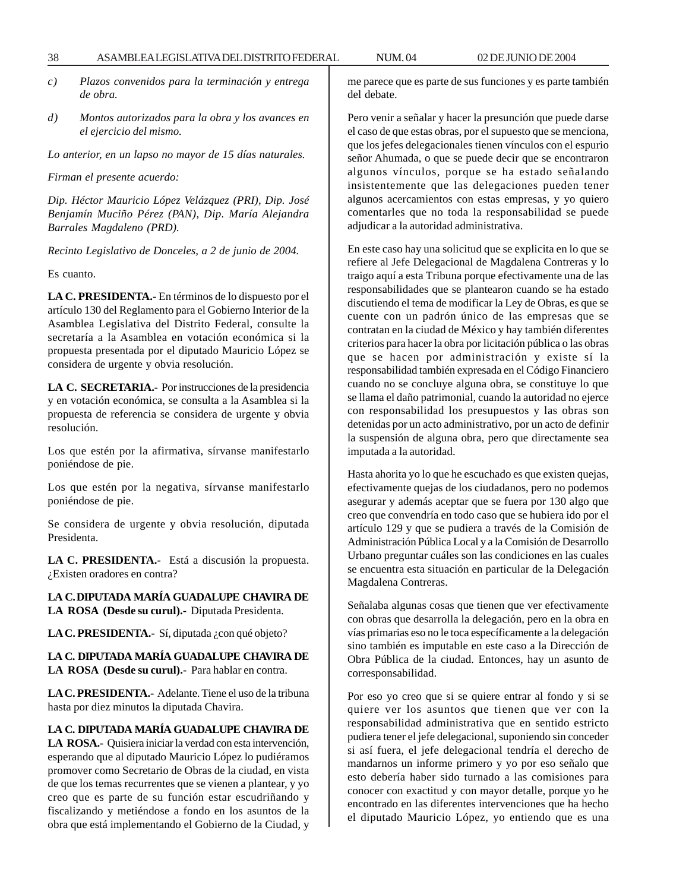*c) Plazos convenidos para la terminación y entrega de obra.*

*d) Montos autorizados para la obra y los avances en el ejercicio del mismo.*

*Lo anterior, en un lapso no mayor de 15 días naturales.*

*Firman el presente acuerdo:*

*Dip. Héctor Mauricio López Velázquez (PRI), Dip. José Benjamín Muciño Pérez (PAN), Dip. María Alejandra Barrales Magdaleno (PRD).*

*Recinto Legislativo de Donceles, a 2 de junio de 2004.*

Es cuanto.

**LA C. PRESIDENTA.-** En términos de lo dispuesto por el artículo 130 del Reglamento para el Gobierno Interior de la Asamblea Legislativa del Distrito Federal, consulte la secretaría a la Asamblea en votación económica si la propuesta presentada por el diputado Mauricio López se considera de urgente y obvia resolución.

**LA C. SECRETARIA.-** Por instrucciones de la presidencia y en votación económica, se consulta a la Asamblea si la propuesta de referencia se considera de urgente y obvia resolución.

Los que estén por la afirmativa, sírvanse manifestarlo poniéndose de pie.

Los que estén por la negativa, sírvanse manifestarlo poniéndose de pie.

Se considera de urgente y obvia resolución, diputada Presidenta.

**LA C. PRESIDENTA.-** Está a discusión la propuesta. ¿Existen oradores en contra?

**LA C. DIPUTADA MARÍA GUADALUPE CHAVIRA DE LA ROSA (Desde su curul).-** Diputada Presidenta.

**LA C. PRESIDENTA.-** Sí, diputada ¿con qué objeto?

**LA C. DIPUTADA MARÍA GUADALUPE CHAVIRA DE LA ROSA (Desde su curul).-** Para hablar en contra.

**LA C. PRESIDENTA.-** Adelante. Tiene el uso de la tribuna hasta por diez minutos la diputada Chavira.

**LA C. DIPUTADA MARÍA GUADALUPE CHAVIRA DE LA ROSA.-** Quisiera iniciar la verdad con esta intervención, esperando que al diputado Mauricio López lo pudiéramos promover como Secretario de Obras de la ciudad, en vista de que los temas recurrentes que se vienen a plantear, y yo creo que es parte de su función estar escudriñando y fiscalizando y metiéndose a fondo en los asuntos de la obra que está implementando el Gobierno de la Ciudad, y me parece que es parte de sus funciones y es parte también del debate.

Pero venir a señalar y hacer la presunción que puede darse el caso de que estas obras, por el supuesto que se menciona, que los jefes delegacionales tienen vínculos con el espurio señor Ahumada, o que se puede decir que se encontraron algunos vínculos, porque se ha estado señalando insistentemente que las delegaciones pueden tener algunos acercamientos con estas empresas, y yo quiero comentarles que no toda la responsabilidad se puede adjudicar a la autoridad administrativa.

En este caso hay una solicitud que se explicita en lo que se refiere al Jefe Delegacional de Magdalena Contreras y lo traigo aquí a esta Tribuna porque efectivamente una de las responsabilidades que se plantearon cuando se ha estado discutiendo el tema de modificar la Ley de Obras, es que se cuente con un padrón único de las empresas que se contratan en la ciudad de México y hay también diferentes criterios para hacer la obra por licitación pública o las obras que se hacen por administración y existe sí la responsabilidad también expresada en el Código Financiero cuando no se concluye alguna obra, se constituye lo que se llama el daño patrimonial, cuando la autoridad no ejerce con responsabilidad los presupuestos y las obras son detenidas por un acto administrativo, por un acto de definir la suspensión de alguna obra, pero que directamente sea imputada a la autoridad.

Hasta ahorita yo lo que he escuchado es que existen quejas, efectivamente quejas de los ciudadanos, pero no podemos asegurar y además aceptar que se fuera por 130 algo que creo que convendría en todo caso que se hubiera ido por el artículo 129 y que se pudiera a través de la Comisión de Administración Pública Local y a la Comisión de Desarrollo Urbano preguntar cuáles son las condiciones en las cuales se encuentra esta situación en particular de la Delegación Magdalena Contreras.

Señalaba algunas cosas que tienen que ver efectivamente con obras que desarrolla la delegación, pero en la obra en vías primarias eso no le toca específicamente a la delegación sino también es imputable en este caso a la Dirección de Obra Pública de la ciudad. Entonces, hay un asunto de corresponsabilidad.

Por eso yo creo que si se quiere entrar al fondo y si se quiere ver los asuntos que tienen que ver con la responsabilidad administrativa que en sentido estricto pudiera tener el jefe delegacional, suponiendo sin conceder si así fuera, el jefe delegacional tendría el derecho de mandarnos un informe primero y yo por eso señalo que esto debería haber sido turnado a las comisiones para conocer con exactitud y con mayor detalle, porque yo he encontrado en las diferentes intervenciones que ha hecho el diputado Mauricio López, yo entiendo que es una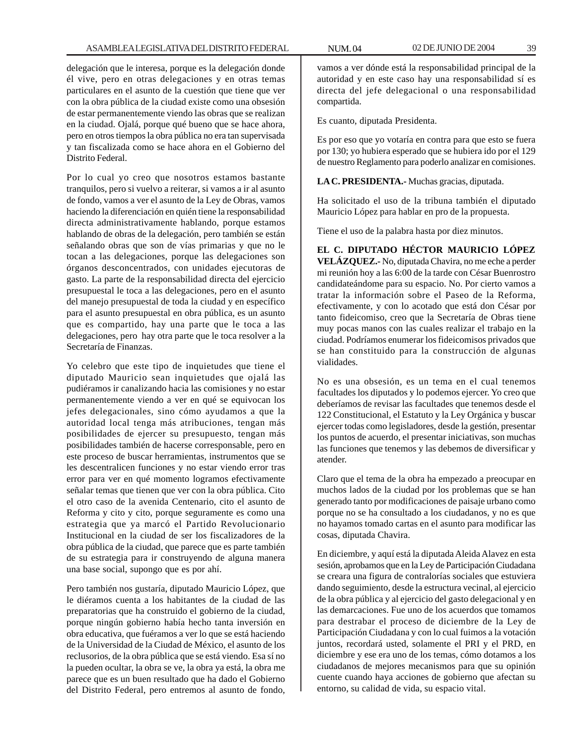delegación que le interesa, porque es la delegación donde él vive, pero en otras delegaciones y en otras temas particulares en el asunto de la cuestión que tiene que ver con la obra pública de la ciudad existe como una obsesión de estar permanentemente viendo las obras que se realizan en la ciudad. Ojalá, porque qué bueno que se hace ahora, pero en otros tiempos la obra pública no era tan supervisada y tan fiscalizada como se hace ahora en el Gobierno del Distrito Federal.

Por lo cual yo creo que nosotros estamos bastante tranquilos, pero si vuelvo a reiterar, si vamos a ir al asunto de fondo, vamos a ver el asunto de la Ley de Obras, vamos haciendo la diferenciación en quién tiene la responsabilidad directa administrativamente hablando, porque estamos hablando de obras de la delegación, pero también se están señalando obras que son de vías primarias y que no le tocan a las delegaciones, porque las delegaciones son órganos desconcentrados, con unidades ejecutoras de gasto. La parte de la responsabilidad directa del ejercicio presupuestal le toca a las delegaciones, pero en el asunto del manejo presupuestal de toda la ciudad y en específico para el asunto presupuestal en obra pública, es un asunto que es compartido, hay una parte que le toca a las delegaciones, pero hay otra parte que le toca resolver a la Secretaría de Finanzas.

Yo celebro que este tipo de inquietudes que tiene el diputado Mauricio sean inquietudes que ojalá las pudiéramos ir canalizando hacia las comisiones y no estar permanentemente viendo a ver en qué se equivocan los jefes delegacionales, sino cómo ayudamos a que la autoridad local tenga más atribuciones, tengan más posibilidades de ejercer su presupuesto, tengan más posibilidades también de hacerse corresponsable, pero en este proceso de buscar herramientas, instrumentos que se les descentralicen funciones y no estar viendo error tras error para ver en qué momento logramos efectivamente señalar temas que tienen que ver con la obra pública. Cito el otro caso de la avenida Centenario, cito el asunto de Reforma y cito y cito, porque seguramente es como una estrategia que ya marcó el Partido Revolucionario Institucional en la ciudad de ser los fiscalizadores de la obra pública de la ciudad, que parece que es parte también de su estrategia para ir construyendo de alguna manera una base social, supongo que es por ahí.

Pero también nos gustaría, diputado Mauricio López, que le diéramos cuenta a los habitantes de la ciudad de las preparatorias que ha construido el gobierno de la ciudad, porque ningún gobierno había hecho tanta inversión en obra educativa, que fuéramos a ver lo que se está haciendo de la Universidad de la Ciudad de México, el asunto de los reclusorios, de la obra pública que se está viendo. Esa sí no la pueden ocultar, la obra se ve, la obra ya está, la obra me parece que es un buen resultado que ha dado el Gobierno del Distrito Federal, pero entremos al asunto de fondo, vamos a ver dónde está la responsabilidad principal de la autoridad y en este caso hay una responsabilidad sí es directa del jefe delegacional o una responsabilidad compartida.

Es cuanto, diputada Presidenta.

Es por eso que yo votaría en contra para que esto se fuera por 130; yo hubiera esperado que se hubiera ido por el 129 de nuestro Reglamento para poderlo analizar en comisiones.

**LA C. PRESIDENTA.-** Muchas gracias, diputada.

Ha solicitado el uso de la tribuna también el diputado Mauricio López para hablar en pro de la propuesta.

Tiene el uso de la palabra hasta por diez minutos.

**EL C. DIPUTADO HÉCTOR MAURICIO LÓPEZ VELÁZQUEZ.-** No, diputada Chavira, no me eche a perder mi reunión hoy a las 6:00 de la tarde con César Buenrostro candidateándome para su espacio. No. Por cierto vamos a tratar la información sobre el Paseo de la Reforma, efectivamente, y con lo acotado que está don César por tanto fideicomiso, creo que la Secretaría de Obras tiene muy pocas manos con las cuales realizar el trabajo en la ciudad. Podríamos enumerar los fideicomisos privados que se han constituido para la construcción de algunas vialidades.

No es una obsesión, es un tema en el cual tenemos facultades los diputados y lo podemos ejercer. Yo creo que deberíamos de revisar las facultades que tenemos desde el 122 Constitucional, el Estatuto y la Ley Orgánica y buscar ejercer todas como legisladores, desde la gestión, presentar los puntos de acuerdo, el presentar iniciativas, son muchas las funciones que tenemos y las debemos de diversificar y atender.

Claro que el tema de la obra ha empezado a preocupar en muchos lados de la ciudad por los problemas que se han generado tanto por modificaciones de paisaje urbano como porque no se ha consultado a los ciudadanos, y no es que no hayamos tomado cartas en el asunto para modificar las cosas, diputada Chavira.

En diciembre, y aquí está la diputada Aleida Alavez en esta sesión, aprobamos que en la Ley de Participación Ciudadana se creara una figura de contralorías sociales que estuviera dando seguimiento, desde la estructura vecinal, al ejercicio de la obra pública y al ejercicio del gasto delegacional y en las demarcaciones. Fue uno de los acuerdos que tomamos para destrabar el proceso de diciembre de la Ley de Participación Ciudadana y con lo cual fuimos a la votación juntos, recordará usted, solamente el PRI y el PRD, en diciembre y ese era uno de los temas, cómo dotamos a los ciudadanos de mejores mecanismos para que su opinión cuente cuando haya acciones de gobierno que afectan su entorno, su calidad de vida, su espacio vital.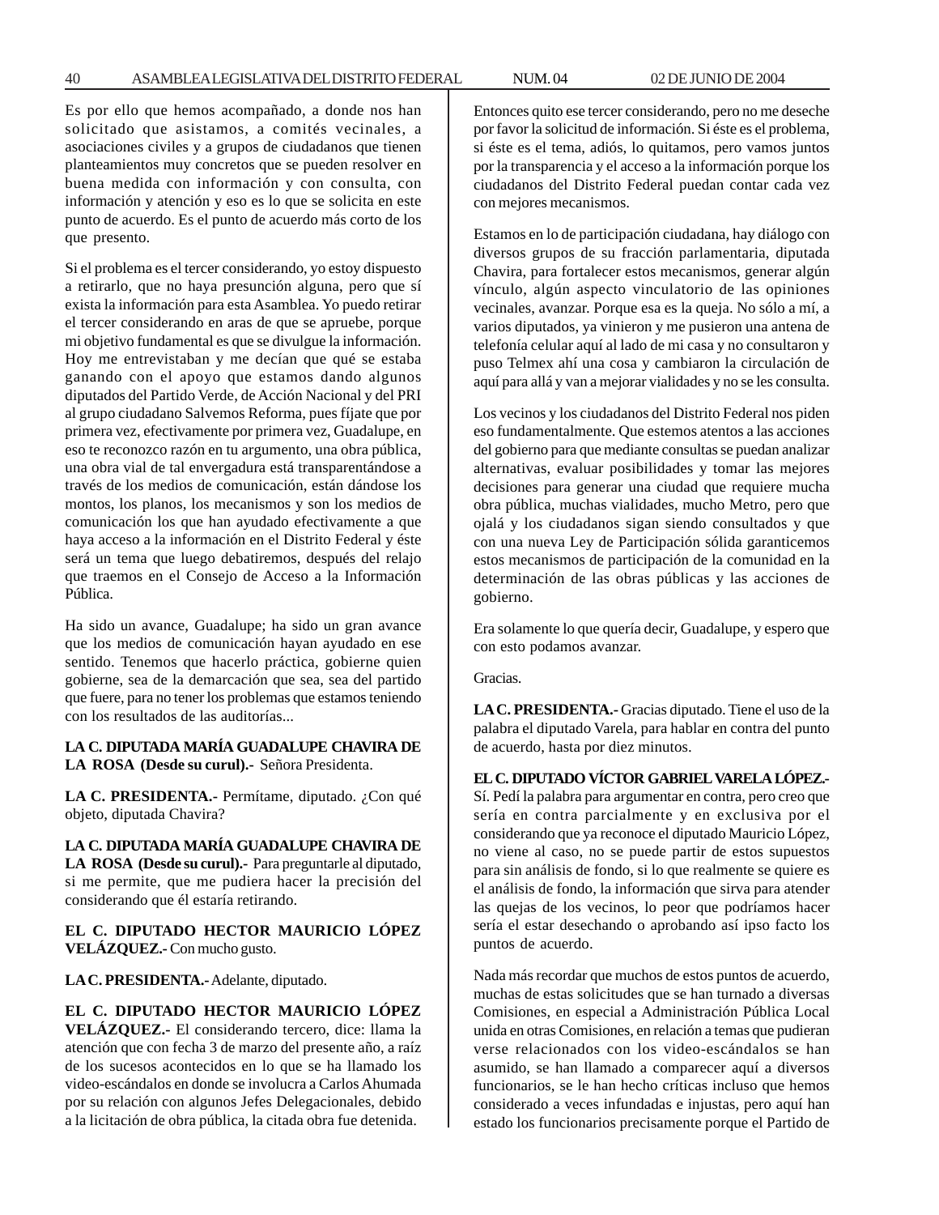Es por ello que hemos acompañado, a donde nos han solicitado que asistamos, a comités vecinales, a asociaciones civiles y a grupos de ciudadanos que tienen planteamientos muy concretos que se pueden resolver en buena medida con información y con consulta, con información y atención y eso es lo que se solicita en este punto de acuerdo. Es el punto de acuerdo más corto de los que presento.

Si el problema es el tercer considerando, yo estoy dispuesto a retirarlo, que no haya presunción alguna, pero que sí exista la información para esta Asamblea. Yo puedo retirar el tercer considerando en aras de que se apruebe, porque mi objetivo fundamental es que se divulgue la información. Hoy me entrevistaban y me decían que qué se estaba ganando con el apoyo que estamos dando algunos diputados del Partido Verde, de Acción Nacional y del PRI al grupo ciudadano Salvemos Reforma, pues fíjate que por primera vez, efectivamente por primera vez, Guadalupe, en eso te reconozco razón en tu argumento, una obra pública, una obra vial de tal envergadura está transparentándose a través de los medios de comunicación, están dándose los montos, los planos, los mecanismos y son los medios de comunicación los que han ayudado efectivamente a que haya acceso a la información en el Distrito Federal y éste será un tema que luego debatiremos, después del relajo que traemos en el Consejo de Acceso a la Información Pública.

Ha sido un avance, Guadalupe; ha sido un gran avance que los medios de comunicación hayan ayudado en ese sentido. Tenemos que hacerlo práctica, gobierne quien gobierne, sea de la demarcación que sea, sea del partido que fuere, para no tener los problemas que estamos teniendo con los resultados de las auditorías...

**LA C. DIPUTADA MARÍA GUADALUPE CHAVIRA DE LA ROSA (Desde su curul).-** Señora Presidenta.

**LA C. PRESIDENTA.-** Permítame, diputado. ¿Con qué objeto, diputada Chavira?

**LA C. DIPUTADA MARÍA GUADALUPE CHAVIRA DE LA ROSA (Desde su curul).-** Para preguntarle al diputado, si me permite, que me pudiera hacer la precisión del considerando que él estaría retirando.

**EL C. DIPUTADO HECTOR MAURICIO LÓPEZ VELÁZQUEZ.-** Con mucho gusto.

**LA C. PRESIDENTA.-** Adelante, diputado.

**EL C. DIPUTADO HECTOR MAURICIO LÓPEZ VELÁZQUEZ.-** El considerando tercero, dice: llama la atención que con fecha 3 de marzo del presente año, a raíz de los sucesos acontecidos en lo que se ha llamado los video-escándalos en donde se involucra a Carlos Ahumada por su relación con algunos Jefes Delegacionales, debido a la licitación de obra pública, la citada obra fue detenida.

Entonces quito ese tercer considerando, pero no me deseche por favor la solicitud de información. Si éste es el problema, si éste es el tema, adiós, lo quitamos, pero vamos juntos por la transparencia y el acceso a la información porque los ciudadanos del Distrito Federal puedan contar cada vez con mejores mecanismos.

Estamos en lo de participación ciudadana, hay diálogo con diversos grupos de su fracción parlamentaria, diputada Chavira, para fortalecer estos mecanismos, generar algún vínculo, algún aspecto vinculatorio de las opiniones vecinales, avanzar. Porque esa es la queja. No sólo a mí, a varios diputados, ya vinieron y me pusieron una antena de telefonía celular aquí al lado de mi casa y no consultaron y puso Telmex ahí una cosa y cambiaron la circulación de aquí para allá y van a mejorar vialidades y no se les consulta.

Los vecinos y los ciudadanos del Distrito Federal nos piden eso fundamentalmente. Que estemos atentos a las acciones del gobierno para que mediante consultas se puedan analizar alternativas, evaluar posibilidades y tomar las mejores decisiones para generar una ciudad que requiere mucha obra pública, muchas vialidades, mucho Metro, pero que ojalá y los ciudadanos sigan siendo consultados y que con una nueva Ley de Participación sólida garanticemos estos mecanismos de participación de la comunidad en la determinación de las obras públicas y las acciones de gobierno.

Era solamente lo que quería decir, Guadalupe, y espero que con esto podamos avanzar.

Gracias.

**LA C. PRESIDENTA.-** Gracias diputado. Tiene el uso de la palabra el diputado Varela, para hablar en contra del punto de acuerdo, hasta por diez minutos.

**EL C. DIPUTADO VÍCTOR GABRIEL VARELA LÓPEZ.-** Sí. Pedí la palabra para argumentar en contra, pero creo que sería en contra parcialmente y en exclusiva por el considerando que ya reconoce el diputado Mauricio López, no viene al caso, no se puede partir de estos supuestos para sin análisis de fondo, si lo que realmente se quiere es el análisis de fondo, la información que sirva para atender las quejas de los vecinos, lo peor que podríamos hacer sería el estar desechando o aprobando así ipso facto los puntos de acuerdo.

Nada más recordar que muchos de estos puntos de acuerdo, muchas de estas solicitudes que se han turnado a diversas Comisiones, en especial a Administración Pública Local unida en otras Comisiones, en relación a temas que pudieran verse relacionados con los video-escándalos se han asumido, se han llamado a comparecer aquí a diversos funcionarios, se le han hecho críticas incluso que hemos considerado a veces infundadas e injustas, pero aquí han estado los funcionarios precisamente porque el Partido de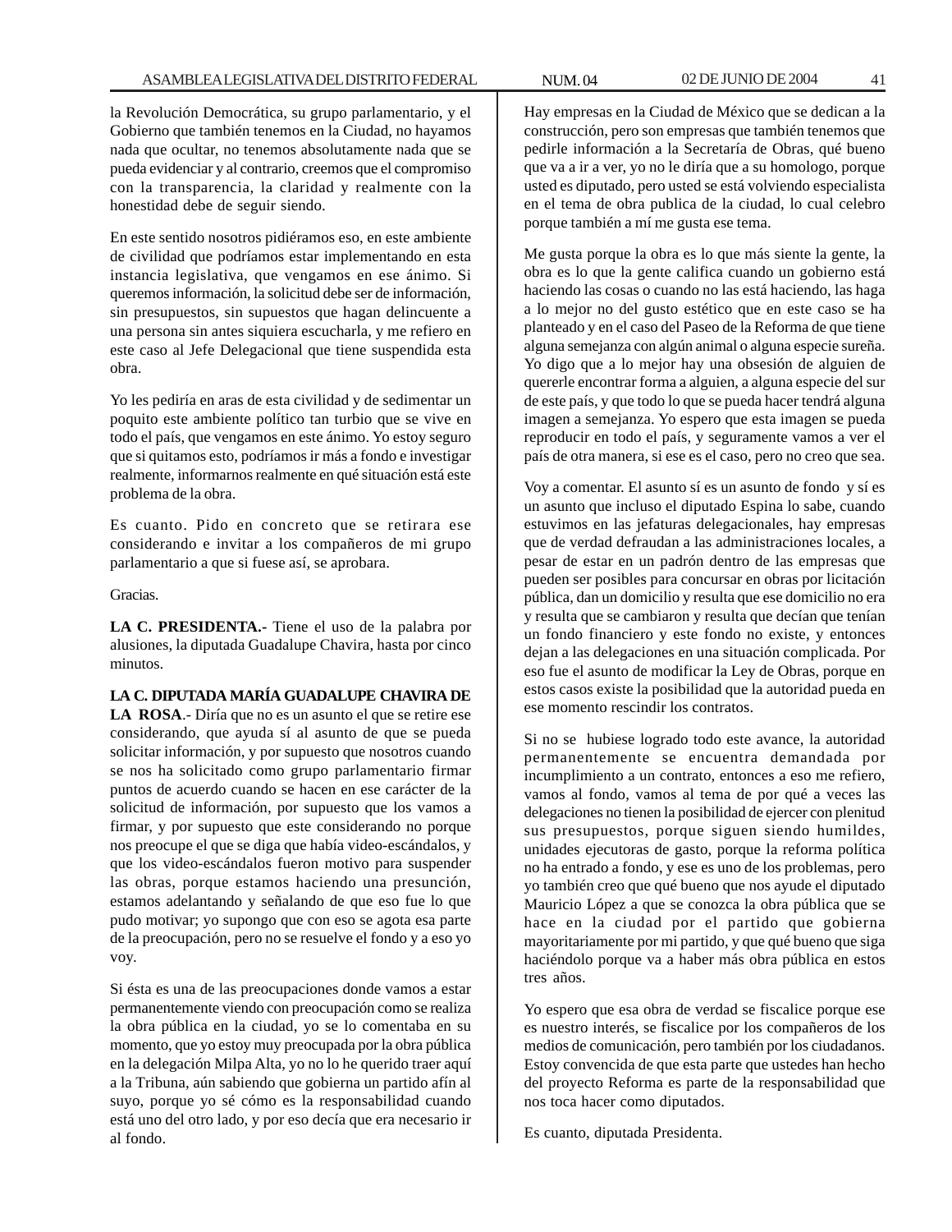la Revolución Democrática, su grupo parlamentario, y el Gobierno que también tenemos en la Ciudad, no hayamos nada que ocultar, no tenemos absolutamente nada que se pueda evidenciar y al contrario, creemos que el compromiso con la transparencia, la claridad y realmente con la honestidad debe de seguir siendo.

En este sentido nosotros pidiéramos eso, en este ambiente de civilidad que podríamos estar implementando en esta instancia legislativa, que vengamos en ese ánimo. Si queremos información, la solicitud debe ser de información, sin presupuestos, sin supuestos que hagan delincuente a una persona sin antes siquiera escucharla, y me refiero en este caso al Jefe Delegacional que tiene suspendida esta obra.

Yo les pediría en aras de esta civilidad y de sedimentar un poquito este ambiente político tan turbio que se vive en todo el país, que vengamos en este ánimo. Yo estoy seguro que si quitamos esto, podríamos ir más a fondo e investigar realmente, informarnos realmente en qué situación está este problema de la obra.

Es cuanto. Pido en concreto que se retirara ese considerando e invitar a los compañeros de mi grupo parlamentario a que si fuese así, se aprobara.

Gracias.

**LA C. PRESIDENTA.-** Tiene el uso de la palabra por alusiones, la diputada Guadalupe Chavira, hasta por cinco minutos.

**LA C. DIPUTADA MARÍA GUADALUPE CHAVIRA DE LA ROSA**.- Diría que no es un asunto el que se retire ese considerando, que ayuda sí al asunto de que se pueda solicitar información, y por supuesto que nosotros cuando se nos ha solicitado como grupo parlamentario firmar puntos de acuerdo cuando se hacen en ese carácter de la solicitud de información, por supuesto que los vamos a firmar, y por supuesto que este considerando no porque nos preocupe el que se diga que había video-escándalos, y que los video-escándalos fueron motivo para suspender las obras, porque estamos haciendo una presunción, estamos adelantando y señalando de que eso fue lo que pudo motivar; yo supongo que con eso se agota esa parte de la preocupación, pero no se resuelve el fondo y a eso yo voy.

Si ésta es una de las preocupaciones donde vamos a estar permanentemente viendo con preocupación como se realiza la obra pública en la ciudad, yo se lo comentaba en su momento, que yo estoy muy preocupada por la obra pública en la delegación Milpa Alta, yo no lo he querido traer aquí a la Tribuna, aún sabiendo que gobierna un partido afín al suyo, porque yo sé cómo es la responsabilidad cuando está uno del otro lado, y por eso decía que era necesario ir al fondo.

Hay empresas en la Ciudad de México que se dedican a la construcción, pero son empresas que también tenemos que pedirle información a la Secretaría de Obras, qué bueno que va a ir a ver, yo no le diría que a su homologo, porque usted es diputado, pero usted se está volviendo especialista en el tema de obra publica de la ciudad, lo cual celebro porque también a mí me gusta ese tema.

Me gusta porque la obra es lo que más siente la gente, la obra es lo que la gente califica cuando un gobierno está haciendo las cosas o cuando no las está haciendo, las haga a lo mejor no del gusto estético que en este caso se ha planteado y en el caso del Paseo de la Reforma de que tiene alguna semejanza con algún animal o alguna especie sureña. Yo digo que a lo mejor hay una obsesión de alguien de quererle encontrar forma a alguien, a alguna especie del sur de este país, y que todo lo que se pueda hacer tendrá alguna imagen a semejanza. Yo espero que esta imagen se pueda reproducir en todo el país, y seguramente vamos a ver el país de otra manera, si ese es el caso, pero no creo que sea.

Voy a comentar. El asunto sí es un asunto de fondo y sí es un asunto que incluso el diputado Espina lo sabe, cuando estuvimos en las jefaturas delegacionales, hay empresas que de verdad defraudan a las administraciones locales, a pesar de estar en un padrón dentro de las empresas que pueden ser posibles para concursar en obras por licitación pública, dan un domicilio y resulta que ese domicilio no era y resulta que se cambiaron y resulta que decían que tenían un fondo financiero y este fondo no existe, y entonces dejan a las delegaciones en una situación complicada. Por eso fue el asunto de modificar la Ley de Obras, porque en estos casos existe la posibilidad que la autoridad pueda en ese momento rescindir los contratos.

Si no se hubiese logrado todo este avance, la autoridad permanentemente se encuentra demandada por incumplimiento a un contrato, entonces a eso me refiero, vamos al fondo, vamos al tema de por qué a veces las delegaciones no tienen la posibilidad de ejercer con plenitud sus presupuestos, porque siguen siendo humildes, unidades ejecutoras de gasto, porque la reforma política no ha entrado a fondo, y ese es uno de los problemas, pero yo también creo que qué bueno que nos ayude el diputado Mauricio López a que se conozca la obra pública que se hace en la ciudad por el partido que gobierna mayoritariamente por mi partido, y que qué bueno que siga haciéndolo porque va a haber más obra pública en estos tres años.

Yo espero que esa obra de verdad se fiscalice porque ese es nuestro interés, se fiscalice por los compañeros de los medios de comunicación, pero también por los ciudadanos. Estoy convencida de que esta parte que ustedes han hecho del proyecto Reforma es parte de la responsabilidad que nos toca hacer como diputados.

Es cuanto, diputada Presidenta.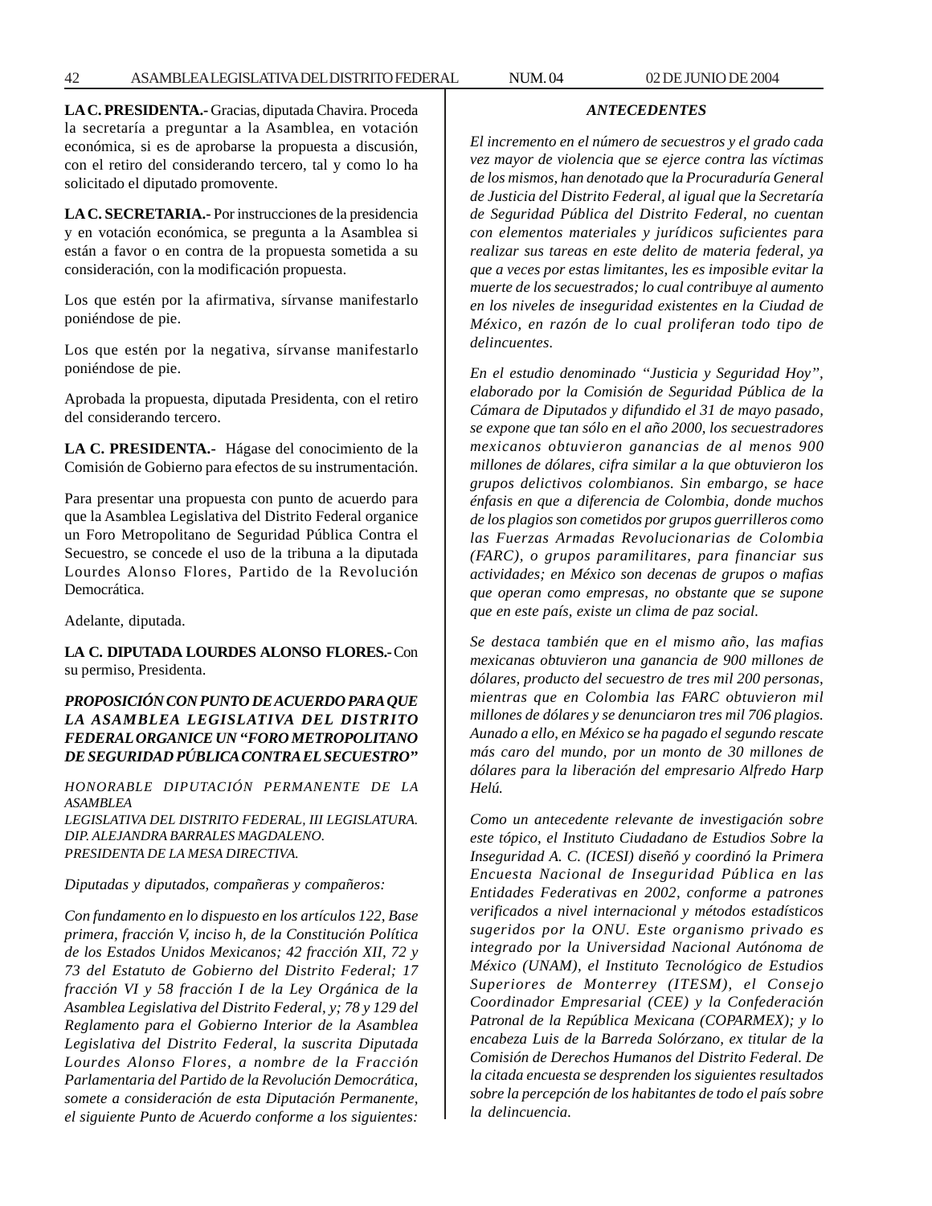**LA C. PRESIDENTA.-** Gracias, diputada Chavira. Proceda la secretaría a preguntar a la Asamblea, en votación económica, si es de aprobarse la propuesta a discusión, con el retiro del considerando tercero, tal y como lo ha solicitado el diputado promovente.

**LA C. SECRETARIA.-** Por instrucciones de la presidencia y en votación económica, se pregunta a la Asamblea si están a favor o en contra de la propuesta sometida a su consideración, con la modificación propuesta.

Los que estén por la afirmativa, sírvanse manifestarlo poniéndose de pie.

Los que estén por la negativa, sírvanse manifestarlo poniéndose de pie.

Aprobada la propuesta, diputada Presidenta, con el retiro del considerando tercero.

**LA C. PRESIDENTA.-** Hágase del conocimiento de la Comisión de Gobierno para efectos de su instrumentación.

Para presentar una propuesta con punto de acuerdo para que la Asamblea Legislativa del Distrito Federal organice un Foro Metropolitano de Seguridad Pública Contra el Secuestro, se concede el uso de la tribuna a la diputada Lourdes Alonso Flores, Partido de la Revolución Democrática.

Adelante, diputada.

**LA C. DIPUTADA LOURDES ALONSO FLORES.-** Con su permiso, Presidenta.

***PROPOSICIÓN CON PUNTO DE ACUERDO PARA QUE LA ASAMBLEA LEGISLATIVA DEL DISTRITO FEDERAL ORGANICE UN "FORO METROPOLITANO DE SEGURIDAD PÚBLICA CONTRA EL SECUESTRO"***

*HONORABLE DIPUTACIÓN PERMANENTE DE LA ASAMBLEA*
*LEGISLATIVA DEL DISTRITO FEDERAL, III LEGISLATURA.*
*DIP. ALEJANDRA BARRALES MAGDALENO.*
*PRESIDENTA DE LA MESA DIRECTIVA.*

*Diputadas y diputados, compañeras y compañeros:*

*Con fundamento en lo dispuesto en los artículos 122, Base primera, fracción V, inciso h, de la Constitución Política de los Estados Unidos Mexicanos; 42 fracción XII, 72 y 73 del Estatuto de Gobierno del Distrito Federal; 17 fracción VI y 58 fracción I de la Ley Orgánica de la Asamblea Legislativa del Distrito Federal, y; 78 y 129 del Reglamento para el Gobierno Interior de la Asamblea Legislativa del Distrito Federal, la suscrita Diputada Lourdes Alonso Flores, a nombre de la Fracción Parlamentaria del Partido de la Revolución Democrática, somete a consideración de esta Diputación Permanente, el siguiente Punto de Acuerdo conforme a los siguientes:*

***ANTECEDENTES***

*El incremento en el número de secuestros y el grado cada vez mayor de violencia que se ejerce contra las víctimas de los mismos, han denotado que la Procuraduría General de Justicia del Distrito Federal, al igual que la Secretaría de Seguridad Pública del Distrito Federal, no cuentan con elementos materiales y jurídicos suficientes para realizar sus tareas en este delito de materia federal, ya que a veces por estas limitantes, les es imposible evitar la muerte de los secuestrados; lo cual contribuye al aumento en los niveles de inseguridad existentes en la Ciudad de México, en razón de lo cual proliferan todo tipo de delincuentes.*

*En el estudio denominado "Justicia y Seguridad Hoy", elaborado por la Comisión de Seguridad Pública de la Cámara de Diputados y difundido el 31 de mayo pasado, se expone que tan sólo en el año 2000, los secuestradores mexicanos obtuvieron ganancias de al menos 900 millones de dólares, cifra similar a la que obtuvieron los grupos delictivos colombianos. Sin embargo, se hace énfasis en que a diferencia de Colombia, donde muchos de los plagios son cometidos por grupos guerrilleros como las Fuerzas Armadas Revolucionarias de Colombia (FARC), o grupos paramilitares, para financiar sus actividades; en México son decenas de grupos o mafias que operan como empresas, no obstante que se supone que en este país, existe un clima de paz social.*

*Se destaca también que en el mismo año, las mafias mexicanas obtuvieron una ganancia de 900 millones de dólares, producto del secuestro de tres mil 200 personas, mientras que en Colombia las FARC obtuvieron mil millones de dólares y se denunciaron tres mil 706 plagios. Aunado a ello, en México se ha pagado el segundo rescate más caro del mundo, por un monto de 30 millones de dólares para la liberación del empresario Alfredo Harp Helú.*

*Como un antecedente relevante de investigación sobre este tópico, el Instituto Ciudadano de Estudios Sobre la Inseguridad A. C. (ICESI) diseñó y coordinó la Primera Encuesta Nacional de Inseguridad Pública en las Entidades Federativas en 2002, conforme a patrones verificados a nivel internacional y métodos estadísticos sugeridos por la ONU. Este organismo privado es integrado por la Universidad Nacional Autónoma de México (UNAM), el Instituto Tecnológico de Estudios Superiores de Monterrey (ITESM), el Consejo Coordinador Empresarial (CEE) y la Confederación Patronal de la República Mexicana (COPARMEX); y lo encabeza Luis de la Barreda Solórzano, ex titular de la Comisión de Derechos Humanos del Distrito Federal. De la citada encuesta se desprenden los siguientes resultados sobre la percepción de los habitantes de todo el país sobre la delincuencia.*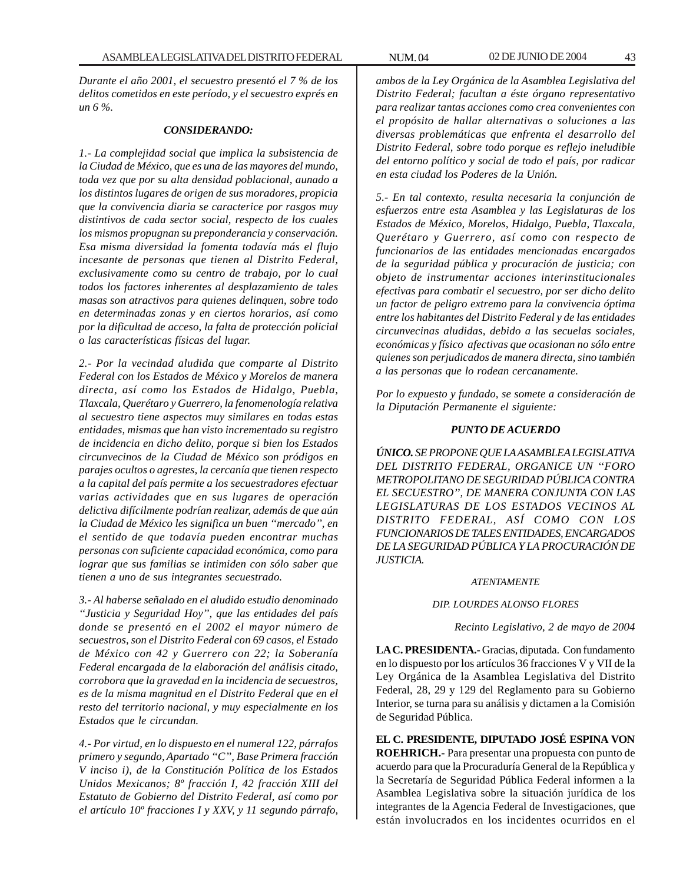*Durante el año 2001, el secuestro presentó el 7 % de los delitos cometidos en este período, y el secuestro exprés en un 6 %.*

***CONSIDERANDO:***

*1.- La complejidad social que implica la subsistencia de la Ciudad de México, que es una de las mayores del mundo, toda vez que por su alta densidad poblacional, aunado a los distintos lugares de origen de sus moradores, propicia que la convivencia diaria se caracterice por rasgos muy distintivos de cada sector social, respecto de los cuales los mismos propugnan su preponderancia y conservación. Esa misma diversidad la fomenta todavía más el flujo incesante de personas que tienen al Distrito Federal, exclusivamente como su centro de trabajo, por lo cual todos los factores inherentes al desplazamiento de tales masas son atractivos para quienes delinquen, sobre todo en determinadas zonas y en ciertos horarios, así como por la dificultad de acceso, la falta de protección policial o las características físicas del lugar.*

*2.- Por la vecindad aludida que comparte al Distrito Federal con los Estados de México y Morelos de manera directa, así como los Estados de Hidalgo, Puebla, Tlaxcala, Querétaro y Guerrero, la fenomenología relativa al secuestro tiene aspectos muy similares en todas estas entidades, mismas que han visto incrementado su registro de incidencia en dicho delito, porque si bien los Estados circunvecinos de la Ciudad de México son pródigos en parajes ocultos o agrestes, la cercanía que tienen respecto a la capital del país permite a los secuestradores efectuar varias actividades que en sus lugares de operación delictiva difícilmente podrían realizar, además de que aún la Ciudad de México les significa un buen "mercado", en el sentido de que todavía pueden encontrar muchas personas con suficiente capacidad económica, como para lograr que sus familias se intimiden con sólo saber que tienen a uno de sus integrantes secuestrado.*

*3.- Al haberse señalado en el aludido estudio denominado "Justicia y Seguridad Hoy", que las entidades del país donde se presentó en el 2002 el mayor número de secuestros, son el Distrito Federal con 69 casos, el Estado de México con 42 y Guerrero con 22; la Soberanía Federal encargada de la elaboración del análisis citado, corrobora que la gravedad en la incidencia de secuestros, es de la misma magnitud en el Distrito Federal que en el resto del territorio nacional, y muy especialmente en los Estados que le circundan.*

*4.- Por virtud, en lo dispuesto en el numeral 122, párrafos primero y segundo, Apartado "C", Base Primera fracción V inciso i), de la Constitución Política de los Estados Unidos Mexicanos; 8º fracción I, 42 fracción XIII del Estatuto de Gobierno del Distrito Federal, así como por el artículo 10º fracciones I y XXV, y 11 segundo párrafo, ambos de la Ley Orgánica de la Asamblea Legislativa del Distrito Federal; facultan a éste órgano representativo para realizar tantas acciones como crea convenientes con el propósito de hallar alternativas o soluciones a las diversas problemáticas que enfrenta el desarrollo del Distrito Federal, sobre todo porque es reflejo ineludible del entorno político y social de todo el país, por radicar en esta ciudad los Poderes de la Unión.*

*5.- En tal contexto, resulta necesaria la conjunción de esfuerzos entre esta Asamblea y las Legislaturas de los Estados de México, Morelos, Hidalgo, Puebla, Tlaxcala, Querétaro y Guerrero, así como con respecto de funcionarios de las entidades mencionadas encargados de la seguridad pública y procuración de justicia; con objeto de instrumentar acciones interinstitucionales efectivas para combatir el secuestro, por ser dicho delito un factor de peligro extremo para la convivencia óptima entre los habitantes del Distrito Federal y de las entidades circunvecinas aludidas, debido a las secuelas sociales, económicas y físico afectivas que ocasionan no sólo entre quienes son perjudicados de manera directa, sino también a las personas que lo rodean cercanamente.*

*Por lo expuesto y fundado, se somete a consideración de la Diputación Permanente el siguiente:*

***PUNTO DE ACUERDO***

***ÚNICO.** SE PROPONE QUE LA ASAMBLEA LEGISLATIVA DEL DISTRITO FEDERAL, ORGANICE UN "FORO METROPOLITANO DE SEGURIDAD PÚBLICA CONTRA EL SECUESTRO", DE MANERA CONJUNTA CON LAS LEGISLATURAS DE LOS ESTADOS VECINOS AL DISTRITO FEDERAL, ASÍ COMO CON LOS FUNCIONARIOS DE TALES ENTIDADES, ENCARGADOS DE LA SEGURIDAD PÚBLICA Y LA PROCURACIÓN DE JUSTICIA.*

*ATENTAMENTE*

*DIP. LOURDES ALONSO FLORES*

*Recinto Legislativo, 2 de mayo de 2004*

**LA C. PRESIDENTA.-** Gracias, diputada. Con fundamento en lo dispuesto por los artículos 36 fracciones V y VII de la Ley Orgánica de la Asamblea Legislativa del Distrito Federal, 28, 29 y 129 del Reglamento para su Gobierno Interior, se turna para su análisis y dictamen a la Comisión de Seguridad Pública.

**EL C. PRESIDENTE, DIPUTADO JOSÉ ESPINA VON ROEHRICH.-** Para presentar una propuesta con punto de acuerdo para que la Procuraduría General de la República y la Secretaría de Seguridad Pública Federal informen a la Asamblea Legislativa sobre la situación jurídica de los integrantes de la Agencia Federal de Investigaciones, que están involucrados en los incidentes ocurridos en el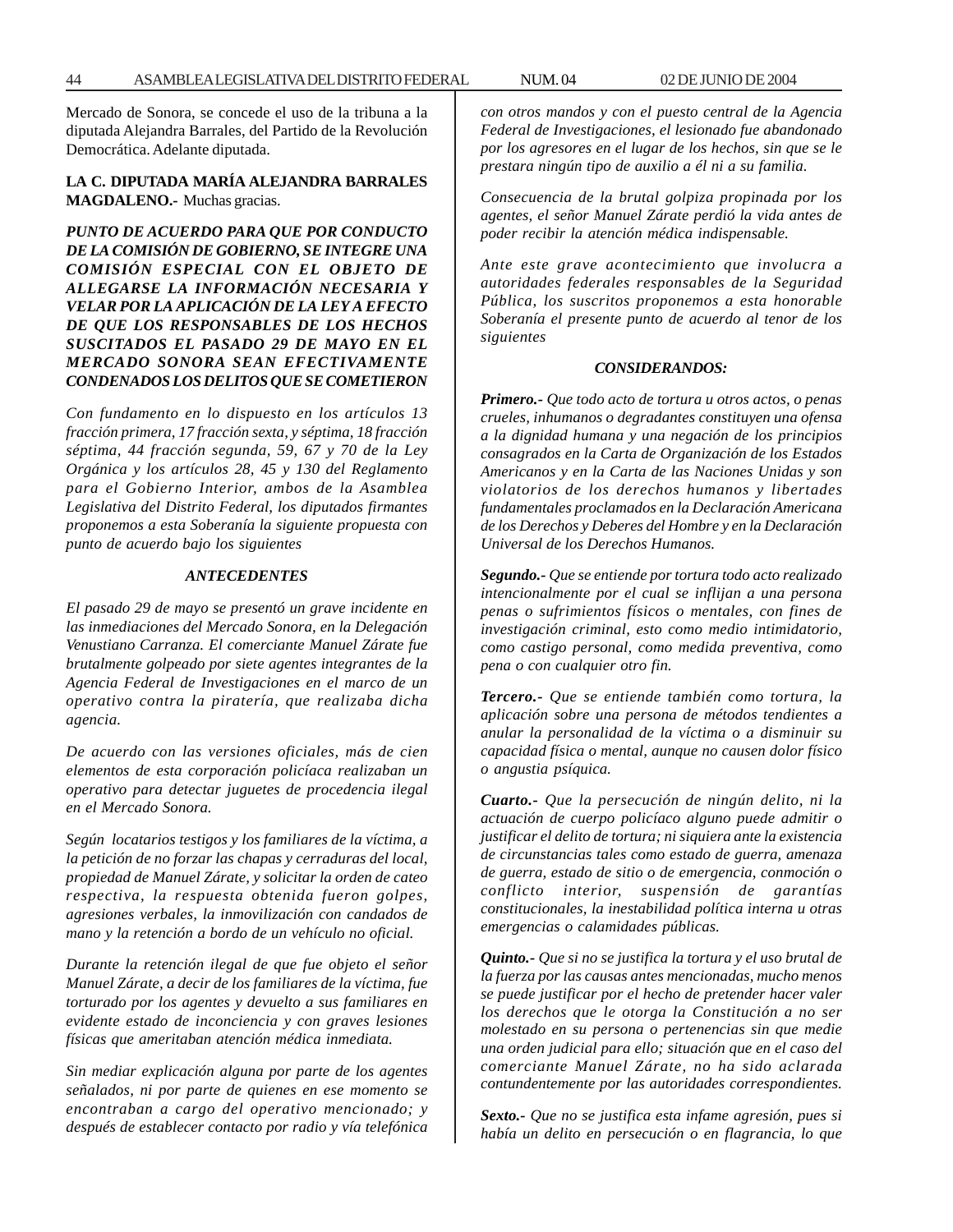Mercado de Sonora, se concede el uso de la tribuna a la diputada Alejandra Barrales, del Partido de la Revolución Democrática. Adelante diputada.

**LA C. DIPUTADA MARÍA ALEJANDRA BARRALES MAGDALENO.-** Muchas gracias.

***PUNTO DE ACUERDO PARA QUE POR CONDUCTO DE LA COMISIÓN DE GOBIERNO, SE INTEGRE UNA COMISIÓN ESPECIAL CON EL OBJETO DE ALLEGARSE LA INFORMACIÓN NECESARIA Y VELAR POR LA APLICACIÓN DE LA LEY A EFECTO DE QUE LOS RESPONSABLES DE LOS HECHOS SUSCITADOS EL PASADO 29 DE MAYO EN EL MERCADO SONORA SEAN EFECTIVAMENTE CONDENADOS LOS DELITOS QUE SE COMETIERON***

*Con fundamento en lo dispuesto en los artículos 13 fracción primera, 17 fracción sexta, y séptima, 18 fracción séptima, 44 fracción segunda, 59, 67 y 70 de la Ley Orgánica y los artículos 28, 45 y 130 del Reglamento para el Gobierno Interior, ambos de la Asamblea Legislativa del Distrito Federal, los diputados firmantes proponemos a esta Soberanía la siguiente propuesta con punto de acuerdo bajo los siguientes*

***ANTECEDENTES***

*El pasado 29 de mayo se presentó un grave incidente en las inmediaciones del Mercado Sonora, en la Delegación Venustiano Carranza. El comerciante Manuel Zárate fue brutalmente golpeado por siete agentes integrantes de la Agencia Federal de Investigaciones en el marco de un operativo contra la piratería, que realizaba dicha agencia.*

*De acuerdo con las versiones oficiales, más de cien elementos de esta corporación policíaca realizaban un operativo para detectar juguetes de procedencia ilegal en el Mercado Sonora.*

*Según locatarios testigos y los familiares de la víctima, a la petición de no forzar las chapas y cerraduras del local, propiedad de Manuel Zárate, y solicitar la orden de cateo respectiva, la respuesta obtenida fueron golpes, agresiones verbales, la inmovilización con candados de mano y la retención a bordo de un vehículo no oficial.*

*Durante la retención ilegal de que fue objeto el señor Manuel Zárate, a decir de los familiares de la víctima, fue torturado por los agentes y devuelto a sus familiares en evidente estado de inconciencia y con graves lesiones físicas que ameritaban atención médica inmediata.*

*Sin mediar explicación alguna por parte de los agentes señalados, ni por parte de quienes en ese momento se encontraban a cargo del operativo mencionado; y después de establecer contacto por radio y vía telefónica con otros mandos y con el puesto central de la Agencia Federal de Investigaciones, el lesionado fue abandonado por los agresores en el lugar de los hechos, sin que se le prestara ningún tipo de auxilio a él ni a su familia.*

*Consecuencia de la brutal golpiza propinada por los agentes, el señor Manuel Zárate perdió la vida antes de poder recibir la atención médica indispensable.*

*Ante este grave acontecimiento que involucra a autoridades federales responsables de la Seguridad Pública, los suscritos proponemos a esta honorable Soberanía el presente punto de acuerdo al tenor de los siguientes*

***CONSIDERANDOS:***

***Primero.-*** *Que todo acto de tortura u otros actos, o penas crueles, inhumanos o degradantes constituyen una ofensa a la dignidad humana y una negación de los principios consagrados en la Carta de Organización de los Estados Americanos y en la Carta de las Naciones Unidas y son violatorios de los derechos humanos y libertades fundamentales proclamados en la Declaración Americana de los Derechos y Deberes del Hombre y en la Declaración Universal de los Derechos Humanos.*

***Segundo.-*** *Que se entiende por tortura todo acto realizado intencionalmente por el cual se inflijan a una persona penas o sufrimientos físicos o mentales, con fines de investigación criminal, esto como medio intimidatorio, como castigo personal, como medida preventiva, como pena o con cualquier otro fin.*

***Tercero.-*** *Que se entiende también como tortura, la aplicación sobre una persona de métodos tendientes a anular la personalidad de la víctima o a disminuir su capacidad física o mental, aunque no causen dolor físico o angustia psíquica.*

***Cuarto.-*** *Que la persecución de ningún delito, ni la actuación de cuerpo policíaco alguno puede admitir o justificar el delito de tortura; ni siquiera ante la existencia de circunstancias tales como estado de guerra, amenaza de guerra, estado de sitio o de emergencia, conmoción o conflicto interior, suspensión de garantías constitucionales, la inestabilidad política interna u otras emergencias o calamidades públicas.*

***Quinto.-*** *Que si no se justifica la tortura y el uso brutal de la fuerza por las causas antes mencionadas, mucho menos se puede justificar por el hecho de pretender hacer valer los derechos que le otorga la Constitución a no ser molestado en su persona o pertenencias sin que medie una orden judicial para ello; situación que en el caso del comerciante Manuel Zárate, no ha sido aclarada contundentemente por las autoridades correspondientes.*

***Sexto.-*** *Que no se justifica esta infame agresión, pues si había un delito en persecución o en flagrancia, lo que*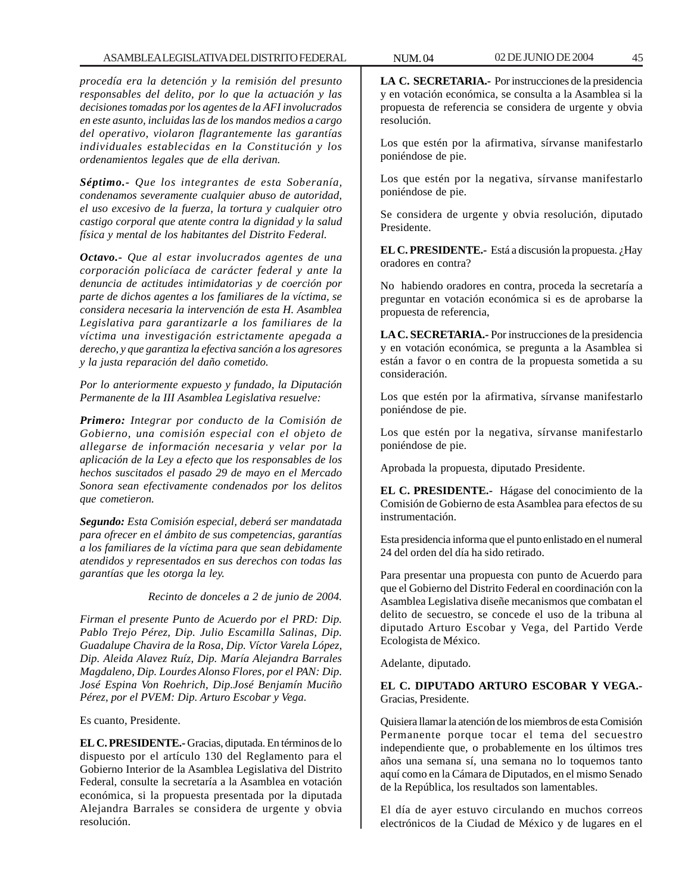*procedía era la detención y la remisión del presunto responsables del delito, por lo que la actuación y las decisiones tomadas por los agentes de la AFI involucrados en este asunto, incluidas las de los mandos medios a cargo del operativo, violaron flagrantemente las garantías individuales establecidas en la Constitución y los ordenamientos legales que de ella derivan.*

***Séptimo.****- Que los integrantes de esta Soberanía, condenamos severamente cualquier abuso de autoridad, el uso excesivo de la fuerza, la tortura y cualquier otro castigo corporal que atente contra la dignidad y la salud física y mental de los habitantes del Distrito Federal.*

***Octavo.****- Que al estar involucrados agentes de una corporación policíaca de carácter federal y ante la denuncia de actitudes intimidatorias y de coerción por parte de dichos agentes a los familiares de la víctima, se considera necesaria la intervención de esta H. Asamblea Legislativa para garantizarle a los familiares de la víctima una investigación estrictamente apegada a derecho, y que garantiza la efectiva sanción a los agresores y la justa reparación del daño cometido.*

*Por lo anteriormente expuesto y fundado, la Diputación Permanente de la III Asamblea Legislativa resuelve:*

***Primero:*** *Integrar por conducto de la Comisión de Gobierno, una comisión especial con el objeto de allegarse de información necesaria y velar por la aplicación de la Ley a efecto que los responsables de los hechos suscitados el pasado 29 de mayo en el Mercado Sonora sean efectivamente condenados por los delitos que cometieron.*

***Segundo:*** *Esta Comisión especial, deberá ser mandatada para ofrecer en el ámbito de sus competencias, garantías a los familiares de la víctima para que sean debidamente atendidos y representados en sus derechos con todas las garantías que les otorga la ley.*

*Recinto de donceles a 2 de junio de 2004.*

*Firman el presente Punto de Acuerdo por el PRD: Dip. Pablo Trejo Pérez, Dip. Julio Escamilla Salinas, Dip. Guadalupe Chavira de la Rosa, Dip. Víctor Varela López, Dip. Aleida Alavez Ruíz, Dip. María Alejandra Barrales Magdaleno, Dip. Lourdes Alonso Flores, por el PAN: Dip. José Espina Von Roehrich, Dip.José Benjamín Muciño Pérez, por el PVEM: Dip. Arturo Escobar y Vega.*

Es cuanto, Presidente.

**EL C. PRESIDENTE.-** Gracias, diputada. En términos de lo dispuesto por el artículo 130 del Reglamento para el Gobierno Interior de la Asamblea Legislativa del Distrito Federal, consulte la secretaría a la Asamblea en votación económica, si la propuesta presentada por la diputada Alejandra Barrales se considera de urgente y obvia resolución.

**LA C. SECRETARIA.-** Por instrucciones de la presidencia y en votación económica, se consulta a la Asamblea si la propuesta de referencia se considera de urgente y obvia resolución.

Los que estén por la afirmativa, sírvanse manifestarlo poniéndose de pie.

Los que estén por la negativa, sírvanse manifestarlo poniéndose de pie.

Se considera de urgente y obvia resolución, diputado Presidente.

**EL C. PRESIDENTE.-** Está a discusión la propuesta. ¿Hay oradores en contra?

No habiendo oradores en contra, proceda la secretaría a preguntar en votación económica si es de aprobarse la propuesta de referencia,

**LA C. SECRETARIA.-** Por instrucciones de la presidencia y en votación económica, se pregunta a la Asamblea si están a favor o en contra de la propuesta sometida a su consideración.

Los que estén por la afirmativa, sírvanse manifestarlo poniéndose de pie.

Los que estén por la negativa, sírvanse manifestarlo poniéndose de pie.

Aprobada la propuesta, diputado Presidente.

**EL C. PRESIDENTE.-** Hágase del conocimiento de la Comisión de Gobierno de esta Asamblea para efectos de su instrumentación.

Esta presidencia informa que el punto enlistado en el numeral 24 del orden del día ha sido retirado.

Para presentar una propuesta con punto de Acuerdo para que el Gobierno del Distrito Federal en coordinación con la Asamblea Legislativa diseñe mecanismos que combatan el delito de secuestro, se concede el uso de la tribuna al diputado Arturo Escobar y Vega, del Partido Verde Ecologista de México.

Adelante, diputado.

**EL C. DIPUTADO ARTURO ESCOBAR Y VEGA.-** Gracias, Presidente.

Quisiera llamar la atención de los miembros de esta Comisión Permanente porque tocar el tema del secuestro independiente que, o probablemente en los últimos tres años una semana sí, una semana no lo toquemos tanto aquí como en la Cámara de Diputados, en el mismo Senado de la República, los resultados son lamentables.

El día de ayer estuvo circulando en muchos correos electrónicos de la Ciudad de México y de lugares en el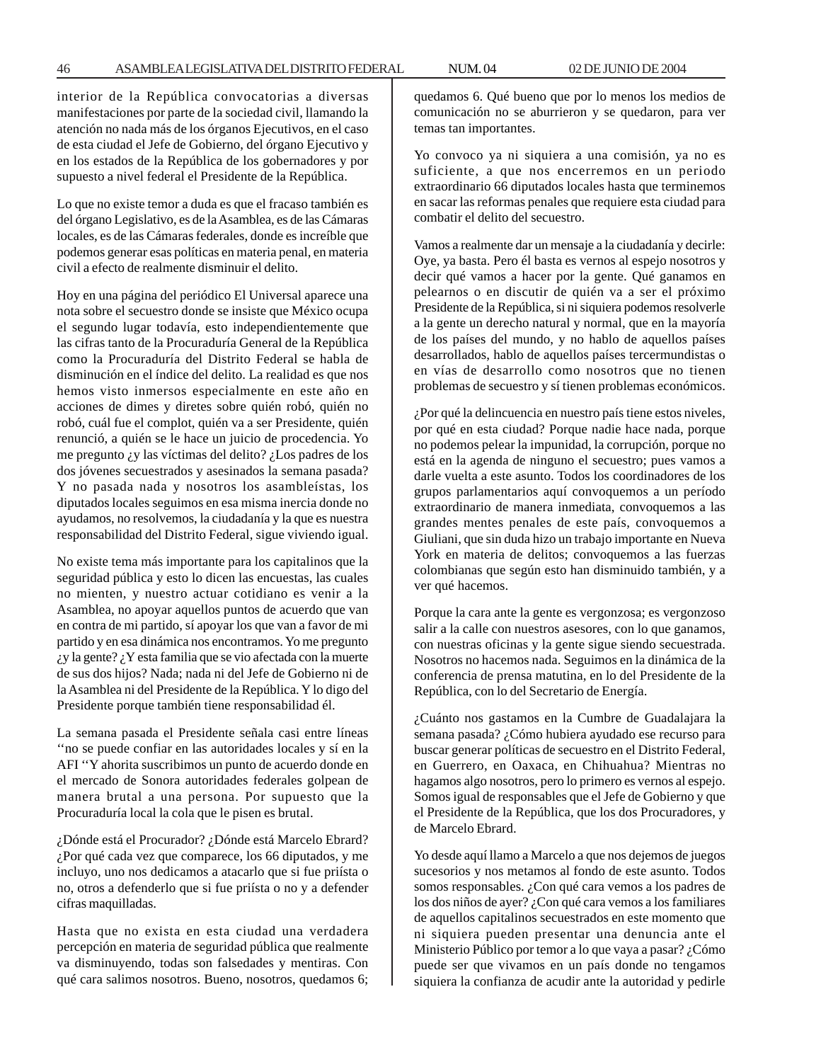interior de la República convocatorias a diversas manifestaciones por parte de la sociedad civil, llamando la atención no nada más de los órganos Ejecutivos, en el caso de esta ciudad el Jefe de Gobierno, del órgano Ejecutivo y en los estados de la República de los gobernadores y por supuesto a nivel federal el Presidente de la República.

Lo que no existe temor a duda es que el fracaso también es del órgano Legislativo, es de la Asamblea, es de las Cámaras locales, es de las Cámaras federales, donde es increíble que podemos generar esas políticas en materia penal, en materia civil a efecto de realmente disminuir el delito.

Hoy en una página del periódico El Universal aparece una nota sobre el secuestro donde se insiste que México ocupa el segundo lugar todavía, esto independientemente que las cifras tanto de la Procuraduría General de la República como la Procuraduría del Distrito Federal se habla de disminución en el índice del delito. La realidad es que nos hemos visto inmersos especialmente en este año en acciones de dimes y diretes sobre quién robó, quién no robó, cuál fue el complot, quién va a ser Presidente, quién renunció, a quién se le hace un juicio de procedencia. Yo me pregunto ¿y las víctimas del delito? ¿Los padres de los dos jóvenes secuestrados y asesinados la semana pasada? Y no pasada nada y nosotros los asambleístas, los diputados locales seguimos en esa misma inercia donde no ayudamos, no resolvemos, la ciudadanía y la que es nuestra responsabilidad del Distrito Federal, sigue viviendo igual.

No existe tema más importante para los capitalinos que la seguridad pública y esto lo dicen las encuestas, las cuales no mienten, y nuestro actuar cotidiano es venir a la Asamblea, no apoyar aquellos puntos de acuerdo que van en contra de mi partido, sí apoyar los que van a favor de mi partido y en esa dinámica nos encontramos. Yo me pregunto ¿y la gente? ¿Y esta familia que se vio afectada con la muerte de sus dos hijos? Nada; nada ni del Jefe de Gobierno ni de la Asamblea ni del Presidente de la República. Y lo digo del Presidente porque también tiene responsabilidad él.

La semana pasada el Presidente señala casi entre líneas ''no se puede confiar en las autoridades locales y sí en la AFI ''Y ahorita suscribimos un punto de acuerdo donde en el mercado de Sonora autoridades federales golpean de manera brutal a una persona. Por supuesto que la Procuraduría local la cola que le pisen es brutal.

¿Dónde está el Procurador? ¿Dónde está Marcelo Ebrard? ¿Por qué cada vez que comparece, los 66 diputados, y me incluyo, uno nos dedicamos a atacarlo que si fue priísta o no, otros a defenderlo que si fue priísta o no y a defender cifras maquilladas.

Hasta que no exista en esta ciudad una verdadera percepción en materia de seguridad pública que realmente va disminuyendo, todas son falsedades y mentiras. Con qué cara salimos nosotros. Bueno, nosotros, quedamos 6; quedamos 6. Qué bueno que por lo menos los medios de comunicación no se aburrieron y se quedaron, para ver temas tan importantes.

Yo convoco ya ni siquiera a una comisión, ya no es suficiente, a que nos encerremos en un periodo extraordinario 66 diputados locales hasta que terminemos en sacar las reformas penales que requiere esta ciudad para combatir el delito del secuestro.

Vamos a realmente dar un mensaje a la ciudadanía y decirle: Oye, ya basta. Pero él basta es vernos al espejo nosotros y decir qué vamos a hacer por la gente. Qué ganamos en pelearnos o en discutir de quién va a ser el próximo Presidente de la República, si ni siquiera podemos resolverle a la gente un derecho natural y normal, que en la mayoría de los países del mundo, y no hablo de aquellos países desarrollados, hablo de aquellos países tercermundistas o en vías de desarrollo como nosotros que no tienen problemas de secuestro y sí tienen problemas económicos.

¿Por qué la delincuencia en nuestro país tiene estos niveles, por qué en esta ciudad? Porque nadie hace nada, porque no podemos pelear la impunidad, la corrupción, porque no está en la agenda de ninguno el secuestro; pues vamos a darle vuelta a este asunto. Todos los coordinadores de los grupos parlamentarios aquí convoquemos a un período extraordinario de manera inmediata, convoquemos a las grandes mentes penales de este país, convoquemos a Giuliani, que sin duda hizo un trabajo importante en Nueva York en materia de delitos; convoquemos a las fuerzas colombianas que según esto han disminuido también, y a ver qué hacemos.

Porque la cara ante la gente es vergonzosa; es vergonzoso salir a la calle con nuestros asesores, con lo que ganamos, con nuestras oficinas y la gente sigue siendo secuestrada. Nosotros no hacemos nada. Seguimos en la dinámica de la conferencia de prensa matutina, en lo del Presidente de la República, con lo del Secretario de Energía.

¿Cuánto nos gastamos en la Cumbre de Guadalajara la semana pasada? ¿Cómo hubiera ayudado ese recurso para buscar generar políticas de secuestro en el Distrito Federal, en Guerrero, en Oaxaca, en Chihuahua? Mientras no hagamos algo nosotros, pero lo primero es vernos al espejo. Somos igual de responsables que el Jefe de Gobierno y que el Presidente de la República, que los dos Procuradores, y de Marcelo Ebrard.

Yo desde aquí llamo a Marcelo a que nos dejemos de juegos sucesorios y nos metamos al fondo de este asunto. Todos somos responsables. ¿Con qué cara vemos a los padres de los dos niños de ayer? ¿Con qué cara vemos a los familiares de aquellos capitalinos secuestrados en este momento que ni siquiera pueden presentar una denuncia ante el Ministerio Público por temor a lo que vaya a pasar? ¿Cómo puede ser que vivamos en un país donde no tengamos siquiera la confianza de acudir ante la autoridad y pedirle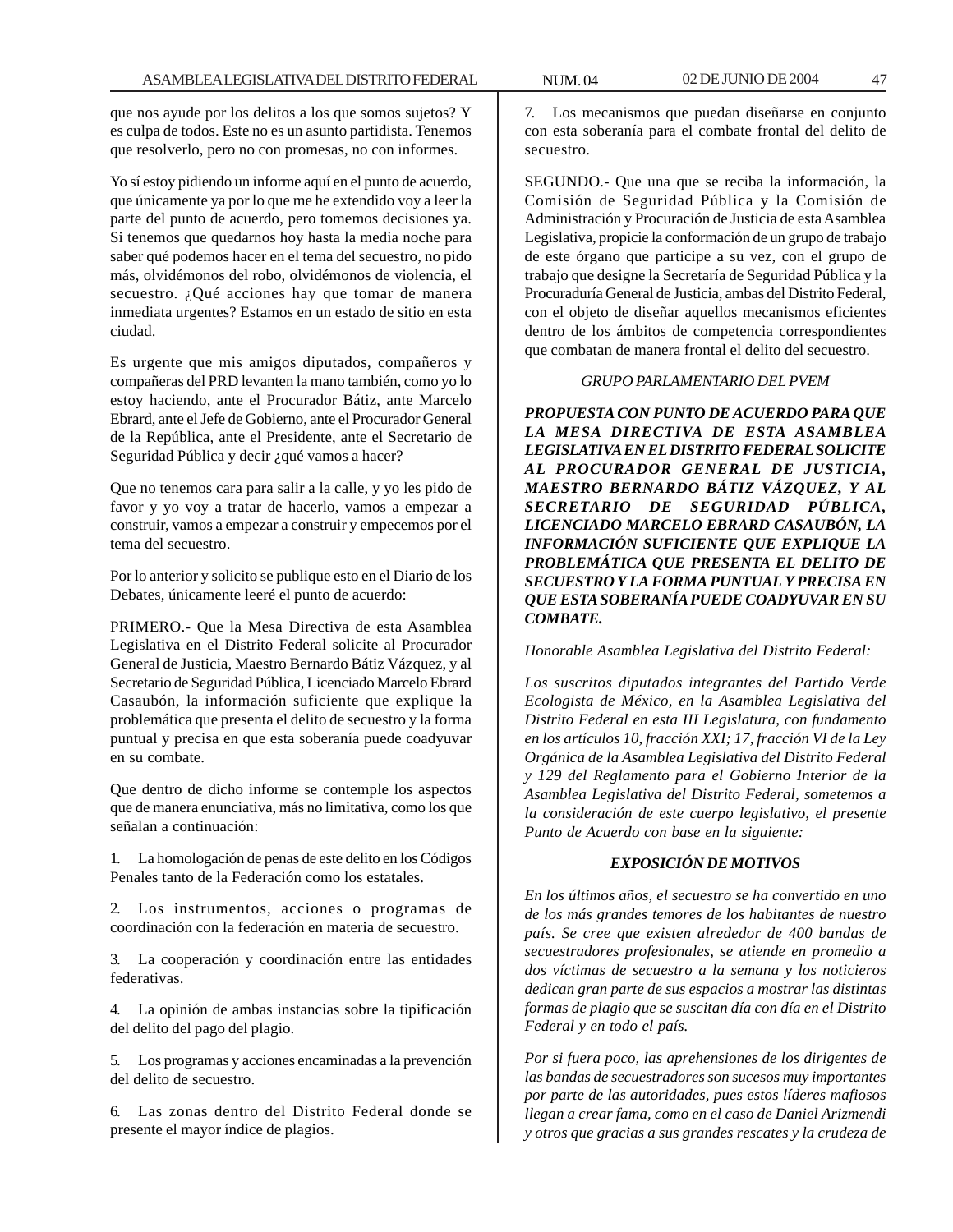que nos ayude por los delitos a los que somos sujetos? Y es culpa de todos. Este no es un asunto partidista. Tenemos que resolverlo, pero no con promesas, no con informes.

Yo sí estoy pidiendo un informe aquí en el punto de acuerdo, que únicamente ya por lo que me he extendido voy a leer la parte del punto de acuerdo, pero tomemos decisiones ya. Si tenemos que quedarnos hoy hasta la media noche para saber qué podemos hacer en el tema del secuestro, no pido más, olvidémonos del robo, olvidémonos de violencia, el secuestro. ¿Qué acciones hay que tomar de manera inmediata urgentes? Estamos en un estado de sitio en esta ciudad.

Es urgente que mis amigos diputados, compañeros y compañeras del PRD levanten la mano también, como yo lo estoy haciendo, ante el Procurador Bátiz, ante Marcelo Ebrard, ante el Jefe de Gobierno, ante el Procurador General de la República, ante el Presidente, ante el Secretario de Seguridad Pública y decir ¿qué vamos a hacer?

Que no tenemos cara para salir a la calle, y yo les pido de favor y yo voy a tratar de hacerlo, vamos a empezar a construir, vamos a empezar a construir y empecemos por el tema del secuestro.

Por lo anterior y solicito se publique esto en el Diario de los Debates, únicamente leeré el punto de acuerdo:

PRIMERO.- Que la Mesa Directiva de esta Asamblea Legislativa en el Distrito Federal solicite al Procurador General de Justicia, Maestro Bernardo Bátiz Vázquez, y al Secretario de Seguridad Pública, Licenciado Marcelo Ebrard Casaubón, la información suficiente que explique la problemática que presenta el delito de secuestro y la forma puntual y precisa en que esta soberanía puede coadyuvar en su combate.

Que dentro de dicho informe se contemple los aspectos que de manera enunciativa, más no limitativa, como los que señalan a continuación:

1. La homologación de penas de este delito en los Códigos Penales tanto de la Federación como los estatales.

2. Los instrumentos, acciones o programas de coordinación con la federación en materia de secuestro.

3. La cooperación y coordinación entre las entidades federativas.

4. La opinión de ambas instancias sobre la tipificación del delito del pago del plagio.

5. Los programas y acciones encaminadas a la prevención del delito de secuestro.

6. Las zonas dentro del Distrito Federal donde se presente el mayor índice de plagios.

7. Los mecanismos que puedan diseñarse en conjunto con esta soberanía para el combate frontal del delito de secuestro.

SEGUNDO.- Que una que se reciba la información, la Comisión de Seguridad Pública y la Comisión de Administración y Procuración de Justicia de esta Asamblea Legislativa, propicie la conformación de un grupo de trabajo de este órgano que participe a su vez, con el grupo de trabajo que designe la Secretaría de Seguridad Pública y la Procuraduría General de Justicia, ambas del Distrito Federal, con el objeto de diseñar aquellos mecanismos eficientes dentro de los ámbitos de competencia correspondientes que combatan de manera frontal el delito del secuestro.

*GRUPO PARLAMENTARIO DEL PVEM*

***PROPUESTA CON PUNTO DE ACUERDO PARA QUE LA MESA DIRECTIVA DE ESTA ASAMBLEA LEGISLATIVA EN EL DISTRITO FEDERAL SOLICITE AL PROCURADOR GENERAL DE JUSTICIA, MAESTRO BERNARDO BÁTIZ VÁZQUEZ, Y AL SECRETARIO DE SEGURIDAD PÚBLICA, LICENCIADO MARCELO EBRARD CASAUBÓN, LA INFORMACIÓN SUFICIENTE QUE EXPLIQUE LA PROBLEMÁTICA QUE PRESENTA EL DELITO DE SECUESTRO Y LA FORMA PUNTUAL Y PRECISA EN QUE ESTA SOBERANÍA PUEDE COADYUVAR EN SU COMBATE.***

*Honorable Asamblea Legislativa del Distrito Federal:*

*Los suscritos diputados integrantes del Partido Verde Ecologista de México, en la Asamblea Legislativa del Distrito Federal en esta III Legislatura, con fundamento en los artículos 10, fracción XXI; 17, fracción VI de la Ley Orgánica de la Asamblea Legislativa del Distrito Federal y 129 del Reglamento para el Gobierno Interior de la Asamblea Legislativa del Distrito Federal, sometemos a la consideración de este cuerpo legislativo, el presente Punto de Acuerdo con base en la siguiente:*

***EXPOSICIÓN DE MOTIVOS***

*En los últimos años, el secuestro se ha convertido en uno de los más grandes temores de los habitantes de nuestro país. Se cree que existen alrededor de 400 bandas de secuestradores profesionales, se atiende en promedio a dos víctimas de secuestro a la semana y los noticieros dedican gran parte de sus espacios a mostrar las distintas formas de plagio que se suscitan día con día en el Distrito Federal y en todo el país.*

*Por si fuera poco, las aprehensiones de los dirigentes de las bandas de secuestradores son sucesos muy importantes por parte de las autoridades, pues estos líderes mafiosos llegan a crear fama, como en el caso de Daniel Arizmendi y otros que gracias a sus grandes rescates y la crudeza de*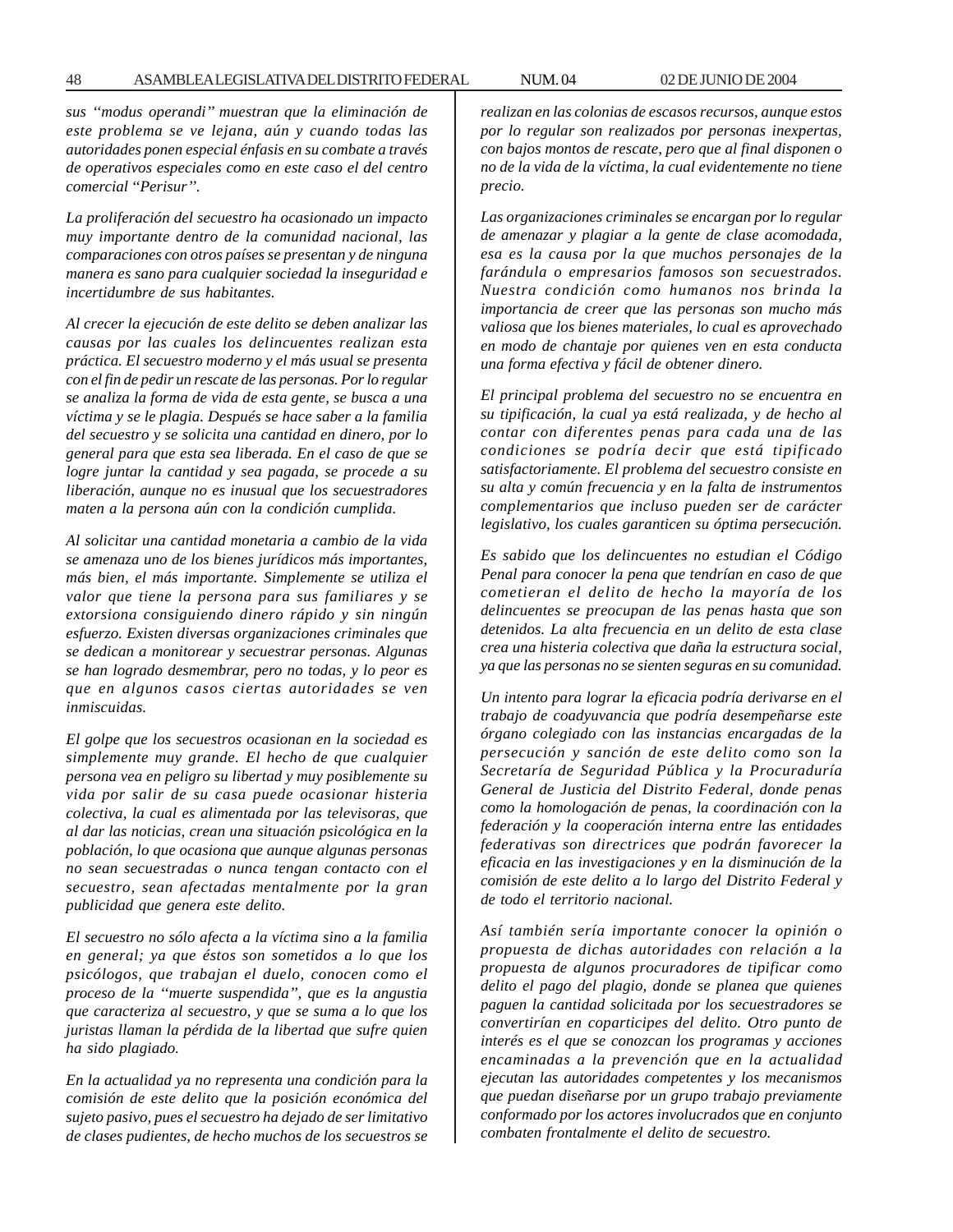*sus "modus operandi" muestran que la eliminación de este problema se ve lejana, aún y cuando todas las autoridades ponen especial énfasis en su combate a través de operativos especiales como en este caso el del centro comercial "Perisur".*

*La proliferación del secuestro ha ocasionado un impacto muy importante dentro de la comunidad nacional, las comparaciones con otros países se presentan y de ninguna manera es sano para cualquier sociedad la inseguridad e incertidumbre de sus habitantes.*

*Al crecer la ejecución de este delito se deben analizar las causas por las cuales los delincuentes realizan esta práctica. El secuestro moderno y el más usual se presenta con el fin de pedir un rescate de las personas. Por lo regular se analiza la forma de vida de esta gente, se busca a una víctima y se le plagia. Después se hace saber a la familia del secuestro y se solicita una cantidad en dinero, por lo general para que esta sea liberada. En el caso de que se logre juntar la cantidad y sea pagada, se procede a su liberación, aunque no es inusual que los secuestradores maten a la persona aún con la condición cumplida.*

*Al solicitar una cantidad monetaria a cambio de la vida se amenaza uno de los bienes jurídicos más importantes, más bien, el más importante. Simplemente se utiliza el valor que tiene la persona para sus familiares y se extorsiona consiguiendo dinero rápido y sin ningún esfuerzo. Existen diversas organizaciones criminales que se dedican a monitorear y secuestrar personas. Algunas se han logrado desmembrar, pero no todas, y lo peor es que en algunos casos ciertas autoridades se ven inmiscuidas.*

*El golpe que los secuestros ocasionan en la sociedad es simplemente muy grande. El hecho de que cualquier persona vea en peligro su libertad y muy posiblemente su vida por salir de su casa puede ocasionar histeria colectiva, la cual es alimentada por las televisoras, que al dar las noticias, crean una situación psicológica en la población, lo que ocasiona que aunque algunas personas no sean secuestradas o nunca tengan contacto con el secuestro, sean afectadas mentalmente por la gran publicidad que genera este delito.*

*El secuestro no sólo afecta a la víctima sino a la familia en general; ya que éstos son sometidos a lo que los psicólogos, que trabajan el duelo, conocen como el proceso de la "muerte suspendida", que es la angustia que caracteriza al secuestro, y que se suma a lo que los juristas llaman la pérdida de la libertad que sufre quien ha sido plagiado.*

*En la actualidad ya no representa una condición para la comisión de este delito que la posición económica del sujeto pasivo, pues el secuestro ha dejado de ser limitativo de clases pudientes, de hecho muchos de los secuestros se realizan en las colonias de escasos recursos, aunque estos por lo regular son realizados por personas inexpertas, con bajos montos de rescate, pero que al final disponen o no de la vida de la víctima, la cual evidentemente no tiene precio.*

*Las organizaciones criminales se encargan por lo regular de amenazar y plagiar a la gente de clase acomodada, esa es la causa por la que muchos personajes de la farándula o empresarios famosos son secuestrados. Nuestra condición como humanos nos brinda la importancia de creer que las personas son mucho más valiosa que los bienes materiales, lo cual es aprovechado en modo de chantaje por quienes ven en esta conducta una forma efectiva y fácil de obtener dinero.*

*El principal problema del secuestro no se encuentra en su tipificación, la cual ya está realizada, y de hecho al contar con diferentes penas para cada una de las condiciones se podría decir que está tipificado satisfactoriamente. El problema del secuestro consiste en su alta y común frecuencia y en la falta de instrumentos complementarios que incluso pueden ser de carácter legislativo, los cuales garanticen su óptima persecución.*

*Es sabido que los delincuentes no estudian el Código Penal para conocer la pena que tendrían en caso de que cometieran el delito de hecho la mayoría de los delincuentes se preocupan de las penas hasta que son detenidos. La alta frecuencia en un delito de esta clase crea una histeria colectiva que daña la estructura social, ya que las personas no se sienten seguras en su comunidad.*

*Un intento para lograr la eficacia podría derivarse en el trabajo de coadyuvancia que podría desempeñarse este órgano colegiado con las instancias encargadas de la persecución y sanción de este delito como son la Secretaría de Seguridad Pública y la Procuraduría General de Justicia del Distrito Federal, donde penas como la homologación de penas, la coordinación con la federación y la cooperación interna entre las entidades federativas son directrices que podrán favorecer la eficacia en las investigaciones y en la disminución de la comisión de este delito a lo largo del Distrito Federal y de todo el territorio nacional.*

*Así también sería importante conocer la opinión o propuesta de dichas autoridades con relación a la propuesta de algunos procuradores de tipificar como delito el pago del plagio, donde se planea que quienes paguen la cantidad solicitada por los secuestradores se convertirían en coparticipes del delito. Otro punto de interés es el que se conozcan los programas y acciones encaminadas a la prevención que en la actualidad ejecutan las autoridades competentes y los mecanismos que puedan diseñarse por un grupo trabajo previamente conformado por los actores involucrados que en conjunto combaten frontalmente el delito de secuestro.*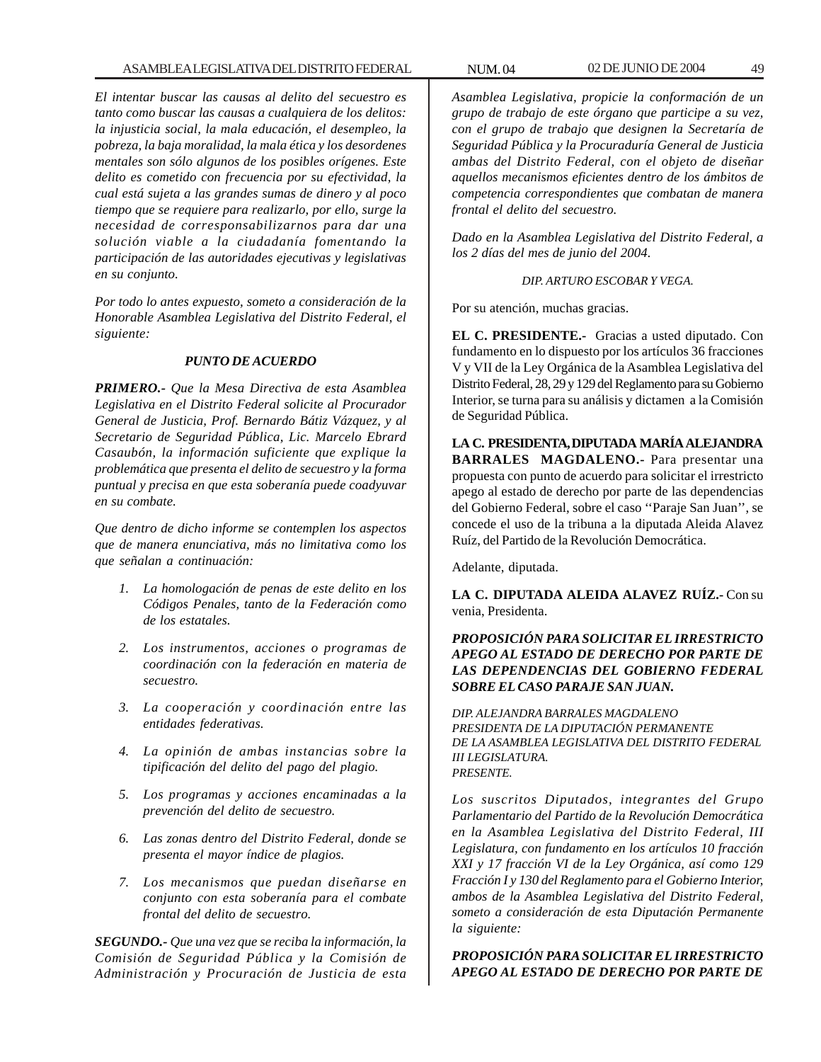*El intentar buscar las causas al delito del secuestro es tanto como buscar las causas a cualquiera de los delitos: la injusticia social, la mala educación, el desempleo, la pobreza, la baja moralidad, la mala ética y los desordenes mentales son sólo algunos de los posibles orígenes. Este delito es cometido con frecuencia por su efectividad, la cual está sujeta a las grandes sumas de dinero y al poco tiempo que se requiere para realizarlo, por ello, surge la necesidad de corresponsabilizarnos para dar una solución viable a la ciudadanía fomentando la participación de las autoridades ejecutivas y legislativas en su conjunto.*

*Por todo lo antes expuesto, someto a consideración de la Honorable Asamblea Legislativa del Distrito Federal, el siguiente:*

***PUNTO DE ACUERDO***

***PRIMERO.-** Que la Mesa Directiva de esta Asamblea Legislativa en el Distrito Federal solicite al Procurador General de Justicia, Prof. Bernardo Bátiz Vázquez, y al Secretario de Seguridad Pública, Lic. Marcelo Ebrard Casaubón, la información suficiente que explique la problemática que presenta el delito de secuestro y la forma puntual y precisa en que esta soberanía puede coadyuvar en su combate.*

*Que dentro de dicho informe se contemplen los aspectos que de manera enunciativa, más no limitativa como los que señalan a continuación:*

1. *La homologación de penas de este delito en los Códigos Penales, tanto de la Federación como de los estatales.*
2. *Los instrumentos, acciones o programas de coordinación con la federación en materia de secuestro.*
3. *La cooperación y coordinación entre las entidades federativas.*
4. *La opinión de ambas instancias sobre la tipificación del delito del pago del plagio.*
5. *Los programas y acciones encaminadas a la prevención del delito de secuestro.*
6. *Las zonas dentro del Distrito Federal, donde se presenta el mayor índice de plagios.*
7. *Los mecanismos que puedan diseñarse en conjunto con esta soberanía para el combate frontal del delito de secuestro.*

***SEGUNDO.-** Que una vez que se reciba la información, la Comisión de Seguridad Pública y la Comisión de Administración y Procuración de Justicia de esta Asamblea Legislativa, propicie la conformación de un grupo de trabajo de este órgano que participe a su vez, con el grupo de trabajo que designen la Secretaría de Seguridad Pública y la Procuraduría General de Justicia ambas del Distrito Federal, con el objeto de diseñar aquellos mecanismos eficientes dentro de los ámbitos de competencia correspondientes que combatan de manera frontal el delito del secuestro.*

*Dado en la Asamblea Legislativa del Distrito Federal, a los 2 días del mes de junio del 2004.*

*DIP. ARTURO ESCOBAR Y VEGA.*

Por su atención, muchas gracias.

**EL C. PRESIDENTE.-** Gracias a usted diputado. Con fundamento en lo dispuesto por los artículos 36 fracciones V y VII de la Ley Orgánica de la Asamblea Legislativa del Distrito Federal, 28, 29 y 129 del Reglamento para su Gobierno Interior, se turna para su análisis y dictamen a la Comisión de Seguridad Pública.

**LA C. PRESIDENTA, DIPUTADA MARÍA ALEJANDRA BARRALES MAGDALENO.-** Para presentar una propuesta con punto de acuerdo para solicitar el irrestricto apego al estado de derecho por parte de las dependencias del Gobierno Federal, sobre el caso ''Paraje San Juan'', se concede el uso de la tribuna a la diputada Aleida Alavez Ruíz, del Partido de la Revolución Democrática.

Adelante, diputada.

**LA C. DIPUTADA ALEIDA ALAVEZ RUÍZ.-** Con su venia, Presidenta.

***PROPOSICIÓN PARA SOLICITAR EL IRRESTRICTO APEGO AL ESTADO DE DERECHO POR PARTE DE LAS DEPENDENCIAS DEL GOBIERNO FEDERAL SOBRE EL CASO PARAJE SAN JUAN.***

*DIP. ALEJANDRA BARRALES MAGDALENO*
*PRESIDENTA DE LA DIPUTACIÓN PERMANENTE*
*DE LA ASAMBLEA LEGISLATIVA DEL DISTRITO FEDERAL*
*III LEGISLATURA.*
*PRESENTE.*

*Los suscritos Diputados, integrantes del Grupo Parlamentario del Partido de la Revolución Democrática en la Asamblea Legislativa del Distrito Federal, III Legislatura, con fundamento en los artículos 10 fracción XXI y 17 fracción VI de la Ley Orgánica, así como 129 Fracción I y 130 del Reglamento para el Gobierno Interior, ambos de la Asamblea Legislativa del Distrito Federal, someto a consideración de esta Diputación Permanente la siguiente:*

***PROPOSICIÓN PARA SOLICITAR EL IRRESTRICTO APEGO AL ESTADO DE DERECHO POR PARTE DE***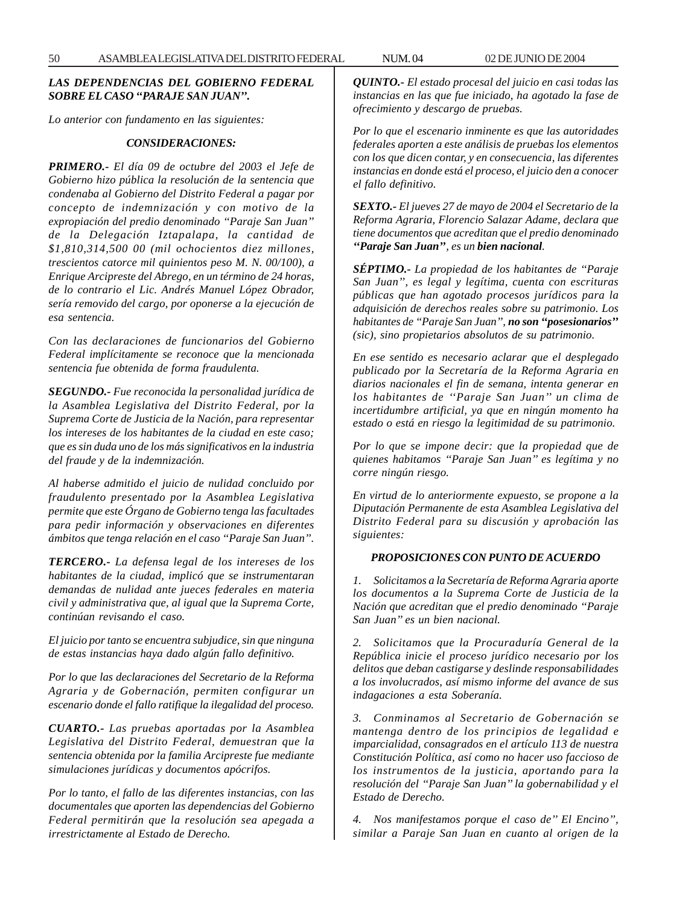***LAS DEPENDENCIAS DEL GOBIERNO FEDERAL SOBRE EL CASO "PARAJE SAN JUAN".***

*Lo anterior con fundamento en las siguientes:*

***CONSIDERACIONES:***

***PRIMERO.-*** *El día 09 de octubre del 2003 el Jefe de Gobierno hizo pública la resolución de la sentencia que condenaba al Gobierno del Distrito Federal a pagar por concepto de indemnización y con motivo de la expropiación del predio denominado "Paraje San Juan" de la Delegación Iztapalapa, la cantidad de $1,810,314,500 00 (mil ochocientos diez millones, trescientos catorce mil quinientos peso M. N. 00/100), a Enrique Arcipreste del Abrego, en un término de 24 horas, de lo contrario el Lic. Andrés Manuel López Obrador, sería removido del cargo, por oponerse a la ejecución de esa sentencia.*

*Con las declaraciones de funcionarios del Gobierno Federal implícitamente se reconoce que la mencionada sentencia fue obtenida de forma fraudulenta.*

***SEGUNDO.-*** *Fue reconocida la personalidad jurídica de la Asamblea Legislativa del Distrito Federal, por la Suprema Corte de Justicia de la Nación, para representar los intereses de los habitantes de la ciudad en este caso; que es sin duda uno de los más significativos en la industria del fraude y de la indemnización.*

*Al haberse admitido el juicio de nulidad concluido por fraudulento presentado por la Asamblea Legislativa permite que este Órgano de Gobierno tenga las facultades para pedir información y observaciones en diferentes ámbitos que tenga relación en el caso "Paraje San Juan".*

***TERCERO.-*** *La defensa legal de los intereses de los habitantes de la ciudad, implicó que se instrumentaran demandas de nulidad ante jueces federales en materia civil y administrativa que, al igual que la Suprema Corte, continúan revisando el caso.*

*El juicio por tanto se encuentra subjudice, sin que ninguna de estas instancias haya dado algún fallo definitivo.*

*Por lo que las declaraciones del Secretario de la Reforma Agraria y de Gobernación, permiten configurar un escenario donde el fallo ratifique la ilegalidad del proceso.*

***CUARTO.-*** *Las pruebas aportadas por la Asamblea Legislativa del Distrito Federal, demuestran que la sentencia obtenida por la familia Arcipreste fue mediante simulaciones jurídicas y documentos apócrifos.*

*Por lo tanto, el fallo de las diferentes instancias, con las documentales que aporten las dependencias del Gobierno Federal permitirán que la resolución sea apegada a irrestrictamente al Estado de Derecho.*

***QUINTO.-*** *El estado procesal del juicio en casi todas las instancias en las que fue iniciado, ha agotado la fase de ofrecimiento y descargo de pruebas.*

*Por lo que el escenario inminente es que las autoridades federales aporten a este análisis de pruebas los elementos con los que dicen contar, y en consecuencia, las diferentes instancias en donde está el proceso, el juicio den a conocer el fallo definitivo.*

***SEXTO.-*** *El jueves 27 de mayo de 2004 el Secretario de la Reforma Agraria, Florencio Salazar Adame, declara que tiene documentos que acreditan que el predio denominado* ***"Paraje San Juan"****, es un* ***bien nacional****.*

***SÉPTIMO.-*** *La propiedad de los habitantes de "Paraje San Juan", es legal y legítima, cuenta con escrituras públicas que han agotado procesos jurídicos para la adquisición de derechos reales sobre su patrimonio. Los habitantes de "Paraje San Juan",* ***no son "posesionarios"*** *(sic), sino propietarios absolutos de su patrimonio.*

*En ese sentido es necesario aclarar que el desplegado publicado por la Secretaría de la Reforma Agraria en diarios nacionales el fin de semana, intenta generar en los habitantes de ''Paraje San Juan'' un clima de incertidumbre artificial, ya que en ningún momento ha estado o está en riesgo la legitimidad de su patrimonio.*

*Por lo que se impone decir: que la propiedad que de quienes habitamos "Paraje San Juan" es legítima y no corre ningún riesgo.*

*En virtud de lo anteriormente expuesto, se propone a la Diputación Permanente de esta Asamblea Legislativa del Distrito Federal para su discusión y aprobación las siguientes:*

***PROPOSICIONES CON PUNTO DE ACUERDO***

*1. Solicitamos a la Secretaría de Reforma Agraria aporte los documentos a la Suprema Corte de Justicia de la Nación que acreditan que el predio denominado "Paraje San Juan" es un bien nacional.*

*2. Solicitamos que la Procuraduría General de la República inicie el proceso jurídico necesario por los delitos que deban castigarse y deslinde responsabilidades a los involucrados, así mismo informe del avance de sus indagaciones a esta Soberanía.*

*3. Conminamos al Secretario de Gobernación se mantenga dentro de los principios de legalidad e imparcialidad, consagrados en el artículo 113 de nuestra Constitución Política, así como no hacer uso faccioso de los instrumentos de la justicia, aportando para la resolución del "Paraje San Juan" la gobernabilidad y el Estado de Derecho.*

*4. Nos manifestamos porque el caso de" El Encino", similar a Paraje San Juan en cuanto al origen de la*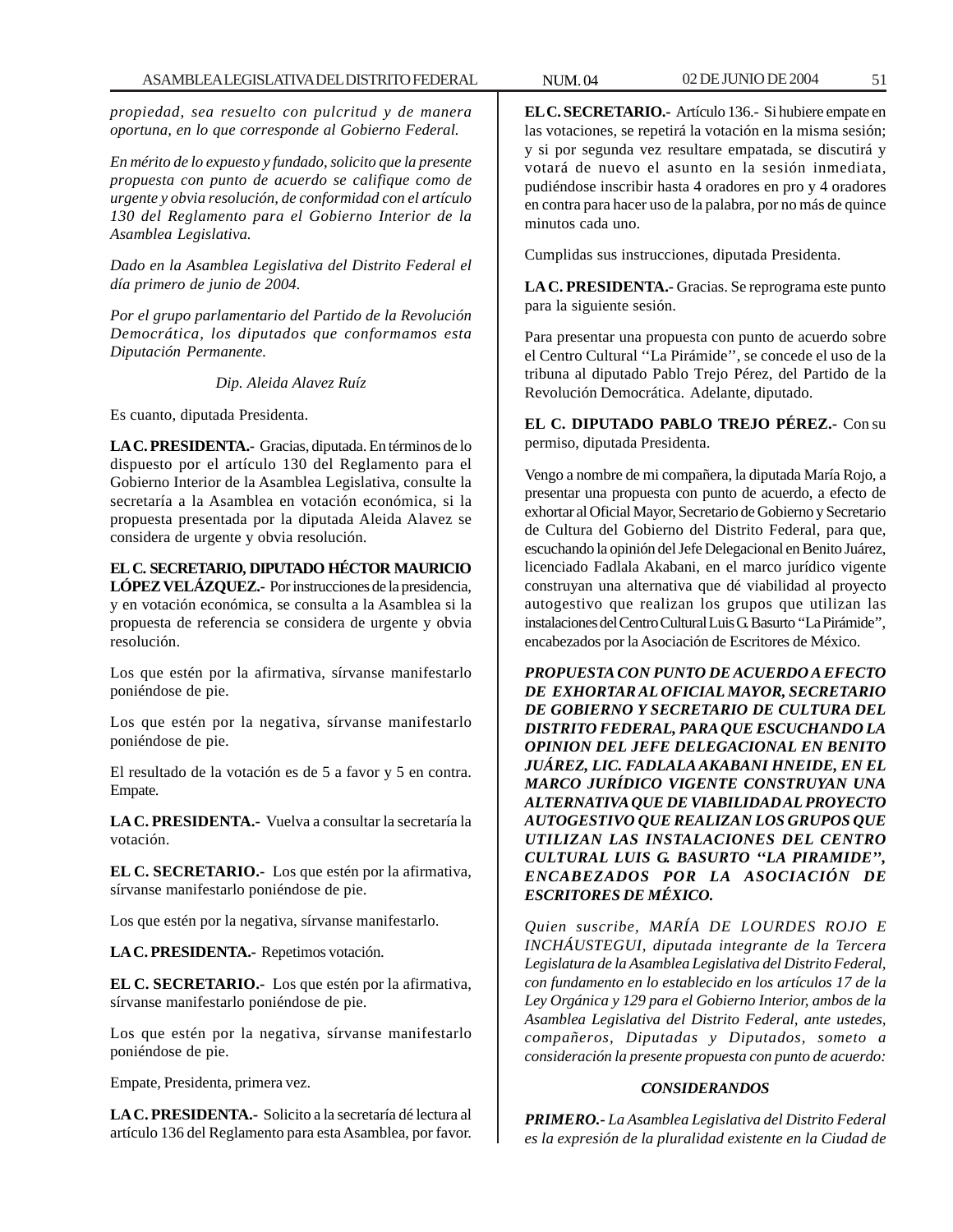*propiedad, sea resuelto con pulcritud y de manera oportuna, en lo que corresponde al Gobierno Federal.*

*En mérito de lo expuesto y fundado, solicito que la presente propuesta con punto de acuerdo se califique como de urgente y obvia resolución, de conformidad con el artículo 130 del Reglamento para el Gobierno Interior de la Asamblea Legislativa.*

*Dado en la Asamblea Legislativa del Distrito Federal el día primero de junio de 2004.*

*Por el grupo parlamentario del Partido de la Revolución Democrática, los diputados que conformamos esta Diputación Permanente.*

*Dip. Aleida Alavez Ruíz*

Es cuanto, diputada Presidenta.

**LA C. PRESIDENTA.-** Gracias, diputada. En términos de lo dispuesto por el artículo 130 del Reglamento para el Gobierno Interior de la Asamblea Legislativa, consulte la secretaría a la Asamblea en votación económica, si la propuesta presentada por la diputada Aleida Alavez se considera de urgente y obvia resolución.

**EL C. SECRETARIO, DIPUTADO HÉCTOR MAURICIO LÓPEZ VELÁZQUEZ.-** Por instrucciones de la presidencia, y en votación económica, se consulta a la Asamblea si la propuesta de referencia se considera de urgente y obvia resolución.

Los que estén por la afirmativa, sírvanse manifestarlo poniéndose de pie.

Los que estén por la negativa, sírvanse manifestarlo poniéndose de pie.

El resultado de la votación es de 5 a favor y 5 en contra. Empate.

**LA C. PRESIDENTA.-** Vuelva a consultar la secretaría la votación.

**EL C. SECRETARIO.-** Los que estén por la afirmativa, sírvanse manifestarlo poniéndose de pie.

Los que estén por la negativa, sírvanse manifestarlo.

**LA C. PRESIDENTA.-** Repetimos votación.

**EL C. SECRETARIO.-** Los que estén por la afirmativa, sírvanse manifestarlo poniéndose de pie.

Los que estén por la negativa, sírvanse manifestarlo poniéndose de pie.

Empate, Presidenta, primera vez.

**LA C. PRESIDENTA.-** Solicito a la secretaría dé lectura al artículo 136 del Reglamento para esta Asamblea, por favor.

**EL C. SECRETARIO.-** Artículo 136.- Si hubiere empate en las votaciones, se repetirá la votación en la misma sesión; y si por segunda vez resultare empatada, se discutirá y votará de nuevo el asunto en la sesión inmediata, pudiéndose inscribir hasta 4 oradores en pro y 4 oradores en contra para hacer uso de la palabra, por no más de quince minutos cada uno.

Cumplidas sus instrucciones, diputada Presidenta.

**LA C. PRESIDENTA.-** Gracias. Se reprograma este punto para la siguiente sesión.

Para presentar una propuesta con punto de acuerdo sobre el Centro Cultural ''La Pirámide'', se concede el uso de la tribuna al diputado Pablo Trejo Pérez, del Partido de la Revolución Democrática. Adelante, diputado.

**EL C. DIPUTADO PABLO TREJO PÉREZ.-** Con su permiso, diputada Presidenta.

Vengo a nombre de mi compañera, la diputada María Rojo, a presentar una propuesta con punto de acuerdo, a efecto de exhortar al Oficial Mayor, Secretario de Gobierno y Secretario de Cultura del Gobierno del Distrito Federal, para que, escuchando la opinión del Jefe Delegacional en Benito Juárez, licenciado Fadlala Akabani, en el marco jurídico vigente construyan una alternativa que dé viabilidad al proyecto autogestivo que realizan los grupos que utilizan las instalaciones del Centro Cultural Luis G. Basurto "La Pirámide", encabezados por la Asociación de Escritores de México.

***PROPUESTA CON PUNTO DE ACUERDO A EFECTO DE EXHORTAR AL OFICIAL MAYOR, SECRETARIO DE GOBIERNO Y SECRETARIO DE CULTURA DEL DISTRITO FEDERAL, PARA QUE ESCUCHANDO LA OPINION DEL JEFE DELEGACIONAL EN BENITO JUÁREZ, LIC. FADLALA AKABANI HNEIDE, EN EL MARCO JURÍDICO VIGENTE CONSTRUYAN UNA ALTERNATIVA QUE DE VIABILIDAD AL PROYECTO AUTOGESTIVO QUE REALIZAN LOS GRUPOS QUE UTILIZAN LAS INSTALACIONES DEL CENTRO CULTURAL LUIS G. BASURTO ''LA PIRAMIDE'', ENCABEZADOS POR LA ASOCIACIÓN DE ESCRITORES DE MÉXICO.***

*Quien suscribe, MARÍA DE LOURDES ROJO E INCHÁUSTEGUI, diputada integrante de la Tercera Legislatura de la Asamblea Legislativa del Distrito Federal, con fundamento en lo establecido en los artículos 17 de la Ley Orgánica y 129 para el Gobierno Interior, ambos de la Asamblea Legislativa del Distrito Federal, ante ustedes, compañeros, Diputadas y Diputados, someto a consideración la presente propuesta con punto de acuerdo:*

***CONSIDERANDOS***

***PRIMERO.-*** *La Asamblea Legislativa del Distrito Federal es la expresión de la pluralidad existente en la Ciudad de*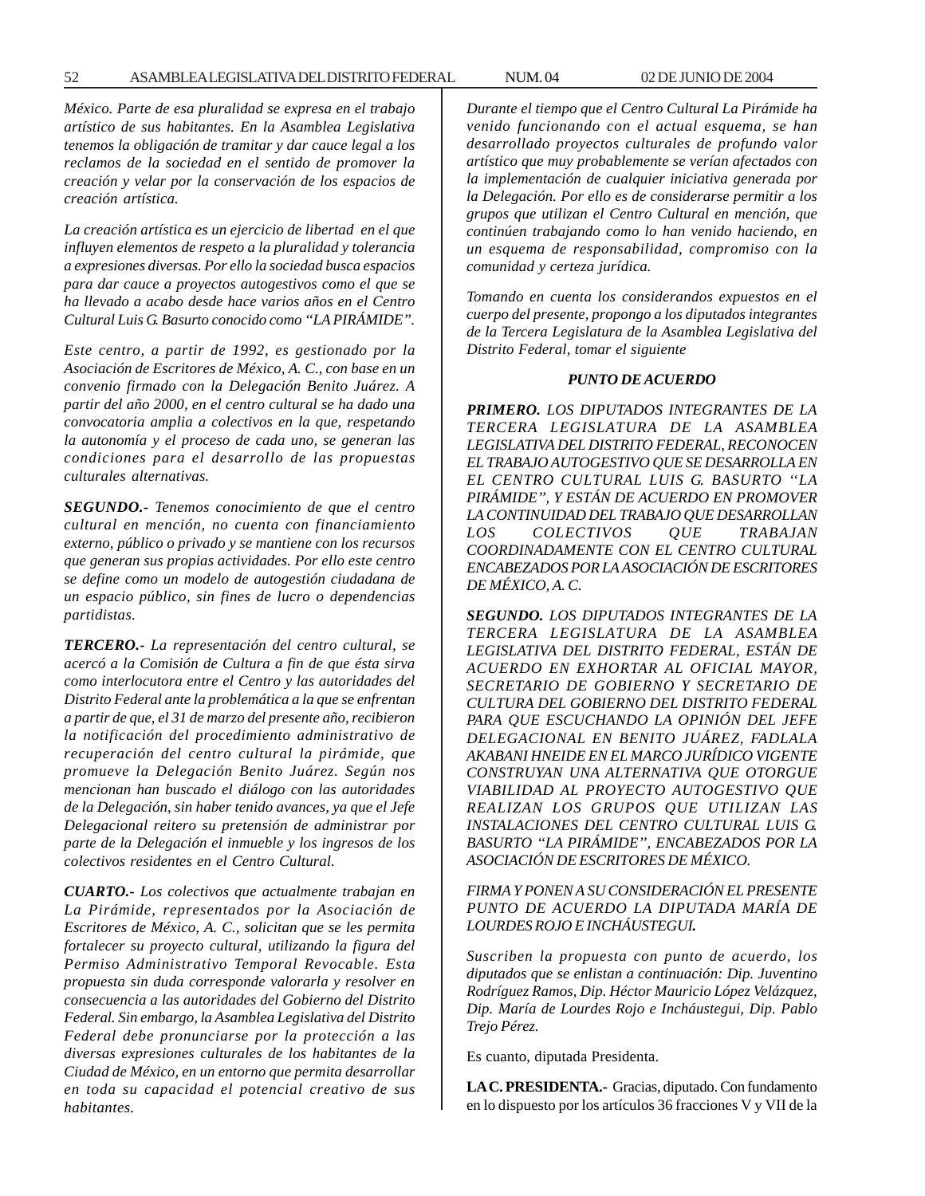*México. Parte de esa pluralidad se expresa en el trabajo artístico de sus habitantes. En la Asamblea Legislativa tenemos la obligación de tramitar y dar cauce legal a los reclamos de la sociedad en el sentido de promover la creación y velar por la conservación de los espacios de creación artística.*

*La creación artística es un ejercicio de libertad en el que influyen elementos de respeto a la pluralidad y tolerancia a expresiones diversas. Por ello la sociedad busca espacios para dar cauce a proyectos autogestivos como el que se ha llevado a acabo desde hace varios años en el Centro Cultural Luis G. Basurto conocido como "LA PIRÁMIDE".*

*Este centro, a partir de 1992, es gestionado por la Asociación de Escritores de México, A. C., con base en un convenio firmado con la Delegación Benito Juárez. A partir del año 2000, en el centro cultural se ha dado una convocatoria amplia a colectivos en la que, respetando la autonomía y el proceso de cada uno, se generan las condiciones para el desarrollo de las propuestas culturales alternativas.*

***SEGUNDO.-** Tenemos conocimiento de que el centro cultural en mención, no cuenta con financiamiento externo, público o privado y se mantiene con los recursos que generan sus propias actividades. Por ello este centro se define como un modelo de autogestión ciudadana de un espacio público, sin fines de lucro o dependencias partidistas.*

***TERCERO.-** La representación del centro cultural, se acercó a la Comisión de Cultura a fin de que ésta sirva como interlocutora entre el Centro y las autoridades del Distrito Federal ante la problemática a la que se enfrentan a partir de que, el 31 de marzo del presente año, recibieron la notificación del procedimiento administrativo de recuperación del centro cultural la pirámide, que promueve la Delegación Benito Juárez. Según nos mencionan han buscado el diálogo con las autoridades de la Delegación, sin haber tenido avances, ya que el Jefe Delegacional reitero su pretensión de administrar por parte de la Delegación el inmueble y los ingresos de los colectivos residentes en el Centro Cultural.*

***CUARTO.-** Los colectivos que actualmente trabajan en La Pirámide, representados por la Asociación de Escritores de México, A. C., solicitan que se les permita fortalecer su proyecto cultural, utilizando la figura del Permiso Administrativo Temporal Revocable. Esta propuesta sin duda corresponde valorarla y resolver en consecuencia a las autoridades del Gobierno del Distrito Federal. Sin embargo, la Asamblea Legislativa del Distrito Federal debe pronunciarse por la protección a las diversas expresiones culturales de los habitantes de la Ciudad de México, en un entorno que permita desarrollar en toda su capacidad el potencial creativo de sus habitantes.*

*Durante el tiempo que el Centro Cultural La Pirámide ha venido funcionando con el actual esquema, se han desarrollado proyectos culturales de profundo valor artístico que muy probablemente se verían afectados con la implementación de cualquier iniciativa generada por la Delegación. Por ello es de considerarse permitir a los grupos que utilizan el Centro Cultural en mención, que continúen trabajando como lo han venido haciendo, en un esquema de responsabilidad, compromiso con la comunidad y certeza jurídica.*

*Tomando en cuenta los considerandos expuestos en el cuerpo del presente, propongo a los diputados integrantes de la Tercera Legislatura de la Asamblea Legislativa del Distrito Federal, tomar el siguiente*

***PUNTO DE ACUERDO***

***PRIMERO.** LOS DIPUTADOS INTEGRANTES DE LA TERCERA LEGISLATURA DE LA ASAMBLEA LEGISLATIVA DEL DISTRITO FEDERAL, RECONOCEN EL TRABAJO AUTOGESTIVO QUE SE DESARROLLA EN EL CENTRO CULTURAL LUIS G. BASURTO "LA PIRÁMIDE", Y ESTÁN DE ACUERDO EN PROMOVER LA CONTINUIDAD DEL TRABAJO QUE DESARROLLAN LOS COLECTIVOS QUE TRABAJAN COORDINADAMENTE CON EL CENTRO CULTURAL ENCABEZADOS POR LA ASOCIACIÓN DE ESCRITORES DE MÉXICO, A. C.*

***SEGUNDO.** LOS DIPUTADOS INTEGRANTES DE LA TERCERA LEGISLATURA DE LA ASAMBLEA LEGISLATIVA DEL DISTRITO FEDERAL, ESTÁN DE ACUERDO EN EXHORTAR AL OFICIAL MAYOR, SECRETARIO DE GOBIERNO Y SECRETARIO DE CULTURA DEL GOBIERNO DEL DISTRITO FEDERAL PARA QUE ESCUCHANDO LA OPINIÓN DEL JEFE DELEGACIONAL EN BENITO JUÁREZ, FADLALA AKABANI HNEIDE EN EL MARCO JURÍDICO VIGENTE CONSTRUYAN UNA ALTERNATIVA QUE OTORGUE VIABILIDAD AL PROYECTO AUTOGESTIVO QUE REALIZAN LOS GRUPOS QUE UTILIZAN LAS INSTALACIONES DEL CENTRO CULTURAL LUIS G. BASURTO "LA PIRÁMIDE", ENCABEZADOS POR LA ASOCIACIÓN DE ESCRITORES DE MÉXICO.*

*FIRMA Y PONEN A SU CONSIDERACIÓN EL PRESENTE PUNTO DE ACUERDO LA DIPUTADA MARÍA DE LOURDES ROJO E INCHÁUSTEGUI.*

*Suscriben la propuesta con punto de acuerdo, los diputados que se enlistan a continuación: Dip. Juventino Rodríguez Ramos, Dip. Héctor Mauricio López Velázquez, Dip. María de Lourdes Rojo e Incháustegui, Dip. Pablo Trejo Pérez.*

Es cuanto, diputada Presidenta.

**LA C. PRESIDENTA.-** Gracias, diputado. Con fundamento en lo dispuesto por los artículos 36 fracciones V y VII de la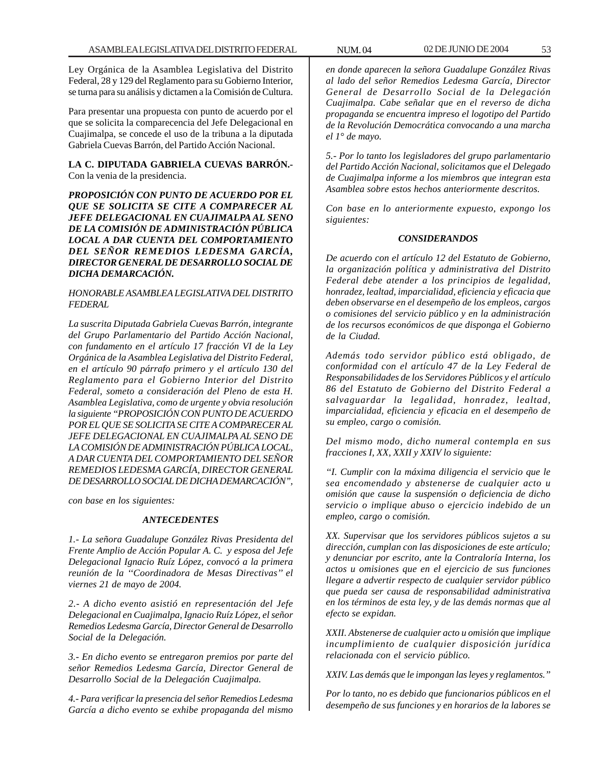Ley Orgánica de la Asamblea Legislativa del Distrito Federal, 28 y 129 del Reglamento para su Gobierno Interior, se turna para su análisis y dictamen a la Comisión de Cultura.

Para presentar una propuesta con punto de acuerdo por el que se solicita la comparecencia del Jefe Delegacional en Cuajimalpa, se concede el uso de la tribuna a la diputada Gabriela Cuevas Barrón, del Partido Acción Nacional.

**LA C. DIPUTADA GABRIELA CUEVAS BARRÓN.-** Con la venia de la presidencia.

***PROPOSICIÓN CON PUNTO DE ACUERDO POR EL QUE SE SOLICITA SE CITE A COMPARECER AL JEFE DELEGACIONAL EN CUAJIMALPA AL SENO DE LA COMISIÓN DE ADMINISTRACIÓN PÚBLICA LOCAL A DAR CUENTA DEL COMPORTAMIENTO DEL SEÑOR REMEDIOS LEDESMA GARCÍA, DIRECTOR GENERAL DE DESARROLLO SOCIAL DE DICHA DEMARCACIÓN.***

*HONORABLE ASAMBLEA LEGISLATIVA DEL DISTRITO FEDERAL*

*La suscrita Diputada Gabriela Cuevas Barrón, integrante del Grupo Parlamentario del Partido Acción Nacional, con fundamento en el artículo 17 fracción VI de la Ley Orgánica de la Asamblea Legislativa del Distrito Federal, en el artículo 90 párrafo primero y el artículo 130 del Reglamento para el Gobierno Interior del Distrito Federal, someto a consideración del Pleno de esta H. Asamblea Legislativa, como de urgente y obvia resolución la siguiente "PROPOSICIÓN CON PUNTO DE ACUERDO POR EL QUE SE SOLICITA SE CITE A COMPARECER AL JEFE DELEGACIONAL EN CUAJIMALPA AL SENO DE LA COMISIÓN DE ADMINISTRACIÓN PÚBLICA LOCAL, A DAR CUENTA DEL COMPORTAMIENTO DEL SEÑOR REMEDIOS LEDESMA GARCÍA, DIRECTOR GENERAL DE DESARROLLO SOCIAL DE DICHA DEMARCACIÓN",*

*con base en los siguientes:*

***ANTECEDENTES***

*1.- La señora Guadalupe González Rivas Presidenta del Frente Amplio de Acción Popular A. C. y esposa del Jefe Delegacional Ignacio Ruíz López, convocó a la primera reunión de la "Coordinadora de Mesas Directivas" el viernes 21 de mayo de 2004.*

*2.- A dicho evento asistió en representación del Jefe Delegacional en Cuajimalpa, Ignacio Ruíz López, el señor Remedios Ledesma García, Director General de Desarrollo Social de la Delegación.*

*3.- En dicho evento se entregaron premios por parte del señor Remedios Ledesma García, Director General de Desarrollo Social de la Delegación Cuajimalpa.*

*4.- Para verificar la presencia del señor Remedios Ledesma García a dicho evento se exhibe propaganda del mismo en donde aparecen la señora Guadalupe González Rivas al lado del señor Remedios Ledesma García, Director General de Desarrollo Social de la Delegación Cuajimalpa. Cabe señalar que en el reverso de dicha propaganda se encuentra impreso el logotipo del Partido de la Revolución Democrática convocando a una marcha el 1° de mayo.*

*5.- Por lo tanto los legisladores del grupo parlamentario del Partido Acción Nacional, solicitamos que el Delegado de Cuajimalpa informe a los miembros que integran esta Asamblea sobre estos hechos anteriormente descritos.*

*Con base en lo anteriormente expuesto, expongo los siguientes:*

***CONSIDERANDOS***

*De acuerdo con el artículo 12 del Estatuto de Gobierno, la organización política y administrativa del Distrito Federal debe atender a los principios de legalidad, honradez, lealtad, imparcialidad, eficiencia y eficacia que deben observarse en el desempeño de los empleos, cargos o comisiones del servicio público y en la administración de los recursos económicos de que disponga el Gobierno de la Ciudad.*

*Además todo servidor público está obligado, de conformidad con el artículo 47 de la Ley Federal de Responsabilidades de los Servidores Públicos y el artículo 86 del Estatuto de Gobierno del Distrito Federal a salvaguardar la legalidad, honradez, lealtad, imparcialidad, eficiencia y eficacia en el desempeño de su empleo, cargo o comisión.*

*Del mismo modo, dicho numeral contempla en sus fracciones I, XX, XXII y XXIV lo siguiente:*

*"I. Cumplir con la máxima diligencia el servicio que le sea encomendado y abstenerse de cualquier acto u omisión que cause la suspensión o deficiencia de dicho servicio o implique abuso o ejercicio indebido de un empleo, cargo o comisión.*

*XX. Supervisar que los servidores públicos sujetos a su dirección, cumplan con las disposiciones de este artículo; y denunciar por escrito, ante la Contraloría Interna, los actos u omisiones que en el ejercicio de sus funciones llegare a advertir respecto de cualquier servidor público que pueda ser causa de responsabilidad administrativa en los términos de esta ley, y de las demás normas que al efecto se expidan.*

*XXII. Abstenerse de cualquier acto u omisión que implique incumplimiento de cualquier disposición jurídica relacionada con el servicio público.*

*XXIV. Las demás que le impongan las leyes y reglamentos."*

*Por lo tanto, no es debido que funcionarios públicos en el desempeño de sus funciones y en horarios de la labores se*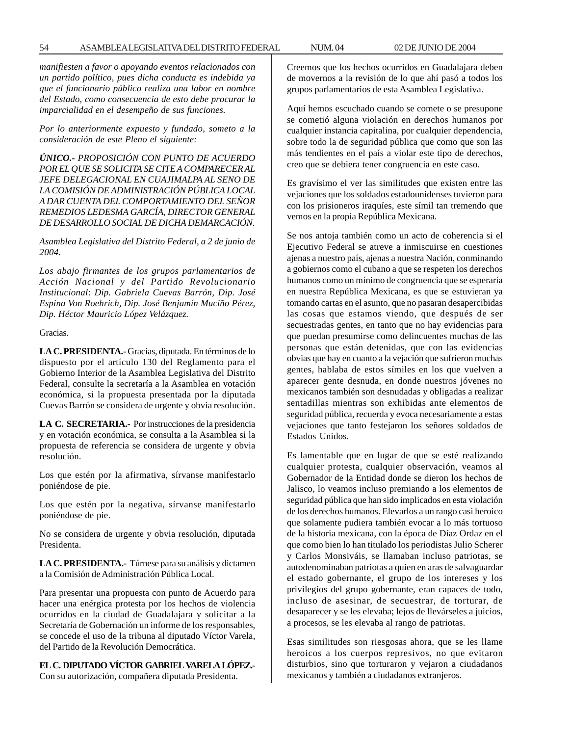*manifiesten a favor o apoyando eventos relacionados con un partido político, pues dicha conducta es indebida ya que el funcionario público realiza una labor en nombre del Estado, como consecuencia de esto debe procurar la imparcialidad en el desempeño de sus funciones.*

*Por lo anteriormente expuesto y fundado, someto a la consideración de este Pleno el siguiente:*

***ÚNICO.-** PROPOSICIÓN CON PUNTO DE ACUERDO POR EL QUE SE SOLICITA SE CITE A COMPARECER AL JEFE DELEGACIONAL EN CUAJIMALPA AL SENO DE LA COMISIÓN DE ADMINISTRACIÓN PÚBLICA LOCAL A DAR CUENTA DEL COMPORTAMIENTO DEL SEÑOR REMEDIOS LEDESMA GARCÍA, DIRECTOR GENERAL DE DESARROLLO SOCIAL DE DICHA DEMARCACIÓN.*

*Asamblea Legislativa del Distrito Federal, a 2 de junio de 2004.*

*Los abajo firmantes de los grupos parlamentarios de Acción Nacional y del Partido Revolucionario Institucional*: *Dip. Gabriela Cuevas Barrón, Dip. José Espina Von Roehrich, Dip. José Benjamín Muciño Pérez, Dip. Héctor Mauricio López Velázquez.*

Gracias.

**LA C. PRESIDENTA.-** Gracias, diputada. En términos de lo dispuesto por el artículo 130 del Reglamento para el Gobierno Interior de la Asamblea Legislativa del Distrito Federal, consulte la secretaría a la Asamblea en votación económica, si la propuesta presentada por la diputada Cuevas Barrón se considera de urgente y obvia resolución.

**LA C. SECRETARIA.-** Por instrucciones de la presidencia y en votación económica, se consulta a la Asamblea si la propuesta de referencia se considera de urgente y obvia resolución.

Los que estén por la afirmativa, sírvanse manifestarlo poniéndose de pie.

Los que estén por la negativa, sírvanse manifestarlo poniéndose de pie.

No se considera de urgente y obvia resolución, diputada Presidenta.

**LA C. PRESIDENTA.-** Túrnese para su análisis y dictamen a la Comisión de Administración Pública Local.

Para presentar una propuesta con punto de Acuerdo para hacer una enérgica protesta por los hechos de violencia ocurridos en la ciudad de Guadalajara y solicitar a la Secretaría de Gobernación un informe de los responsables, se concede el uso de la tribuna al diputado Víctor Varela, del Partido de la Revolución Democrática.

**EL C. DIPUTADO VÍCTOR GABRIEL VARELA LÓPEZ.-** Con su autorización, compañera diputada Presidenta.

Creemos que los hechos ocurridos en Guadalajara deben de movernos a la revisión de lo que ahí pasó a todos los grupos parlamentarios de esta Asamblea Legislativa.

Aquí hemos escuchado cuando se comete o se presupone se cometió alguna violación en derechos humanos por cualquier instancia capitalina, por cualquier dependencia, sobre todo la de seguridad pública que como que son las más tendientes en el país a violar este tipo de derechos, creo que se debiera tener congruencia en este caso.

Es gravísimo el ver las similitudes que existen entre las vejaciones que los soldados estadounidenses tuvieron para con los prisioneros iraquíes, este símil tan tremendo que vemos en la propia República Mexicana.

Se nos antoja también como un acto de coherencia si el Ejecutivo Federal se atreve a inmiscuirse en cuestiones ajenas a nuestro país, ajenas a nuestra Nación, conminando a gobiernos como el cubano a que se respeten los derechos humanos como un mínimo de congruencia que se esperaría en nuestra República Mexicana, es que se estuvieran ya tomando cartas en el asunto, que no pasaran desapercibidas las cosas que estamos viendo, que después de ser secuestradas gentes, en tanto que no hay evidencias para que puedan presumirse como delincuentes muchas de las personas que están detenidas, que con las evidencias obvias que hay en cuanto a la vejación que sufrieron muchas gentes, hablaba de estos símiles en los que vuelven a aparecer gente desnuda, en donde nuestros jóvenes no mexicanos también son desnudadas y obligadas a realizar sentadillas mientras son exhibidas ante elementos de seguridad pública, recuerda y evoca necesariamente a estas vejaciones que tanto festejaron los señores soldados de Estados Unidos.

Es lamentable que en lugar de que se esté realizando cualquier protesta, cualquier observación, veamos al Gobernador de la Entidad donde se dieron los hechos de Jalisco, lo veamos incluso premiando a los elementos de seguridad pública que han sido implicados en esta violación de los derechos humanos. Elevarlos a un rango casi heroico que solamente pudiera también evocar a lo más tortuoso de la historia mexicana, con la época de Díaz Ordaz en el que como bien lo han titulado los periodistas Julio Scherer y Carlos Monsiváis, se llamaban incluso patriotas, se autodenominaban patriotas a quien en aras de salvaguardar el estado gobernante, el grupo de los intereses y los privilegios del grupo gobernante, eran capaces de todo, incluso de asesinar, de secuestrar, de torturar, de desaparecer y se les elevaba; lejos de llevárselos a juicios, a procesos, se les elevaba al rango de patriotas.

Esas similitudes son riesgosas ahora, que se les llame heroicos a los cuerpos represivos, no que evitaron disturbios, sino que torturaron y vejaron a ciudadanos mexicanos y también a ciudadanos extranjeros.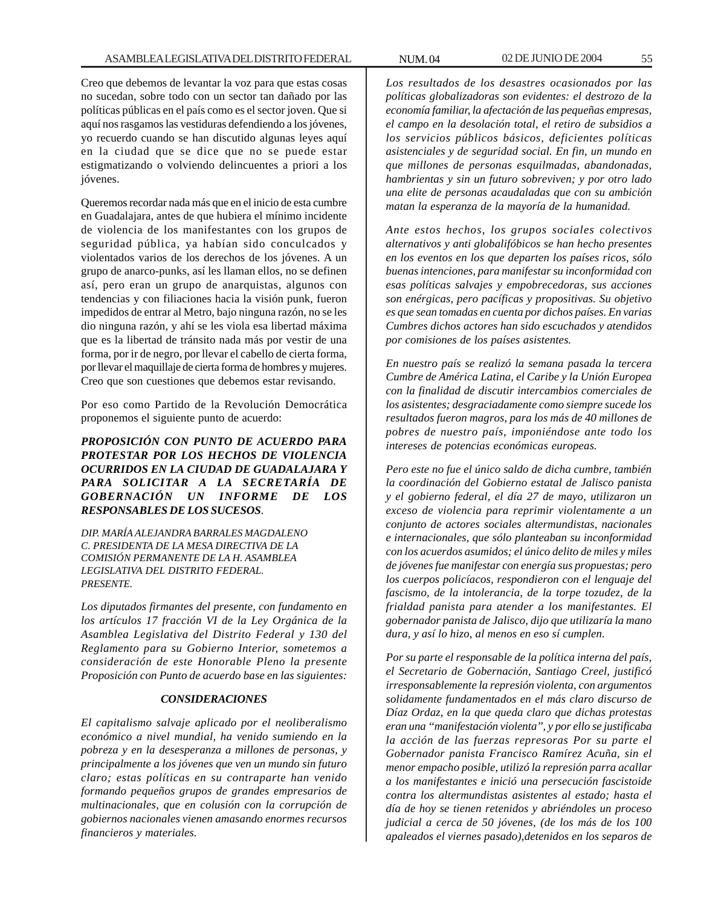Creo que debemos de levantar la voz para que estas cosas no sucedan, sobre todo con un sector tan dañado por las políticas públicas en el país como es el sector joven. Que si aquí nos rasgamos las vestiduras defendiendo a los jóvenes, yo recuerdo cuando se han discutido algunas leyes aquí en la ciudad que se dice que no se puede estar estigmatizando o volviendo delincuentes a priori a los jóvenes.

Queremos recordar nada más que en el inicio de esta cumbre en Guadalajara, antes de que hubiera el mínimo incidente de violencia de los manifestantes con los grupos de seguridad pública, ya habían sido conculcados y violentados varios de los derechos de los jóvenes. A un grupo de anarco-punks, así les llaman ellos, no se definen así, pero eran un grupo de anarquistas, algunos con tendencias y con filiaciones hacia la visión punk, fueron impedidos de entrar al Metro, bajo ninguna razón, no se les dio ninguna razón, y ahí se les viola esa libertad máxima que es la libertad de tránsito nada más por vestir de una forma, por ir de negro, por llevar el cabello de cierta forma, por llevar el maquillaje de cierta forma de hombres y mujeres. Creo que son cuestiones que debemos estar revisando.

Por eso como Partido de la Revolución Democrática proponemos el siguiente punto de acuerdo:

***PROPOSICIÓN CON PUNTO DE ACUERDO PARA PROTESTAR POR LOS HECHOS DE VIOLENCIA OCURRIDOS EN LA CIUDAD DE GUADALAJARA Y PARA SOLICITAR A LA SECRETARÍA DE GOBERNACIÓN UN INFORME DE LOS RESPONSABLES DE LOS SUCESOS***.

*DIP. MARÍA ALEJANDRA BARRALES MAGDALENO*
*C. PRESIDENTA DE LA MESA DIRECTIVA DE LA COMISIÓN PERMANENTE DE LA H. ASAMBLEA LEGISLATIVA DEL DISTRITO FEDERAL.*
*PRESENTE.*

*Los diputados firmantes del presente, con fundamento en los artículos 17 fracción VI de la Ley Orgánica de la Asamblea Legislativa del Distrito Federal y 130 del Reglamento para su Gobierno Interior, sometemos a consideración de este Honorable Pleno la presente Proposición con Punto de acuerdo base en las siguientes:*

***CONSIDERACIONES***

*El capitalismo salvaje aplicado por el neoliberalismo económico a nivel mundial, ha venido sumiendo en la pobreza y en la desesperanza a millones de personas, y principalmente a los jóvenes que ven un mundo sin futuro claro; estas políticas en su contraparte han venido formando pequeños grupos de grandes empresarios de multinacionales, que en colusión con la corrupción de gobiernos nacionales vienen amasando enormes recursos financieros y materiales.*

*Los resultados de los desastres ocasionados por las políticas globalizadoras son evidentes: el destrozo de la economía familiar, la afectación de las pequeñas empresas, el campo en la desolación total, el retiro de subsidios a los servicios públicos básicos, deficientes políticas asistenciales y de seguridad social. En fin, un mundo en que millones de personas esquilmadas, abandonadas, hambrientas y sin un futuro sobreviven; y por otro lado una elite de personas acaudaladas que con su ambición matan la esperanza de la mayoría de la humanidad.*

*Ante estos hechos, los grupos sociales colectivos alternativos y anti globalifóbicos se han hecho presentes en los eventos en los que departen los países ricos, sólo buenas intenciones, para manifestar su inconformidad con esas políticas salvajes y empobrecedoras, sus acciones son enérgicas, pero pacíficas y propositivas. Su objetivo es que sean tomadas en cuenta por dichos países. En varias Cumbres dichos actores han sido escuchados y atendidos por comisiones de los países asistentes.*

*En nuestro país se realizó la semana pasada la tercera Cumbre de América Latina, el Caribe y la Unión Europea con la finalidad de discutir intercambios comerciales de los asistentes; desgraciadamente como siempre sucede los resultados fueron magros, para los más de 40 millones de pobres de nuestro país, imponiéndose ante todo los intereses de potencias económicas europeas.*

*Pero este no fue el único saldo de dicha cumbre, también la coordinación del Gobierno estatal de Jalisco panista y el gobierno federal, el día 27 de mayo, utilizaron un exceso de violencia para reprimir violentamente a un conjunto de actores sociales altermundistas, nacionales e internacionales, que sólo planteaban su inconformidad con los acuerdos asumidos; el único delito de miles y miles de jóvenes fue manifestar con energía sus propuestas; pero los cuerpos policíacos, respondieron con el lenguaje del fascismo, de la intolerancia, de la torpe tozudez, de la frialdad panista para atender a los manifestantes. El gobernador panista de Jalisco, dijo que utilizaría la mano dura, y así lo hizo, al menos en eso sí cumplen.*

*Por su parte el responsable de la política interna del país, el Secretario de Gobernación, Santiago Creel, justificó irresponsablemente la represión violenta, con argumentos solidamente fundamentados en el más claro discurso de Díaz Ordaz, en la que queda claro que dichas protestas eran una "manifestación violenta", y por ello se justificaba la acción de las fuerzas represoras Por su parte el Gobernador panista Francisco Ramírez Acuña, sin el menor empacho posible, utilizó la represión parra acallar a los manifestantes e inició una persecución fascistoide contra los altermundistas asistentes al estado; hasta el día de hoy se tienen retenidos y abriéndoles un proceso judicial a cerca de 50 jóvenes, (de los más de los 100 apaleados el viernes pasado),detenidos en los separos de*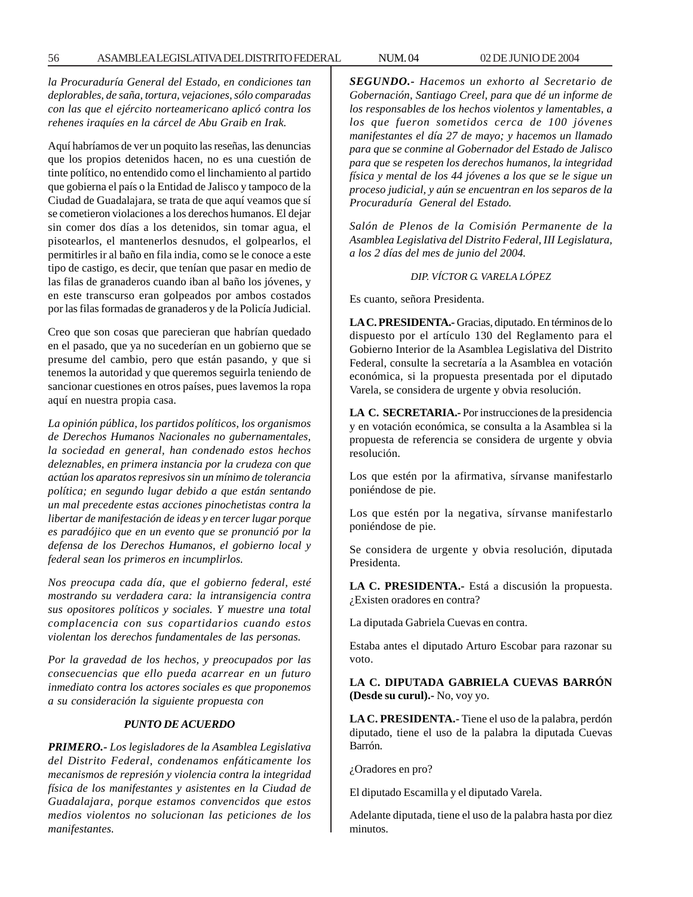*la Procuraduría General del Estado, en condiciones tan deplorables, de saña, tortura, vejaciones, sólo comparadas con las que el ejército norteamericano aplicó contra los rehenes iraquíes en la cárcel de Abu Graib en Irak.*

Aquí habríamos de ver un poquito las reseñas, las denuncias que los propios detenidos hacen, no es una cuestión de tinte político, no entendido como el linchamiento al partido que gobierna el país o la Entidad de Jalisco y tampoco de la Ciudad de Guadalajara, se trata de que aquí veamos que sí se cometieron violaciones a los derechos humanos. El dejar sin comer dos días a los detenidos, sin tomar agua, el pisotearlos, el mantenerlos desnudos, el golpearlos, el permitirles ir al baño en fila india, como se le conoce a este tipo de castigo, es decir, que tenían que pasar en medio de las filas de granaderos cuando iban al baño los jóvenes, y en este transcurso eran golpeados por ambos costados por las filas formadas de granaderos y de la Policía Judicial.

Creo que son cosas que parecieran que habrían quedado en el pasado, que ya no sucederían en un gobierno que se presume del cambio, pero que están pasando, y que si tenemos la autoridad y que queremos seguirla teniendo de sancionar cuestiones en otros países, pues lavemos la ropa aquí en nuestra propia casa.

*La opinión pública, los partidos políticos, los organismos de Derechos Humanos Nacionales no gubernamentales, la sociedad en general, han condenado estos hechos deleznables, en primera instancia por la crudeza con que actúan los aparatos represivos sin un mínimo de tolerancia política; en segundo lugar debido a que están sentando un mal precedente estas acciones pinochetistas contra la libertar de manifestación de ideas y en tercer lugar porque es paradójico que en un evento que se pronunció por la defensa de los Derechos Humanos, el gobierno local y federal sean los primeros en incumplirlos.*

*Nos preocupa cada día, que el gobierno federal, esté mostrando su verdadera cara: la intransigencia contra sus opositores políticos y sociales. Y muestre una total complacencia con sus copartidarios cuando estos violentan los derechos fundamentales de las personas.*

*Por la gravedad de los hechos, y preocupados por las consecuencias que ello pueda acarrear en un futuro inmediato contra los actores sociales es que proponemos a su consideración la siguiente propuesta con*

***PUNTO DE ACUERDO***

***PRIMERO.-*** *Los legisladores de la Asamblea Legislativa del Distrito Federal, condenamos enfáticamente los mecanismos de represión y violencia contra la integridad física de los manifestantes y asistentes en la Ciudad de Guadalajara, porque estamos convencidos que estos medios violentos no solucionan las peticiones de los manifestantes.*

***SEGUNDO.-*** *Hacemos un exhorto al Secretario de Gobernación, Santiago Creel, para que dé un informe de los responsables de los hechos violentos y lamentables, a los que fueron sometidos cerca de 100 jóvenes manifestantes el día 27 de mayo; y hacemos un llamado para que se conmine al Gobernador del Estado de Jalisco para que se respeten los derechos humanos, la integridad física y mental de los 44 jóvenes a los que se le sigue un proceso judicial, y aún se encuentran en los separos de la Procuraduría General del Estado.*

*Salón de Plenos de la Comisión Permanente de la Asamblea Legislativa del Distrito Federal, III Legislatura, a los 2 días del mes de junio del 2004.*

*DIP. VÍCTOR G. VARELA LÓPEZ*

Es cuanto, señora Presidenta.

**LA C. PRESIDENTA.-** Gracias, diputado. En términos de lo dispuesto por el artículo 130 del Reglamento para el Gobierno Interior de la Asamblea Legislativa del Distrito Federal, consulte la secretaría a la Asamblea en votación económica, si la propuesta presentada por el diputado Varela, se considera de urgente y obvia resolución.

**LA C. SECRETARIA.-** Por instrucciones de la presidencia y en votación económica, se consulta a la Asamblea si la propuesta de referencia se considera de urgente y obvia resolución.

Los que estén por la afirmativa, sírvanse manifestarlo poniéndose de pie.

Los que estén por la negativa, sírvanse manifestarlo poniéndose de pie.

Se considera de urgente y obvia resolución, diputada Presidenta.

**LA C. PRESIDENTA.-** Está a discusión la propuesta. ¿Existen oradores en contra?

La diputada Gabriela Cuevas en contra.

Estaba antes el diputado Arturo Escobar para razonar su voto.

**LA C. DIPUTADA GABRIELA CUEVAS BARRÓN (Desde su curul).-** No, voy yo.

**LA C. PRESIDENTA.-** Tiene el uso de la palabra, perdón diputado, tiene el uso de la palabra la diputada Cuevas Barrón.

¿Oradores en pro?

El diputado Escamilla y el diputado Varela.

Adelante diputada, tiene el uso de la palabra hasta por diez minutos.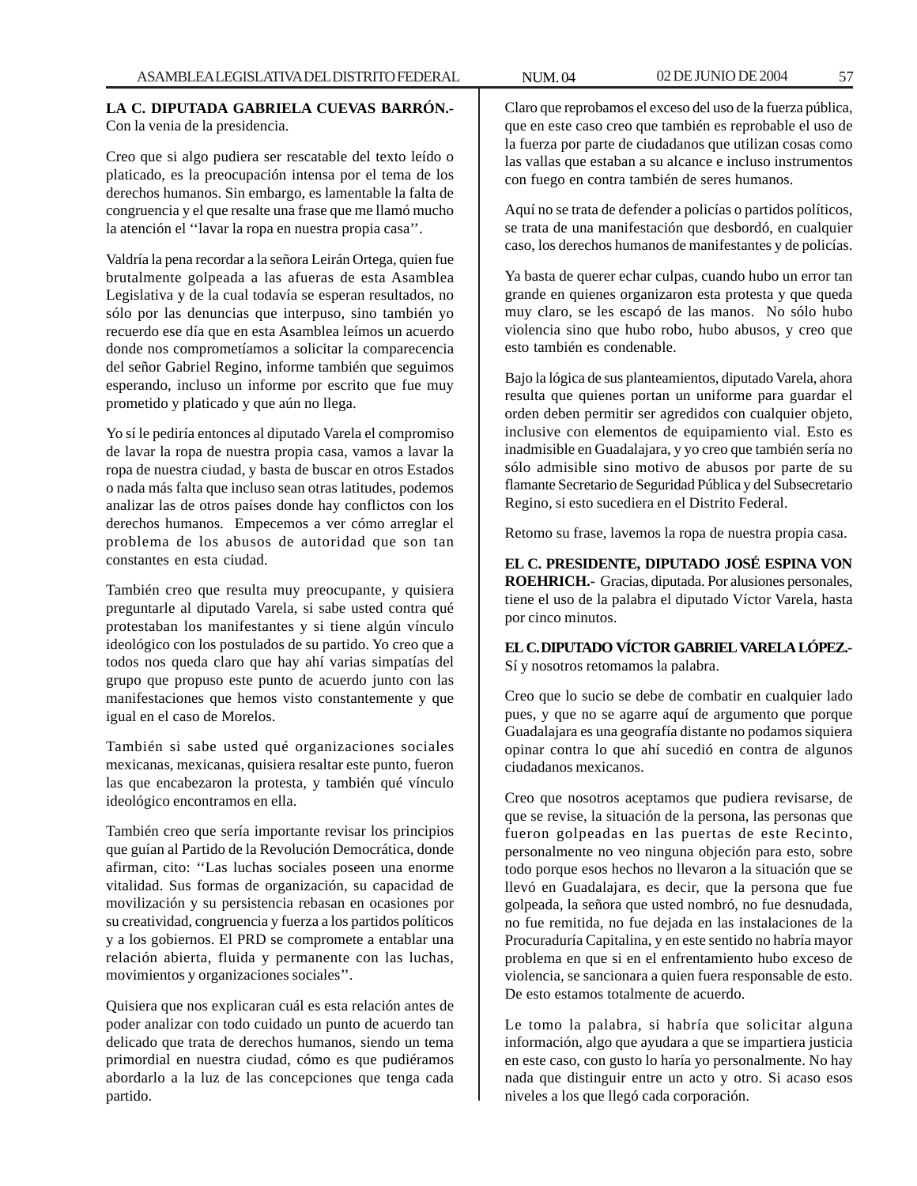**LA C. DIPUTADA GABRIELA CUEVAS BARRÓN.-** Con la venia de la presidencia.

Creo que si algo pudiera ser rescatable del texto leído o platicado, es la preocupación intensa por el tema de los derechos humanos. Sin embargo, es lamentable la falta de congruencia y el que resalte una frase que me llamó mucho la atención el ''lavar la ropa en nuestra propia casa''.

Valdría la pena recordar a la señora Leirán Ortega, quien fue brutalmente golpeada a las afueras de esta Asamblea Legislativa y de la cual todavía se esperan resultados, no sólo por las denuncias que interpuso, sino también yo recuerdo ese día que en esta Asamblea leímos un acuerdo donde nos comprometíamos a solicitar la comparecencia del señor Gabriel Regino, informe también que seguimos esperando, incluso un informe por escrito que fue muy prometido y platicado y que aún no llega.

Yo sí le pediría entonces al diputado Varela el compromiso de lavar la ropa de nuestra propia casa, vamos a lavar la ropa de nuestra ciudad, y basta de buscar en otros Estados o nada más falta que incluso sean otras latitudes, podemos analizar las de otros países donde hay conflictos con los derechos humanos. Empecemos a ver cómo arreglar el problema de los abusos de autoridad que son tan constantes en esta ciudad.

También creo que resulta muy preocupante, y quisiera preguntarle al diputado Varela, si sabe usted contra qué protestaban los manifestantes y si tiene algún vínculo ideológico con los postulados de su partido. Yo creo que a todos nos queda claro que hay ahí varias simpatías del grupo que propuso este punto de acuerdo junto con las manifestaciones que hemos visto constantemente y que igual en el caso de Morelos.

También si sabe usted qué organizaciones sociales mexicanas, mexicanas, quisiera resaltar este punto, fueron las que encabezaron la protesta, y también qué vínculo ideológico encontramos en ella.

También creo que sería importante revisar los principios que guían al Partido de la Revolución Democrática, donde afirman, cito: ''Las luchas sociales poseen una enorme vitalidad. Sus formas de organización, su capacidad de movilización y su persistencia rebasan en ocasiones por su creatividad, congruencia y fuerza a los partidos políticos y a los gobiernos. El PRD se compromete a entablar una relación abierta, fluida y permanente con las luchas, movimientos y organizaciones sociales''.

Quisiera que nos explicaran cuál es esta relación antes de poder analizar con todo cuidado un punto de acuerdo tan delicado que trata de derechos humanos, siendo un tema primordial en nuestra ciudad, cómo es que pudiéramos abordarlo a la luz de las concepciones que tenga cada partido.

Claro que reprobamos el exceso del uso de la fuerza pública, que en este caso creo que también es reprobable el uso de la fuerza por parte de ciudadanos que utilizan cosas como las vallas que estaban a su alcance e incluso instrumentos con fuego en contra también de seres humanos.

Aquí no se trata de defender a policías o partidos políticos, se trata de una manifestación que desbordó, en cualquier caso, los derechos humanos de manifestantes y de policías.

Ya basta de querer echar culpas, cuando hubo un error tan grande en quienes organizaron esta protesta y que queda muy claro, se les escapó de las manos. No sólo hubo violencia sino que hubo robo, hubo abusos, y creo que esto también es condenable.

Bajo la lógica de sus planteamientos, diputado Varela, ahora resulta que quienes portan un uniforme para guardar el orden deben permitir ser agredidos con cualquier objeto, inclusive con elementos de equipamiento vial. Esto es inadmisible en Guadalajara, y yo creo que también sería no sólo admisible sino motivo de abusos por parte de su flamante Secretario de Seguridad Pública y del Subsecretario Regino, si esto sucediera en el Distrito Federal.

Retomo su frase, lavemos la ropa de nuestra propia casa.

**EL C. PRESIDENTE, DIPUTADO JOSÉ ESPINA VON ROEHRICH.-** Gracias, diputada. Por alusiones personales, tiene el uso de la palabra el diputado Víctor Varela, hasta por cinco minutos.

**EL C. DIPUTADO VÍCTOR GABRIEL VARELA LÓPEZ.-** Sí y nosotros retomamos la palabra.

Creo que lo sucio se debe de combatir en cualquier lado pues, y que no se agarre aquí de argumento que porque Guadalajara es una geografía distante no podamos siquiera opinar contra lo que ahí sucedió en contra de algunos ciudadanos mexicanos.

Creo que nosotros aceptamos que pudiera revisarse, de que se revise, la situación de la persona, las personas que fueron golpeadas en las puertas de este Recinto, personalmente no veo ninguna objeción para esto, sobre todo porque esos hechos no llevaron a la situación que se llevó en Guadalajara, es decir, que la persona que fue golpeada, la señora que usted nombró, no fue desnudada, no fue remitida, no fue dejada en las instalaciones de la Procuraduría Capitalina, y en este sentido no habría mayor problema en que si en el enfrentamiento hubo exceso de violencia, se sancionara a quien fuera responsable de esto. De esto estamos totalmente de acuerdo.

Le tomo la palabra, si habría que solicitar alguna información, algo que ayudara a que se impartiera justicia en este caso, con gusto lo haría yo personalmente. No hay nada que distinguir entre un acto y otro. Si acaso esos niveles a los que llegó cada corporación.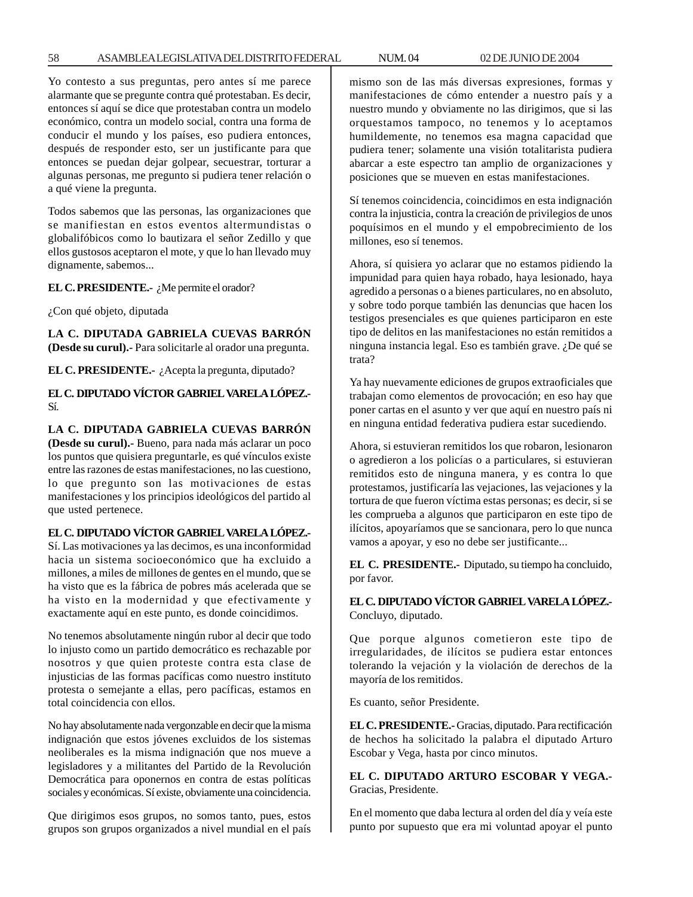Yo contesto a sus preguntas, pero antes sí me parece alarmante que se pregunte contra qué protestaban. Es decir, entonces sí aquí se dice que protestaban contra un modelo económico, contra un modelo social, contra una forma de conducir el mundo y los países, eso pudiera entonces, después de responder esto, ser un justificante para que entonces se puedan dejar golpear, secuestrar, torturar a algunas personas, me pregunto si pudiera tener relación o a qué viene la pregunta.

Todos sabemos que las personas, las organizaciones que se manifiestan en estos eventos altermundistas o globalifóbicos como lo bautizara el señor Zedillo y que ellos gustosos aceptaron el mote, y que lo han llevado muy dignamente, sabemos...

**EL C. PRESIDENTE.-** ¿Me permite el orador?

¿Con qué objeto, diputada

**LA C. DIPUTADA GABRIELA CUEVAS BARRÓN (Desde su curul).-** Para solicitarle al orador una pregunta.

**EL C. PRESIDENTE.-** ¿Acepta la pregunta, diputado?

**EL C. DIPUTADO VÍCTOR GABRIEL VARELA LÓPEZ.-** Sí.

**LA C. DIPUTADA GABRIELA CUEVAS BARRÓN (Desde su curul).-** Bueno, para nada más aclarar un poco los puntos que quisiera preguntarle, es qué vínculos existe entre las razones de estas manifestaciones, no las cuestiono, lo que pregunto son las motivaciones de estas manifestaciones y los principios ideológicos del partido al que usted pertenece.

**EL C. DIPUTADO VÍCTOR GABRIEL VARELA LÓPEZ.-** Sí. Las motivaciones ya las decimos, es una inconformidad hacia un sistema socioeconómico que ha excluido a millones, a miles de millones de gentes en el mundo, que se ha visto que es la fábrica de pobres más acelerada que se ha visto en la modernidad y que efectivamente y exactamente aquí en este punto, es donde coincidimos.

No tenemos absolutamente ningún rubor al decir que todo lo injusto como un partido democrático es rechazable por nosotros y que quien proteste contra esta clase de injusticias de las formas pacíficas como nuestro instituto protesta o semejante a ellas, pero pacíficas, estamos en total coincidencia con ellos.

No hay absolutamente nada vergonzable en decir que la misma indignación que estos jóvenes excluidos de los sistemas neoliberales es la misma indignación que nos mueve a legisladores y a militantes del Partido de la Revolución Democrática para oponernos en contra de estas políticas sociales y económicas. Sí existe, obviamente una coincidencia.

Que dirigimos esos grupos, no somos tanto, pues, estos grupos son grupos organizados a nivel mundial en el país mismo son de las más diversas expresiones, formas y manifestaciones de cómo entender a nuestro país y a nuestro mundo y obviamente no las dirigimos, que si las orquestamos tampoco, no tenemos y lo aceptamos humildemente, no tenemos esa magna capacidad que pudiera tener; solamente una visión totalitarista pudiera abarcar a este espectro tan amplio de organizaciones y posiciones que se mueven en estas manifestaciones.

Sí tenemos coincidencia, coincidimos en esta indignación contra la injusticia, contra la creación de privilegios de unos poquísimos en el mundo y el empobrecimiento de los millones, eso sí tenemos.

Ahora, sí quisiera yo aclarar que no estamos pidiendo la impunidad para quien haya robado, haya lesionado, haya agredido a personas o a bienes particulares, no en absoluto, y sobre todo porque también las denuncias que hacen los testigos presenciales es que quienes participaron en este tipo de delitos en las manifestaciones no están remitidos a ninguna instancia legal. Eso es también grave. ¿De qué se trata?

Ya hay nuevamente ediciones de grupos extraoficiales que trabajan como elementos de provocación; en eso hay que poner cartas en el asunto y ver que aquí en nuestro país ni en ninguna entidad federativa pudiera estar sucediendo.

Ahora, si estuvieran remitidos los que robaron, lesionaron o agredieron a los policías o a particulares, si estuvieran remitidos esto de ninguna manera, y es contra lo que protestamos, justificaría las vejaciones, las vejaciones y la tortura de que fueron víctima estas personas; es decir, si se les comprueba a algunos que participaron en este tipo de ilícitos, apoyaríamos que se sancionara, pero lo que nunca vamos a apoyar, y eso no debe ser justificante...

**EL C. PRESIDENTE.-** Diputado, su tiempo ha concluido, por favor.

**EL C. DIPUTADO VÍCTOR GABRIEL VARELA LÓPEZ.-** Concluyo, diputado.

Que porque algunos cometieron este tipo de irregularidades, de ilícitos se pudiera estar entonces tolerando la vejación y la violación de derechos de la mayoría de los remitidos.

Es cuanto, señor Presidente.

**EL C. PRESIDENTE.-** Gracias, diputado. Para rectificación de hechos ha solicitado la palabra el diputado Arturo Escobar y Vega, hasta por cinco minutos.

**EL C. DIPUTADO ARTURO ESCOBAR Y VEGA.-** Gracias, Presidente.

En el momento que daba lectura al orden del día y veía este punto por supuesto que era mi voluntad apoyar el punto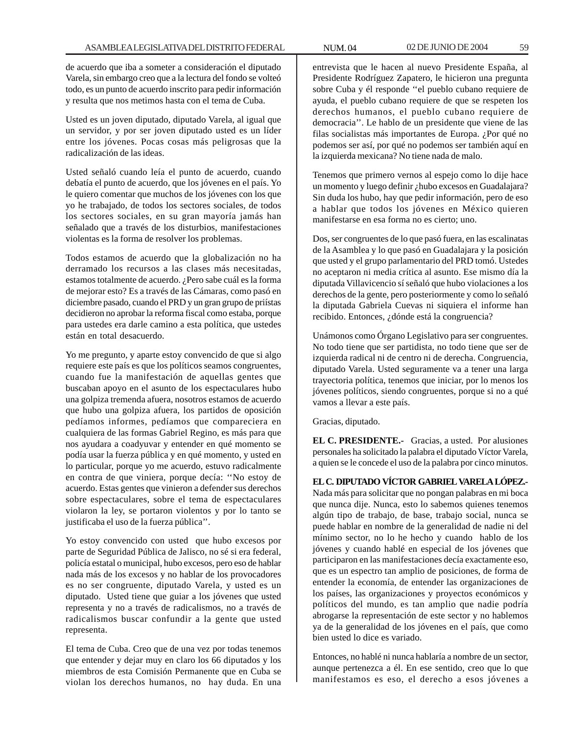de acuerdo que iba a someter a consideración el diputado Varela, sin embargo creo que a la lectura del fondo se volteó todo, es un punto de acuerdo inscrito para pedir información y resulta que nos metimos hasta con el tema de Cuba.

Usted es un joven diputado, diputado Varela, al igual que un servidor, y por ser joven diputado usted es un líder entre los jóvenes. Pocas cosas más peligrosas que la radicalización de las ideas.

Usted señaló cuando leía el punto de acuerdo, cuando debatía el punto de acuerdo, que los jóvenes en el país. Yo le quiero comentar que muchos de los jóvenes con los que yo he trabajado, de todos los sectores sociales, de todos los sectores sociales, en su gran mayoría jamás han señalado que a través de los disturbios, manifestaciones violentas es la forma de resolver los problemas.

Todos estamos de acuerdo que la globalización no ha derramado los recursos a las clases más necesitadas, estamos totalmente de acuerdo. ¿Pero sabe cuál es la forma de mejorar esto? Es a través de las Cámaras, como pasó en diciembre pasado, cuando el PRD y un gran grupo de priístas decidieron no aprobar la reforma fiscal como estaba, porque para ustedes era darle camino a esta política, que ustedes están en total desacuerdo.

Yo me pregunto, y aparte estoy convencido de que si algo requiere este país es que los políticos seamos congruentes, cuando fue la manifestación de aquellas gentes que buscaban apoyo en el asunto de los espectaculares hubo una golpiza tremenda afuera, nosotros estamos de acuerdo que hubo una golpiza afuera, los partidos de oposición pedíamos informes, pedíamos que compareciera en cualquiera de las formas Gabriel Regino, es más para que nos ayudara a coadyuvar y entender en qué momento se podía usar la fuerza pública y en qué momento, y usted en lo particular, porque yo me acuerdo, estuvo radicalmente en contra de que viniera, porque decía: ''No estoy de acuerdo. Estas gentes que vinieron a defender sus derechos sobre espectaculares, sobre el tema de espectaculares violaron la ley, se portaron violentos y por lo tanto se justificaba el uso de la fuerza pública''.

Yo estoy convencido con usted que hubo excesos por parte de Seguridad Pública de Jalisco, no sé si era federal, policía estatal o municipal, hubo excesos, pero eso de hablar nada más de los excesos y no hablar de los provocadores es no ser congruente, diputado Varela, y usted es un diputado. Usted tiene que guiar a los jóvenes que usted representa y no a través de radicalismos, no a través de radicalismos buscar confundir a la gente que usted representa.

El tema de Cuba. Creo que de una vez por todas tenemos que entender y dejar muy en claro los 66 diputados y los miembros de esta Comisión Permanente que en Cuba se violan los derechos humanos, no hay duda. En una entrevista que le hacen al nuevo Presidente España, al Presidente Rodríguez Zapatero, le hicieron una pregunta sobre Cuba y él responde ''el pueblo cubano requiere de ayuda, el pueblo cubano requiere de que se respeten los derechos humanos, el pueblo cubano requiere de democracia''. Le hablo de un presidente que viene de las filas socialistas más importantes de Europa. ¿Por qué no podemos ser así, por qué no podemos ser también aquí en la izquierda mexicana? No tiene nada de malo.

Tenemos que primero vernos al espejo como lo dije hace un momento y luego definir ¿hubo excesos en Guadalajara? Sin duda los hubo, hay que pedir información, pero de eso a hablar que todos los jóvenes en México quieren manifestarse en esa forma no es cierto; uno.

Dos, ser congruentes de lo que pasó fuera, en las escalinatas de la Asamblea y lo que pasó en Guadalajara y la posición que usted y el grupo parlamentario del PRD tomó. Ustedes no aceptaron ni media crítica al asunto. Ese mismo día la diputada Villavicencio sí señaló que hubo violaciones a los derechos de la gente, pero posteriormente y como lo señaló la diputada Gabriela Cuevas ni siquiera el informe han recibido. Entonces, ¿dónde está la congruencia?

Unámonos como Órgano Legislativo para ser congruentes. No todo tiene que ser partidista, no todo tiene que ser de izquierda radical ni de centro ni de derecha. Congruencia, diputado Varela. Usted seguramente va a tener una larga trayectoria política, tenemos que iniciar, por lo menos los jóvenes políticos, siendo congruentes, porque si no a qué vamos a llevar a este país.

Gracias, diputado.

**EL C. PRESIDENTE.-** Gracias, a usted. Por alusiones personales ha solicitado la palabra el diputado Víctor Varela, a quien se le concede el uso de la palabra por cinco minutos.

**EL C. DIPUTADO VÍCTOR GABRIEL VARELA LÓPEZ.-** Nada más para solicitar que no pongan palabras en mi boca que nunca dije. Nunca, esto lo sabemos quienes tenemos algún tipo de trabajo, de base, trabajo social, nunca se puede hablar en nombre de la generalidad de nadie ni del mínimo sector, no lo he hecho y cuando hablo de los jóvenes y cuando hablé en especial de los jóvenes que participaron en las manifestaciones decía exactamente eso, que es un espectro tan amplio de posiciones, de forma de entender la economía, de entender las organizaciones de los países, las organizaciones y proyectos económicos y políticos del mundo, es tan amplio que nadie podría abrogarse la representación de este sector y no hablemos ya de la generalidad de los jóvenes en el país, que como bien usted lo dice es variado.

Entonces, no hablé ni nunca hablaría a nombre de un sector, aunque pertenezca a él. En ese sentido, creo que lo que manifestamos es eso, el derecho a esos jóvenes a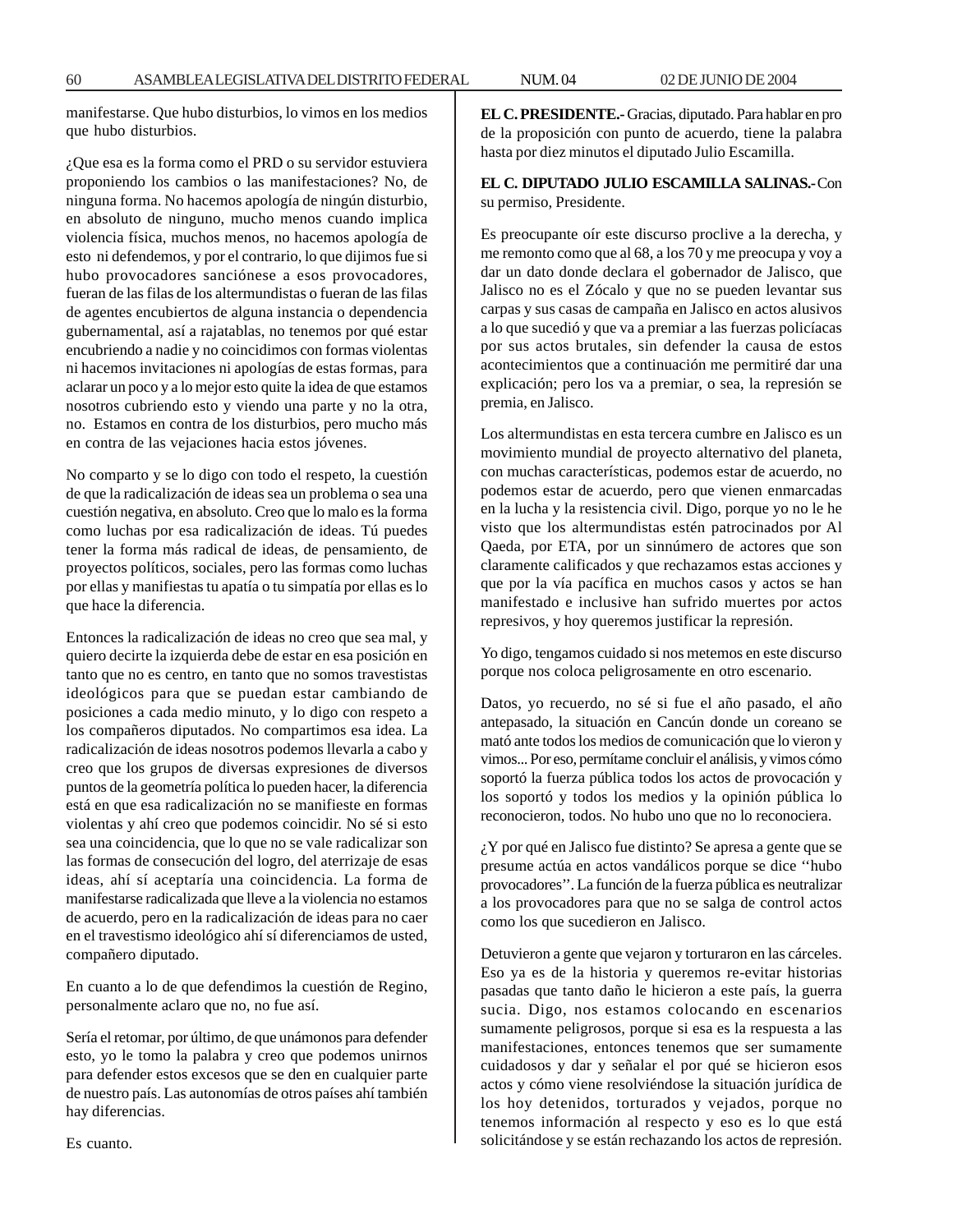manifestarse. Que hubo disturbios, lo vimos en los medios que hubo disturbios.

¿Que esa es la forma como el PRD o su servidor estuviera proponiendo los cambios o las manifestaciones? No, de ninguna forma. No hacemos apología de ningún disturbio, en absoluto de ninguno, mucho menos cuando implica violencia física, muchos menos, no hacemos apología de esto ni defendemos, y por el contrario, lo que dijimos fue si hubo provocadores sanciónese a esos provocadores, fueran de las filas de los altermundistas o fueran de las filas de agentes encubiertos de alguna instancia o dependencia gubernamental, así a rajatablas, no tenemos por qué estar encubriendo a nadie y no coincidimos con formas violentas ni hacemos invitaciones ni apologías de estas formas, para aclarar un poco y a lo mejor esto quite la idea de que estamos nosotros cubriendo esto y viendo una parte y no la otra, no. Estamos en contra de los disturbios, pero mucho más en contra de las vejaciones hacia estos jóvenes.

No comparto y se lo digo con todo el respeto, la cuestión de que la radicalización de ideas sea un problema o sea una cuestión negativa, en absoluto. Creo que lo malo es la forma como luchas por esa radicalización de ideas. Tú puedes tener la forma más radical de ideas, de pensamiento, de proyectos políticos, sociales, pero las formas como luchas por ellas y manifiestas tu apatía o tu simpatía por ellas es lo que hace la diferencia.

Entonces la radicalización de ideas no creo que sea mal, y quiero decirte la izquierda debe de estar en esa posición en tanto que no es centro, en tanto que no somos travestistas ideológicos para que se puedan estar cambiando de posiciones a cada medio minuto, y lo digo con respeto a los compañeros diputados. No compartimos esa idea. La radicalización de ideas nosotros podemos llevarla a cabo y creo que los grupos de diversas expresiones de diversos puntos de la geometría política lo pueden hacer, la diferencia está en que esa radicalización no se manifieste en formas violentas y ahí creo que podemos coincidir. No sé si esto sea una coincidencia, que lo que no se vale radicalizar son las formas de consecución del logro, del aterrizaje de esas ideas, ahí sí aceptaría una coincidencia. La forma de manifestarse radicalizada que lleve a la violencia no estamos de acuerdo, pero en la radicalización de ideas para no caer en el travestismo ideológico ahí sí diferenciamos de usted, compañero diputado.

En cuanto a lo de que defendimos la cuestión de Regino, personalmente aclaro que no, no fue así.

Sería el retomar, por último, de que unámonos para defender esto, yo le tomo la palabra y creo que podemos unirnos para defender estos excesos que se den en cualquier parte de nuestro país. Las autonomías de otros países ahí también hay diferencias.

Es cuanto.

**EL C. PRESIDENTE.-** Gracias, diputado. Para hablar en pro de la proposición con punto de acuerdo, tiene la palabra hasta por diez minutos el diputado Julio Escamilla.

**EL C. DIPUTADO JULIO ESCAMILLA SALINAS.-** Con su permiso, Presidente.

Es preocupante oír este discurso proclive a la derecha, y me remonto como que al 68, a los 70 y me preocupa y voy a dar un dato donde declara el gobernador de Jalisco, que Jalisco no es el Zócalo y que no se pueden levantar sus carpas y sus casas de campaña en Jalisco en actos alusivos a lo que sucedió y que va a premiar a las fuerzas policíacas por sus actos brutales, sin defender la causa de estos acontecimientos que a continuación me permitiré dar una explicación; pero los va a premiar, o sea, la represión se premia, en Jalisco.

Los altermundistas en esta tercera cumbre en Jalisco es un movimiento mundial de proyecto alternativo del planeta, con muchas características, podemos estar de acuerdo, no podemos estar de acuerdo, pero que vienen enmarcadas en la lucha y la resistencia civil. Digo, porque yo no le he visto que los altermundistas estén patrocinados por Al Qaeda, por ETA, por un sinnúmero de actores que son claramente calificados y que rechazamos estas acciones y que por la vía pacífica en muchos casos y actos se han manifestado e inclusive han sufrido muertes por actos represivos, y hoy queremos justificar la represión.

Yo digo, tengamos cuidado si nos metemos en este discurso porque nos coloca peligrosamente en otro escenario.

Datos, yo recuerdo, no sé si fue el año pasado, el año antepasado, la situación en Cancún donde un coreano se mató ante todos los medios de comunicación que lo vieron y vimos... Por eso, permítame concluir el análisis, y vimos cómo soportó la fuerza pública todos los actos de provocación y los soportó y todos los medios y la opinión pública lo reconocieron, todos. No hubo uno que no lo reconociera.

¿Y por qué en Jalisco fue distinto? Se apresa a gente que se presume actúa en actos vandálicos porque se dice ‘‘hubo provocadores’’. La función de la fuerza pública es neutralizar a los provocadores para que no se salga de control actos como los que sucedieron en Jalisco.

Detuvieron a gente que vejaron y torturaron en las cárceles. Eso ya es de la historia y queremos re-evitar historias pasadas que tanto daño le hicieron a este país, la guerra sucia. Digo, nos estamos colocando en escenarios sumamente peligrosos, porque si esa es la respuesta a las manifestaciones, entonces tenemos que ser sumamente cuidadosos y dar y señalar el por qué se hicieron esos actos y cómo viene resolviéndose la situación jurídica de los hoy detenidos, torturados y vejados, porque no tenemos información al respecto y eso es lo que está solicitándose y se están rechazando los actos de represión.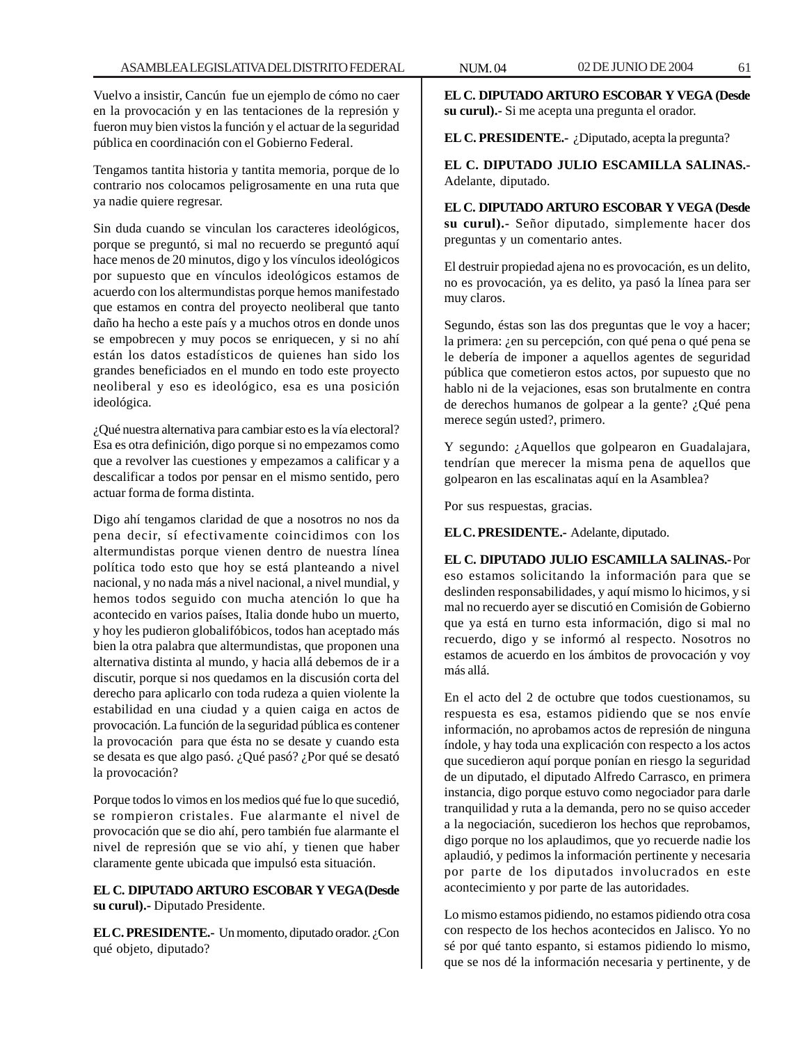Vuelvo a insistir, Cancún fue un ejemplo de cómo no caer en la provocación y en las tentaciones de la represión y fueron muy bien vistos la función y el actuar de la seguridad pública en coordinación con el Gobierno Federal.

Tengamos tantita historia y tantita memoria, porque de lo contrario nos colocamos peligrosamente en una ruta que ya nadie quiere regresar.

Sin duda cuando se vinculan los caracteres ideológicos, porque se preguntó, si mal no recuerdo se preguntó aquí hace menos de 20 minutos, digo y los vínculos ideológicos por supuesto que en vínculos ideológicos estamos de acuerdo con los altermundistas porque hemos manifestado que estamos en contra del proyecto neoliberal que tanto daño ha hecho a este país y a muchos otros en donde unos se empobrecen y muy pocos se enriquecen, y si no ahí están los datos estadísticos de quienes han sido los grandes beneficiados en el mundo en todo este proyecto neoliberal y eso es ideológico, esa es una posición ideológica.

¿Qué nuestra alternativa para cambiar esto es la vía electoral? Esa es otra definición, digo porque si no empezamos como que a revolver las cuestiones y empezamos a calificar y a descalificar a todos por pensar en el mismo sentido, pero actuar forma de forma distinta.

Digo ahí tengamos claridad de que a nosotros no nos da pena decir, sí efectivamente coincidimos con los altermundistas porque vienen dentro de nuestra línea política todo esto que hoy se está planteando a nivel nacional, y no nada más a nivel nacional, a nivel mundial, y hemos todos seguido con mucha atención lo que ha acontecido en varios países, Italia donde hubo un muerto, y hoy les pudieron globalifóbicos, todos han aceptado más bien la otra palabra que altermundistas, que proponen una alternativa distinta al mundo, y hacia allá debemos de ir a discutir, porque si nos quedamos en la discusión corta del derecho para aplicarlo con toda rudeza a quien violente la estabilidad en una ciudad y a quien caiga en actos de provocación. La función de la seguridad pública es contener la provocación para que ésta no se desate y cuando esta se desata es que algo pasó. ¿Qué pasó? ¿Por qué se desató la provocación?

Porque todos lo vimos en los medios qué fue lo que sucedió, se rompieron cristales. Fue alarmante el nivel de provocación que se dio ahí, pero también fue alarmante el nivel de represión que se vio ahí, y tienen que haber claramente gente ubicada que impulsó esta situación.

**EL C. DIPUTADO ARTURO ESCOBAR Y VEGA (Desde su curul).-** Diputado Presidente.

**EL C. PRESIDENTE.-** Un momento, diputado orador. ¿Con qué objeto, diputado?

**EL C. DIPUTADO ARTURO ESCOBAR Y VEGA (Desde su curul).-** Si me acepta una pregunta el orador.

**EL C. PRESIDENTE.-** ¿Diputado, acepta la pregunta?

**EL C. DIPUTADO JULIO ESCAMILLA SALINAS.-** Adelante, diputado.

**EL C. DIPUTADO ARTURO ESCOBAR Y VEGA (Desde su curul).-** Señor diputado, simplemente hacer dos preguntas y un comentario antes.

El destruir propiedad ajena no es provocación, es un delito, no es provocación, ya es delito, ya pasó la línea para ser muy claros.

Segundo, éstas son las dos preguntas que le voy a hacer; la primera: ¿en su percepción, con qué pena o qué pena se le debería de imponer a aquellos agentes de seguridad pública que cometieron estos actos, por supuesto que no hablo ni de la vejaciones, esas son brutalmente en contra de derechos humanos de golpear a la gente? ¿Qué pena merece según usted?, primero.

Y segundo: ¿Aquellos que golpearon en Guadalajara, tendrían que merecer la misma pena de aquellos que golpearon en las escalinatas aquí en la Asamblea?

Por sus respuestas, gracias.

**EL C. PRESIDENTE.-** Adelante, diputado.

**EL C. DIPUTADO JULIO ESCAMILLA SALINAS.-** Por eso estamos solicitando la información para que se deslinden responsabilidades, y aquí mismo lo hicimos, y si mal no recuerdo ayer se discutió en Comisión de Gobierno que ya está en turno esta información, digo si mal no recuerdo, digo y se informó al respecto. Nosotros no estamos de acuerdo en los ámbitos de provocación y voy más allá.

En el acto del 2 de octubre que todos cuestionamos, su respuesta es esa, estamos pidiendo que se nos envíe información, no aprobamos actos de represión de ninguna índole, y hay toda una explicación con respecto a los actos que sucedieron aquí porque ponían en riesgo la seguridad de un diputado, el diputado Alfredo Carrasco, en primera instancia, digo porque estuvo como negociador para darle tranquilidad y ruta a la demanda, pero no se quiso acceder a la negociación, sucedieron los hechos que reprobamos, digo porque no los aplaudimos, que yo recuerde nadie los aplaudió, y pedimos la información pertinente y necesaria por parte de los diputados involucrados en este acontecimiento y por parte de las autoridades.

Lo mismo estamos pidiendo, no estamos pidiendo otra cosa con respecto de los hechos acontecidos en Jalisco. Yo no sé por qué tanto espanto, si estamos pidiendo lo mismo, que se nos dé la información necesaria y pertinente, y de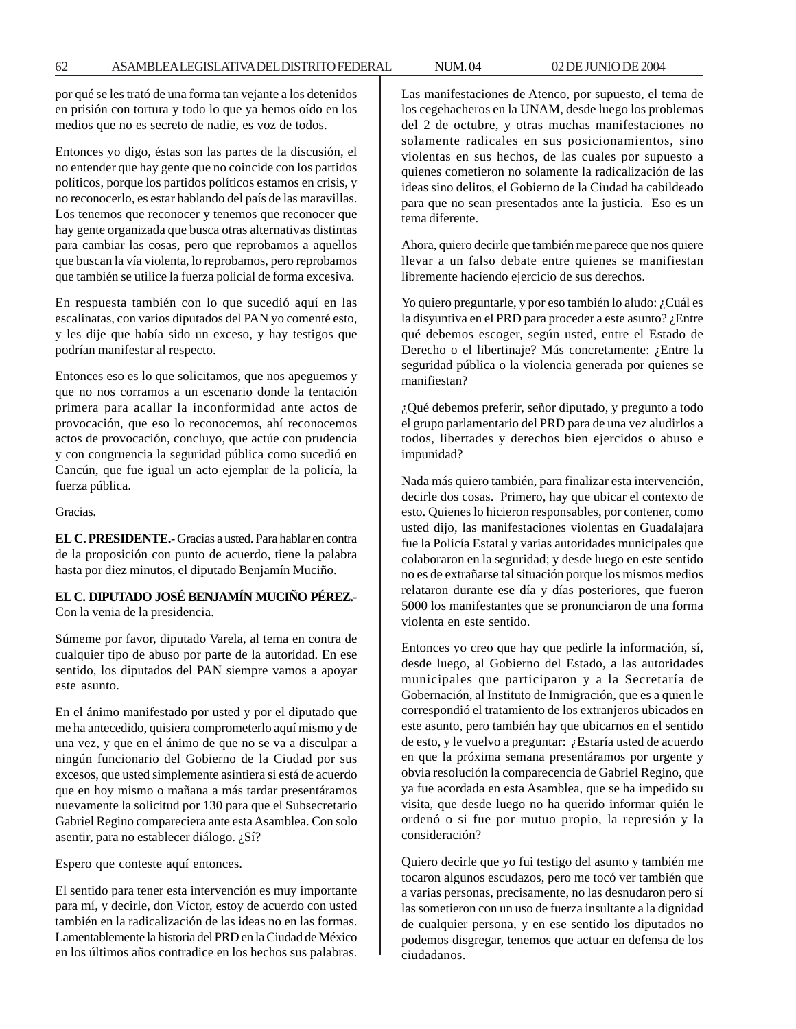por qué se les trató de una forma tan vejante a los detenidos en prisión con tortura y todo lo que ya hemos oído en los medios que no es secreto de nadie, es voz de todos.

Entonces yo digo, éstas son las partes de la discusión, el no entender que hay gente que no coincide con los partidos políticos, porque los partidos políticos estamos en crisis, y no reconocerlo, es estar hablando del país de las maravillas. Los tenemos que reconocer y tenemos que reconocer que hay gente organizada que busca otras alternativas distintas para cambiar las cosas, pero que reprobamos a aquellos que buscan la vía violenta, lo reprobamos, pero reprobamos que también se utilice la fuerza policial de forma excesiva.

En respuesta también con lo que sucedió aquí en las escalinatas, con varios diputados del PAN yo comenté esto, y les dije que había sido un exceso, y hay testigos que podrían manifestar al respecto.

Entonces eso es lo que solicitamos, que nos apeguemos y que no nos corramos a un escenario donde la tentación primera para acallar la inconformidad ante actos de provocación, que eso lo reconocemos, ahí reconocemos actos de provocación, concluyo, que actúe con prudencia y con congruencia la seguridad pública como sucedió en Cancún, que fue igual un acto ejemplar de la policía, la fuerza pública.

Gracias.

**EL C. PRESIDENTE.-** Gracias a usted. Para hablar en contra de la proposición con punto de acuerdo, tiene la palabra hasta por diez minutos, el diputado Benjamín Muciño.

**EL C. DIPUTADO JOSÉ BENJAMÍN MUCIÑO PÉREZ.-** Con la venia de la presidencia.

Súmeme por favor, diputado Varela, al tema en contra de cualquier tipo de abuso por parte de la autoridad. En ese sentido, los diputados del PAN siempre vamos a apoyar este asunto.

En el ánimo manifestado por usted y por el diputado que me ha antecedido, quisiera comprometerlo aquí mismo y de una vez, y que en el ánimo de que no se va a disculpar a ningún funcionario del Gobierno de la Ciudad por sus excesos, que usted simplemente asintiera si está de acuerdo que en hoy mismo o mañana a más tardar presentáramos nuevamente la solicitud por 130 para que el Subsecretario Gabriel Regino compareciera ante esta Asamblea. Con solo asentir, para no establecer diálogo. ¿Sí?

Espero que conteste aquí entonces.

El sentido para tener esta intervención es muy importante para mí, y decirle, don Víctor, estoy de acuerdo con usted también en la radicalización de las ideas no en las formas. Lamentablemente la historia del PRD en la Ciudad de México en los últimos años contradice en los hechos sus palabras. Las manifestaciones de Atenco, por supuesto, el tema de los cegehacheros en la UNAM, desde luego los problemas del 2 de octubre, y otras muchas manifestaciones no solamente radicales en sus posicionamientos, sino violentas en sus hechos, de las cuales por supuesto a quienes cometieron no solamente la radicalización de las ideas sino delitos, el Gobierno de la Ciudad ha cabildeado para que no sean presentados ante la justicia. Eso es un tema diferente.

Ahora, quiero decirle que también me parece que nos quiere llevar a un falso debate entre quienes se manifiestan libremente haciendo ejercicio de sus derechos.

Yo quiero preguntarle, y por eso también lo aludo: ¿Cuál es la disyuntiva en el PRD para proceder a este asunto? ¿Entre qué debemos escoger, según usted, entre el Estado de Derecho o el libertinaje? Más concretamente: ¿Entre la seguridad pública o la violencia generada por quienes se manifiestan?

¿Qué debemos preferir, señor diputado, y pregunto a todo el grupo parlamentario del PRD para de una vez aludirlos a todos, libertades y derechos bien ejercidos o abuso e impunidad?

Nada más quiero también, para finalizar esta intervención, decirle dos cosas. Primero, hay que ubicar el contexto de esto. Quienes lo hicieron responsables, por contener, como usted dijo, las manifestaciones violentas en Guadalajara fue la Policía Estatal y varias autoridades municipales que colaboraron en la seguridad; y desde luego en este sentido no es de extrañarse tal situación porque los mismos medios relataron durante ese día y días posteriores, que fueron 5000 los manifestantes que se pronunciaron de una forma violenta en este sentido.

Entonces yo creo que hay que pedirle la información, sí, desde luego, al Gobierno del Estado, a las autoridades municipales que participaron y a la Secretaría de Gobernación, al Instituto de Inmigración, que es a quien le correspondió el tratamiento de los extranjeros ubicados en este asunto, pero también hay que ubicarnos en el sentido de esto, y le vuelvo a preguntar: ¿Estaría usted de acuerdo en que la próxima semana presentáramos por urgente y obvia resolución la comparecencia de Gabriel Regino, que ya fue acordada en esta Asamblea, que se ha impedido su visita, que desde luego no ha querido informar quién le ordenó o si fue por mutuo propio, la represión y la consideración?

Quiero decirle que yo fui testigo del asunto y también me tocaron algunos escudazos, pero me tocó ver también que a varias personas, precisamente, no las desnudaron pero sí las sometieron con un uso de fuerza insultante a la dignidad de cualquier persona, y en ese sentido los diputados no podemos disgregar, tenemos que actuar en defensa de los ciudadanos.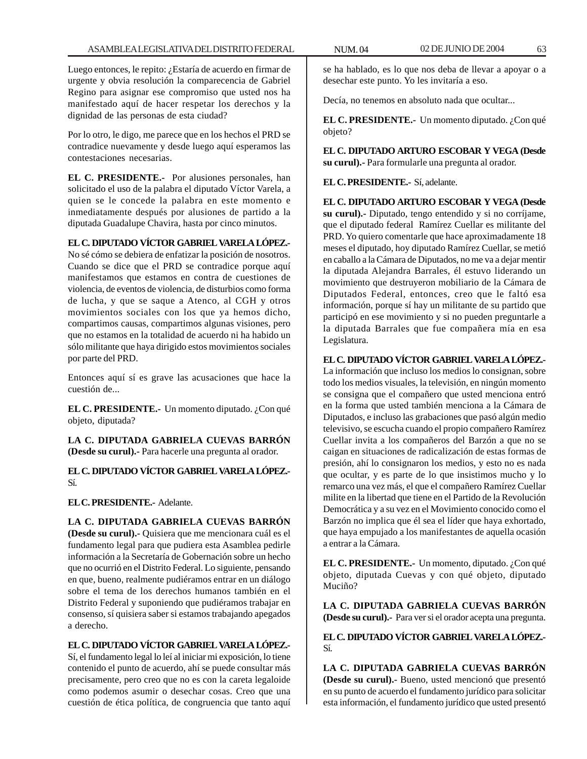Luego entonces, le repito: ¿Estaría de acuerdo en firmar de urgente y obvia resolución la comparecencia de Gabriel Regino para asignar ese compromiso que usted nos ha manifestado aquí de hacer respetar los derechos y la dignidad de las personas de esta ciudad?

Por lo otro, le digo, me parece que en los hechos el PRD se contradice nuevamente y desde luego aquí esperamos las contestaciones necesarias.

**EL C. PRESIDENTE.-** Por alusiones personales, han solicitado el uso de la palabra el diputado Víctor Varela, a quien se le concede la palabra en este momento e inmediatamente después por alusiones de partido a la diputada Guadalupe Chavira, hasta por cinco minutos.

**EL C. DIPUTADO VÍCTOR GABRIEL VARELA LÓPEZ.-** No sé cómo se debiera de enfatizar la posición de nosotros. Cuando se dice que el PRD se contradice porque aquí manifestamos que estamos en contra de cuestiones de violencia, de eventos de violencia, de disturbios como forma de lucha, y que se saque a Atenco, al CGH y otros movimientos sociales con los que ya hemos dicho, compartimos causas, compartimos algunas visiones, pero que no estamos en la totalidad de acuerdo ni ha habido un sólo militante que haya dirigido estos movimientos sociales por parte del PRD.

Entonces aquí sí es grave las acusaciones que hace la cuestión de...

**EL C. PRESIDENTE.-** Un momento diputado. ¿Con qué objeto, diputada?

**LA C. DIPUTADA GABRIELA CUEVAS BARRÓN (Desde su curul).-** Para hacerle una pregunta al orador.

**EL C. DIPUTADO VÍCTOR GABRIEL VARELA LÓPEZ.-** Sí.

**EL C. PRESIDENTE.-** Adelante.

**LA C. DIPUTADA GABRIELA CUEVAS BARRÓN (Desde su curul).-** Quisiera que me mencionara cuál es el fundamento legal para que pudiera esta Asamblea pedirle información a la Secretaría de Gobernación sobre un hecho que no ocurrió en el Distrito Federal. Lo siguiente, pensando en que, bueno, realmente pudiéramos entrar en un diálogo sobre el tema de los derechos humanos también en el Distrito Federal y suponiendo que pudiéramos trabajar en consenso, sí quisiera saber si estamos trabajando apegados a derecho.

**EL C. DIPUTADO VÍCTOR GABRIEL VARELA LÓPEZ.-** Sí, el fundamento legal lo leí al iniciar mi exposición, lo tiene contenido el punto de acuerdo, ahí se puede consultar más precisamente, pero creo que no es con la careta legaloide como podemos asumir o desechar cosas. Creo que una cuestión de ética política, de congruencia que tanto aquí se ha hablado, es lo que nos deba de llevar a apoyar o a desechar este punto. Yo les invitaría a eso.

Decía, no tenemos en absoluto nada que ocultar...

**EL C. PRESIDENTE.-** Un momento diputado. ¿Con qué objeto?

**EL C. DIPUTADO ARTURO ESCOBAR Y VEGA (Desde su curul).-** Para formularle una pregunta al orador.

**EL C. PRESIDENTE.-** Sí, adelante.

**EL C. DIPUTADO ARTURO ESCOBAR Y VEGA (Desde su curul).-** Diputado, tengo entendido y si no corríjame, que el diputado federal Ramírez Cuellar es militante del PRD. Yo quiero comentarle que hace aproximadamente 18 meses el diputado, hoy diputado Ramírez Cuellar, se metió en caballo a la Cámara de Diputados, no me va a dejar mentir la diputada Alejandra Barrales, él estuvo liderando un movimiento que destruyeron mobiliario de la Cámara de Diputados Federal, entonces, creo que le faltó esa información, porque sí hay un militante de su partido que participó en ese movimiento y si no pueden preguntarle a la diputada Barrales que fue compañera mía en esa Legislatura.

**EL C. DIPUTADO VÍCTOR GABRIEL VARELA LÓPEZ.-** La información que incluso los medios lo consignan, sobre todo los medios visuales, la televisión, en ningún momento se consigna que el compañero que usted menciona entró en la forma que usted también menciona a la Cámara de Diputados, e incluso las grabaciones que pasó algún medio televisivo, se escucha cuando el propio compañero Ramírez Cuellar invita a los compañeros del Barzón a que no se caigan en situaciones de radicalización de estas formas de presión, ahí lo consignaron los medios, y esto no es nada que ocultar, y es parte de lo que insistimos mucho y lo remarco una vez más, el que el compañero Ramírez Cuellar milite en la libertad que tiene en el Partido de la Revolución Democrática y a su vez en el Movimiento conocido como el Barzón no implica que él sea el líder que haya exhortado, que haya empujado a los manifestantes de aquella ocasión a entrar a la Cámara.

**EL C. PRESIDENTE.-** Un momento, diputado. ¿Con qué objeto, diputada Cuevas y con qué objeto, diputado Muciño?

**LA C. DIPUTADA GABRIELA CUEVAS BARRÓN (Desde su curul).-** Para ver si el orador acepta una pregunta.

**EL C. DIPUTADO VÍCTOR GABRIEL VARELA LÓPEZ.-** Sí.

**LA C. DIPUTADA GABRIELA CUEVAS BARRÓN (Desde su curul).-** Bueno, usted mencionó que presentó en su punto de acuerdo el fundamento jurídico para solicitar esta información, el fundamento jurídico que usted presentó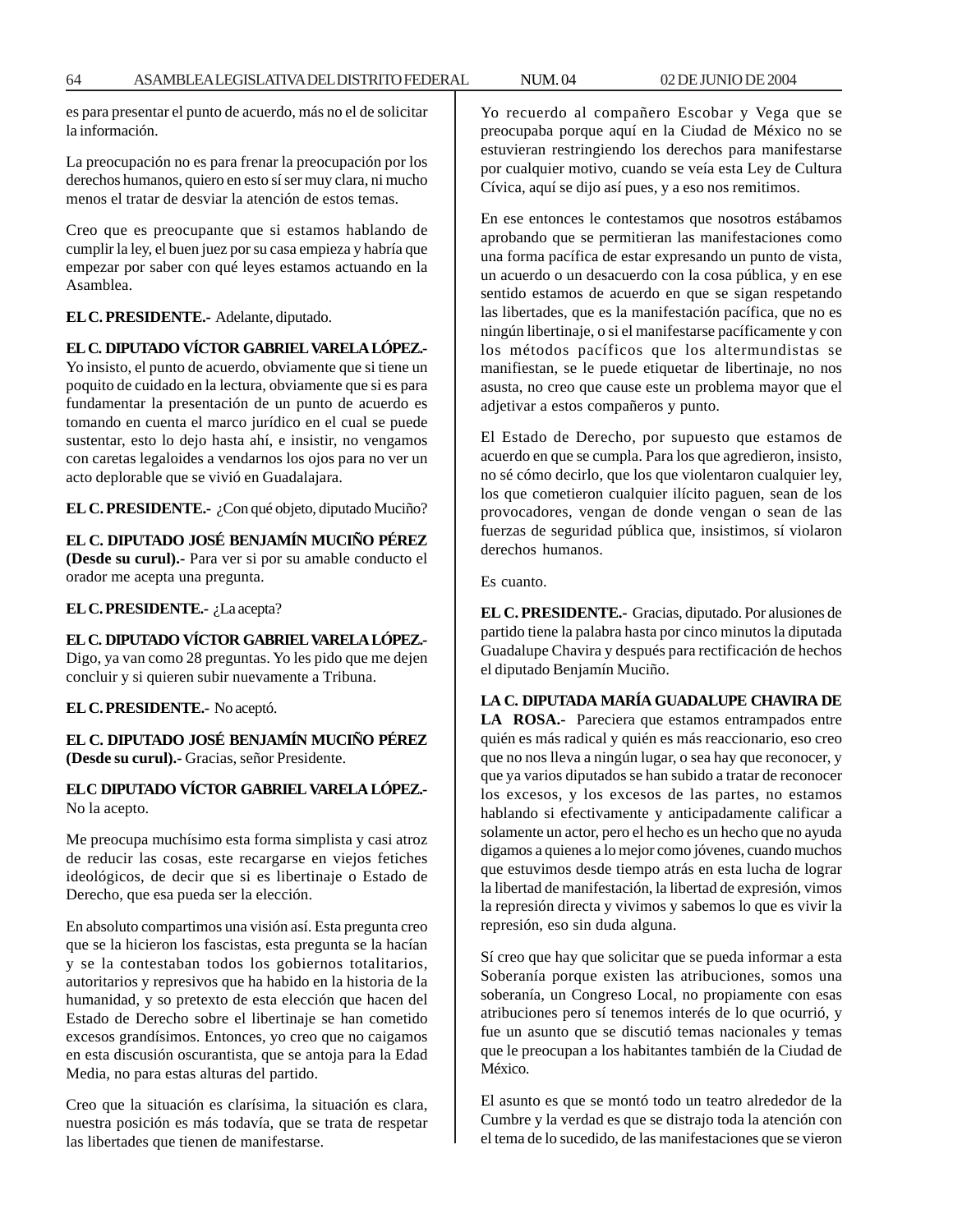es para presentar el punto de acuerdo, más no el de solicitar la información.

La preocupación no es para frenar la preocupación por los derechos humanos, quiero en esto sí ser muy clara, ni mucho menos el tratar de desviar la atención de estos temas.

Creo que es preocupante que si estamos hablando de cumplir la ley, el buen juez por su casa empieza y habría que empezar por saber con qué leyes estamos actuando en la Asamblea.

**EL C. PRESIDENTE.-** Adelante, diputado.

**EL C. DIPUTADO VÍCTOR GABRIEL VARELA LÓPEZ.-** Yo insisto, el punto de acuerdo, obviamente que si tiene un poquito de cuidado en la lectura, obviamente que si es para fundamentar la presentación de un punto de acuerdo es tomando en cuenta el marco jurídico en el cual se puede sustentar, esto lo dejo hasta ahí, e insistir, no vengamos con caretas legaloides a vendarnos los ojos para no ver un acto deplorable que se vivió en Guadalajara.

**EL C. PRESIDENTE.-** ¿Con qué objeto, diputado Muciño?

**EL C. DIPUTADO JOSÉ BENJAMÍN MUCIÑO PÉREZ (Desde su curul).-** Para ver si por su amable conducto el orador me acepta una pregunta.

**EL C. PRESIDENTE.-** ¿La acepta?

**EL C. DIPUTADO VÍCTOR GABRIEL VARELA LÓPEZ.-** Digo, ya van como 28 preguntas. Yo les pido que me dejen concluir y si quieren subir nuevamente a Tribuna.

**EL C. PRESIDENTE.-** No aceptó.

**EL C. DIPUTADO JOSÉ BENJAMÍN MUCIÑO PÉREZ (Desde su curul).-** Gracias, señor Presidente.

**EL C DIPUTADO VÍCTOR GABRIEL VARELA LÓPEZ.-** No la acepto.

Me preocupa muchísimo esta forma simplista y casi atroz de reducir las cosas, este recargarse en viejos fetiches ideológicos, de decir que si es libertinaje o Estado de Derecho, que esa pueda ser la elección.

En absoluto compartimos una visión así. Esta pregunta creo que se la hicieron los fascistas, esta pregunta se la hacían y se la contestaban todos los gobiernos totalitarios, autoritarios y represivos que ha habido en la historia de la humanidad, y so pretexto de esta elección que hacen del Estado de Derecho sobre el libertinaje se han cometido excesos grandísimos. Entonces, yo creo que no caigamos en esta discusión oscurantista, que se antoja para la Edad Media, no para estas alturas del partido.

Creo que la situación es clarísima, la situación es clara, nuestra posición es más todavía, que se trata de respetar las libertades que tienen de manifestarse.

Yo recuerdo al compañero Escobar y Vega que se preocupaba porque aquí en la Ciudad de México no se estuvieran restringiendo los derechos para manifestarse por cualquier motivo, cuando se veía esta Ley de Cultura Cívica, aquí se dijo así pues, y a eso nos remitimos.

En ese entonces le contestamos que nosotros estábamos aprobando que se permitieran las manifestaciones como una forma pacífica de estar expresando un punto de vista, un acuerdo o un desacuerdo con la cosa pública, y en ese sentido estamos de acuerdo en que se sigan respetando las libertades, que es la manifestación pacífica, que no es ningún libertinaje, o si el manifestarse pacíficamente y con los métodos pacíficos que los altermundistas se manifiestan, se le puede etiquetar de libertinaje, no nos asusta, no creo que cause este un problema mayor que el adjetivar a estos compañeros y punto.

El Estado de Derecho, por supuesto que estamos de acuerdo en que se cumpla. Para los que agredieron, insisto, no sé cómo decirlo, que los que violentaron cualquier ley, los que cometieron cualquier ilícito paguen, sean de los provocadores, vengan de donde vengan o sean de las fuerzas de seguridad pública que, insistimos, sí violaron derechos humanos.

Es cuanto.

**EL C. PRESIDENTE.-** Gracias, diputado. Por alusiones de partido tiene la palabra hasta por cinco minutos la diputada Guadalupe Chavira y después para rectificación de hechos el diputado Benjamín Muciño.

**LA C. DIPUTADA MARÍA GUADALUPE CHAVIRA DE LA ROSA.-** Pareciera que estamos entrampados entre quién es más radical y quién es más reaccionario, eso creo que no nos lleva a ningún lugar, o sea hay que reconocer, y que ya varios diputados se han subido a tratar de reconocer los excesos, y los excesos de las partes, no estamos hablando si efectivamente y anticipadamente calificar a solamente un actor, pero el hecho es un hecho que no ayuda digamos a quienes a lo mejor como jóvenes, cuando muchos que estuvimos desde tiempo atrás en esta lucha de lograr la libertad de manifestación, la libertad de expresión, vimos la represión directa y vivimos y sabemos lo que es vivir la represión, eso sin duda alguna.

Sí creo que hay que solicitar que se pueda informar a esta Soberanía porque existen las atribuciones, somos una soberanía, un Congreso Local, no propiamente con esas atribuciones pero sí tenemos interés de lo que ocurrió, y fue un asunto que se discutió temas nacionales y temas que le preocupan a los habitantes también de la Ciudad de México.

El asunto es que se montó todo un teatro alrededor de la Cumbre y la verdad es que se distrajo toda la atención con el tema de lo sucedido, de las manifestaciones que se vieron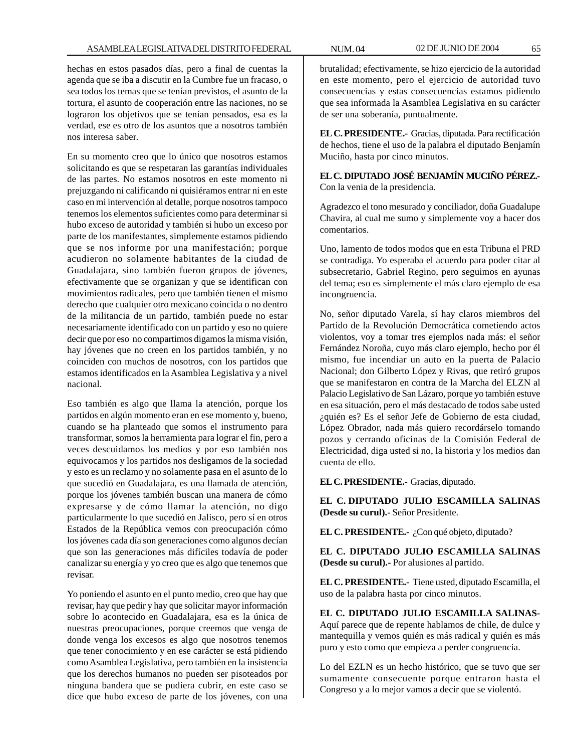hechas en estos pasados días, pero a final de cuentas la agenda que se iba a discutir en la Cumbre fue un fracaso, o sea todos los temas que se tenían previstos, el asunto de la tortura, el asunto de cooperación entre las naciones, no se lograron los objetivos que se tenían pensados, esa es la verdad, ese es otro de los asuntos que a nosotros también nos interesa saber.

En su momento creo que lo único que nosotros estamos solicitando es que se respetaran las garantías individuales de las partes. No estamos nosotros en este momento ni prejuzgando ni calificando ni quisiéramos entrar ni en este caso en mi intervención al detalle, porque nosotros tampoco tenemos los elementos suficientes como para determinar si hubo exceso de autoridad y también si hubo un exceso por parte de los manifestantes, simplemente estamos pidiendo que se nos informe por una manifestación; porque acudieron no solamente habitantes de la ciudad de Guadalajara, sino también fueron grupos de jóvenes, efectivamente que se organizan y que se identifican con movimientos radicales, pero que también tienen el mismo derecho que cualquier otro mexicano coincida o no dentro de la militancia de un partido, también puede no estar necesariamente identificado con un partido y eso no quiere decir que por eso no compartimos digamos la misma visión, hay jóvenes que no creen en los partidos también, y no coinciden con muchos de nosotros, con los partidos que estamos identificados en la Asamblea Legislativa y a nivel nacional.

Eso también es algo que llama la atención, porque los partidos en algún momento eran en ese momento y, bueno, cuando se ha planteado que somos el instrumento para transformar, somos la herramienta para lograr el fin, pero a veces descuidamos los medios y por eso también nos equivocamos y los partidos nos desligamos de la sociedad y esto es un reclamo y no solamente pasa en el asunto de lo que sucedió en Guadalajara, es una llamada de atención, porque los jóvenes también buscan una manera de cómo expresarse y de cómo llamar la atención, no digo particularmente lo que sucedió en Jalisco, pero sí en otros Estados de la República vemos con preocupación cómo los jóvenes cada día son generaciones como algunos decían que son las generaciones más difíciles todavía de poder canalizar su energía y yo creo que es algo que tenemos que revisar.

Yo poniendo el asunto en el punto medio, creo que hay que revisar, hay que pedir y hay que solicitar mayor información sobre lo acontecido en Guadalajara, esa es la única de nuestras preocupaciones, porque creemos que venga de donde venga los excesos es algo que nosotros tenemos que tener conocimiento y en ese carácter se está pidiendo como Asamblea Legislativa, pero también en la insistencia que los derechos humanos no pueden ser pisoteados por ninguna bandera que se pudiera cubrir, en este caso se dice que hubo exceso de parte de los jóvenes, con una brutalidad; efectivamente, se hizo ejercicio de la autoridad en este momento, pero el ejercicio de autoridad tuvo consecuencias y estas consecuencias estamos pidiendo que sea informada la Asamblea Legislativa en su carácter de ser una soberanía, puntualmente.

**EL C. PRESIDENTE.-** Gracias, diputada. Para rectificación de hechos, tiene el uso de la palabra el diputado Benjamín Muciño, hasta por cinco minutos.

**EL C. DIPUTADO JOSÉ BENJAMÍN MUCIÑO PÉREZ.-** Con la venia de la presidencia.

Agradezco el tono mesurado y conciliador, doña Guadalupe Chavira, al cual me sumo y simplemente voy a hacer dos comentarios.

Uno, lamento de todos modos que en esta Tribuna el PRD se contradiga. Yo esperaba el acuerdo para poder citar al subsecretario, Gabriel Regino, pero seguimos en ayunas del tema; eso es simplemente el más claro ejemplo de esa incongruencia.

No, señor diputado Varela, sí hay claros miembros del Partido de la Revolución Democrática cometiendo actos violentos, voy a tomar tres ejemplos nada más: el señor Fernández Noroña, cuyo más claro ejemplo, hecho por él mismo, fue incendiar un auto en la puerta de Palacio Nacional; don Gilberto López y Rivas, que retiró grupos que se manifestaron en contra de la Marcha del ELZN al Palacio Legislativo de San Lázaro, porque yo también estuve en esa situación, pero el más destacado de todos sabe usted ¿quién es? Es el señor Jefe de Gobierno de esta ciudad, López Obrador, nada más quiero recordárselo tomando pozos y cerrando oficinas de la Comisión Federal de Electricidad, diga usted si no, la historia y los medios dan cuenta de ello.

**EL C. PRESIDENTE.-** Gracias, diputado.

**EL C. DIPUTADO JULIO ESCAMILLA SALINAS (Desde su curul).-** Señor Presidente.

**EL C. PRESIDENTE.-** ¿Con qué objeto, diputado?

**EL C. DIPUTADO JULIO ESCAMILLA SALINAS (Desde su curul).-** Por alusiones al partido.

**EL C. PRESIDENTE.-** Tiene usted, diputado Escamilla, el uso de la palabra hasta por cinco minutos.

**EL C. DIPUTADO JULIO ESCAMILLA SALINAS-** Aquí parece que de repente hablamos de chile, de dulce y mantequilla y vemos quién es más radical y quién es más puro y esto como que empieza a perder congruencia.

Lo del EZLN es un hecho histórico, que se tuvo que ser sumamente consecuente porque entraron hasta el Congreso y a lo mejor vamos a decir que se violentó.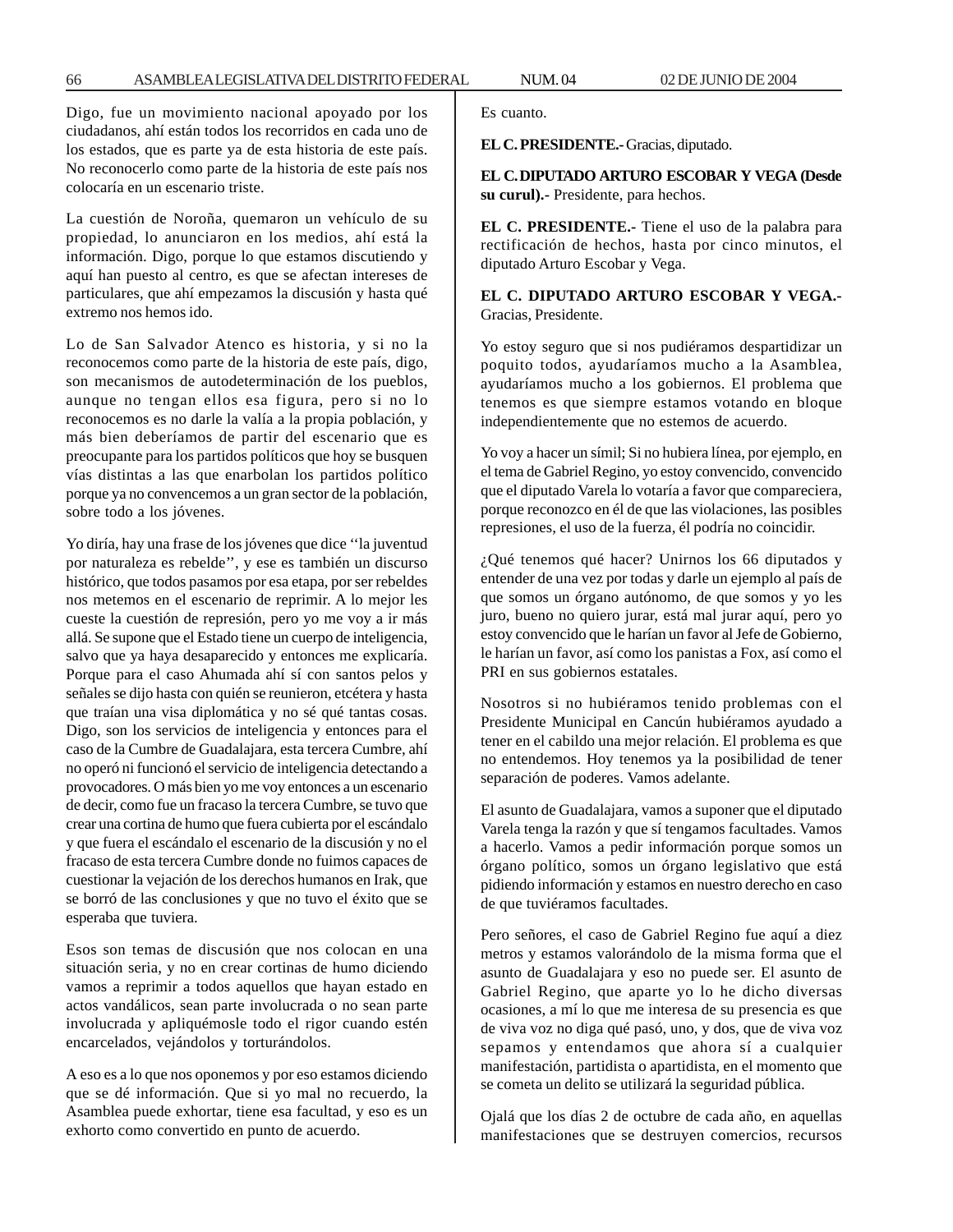Digo, fue un movimiento nacional apoyado por los ciudadanos, ahí están todos los recorridos en cada uno de los estados, que es parte ya de esta historia de este país. No reconocerlo como parte de la historia de este país nos colocaría en un escenario triste.

La cuestión de Noroña, quemaron un vehículo de su propiedad, lo anunciaron en los medios, ahí está la información. Digo, porque lo que estamos discutiendo y aquí han puesto al centro, es que se afectan intereses de particulares, que ahí empezamos la discusión y hasta qué extremo nos hemos ido.

Lo de San Salvador Atenco es historia, y si no la reconocemos como parte de la historia de este país, digo, son mecanismos de autodeterminación de los pueblos, aunque no tengan ellos esa figura, pero si no lo reconocemos es no darle la valía a la propia población, y más bien deberíamos de partir del escenario que es preocupante para los partidos políticos que hoy se busquen vías distintas a las que enarbolan los partidos político porque ya no convencemos a un gran sector de la población, sobre todo a los jóvenes.

Yo diría, hay una frase de los jóvenes que dice ''la juventud por naturaleza es rebelde'', y ese es también un discurso histórico, que todos pasamos por esa etapa, por ser rebeldes nos metemos en el escenario de reprimir. A lo mejor les cueste la cuestión de represión, pero yo me voy a ir más allá. Se supone que el Estado tiene un cuerpo de inteligencia, salvo que ya haya desaparecido y entonces me explicaría. Porque para el caso Ahumada ahí sí con santos pelos y señales se dijo hasta con quién se reunieron, etcétera y hasta que traían una visa diplomática y no sé qué tantas cosas. Digo, son los servicios de inteligencia y entonces para el caso de la Cumbre de Guadalajara, esta tercera Cumbre, ahí no operó ni funcionó el servicio de inteligencia detectando a provocadores. O más bien yo me voy entonces a un escenario de decir, como fue un fracaso la tercera Cumbre, se tuvo que crear una cortina de humo que fuera cubierta por el escándalo y que fuera el escándalo el escenario de la discusión y no el fracaso de esta tercera Cumbre donde no fuimos capaces de cuestionar la vejación de los derechos humanos en Irak, que se borró de las conclusiones y que no tuvo el éxito que se esperaba que tuviera.

Esos son temas de discusión que nos colocan en una situación seria, y no en crear cortinas de humo diciendo vamos a reprimir a todos aquellos que hayan estado en actos vandálicos, sean parte involucrada o no sean parte involucrada y apliquémosle todo el rigor cuando estén encarcelados, vejándolos y torturándolos.

A eso es a lo que nos oponemos y por eso estamos diciendo que se dé información. Que si yo mal no recuerdo, la Asamblea puede exhortar, tiene esa facultad, y eso es un exhorto como convertido en punto de acuerdo.

Es cuanto.

**EL C. PRESIDENTE.-** Gracias, diputado.

**EL C. DIPUTADO ARTURO ESCOBAR Y VEGA (Desde su curul).-** Presidente, para hechos.

**EL C. PRESIDENTE.-** Tiene el uso de la palabra para rectificación de hechos, hasta por cinco minutos, el diputado Arturo Escobar y Vega.

**EL C. DIPUTADO ARTURO ESCOBAR Y VEGA.-** Gracias, Presidente.

Yo estoy seguro que si nos pudiéramos despartidizar un poquito todos, ayudaríamos mucho a la Asamblea, ayudaríamos mucho a los gobiernos. El problema que tenemos es que siempre estamos votando en bloque independientemente que no estemos de acuerdo.

Yo voy a hacer un símil; Si no hubiera línea, por ejemplo, en el tema de Gabriel Regino, yo estoy convencido, convencido que el diputado Varela lo votaría a favor que compareciera, porque reconozco en él de que las violaciones, las posibles represiones, el uso de la fuerza, él podría no coincidir.

¿Qué tenemos qué hacer? Unirnos los 66 diputados y entender de una vez por todas y darle un ejemplo al país de que somos un órgano autónomo, de que somos y yo les juro, bueno no quiero jurar, está mal jurar aquí, pero yo estoy convencido que le harían un favor al Jefe de Gobierno, le harían un favor, así como los panistas a Fox, así como el PRI en sus gobiernos estatales.

Nosotros si no hubiéramos tenido problemas con el Presidente Municipal en Cancún hubiéramos ayudado a tener en el cabildo una mejor relación. El problema es que no entendemos. Hoy tenemos ya la posibilidad de tener separación de poderes. Vamos adelante.

El asunto de Guadalajara, vamos a suponer que el diputado Varela tenga la razón y que sí tengamos facultades. Vamos a hacerlo. Vamos a pedir información porque somos un órgano político, somos un órgano legislativo que está pidiendo información y estamos en nuestro derecho en caso de que tuviéramos facultades.

Pero señores, el caso de Gabriel Regino fue aquí a diez metros y estamos valorándolo de la misma forma que el asunto de Guadalajara y eso no puede ser. El asunto de Gabriel Regino, que aparte yo lo he dicho diversas ocasiones, a mí lo que me interesa de su presencia es que de viva voz no diga qué pasó, uno, y dos, que de viva voz sepamos y entendamos que ahora sí a cualquier manifestación, partidista o apartidista, en el momento que se cometa un delito se utilizará la seguridad pública.

Ojalá que los días 2 de octubre de cada año, en aquellas manifestaciones que se destruyen comercios, recursos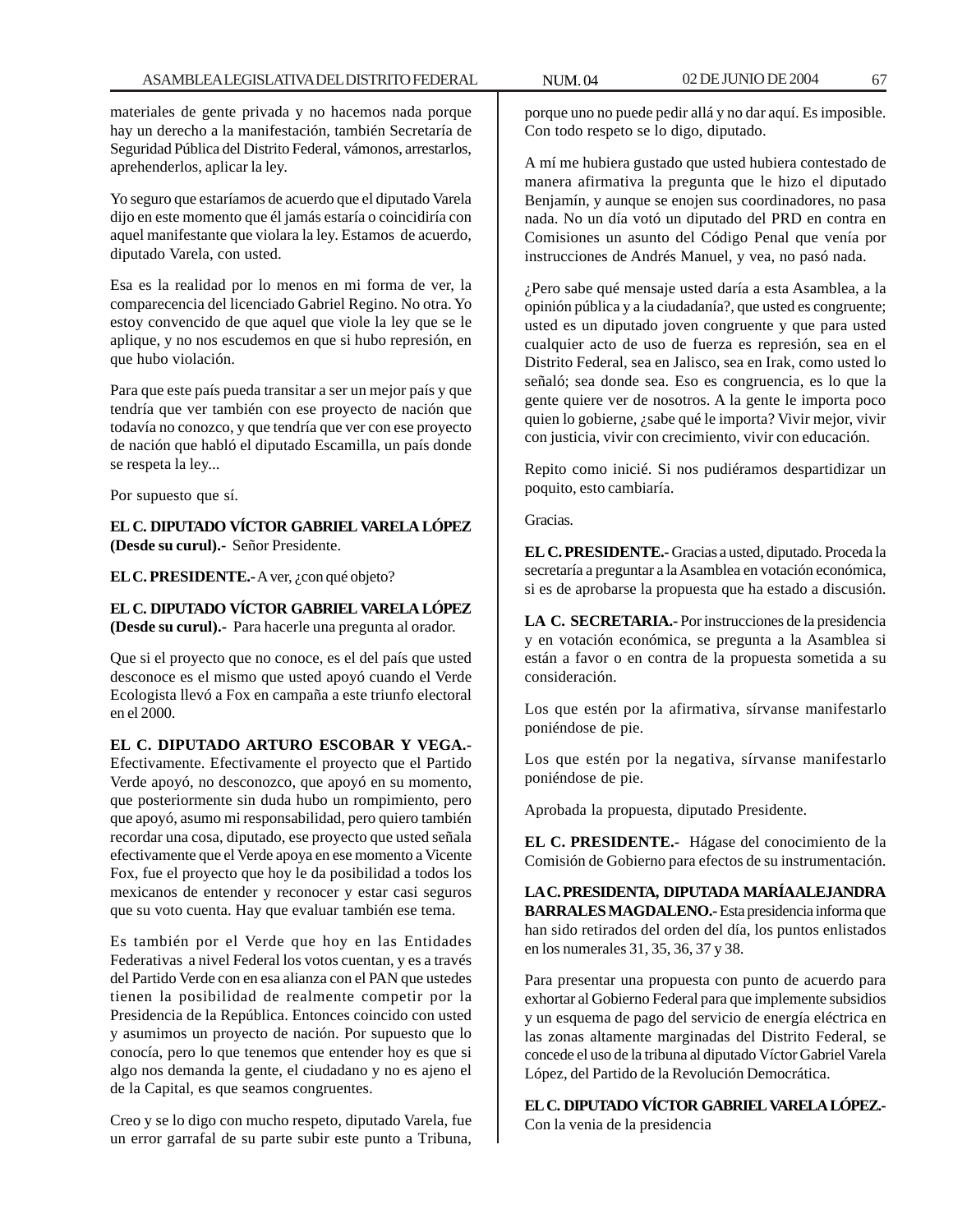materiales de gente privada y no hacemos nada porque hay un derecho a la manifestación, también Secretaría de Seguridad Pública del Distrito Federal, vámonos, arrestarlos, aprehenderlos, aplicar la ley.

Yo seguro que estaríamos de acuerdo que el diputado Varela dijo en este momento que él jamás estaría o coincidiría con aquel manifestante que violara la ley. Estamos de acuerdo, diputado Varela, con usted.

Esa es la realidad por lo menos en mi forma de ver, la comparecencia del licenciado Gabriel Regino. No otra. Yo estoy convencido de que aquel que viole la ley que se le aplique, y no nos escudemos en que si hubo represión, en que hubo violación.

Para que este país pueda transitar a ser un mejor país y que tendría que ver también con ese proyecto de nación que todavía no conozco, y que tendría que ver con ese proyecto de nación que habló el diputado Escamilla, un país donde se respeta la ley...

Por supuesto que sí.

**EL C. DIPUTADO VÍCTOR GABRIEL VARELA LÓPEZ (Desde su curul).-** Señor Presidente.

**EL C. PRESIDENTE.-** A ver, ¿con qué objeto?

**EL C. DIPUTADO VÍCTOR GABRIEL VARELA LÓPEZ (Desde su curul).-** Para hacerle una pregunta al orador.

Que si el proyecto que no conoce, es el del país que usted desconoce es el mismo que usted apoyó cuando el Verde Ecologista llevó a Fox en campaña a este triunfo electoral en el 2000.

**EL C. DIPUTADO ARTURO ESCOBAR Y VEGA.-** Efectivamente. Efectivamente el proyecto que el Partido Verde apoyó, no desconozco, que apoyó en su momento, que posteriormente sin duda hubo un rompimiento, pero que apoyó, asumo mi responsabilidad, pero quiero también recordar una cosa, diputado, ese proyecto que usted señala efectivamente que el Verde apoya en ese momento a Vicente Fox, fue el proyecto que hoy le da posibilidad a todos los mexicanos de entender y reconocer y estar casi seguros que su voto cuenta. Hay que evaluar también ese tema.

Es también por el Verde que hoy en las Entidades Federativas a nivel Federal los votos cuentan, y es a través del Partido Verde con en esa alianza con el PAN que ustedes tienen la posibilidad de realmente competir por la Presidencia de la República. Entonces coincido con usted y asumimos un proyecto de nación. Por supuesto que lo conocía, pero lo que tenemos que entender hoy es que si algo nos demanda la gente, el ciudadano y no es ajeno el de la Capital, es que seamos congruentes.

Creo y se lo digo con mucho respeto, diputado Varela, fue un error garrafal de su parte subir este punto a Tribuna, porque uno no puede pedir allá y no dar aquí. Es imposible. Con todo respeto se lo digo, diputado.

A mí me hubiera gustado que usted hubiera contestado de manera afirmativa la pregunta que le hizo el diputado Benjamín, y aunque se enojen sus coordinadores, no pasa nada. No un día votó un diputado del PRD en contra en Comisiones un asunto del Código Penal que venía por instrucciones de Andrés Manuel, y vea, no pasó nada.

¿Pero sabe qué mensaje usted daría a esta Asamblea, a la opinión pública y a la ciudadanía?, que usted es congruente; usted es un diputado joven congruente y que para usted cualquier acto de uso de fuerza es represión, sea en el Distrito Federal, sea en Jalisco, sea en Irak, como usted lo señaló; sea donde sea. Eso es congruencia, es lo que la gente quiere ver de nosotros. A la gente le importa poco quien lo gobierne, ¿sabe qué le importa? Vivir mejor, vivir con justicia, vivir con crecimiento, vivir con educación.

Repito como inicié. Si nos pudiéramos despartidizar un poquito, esto cambiaría.

Gracias.

**EL C. PRESIDENTE.-** Gracias a usted, diputado. Proceda la secretaría a preguntar a la Asamblea en votación económica, si es de aprobarse la propuesta que ha estado a discusión.

**LA C. SECRETARIA.-** Por instrucciones de la presidencia y en votación económica, se pregunta a la Asamblea si están a favor o en contra de la propuesta sometida a su consideración.

Los que estén por la afirmativa, sírvanse manifestarlo poniéndose de pie.

Los que estén por la negativa, sírvanse manifestarlo poniéndose de pie.

Aprobada la propuesta, diputado Presidente.

**EL C. PRESIDENTE.-** Hágase del conocimiento de la Comisión de Gobierno para efectos de su instrumentación.

**LA C. PRESIDENTA, DIPUTADA MARÍA ALEJANDRA BARRALES MAGDALENO.-** Esta presidencia informa que han sido retirados del orden del día, los puntos enlistados en los numerales 31, 35, 36, 37 y 38.

Para presentar una propuesta con punto de acuerdo para exhortar al Gobierno Federal para que implemente subsidios y un esquema de pago del servicio de energía eléctrica en las zonas altamente marginadas del Distrito Federal, se concede el uso de la tribuna al diputado Víctor Gabriel Varela López, del Partido de la Revolución Democrática.

**EL C. DIPUTADO VÍCTOR GABRIEL VARELA LÓPEZ.-** Con la venia de la presidencia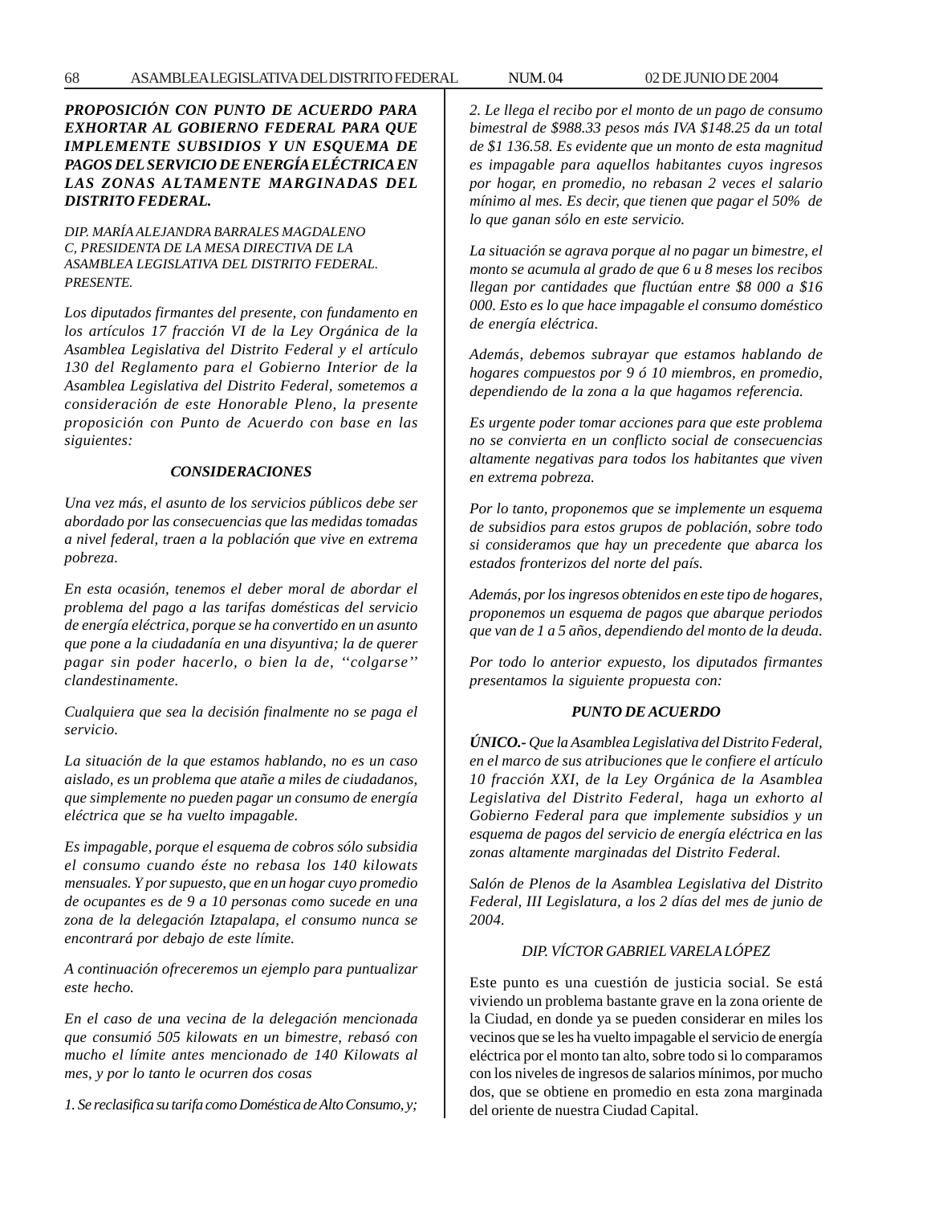***PROPOSICIÓN CON PUNTO DE ACUERDO PARA EXHORTAR AL GOBIERNO FEDERAL PARA QUE IMPLEMENTE SUBSIDIOS Y UN ESQUEMA DE PAGOS DEL SERVICIO DE ENERGÍA ELÉCTRICA EN LAS ZONAS ALTAMENTE MARGINADAS DEL DISTRITO FEDERAL.***

*DIP. MARÍA ALEJANDRA BARRALES MAGDALENO C, PRESIDENTA DE LA MESA DIRECTIVA DE LA ASAMBLEA LEGISLATIVA DEL DISTRITO FEDERAL. PRESENTE.*

*Los diputados firmantes del presente, con fundamento en los artículos 17 fracción VI de la Ley Orgánica de la Asamblea Legislativa del Distrito Federal y el artículo 130 del Reglamento para el Gobierno Interior de la Asamblea Legislativa del Distrito Federal, sometemos a consideración de este Honorable Pleno, la presente proposición con Punto de Acuerdo con base en las siguientes:*

***CONSIDERACIONES***

*Una vez más, el asunto de los servicios públicos debe ser abordado por las consecuencias que las medidas tomadas a nivel federal, traen a la población que vive en extrema pobreza.*

*En esta ocasión, tenemos el deber moral de abordar el problema del pago a las tarifas domésticas del servicio de energía eléctrica, porque se ha convertido en un asunto que pone a la ciudadanía en una disyuntiva; la de querer pagar sin poder hacerlo, o bien la de, ''colgarse'' clandestinamente.*

*Cualquiera que sea la decisión finalmente no se paga el servicio.*

*La situación de la que estamos hablando, no es un caso aislado, es un problema que atañe a miles de ciudadanos, que simplemente no pueden pagar un consumo de energía eléctrica que se ha vuelto impagable.*

*Es impagable, porque el esquema de cobros sólo subsidia el consumo cuando éste no rebasa los 140 kilowats mensuales. Y por supuesto, que en un hogar cuyo promedio de ocupantes es de 9 a 10 personas como sucede en una zona de la delegación Iztapalapa, el consumo nunca se encontrará por debajo de este límite.*

*A continuación ofreceremos un ejemplo para puntualizar este hecho.*

*En el caso de una vecina de la delegación mencionada que consumió 505 kilowats en un bimestre, rebasó con mucho el límite antes mencionado de 140 Kilowats al mes, y por lo tanto le ocurren dos cosas*

*1. Se reclasifica su tarifa como Doméstica de Alto Consumo, y;*

*2. Le llega el recibo por el monto de un pago de consumo bimestral de $988.33 pesos más IVA $148.25 da un total de $1 136.58. Es evidente que un monto de esta magnitud es impagable para aquellos habitantes cuyos ingresos por hogar, en promedio, no rebasan 2 veces el salario mínimo al mes. Es decir, que tienen que pagar el 50% de lo que ganan sólo en este servicio.*

*La situación se agrava porque al no pagar un bimestre, el monto se acumula al grado de que 6 u 8 meses los recibos llegan por cantidades que fluctúan entre $8 000 a $16 000. Esto es lo que hace impagable el consumo doméstico de energía eléctrica.*

*Además, debemos subrayar que estamos hablando de hogares compuestos por 9 ó 10 miembros, en promedio, dependiendo de la zona a la que hagamos referencia.*

*Es urgente poder tomar acciones para que este problema no se convierta en un conflicto social de consecuencias altamente negativas para todos los habitantes que viven en extrema pobreza.*

*Por lo tanto, proponemos que se implemente un esquema de subsidios para estos grupos de población, sobre todo si consideramos que hay un precedente que abarca los estados fronterizos del norte del país.*

*Además, por los ingresos obtenidos en este tipo de hogares, proponemos un esquema de pagos que abarque periodos que van de 1 a 5 años, dependiendo del monto de la deuda.*

*Por todo lo anterior expuesto, los diputados firmantes presentamos la siguiente propuesta con:*

***PUNTO DE ACUERDO***

***ÚNICO.-*** *Que la Asamblea Legislativa del Distrito Federal, en el marco de sus atribuciones que le confiere el artículo 10 fracción XXI, de la Ley Orgánica de la Asamblea Legislativa del Distrito Federal, haga un exhorto al Gobierno Federal para que implemente subsidios y un esquema de pagos del servicio de energía eléctrica en las zonas altamente marginadas del Distrito Federal.*

*Salón de Plenos de la Asamblea Legislativa del Distrito Federal, III Legislatura, a los 2 días del mes de junio de 2004.*

*DIP. VÍCTOR GABRIEL VARELA LÓPEZ*

Este punto es una cuestión de justicia social. Se está viviendo un problema bastante grave en la zona oriente de la Ciudad, en donde ya se pueden considerar en miles los vecinos que se les ha vuelto impagable el servicio de energía eléctrica por el monto tan alto, sobre todo si lo comparamos con los niveles de ingresos de salarios mínimos, por mucho dos, que se obtiene en promedio en esta zona marginada del oriente de nuestra Ciudad Capital.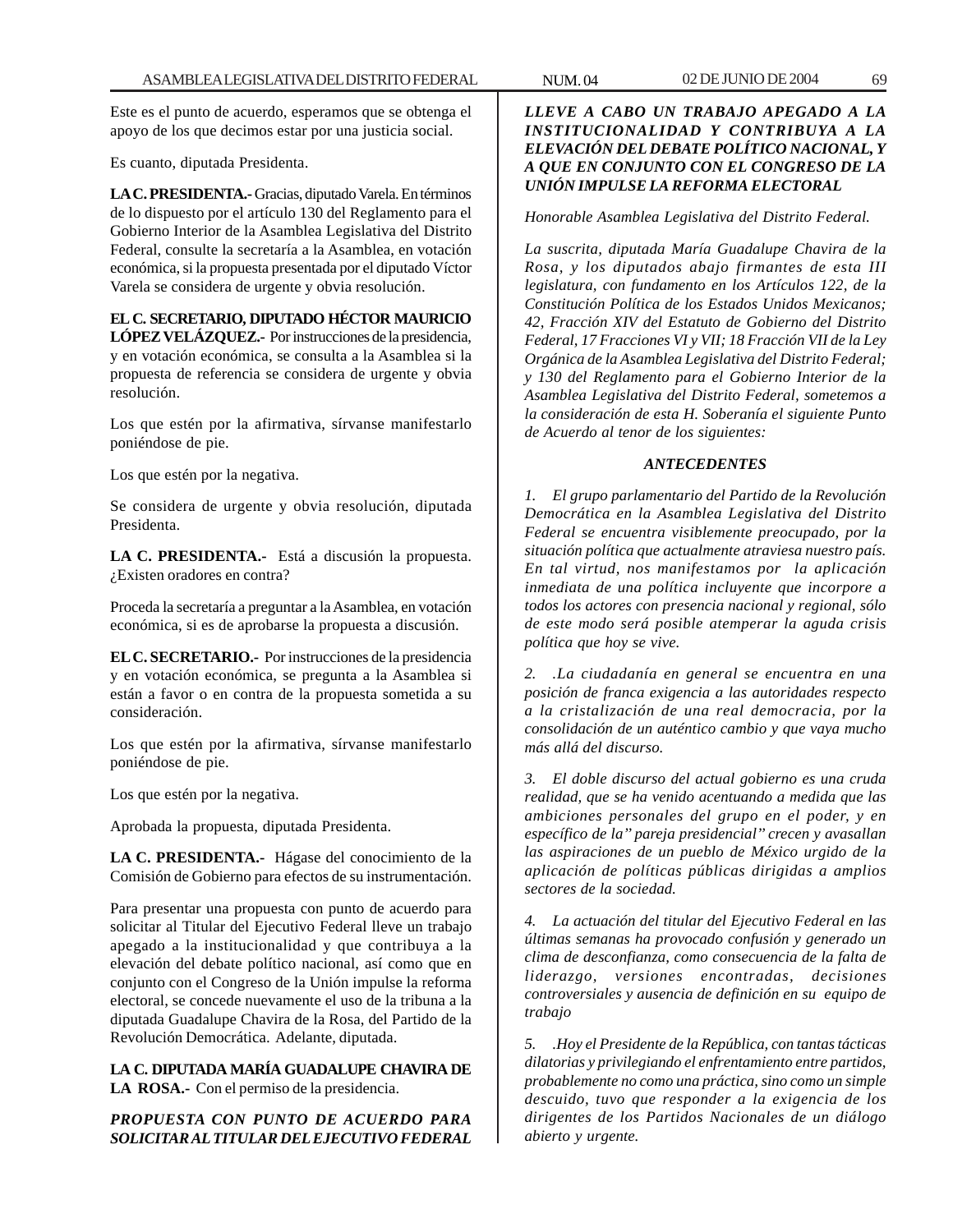Este es el punto de acuerdo, esperamos que se obtenga el apoyo de los que decimos estar por una justicia social.

Es cuanto, diputada Presidenta.

**LA C. PRESIDENTA.-** Gracias, diputado Varela. En términos de lo dispuesto por el artículo 130 del Reglamento para el Gobierno Interior de la Asamblea Legislativa del Distrito Federal, consulte la secretaría a la Asamblea, en votación económica, si la propuesta presentada por el diputado Víctor Varela se considera de urgente y obvia resolución.

**EL C. SECRETARIO, DIPUTADO HÉCTOR MAURICIO LÓPEZ VELÁZQUEZ.-** Por instrucciones de la presidencia, y en votación económica, se consulta a la Asamblea si la propuesta de referencia se considera de urgente y obvia resolución.

Los que estén por la afirmativa, sírvanse manifestarlo poniéndose de pie.

Los que estén por la negativa.

Se considera de urgente y obvia resolución, diputada Presidenta.

**LA C. PRESIDENTA.-** Está a discusión la propuesta. ¿Existen oradores en contra?

Proceda la secretaría a preguntar a la Asamblea, en votación económica, si es de aprobarse la propuesta a discusión.

**EL C. SECRETARIO.-** Por instrucciones de la presidencia y en votación económica, se pregunta a la Asamblea si están a favor o en contra de la propuesta sometida a su consideración.

Los que estén por la afirmativa, sírvanse manifestarlo poniéndose de pie.

Los que estén por la negativa.

Aprobada la propuesta, diputada Presidenta.

**LA C. PRESIDENTA.-** Hágase del conocimiento de la Comisión de Gobierno para efectos de su instrumentación.

Para presentar una propuesta con punto de acuerdo para solicitar al Titular del Ejecutivo Federal lleve un trabajo apegado a la institucionalidad y que contribuya a la elevación del debate político nacional, así como que en conjunto con el Congreso de la Unión impulse la reforma electoral, se concede nuevamente el uso de la tribuna a la diputada Guadalupe Chavira de la Rosa, del Partido de la Revolución Democrática. Adelante, diputada.

**LA C. DIPUTADA MARÍA GUADALUPE CHAVIRA DE LA ROSA.-** Con el permiso de la presidencia.

***PROPUESTA CON PUNTO DE ACUERDO PARA SOLICITAR AL TITULAR DEL EJECUTIVO FEDERAL LLEVE A CABO UN TRABAJO APEGADO A LA INSTITUCIONALIDAD Y CONTRIBUYA A LA ELEVACIÓN DEL DEBATE POLÍTICO NACIONAL, Y A QUE EN CONJUNTO CON EL CONGRESO DE LA UNIÓN IMPULSE LA REFORMA ELECTORAL***

*Honorable Asamblea Legislativa del Distrito Federal.*

*La suscrita, diputada María Guadalupe Chavira de la Rosa, y los diputados abajo firmantes de esta III legislatura, con fundamento en los Artículos 122, de la Constitución Política de los Estados Unidos Mexicanos; 42, Fracción XIV del Estatuto de Gobierno del Distrito Federal, 17 Fracciones VI y VII; 18 Fracción VII de la Ley Orgánica de la Asamblea Legislativa del Distrito Federal; y 130 del Reglamento para el Gobierno Interior de la Asamblea Legislativa del Distrito Federal, sometemos a la consideración de esta H. Soberanía el siguiente Punto de Acuerdo al tenor de los siguientes:*

***ANTECEDENTES***

*1. El grupo parlamentario del Partido de la Revolución Democrática en la Asamblea Legislativa del Distrito Federal se encuentra visiblemente preocupado, por la situación política que actualmente atraviesa nuestro país. En tal virtud, nos manifestamos por la aplicación inmediata de una política incluyente que incorpore a todos los actores con presencia nacional y regional, sólo de este modo será posible atemperar la aguda crisis política que hoy se vive.*

*2. .La ciudadanía en general se encuentra en una posición de franca exigencia a las autoridades respecto a la cristalización de una real democracia, por la consolidación de un auténtico cambio y que vaya mucho más allá del discurso.*

*3. El doble discurso del actual gobierno es una cruda realidad, que se ha venido acentuando a medida que las ambiciones personales del grupo en el poder, y en específico de la" pareja presidencial" crecen y avasallan las aspiraciones de un pueblo de México urgido de la aplicación de políticas públicas dirigidas a amplios sectores de la sociedad.*

*4. La actuación del titular del Ejecutivo Federal en las últimas semanas ha provocado confusión y generado un clima de desconfianza, como consecuencia de la falta de liderazgo, versiones encontradas, decisiones controversiales y ausencia de definición en su equipo de trabajo*

*5. .Hoy el Presidente de la República, con tantas tácticas dilatorias y privilegiando el enfrentamiento entre partidos, probablemente no como una práctica, sino como un simple descuido, tuvo que responder a la exigencia de los dirigentes de los Partidos Nacionales de un diálogo abierto y urgente.*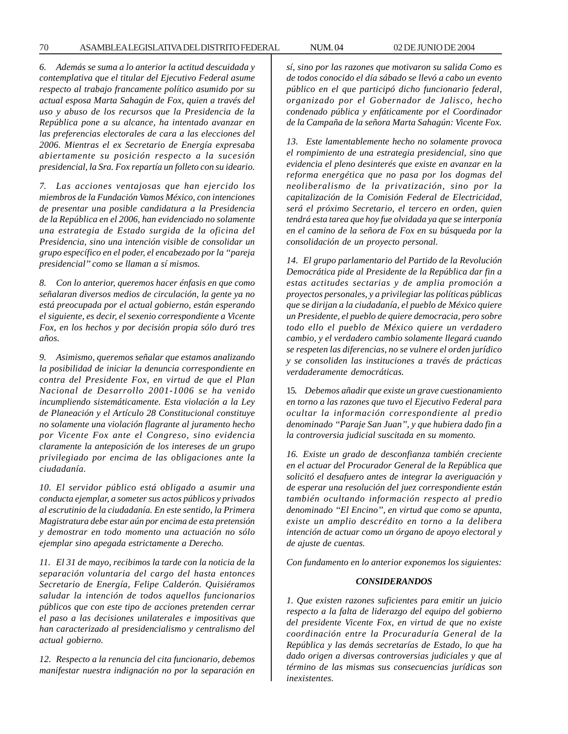*6. Además se suma a lo anterior la actitud descuidada y contemplativa que el titular del Ejecutivo Federal asume respecto al trabajo francamente político asumido por su actual esposa Marta Sahagún de Fox, quien a través del uso y abuso de los recursos que la Presidencia de la República pone a su alcance, ha intentado avanzar en las preferencias electorales de cara a las elecciones del 2006. Mientras el ex Secretario de Energía expresaba abiertamente su posición respecto a la sucesión presidencial, la Sra. Fox repartía un folleto con su ideario.*

*7. Las acciones ventajosas que han ejercido los miembros de la Fundación Vamos México, con intenciones de presentar una posible candidatura a la Presidencia de la República en el 2006, han evidenciado no solamente una estrategia de Estado surgida de la oficina del Presidencia, sino una intención visible de consolidar un grupo específico en el poder, el encabezado por la "pareja presidencial" como se llaman a sí mismos.*

*8. Con lo anterior, queremos hacer énfasis en que como señalaran diversos medios de circulación, la gente ya no está preocupada por el actual gobierno, están esperando el siguiente, es decir, el sexenio correspondiente a Vicente Fox, en los hechos y por decisión propia sólo duró tres años.*

*9. Asimismo, queremos señalar que estamos analizando la posibilidad de iniciar la denuncia correspondiente en contra del Presidente Fox, en virtud de que el Plan Nacional de Desarrollo 2001-1006 se ha venido incumpliendo sistemáticamente. Esta violación a la Ley de Planeación y el Artículo 28 Constitucional constituye no solamente una violación flagrante al juramento hecho por Vicente Fox ante el Congreso, sino evidencia claramente la anteposición de los intereses de un grupo privilegiado por encima de las obligaciones ante la ciudadanía.*

*10. El servidor público está obligado a asumir una conducta ejemplar, a someter sus actos públicos y privados al escrutinio de la ciudadanía. En este sentido, la Primera Magistratura debe estar aún por encima de esta pretensión y demostrar en todo momento una actuación no sólo ejemplar sino apegada estrictamente a Derecho.*

*11. El 31 de mayo, recibimos la tarde con la noticia de la separación voluntaria del cargo del hasta entonces Secretario de Energía, Felipe Calderón. Quisiéramos saludar la intención de todos aquellos funcionarios públicos que con este tipo de acciones pretenden cerrar el paso a las decisiones unilaterales e impositivas que han caracterizado al presidencialismo y centralismo del actual gobierno.*

*12. Respecto a la renuncia del cita funcionario, debemos manifestar nuestra indignación no por la separación en sí, sino por las razones que motivaron su salida Como es de todos conocido el día sábado se llevó a cabo un evento público en el que participó dicho funcionario federal, organizado por el Gobernador de Jalisco, hecho condenado pública y enfáticamente por el Coordinador de la Campaña de la señora Marta Sahagún: Vicente Fox.*

*13. Este lamentablemente hecho no solamente provoca el rompimiento de una estrategia presidencial, sino que evidencia el pleno desinterés que existe en avanzar en la reforma energética que no pasa por los dogmas del neoliberalismo de la privatización, sino por la capitalización de la Comisión Federal de Electricidad, será el próximo Secretario, el tercero en orden, quien tendrá esta tarea que hoy fue olvidada ya que se interponía en el camino de la señora de Fox en su búsqueda por la consolidación de un proyecto personal.*

*14. El grupo parlamentario del Partido de la Revolución Democrática pide al Presidente de la República dar fin a estas actitudes sectarias y de amplia promoción a proyectos personales, y a privilegiar las políticas públicas que se dirijan a la ciudadanía, el pueblo de México quiere un Presidente, el pueblo de quiere democracia, pero sobre todo ello el pueblo de México quiere un verdadero cambio, y el verdadero cambio solamente llegará cuando se respeten las diferencias, no se vulnere el orden jurídico y se consoliden las instituciones a través de prácticas verdaderamente democráticas.*

*15. Debemos añadir que existe un grave cuestionamiento en torno a las razones que tuvo el Ejecutivo Federal para ocultar la información correspondiente al predio denominado "Paraje San Juan", y que hubiera dado fin a la controversia judicial suscitada en su momento.*

*16. Existe un grado de desconfianza también creciente en el actuar del Procurador General de la República que solicitó el desafuero antes de integrar la averiguación y de esperar una resolución del juez correspondiente están también ocultando información respecto al predio denominado "El Encino", en virtud que como se apunta, existe un amplio descrédito en torno a la delibera intención de actuar como un órgano de apoyo electoral y de ajuste de cuentas.*

*Con fundamento en lo anterior exponemos los siguientes:*

***CONSIDERANDOS***

*1. Que existen razones suficientes para emitir un juicio respecto a la falta de liderazgo del equipo del gobierno del presidente Vicente Fox, en virtud de que no existe coordinación entre la Procuraduría General de la República y las demás secretarías de Estado, lo que ha dado origen a diversas controversias judiciales y que al término de las mismas sus consecuencias jurídicas son inexistentes.*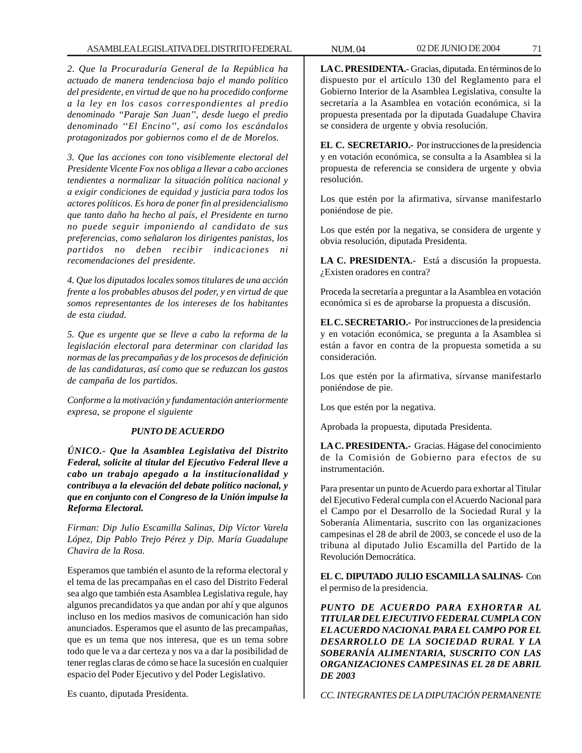*2. Que la Procuraduría General de la República ha actuado de manera tendenciosa bajo el mando político del presidente, en virtud de que no ha procedido conforme a la ley en los casos correspondientes al predio denominado "Paraje San Juan", desde luego el predio denominado "El Encino", así como los escándalos protagonizados por gobiernos como el de de Morelos.*

*3. Que las acciones con tono visiblemente electoral del Presidente Vicente Fox nos obliga a llevar a cabo acciones tendientes a normalizar la situación política nacional y a exigir condiciones de equidad y justicia para todos los actores políticos. Es hora de poner fin al presidencialismo que tanto daño ha hecho al país, el Presidente en turno no puede seguir imponiendo al candidato de sus preferencias, como señalaron los dirigentes panistas, los partidos no deben recibir indicaciones ni recomendaciones del presidente.*

*4. Que los diputados locales somos titulares de una acción frente a los probables abusos del poder, y en virtud de que somos representantes de los intereses de los habitantes de esta ciudad.*

*5. Que es urgente que se lleve a cabo la reforma de la legislación electoral para determinar con claridad las normas de las precampañas y de los procesos de definición de las candidaturas, así como que se reduzcan los gastos de campaña de los partidos.*

*Conforme a la motivación y fundamentación anteriormente expresa, se propone el siguiente*

***PUNTO DE ACUERDO***

***ÚNICO.- Que la Asamblea Legislativa del Distrito Federal, solicite al titular del Ejecutivo Federal lleve a cabo un trabajo apegado a la institucionalidad y contribuya a la elevación del debate político nacional, y que en conjunto con el Congreso de la Unión impulse la Reforma Electoral.***

*Firman: Dip Julio Escamilla Salinas, Dip Víctor Varela López, Dip Pablo Trejo Pérez y Dip. María Guadalupe Chavira de la Rosa.*

Esperamos que también el asunto de la reforma electoral y el tema de las precampañas en el caso del Distrito Federal sea algo que también esta Asamblea Legislativa regule, hay algunos precandidatos ya que andan por ahí y que algunos incluso en los medios masivos de comunicación han sido anunciados. Esperamos que el asunto de las precampañas, que es un tema que nos interesa, que es un tema sobre todo que le va a dar certeza y nos va a dar la posibilidad de tener reglas claras de cómo se hace la sucesión en cualquier espacio del Poder Ejecutivo y del Poder Legislativo.

Es cuanto, diputada Presidenta.

**LA C. PRESIDENTA.-** Gracias, diputada. En términos de lo dispuesto por el artículo 130 del Reglamento para el Gobierno Interior de la Asamblea Legislativa, consulte la secretaría a la Asamblea en votación económica, si la propuesta presentada por la diputada Guadalupe Chavira se considera de urgente y obvia resolución.

**EL C. SECRETARIO.-** Por instrucciones de la presidencia y en votación económica, se consulta a la Asamblea si la propuesta de referencia se considera de urgente y obvia resolución.

Los que estén por la afirmativa, sírvanse manifestarlo poniéndose de pie.

Los que estén por la negativa, se considera de urgente y obvia resolución, diputada Presidenta.

**LA C. PRESIDENTA.-** Está a discusión la propuesta. ¿Existen oradores en contra?

Proceda la secretaría a preguntar a la Asamblea en votación económica si es de aprobarse la propuesta a discusión.

**EL C. SECRETARIO.-** Por instrucciones de la presidencia y en votación económica, se pregunta a la Asamblea si están a favor en contra de la propuesta sometida a su consideración.

Los que estén por la afirmativa, sírvanse manifestarlo poniéndose de pie.

Los que estén por la negativa.

Aprobada la propuesta, diputada Presidenta.

**LA C. PRESIDENTA.-** Gracias. Hágase del conocimiento de la Comisión de Gobierno para efectos de su instrumentación.

Para presentar un punto de Acuerdo para exhortar al Titular del Ejecutivo Federal cumpla con el Acuerdo Nacional para el Campo por el Desarrollo de la Sociedad Rural y la Soberanía Alimentaria, suscrito con las organizaciones campesinas el 28 de abril de 2003, se concede el uso de la tribuna al diputado Julio Escamilla del Partido de la Revolución Democrática.

**EL C. DIPUTADO JULIO ESCAMILLA SALINAS-** Con el permiso de la presidencia.

***PUNTO DE ACUERDO PARA EXHORTAR AL TITULAR DEL EJECUTIVO FEDERAL CUMPLA CON EL ACUERDO NACIONAL PARA EL CAMPO POR EL DESARROLLO DE LA SOCIEDAD RURAL Y LA SOBERANÍA ALIMENTARIA, SUSCRITO CON LAS ORGANIZACIONES CAMPESINAS EL 28 DE ABRIL DE 2003***

*CC. INTEGRANTES DE LA DIPUTACIÓN PERMANENTE*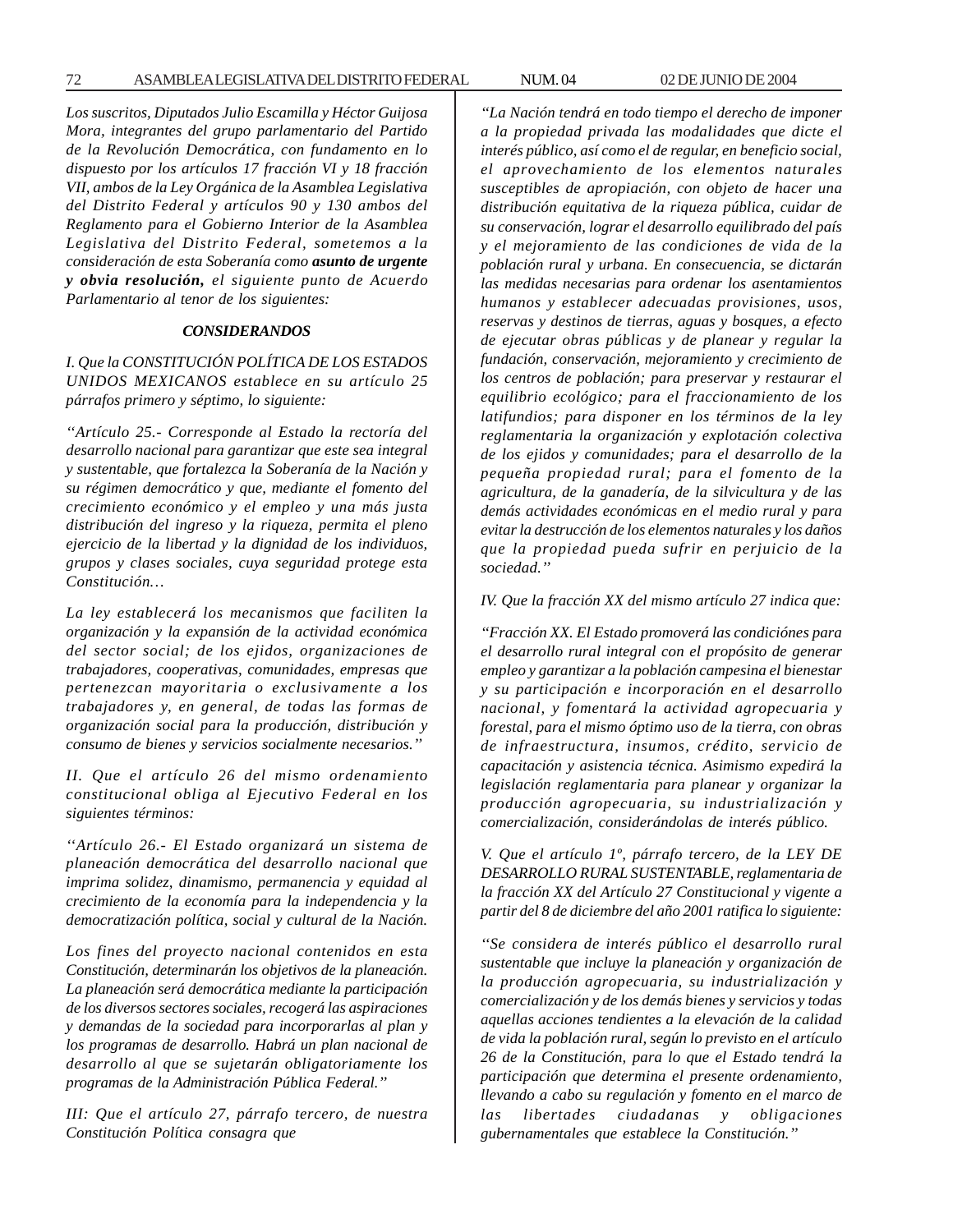*Los suscritos, Diputados Julio Escamilla y Héctor Guijosa Mora, integrantes del grupo parlamentario del Partido de la Revolución Democrática, con fundamento en lo dispuesto por los artículos 17 fracción VI y 18 fracción VII, ambos de la Ley Orgánica de la Asamblea Legislativa del Distrito Federal y artículos 90 y 130 ambos del Reglamento para el Gobierno Interior de la Asamblea Legislativa del Distrito Federal, sometemos a la consideración de esta Soberanía como* ***asunto de urgente y obvia resolución,*** *el siguiente punto de Acuerdo Parlamentario al tenor de los siguientes:*

***CONSIDERANDOS***

*I. Que la CONSTITUCIÓN POLÍTICA DE LOS ESTADOS UNIDOS MEXICANOS establece en su artículo 25 párrafos primero y séptimo, lo siguiente:*

*''Artículo 25.- Corresponde al Estado la rectoría del desarrollo nacional para garantizar que este sea integral y sustentable, que fortalezca la Soberanía de la Nación y su régimen democrático y que, mediante el fomento del crecimiento económico y el empleo y una más justa distribución del ingreso y la riqueza, permita el pleno ejercicio de la libertad y la dignidad de los individuos, grupos y clases sociales, cuya seguridad protege esta Constitución…*

*La ley establecerá los mecanismos que faciliten la organización y la expansión de la actividad económica del sector social; de los ejidos, organizaciones de trabajadores, cooperativas, comunidades, empresas que pertenezcan mayoritaria o exclusivamente a los trabajadores y, en general, de todas las formas de organización social para la producción, distribución y consumo de bienes y servicios socialmente necesarios.''*

*II. Que el artículo 26 del mismo ordenamiento constitucional obliga al Ejecutivo Federal en los siguientes términos:*

*''Artículo 26.- El Estado organizará un sistema de planeación democrática del desarrollo nacional que imprima solidez, dinamismo, permanencia y equidad al crecimiento de la economía para la independencia y la democratización política, social y cultural de la Nación.*

*Los fines del proyecto nacional contenidos en esta Constitución, determinarán los objetivos de la planeación. La planeación será democrática mediante la participación de los diversos sectores sociales, recogerá las aspiraciones y demandas de la sociedad para incorporarlas al plan y los programas de desarrollo. Habrá un plan nacional de desarrollo al que se sujetarán obligatoriamente los programas de la Administración Pública Federal.''*

*III: Que el artículo 27, párrafo tercero, de nuestra Constitución Política consagra que*

*''La Nación tendrá en todo tiempo el derecho de imponer a la propiedad privada las modalidades que dicte el interés público, así como el de regular, en beneficio social, el aprovechamiento de los elementos naturales susceptibles de apropiación, con objeto de hacer una distribución equitativa de la riqueza pública, cuidar de su conservación, lograr el desarrollo equilibrado del país y el mejoramiento de las condiciones de vida de la población rural y urbana. En consecuencia, se dictarán las medidas necesarias para ordenar los asentamientos humanos y establecer adecuadas provisiones, usos, reservas y destinos de tierras, aguas y bosques, a efecto de ejecutar obras públicas y de planear y regular la fundación, conservación, mejoramiento y crecimiento de los centros de población; para preservar y restaurar el equilibrio ecológico; para el fraccionamiento de los latifundios; para disponer en los términos de la ley reglamentaria la organización y explotación colectiva de los ejidos y comunidades; para el desarrollo de la pequeña propiedad rural; para el fomento de la agricultura, de la ganadería, de la silvicultura y de las demás actividades económicas en el medio rural y para evitar la destrucción de los elementos naturales y los daños que la propiedad pueda sufrir en perjuicio de la sociedad.''*

*IV. Que la fracción XX del mismo artículo 27 indica que:*

*''Fracción XX. El Estado promoverá las condicióñes para el desarrollo rural integral con el propósito de generar empleo y garantizar a la población campesina el bienestar y su participación e incorporación en el desarrollo nacional, y fomentará la actividad agropecuaria y forestal, para el mismo óptimo uso de la tierra, con obras de infraestructura, insumos, crédito, servicio de capacitación y asistencia técnica. Asimismo expedirá la legislación reglamentaria para planear y organizar la producción agropecuaria, su industrialización y comercialización, considerándolas de interés público.*

*V. Que el artículo 1º, párrafo tercero, de la LEY DE DESARROLLO RURAL SUSTENTABLE, reglamentaria de la fracción XX del Artículo 27 Constitucional y vigente a partir del 8 de diciembre del año 2001 ratifica lo siguiente:*

*''Se considera de interés público el desarrollo rural sustentable que incluye la planeación y organización de la producción agropecuaria, su industrialización y comercialización y de los demás bienes y servicios y todas aquellas acciones tendientes a la elevación de la calidad de vida la población rural, según lo previsto en el artículo 26 de la Constitución, para lo que el Estado tendrá la participación que determina el presente ordenamiento, llevando a cabo su regulación y fomento en el marco de las libertades ciudadanas y obligaciones gubernamentales que establece la Constitución.''*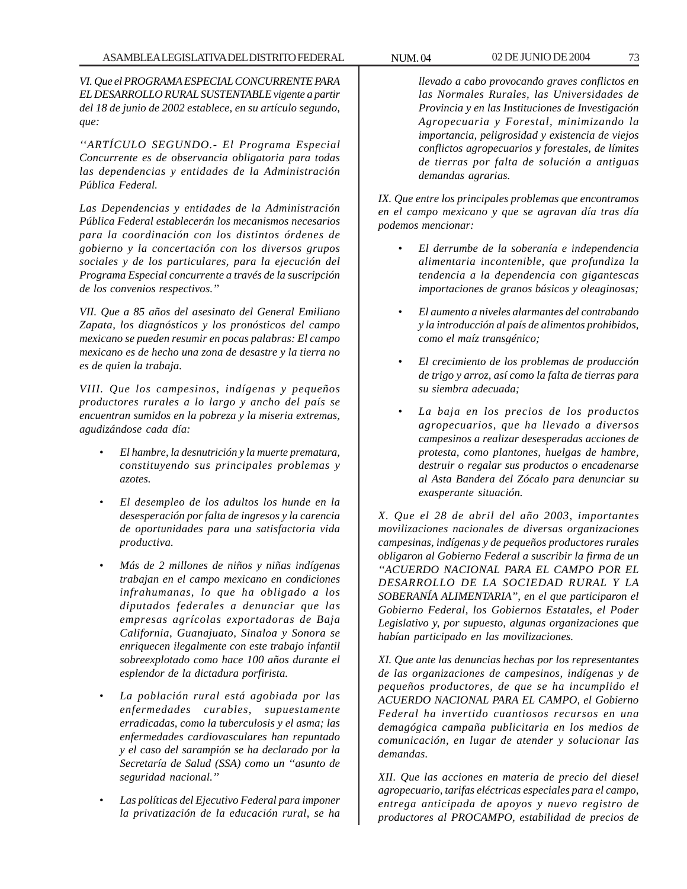*VI. Que el PROGRAMA ESPECIAL CONCURRENTE PARA EL DESARROLLO RURAL SUSTENTABLE vigente a partir del 18 de junio de 2002 establece, en su artículo segundo, que:*

*''ARTÍCULO SEGUNDO.- El Programa Especial Concurrente es de observancia obligatoria para todas las dependencias y entidades de la Administración Pública Federal.*

*Las Dependencias y entidades de la Administración Pública Federal establecerán los mecanismos necesarios para la coordinación con los distintos órdenes de gobierno y la concertación con los diversos grupos sociales y de los particulares, para la ejecución del Programa Especial concurrente a través de la suscripción de los convenios respectivos.''*

*VII. Que a 85 años del asesinato del General Emiliano Zapata, los diagnósticos y los pronósticos del campo mexicano se pueden resumir en pocas palabras: El campo mexicano es de hecho una zona de desastre y la tierra no es de quien la trabaja.*

*VIII. Que los campesinos, indígenas y pequeños productores rurales a lo largo y ancho del país se encuentran sumidos en la pobreza y la miseria extremas, agudizándose cada día:*

- *El hambre, la desnutrición y la muerte prematura, constituyendo sus principales problemas y azotes.*
- *El desempleo de los adultos los hunde en la desesperación por falta de ingresos y la carencia de oportunidades para una satisfactoria vida productiva.*
- *Más de 2 millones de niños y niñas indígenas trabajan en el campo mexicano en condiciones infrahumanas, lo que ha obligado a los diputados federales a denunciar que las empresas agrícolas exportadoras de Baja California, Guanajuato, Sinaloa y Sonora se enriquecen ilegalmente con este trabajo infantil sobreexplotado como hace 100 años durante el esplendor de la dictadura porfirista.*
- *La población rural está agobiada por las enfermedades curables, supuestamente erradicadas, como la tuberculosis y el asma; las enfermedades cardiovasculares han repuntado y el caso del sarampión se ha declarado por la Secretaría de Salud (SSA) como un ''asunto de seguridad nacional.''*
- *Las políticas del Ejecutivo Federal para imponer la privatización de la educación rural, se ha llevado a cabo provocando graves conflictos en las Normales Rurales, las Universidades de Provincia y en las Instituciones de Investigación Agropecuaria y Forestal, minimizando la importancia, peligrosidad y existencia de viejos conflictos agropecuarios y forestales, de límites de tierras por falta de solución a antiguas demandas agrarias.*

*IX. Que entre los principales problemas que encontramos en el campo mexicano y que se agravan día tras día podemos mencionar:*

- *El derrumbe de la soberanía e independencia alimentaria incontenible, que profundiza la tendencia a la dependencia con gigantescas importaciones de granos básicos y oleaginosas;*
- *El aumento a niveles alarmantes del contrabando y la introducción al país de alimentos prohibidos, como el maíz transgénico;*
- *El crecimiento de los problemas de producción de trigo y arroz, así como la falta de tierras para su siembra adecuada;*
- *La baja en los precios de los productos agropecuarios, que ha llevado a diversos campesinos a realizar desesperadas acciones de protesta, como plantones, huelgas de hambre, destruir o regalar sus productos o encadenarse al Asta Bandera del Zócalo para denunciar su exasperante situación.*

*X. Que el 28 de abril del año 2003, importantes movilizaciones nacionales de diversas organizaciones campesinas, indígenas y de pequeños productores rurales obligaron al Gobierno Federal a suscribir la firma de un ''ACUERDO NACIONAL PARA EL CAMPO POR EL DESARROLLO DE LA SOCIEDAD RURAL Y LA SOBERANÍA ALIMENTARIA'', en el que participaron el Gobierno Federal, los Gobiernos Estatales, el Poder Legislativo y, por supuesto, algunas organizaciones que habían participado en las movilizaciones.*

*XI. Que ante las denuncias hechas por los representantes de las organizaciones de campesinos, indígenas y de pequeños productores, de que se ha incumplido el ACUERDO NACIONAL PARA EL CAMPO, el Gobierno Federal ha invertido cuantiosos recursos en una demagógica campaña publicitaria en los medios de comunicación, en lugar de atender y solucionar las demandas.*

*XII. Que las acciones en materia de precio del diesel agropecuario, tarifas eléctricas especiales para el campo, entrega anticipada de apoyos y nuevo registro de productores al PROCAMPO, estabilidad de precios de*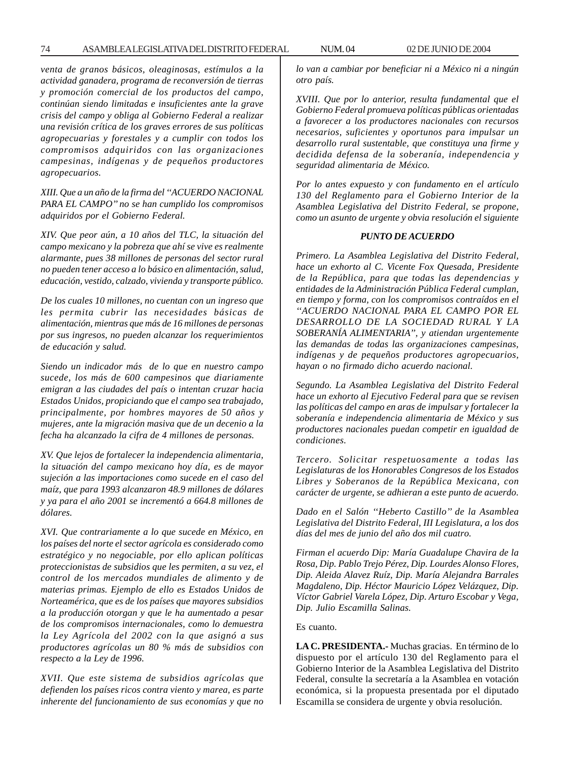*venta de granos básicos, oleaginosas, estímulos a la actividad ganadera, programa de reconversión de tierras y promoción comercial de los productos del campo, continúan siendo limitadas e insuficientes ante la grave crisis del campo y obliga al Gobierno Federal a realizar una revisión crítica de los graves errores de sus políticas agropecuarias y forestales y a cumplir con todos los compromisos adquiridos con las organizaciones campesinas, indígenas y de pequeños productores agropecuarios.*

*XIII. Que a un año de la firma del ''ACUERDO NACIONAL PARA EL CAMPO'' no se han cumplido los compromisos adquiridos por el Gobierno Federal.*

*XIV. Que peor aún, a 10 años del TLC, la situación del campo mexicano y la pobreza que ahí se vive es realmente alarmante, pues 38 millones de personas del sector rural no pueden tener acceso a lo básico en alimentación, salud, educación, vestido, calzado, vivienda y transporte público.*

*De los cuales 10 millones, no cuentan con un ingreso que les permita cubrir las necesidades básicas de alimentación, mientras que más de 16 millones de personas por sus ingresos, no pueden alcanzar los requerimientos de educación y salud.*

*Siendo un indicador más de lo que en nuestro campo sucede, los más de 600 campesinos que diariamente emigran a las ciudades del país o intentan cruzar hacia Estados Unidos, propiciando que el campo sea trabajado, principalmente, por hombres mayores de 50 años y mujeres, ante la migración masiva que de un decenio a la fecha ha alcanzado la cifra de 4 millones de personas.*

*XV. Que lejos de fortalecer la independencia alimentaria, la situación del campo mexicano hoy día, es de mayor sujeción a las importaciones como sucede en el caso del maíz, que para 1993 alcanzaron 48.9 millones de dólares y ya para el año 2001 se incrementó a 664.8 millones de dólares.*

*XVI. Que contrariamente a lo que sucede en México, en los países del norte el sector agrícola es considerado como estratégico y no negociable, por ello aplican políticas proteccionistas de subsidios que les permiten, a su vez, el control de los mercados mundiales de alimento y de materias primas. Ejemplo de ello es Estados Unidos de Norteamérica, que es de los países que mayores subsidios a la producción otorgan y que le ha aumentado a pesar de los compromisos internacionales, como lo demuestra la Ley Agrícola del 2002 con la que asignó a sus productores agrícolas un 80 % más de subsidios con respecto a la Ley de 1996.*

*XVII. Que este sistema de subsidios agrícolas que defienden los países ricos contra viento y marea, es parte inherente del funcionamiento de sus economías y que no lo van a cambiar por beneficiar ni a México ni a ningún otro país.*

*XVIII. Que por lo anterior, resulta fundamental que el Gobierno Federal promueva políticas públicas orientadas a favorecer a los productores nacionales con recursos necesarios, suficientes y oportunos para impulsar un desarrollo rural sustentable, que constituya una firme y decidida defensa de la soberanía, independencia y seguridad alimentaria de México.*

*Por lo antes expuesto y con fundamento en el artículo 130 del Reglamento para el Gobierno Interior de la Asamblea Legislativa del Distrito Federal, se propone, como un asunto de urgente y obvia resolución el siguiente*

***PUNTO DE ACUERDO***

*Primero. La Asamblea Legislativa del Distrito Federal, hace un exhorto al C. Vicente Fox Quesada, Presidente de la República, para que todas las dependencias y entidades de la Administración Pública Federal cumplan, en tiempo y forma, con los compromisos contraídos en el ''ACUERDO NACIONAL PARA EL CAMPO POR EL DESARROLLO DE LA SOCIEDAD RURAL Y LA SOBERANÍA ALIMENTARIA'', y atiendan urgentemente las demandas de todas las organizaciones campesinas, indígenas y de pequeños productores agropecuarios, hayan o no firmado dicho acuerdo nacional.*

*Segundo. La Asamblea Legislativa del Distrito Federal hace un exhorto al Ejecutivo Federal para que se revisen las políticas del campo en aras de impulsar y fortalecer la soberanía e independencia alimentaria de México y sus productores nacionales puedan competir en igualdad de condiciones.*

*Tercero. Solicitar respetuosamente a todas las Legislaturas de los Honorables Congresos de los Estados Libres y Soberanos de la República Mexicana, con carácter de urgente, se adhieran a este punto de acuerdo.*

*Dado en el Salón ''Heberto Castillo'' de la Asamblea Legislativa del Distrito Federal, III Legislatura, a los dos días del mes de junio del año dos mil cuatro.*

*Firman el acuerdo Dip: María Guadalupe Chavira de la Rosa, Dip. Pablo Trejo Pérez, Dip. Lourdes Alonso Flores, Dip. Aleida Alavez Ruíz, Dip. María Alejandra Barrales Magdaleno, Dip. Héctor Mauricio López Velázquez, Dip. Víctor Gabriel Varela López, Dip. Arturo Escobar y Vega, Dip. Julio Escamilla Salinas.*

Es cuanto.

**LA C. PRESIDENTA.-** Muchas gracias. En término de lo dispuesto por el artículo 130 del Reglamento para el Gobierno Interior de la Asamblea Legislativa del Distrito Federal, consulte la secretaría a la Asamblea en votación económica, si la propuesta presentada por el diputado Escamilla se considera de urgente y obvia resolución.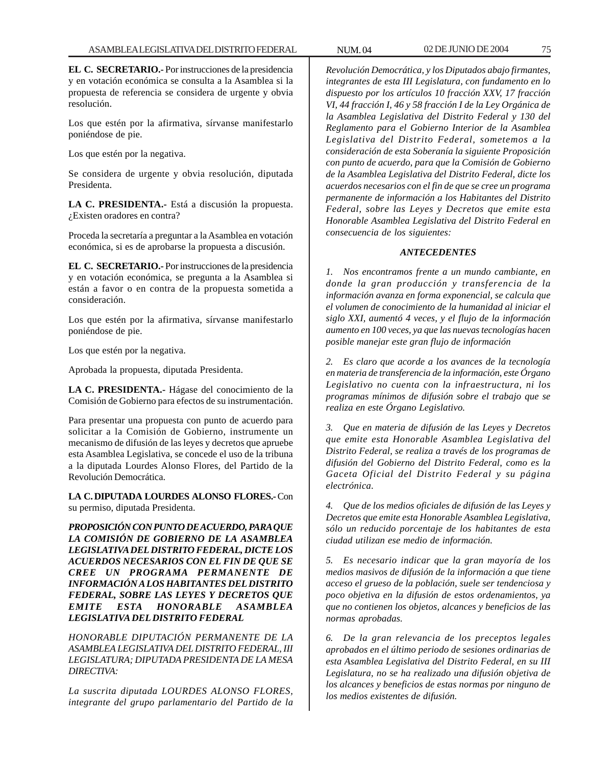**EL C. SECRETARIO.-** Por instrucciones de la presidencia y en votación económica se consulta a la Asamblea si la propuesta de referencia se considera de urgente y obvia resolución.

Los que estén por la afirmativa, sírvanse manifestarlo poniéndose de pie.

Los que estén por la negativa.

Se considera de urgente y obvia resolución, diputada Presidenta.

**LA C. PRESIDENTA.-** Está a discusión la propuesta. ¿Existen oradores en contra?

Proceda la secretaría a preguntar a la Asamblea en votación económica, si es de aprobarse la propuesta a discusión.

**EL C. SECRETARIO.-** Por instrucciones de la presidencia y en votación económica, se pregunta a la Asamblea si están a favor o en contra de la propuesta sometida a consideración.

Los que estén por la afirmativa, sírvanse manifestarlo poniéndose de pie.

Los que estén por la negativa.

Aprobada la propuesta, diputada Presidenta.

**LA C. PRESIDENTA.-** Hágase del conocimiento de la Comisión de Gobierno para efectos de su instrumentación.

Para presentar una propuesta con punto de acuerdo para solicitar a la Comisión de Gobierno, instrumente un mecanismo de difusión de las leyes y decretos que apruebe esta Asamblea Legislativa, se concede el uso de la tribuna a la diputada Lourdes Alonso Flores, del Partido de la Revolución Democrática.

**LA C. DIPUTADA LOURDES ALONSO FLORES.-** Con su permiso, diputada Presidenta.

***PROPOSICIÓN CON PUNTO DE ACUERDO, PARA QUE LA COMISIÓN DE GOBIERNO DE LA ASAMBLEA LEGISLATIVA DEL DISTRITO FEDERAL, DICTE LOS ACUERDOS NECESARIOS CON EL FIN DE QUE SE CREE UN PROGRAMA PERMANENTE DE INFORMACIÓN A LOS HABITANTES DEL DISTRITO FEDERAL, SOBRE LAS LEYES Y DECRETOS QUE EMITE ESTA HONORABLE ASAMBLEA LEGISLATIVA DEL DISTRITO FEDERAL***

*HONORABLE DIPUTACIÓN PERMANENTE DE LA ASAMBLEA LEGISLATIVA DEL DISTRITO FEDERAL, III LEGISLATURA; DIPUTADA PRESIDENTA DE LA MESA DIRECTIVA:*

*La suscrita diputada LOURDES ALONSO FLORES, integrante del grupo parlamentario del Partido de la Revolución Democrática, y los Diputados abajo firmantes, integrantes de esta III Legislatura, con fundamento en lo dispuesto por los artículos 10 fracción XXV, 17 fracción VI, 44 fracción I, 46 y 58 fracción I de la Ley Orgánica de la Asamblea Legislativa del Distrito Federal y 130 del Reglamento para el Gobierno Interior de la Asamblea Legislativa del Distrito Federal, sometemos a la consideración de esta Soberanía la siguiente Proposición con punto de acuerdo, para que la Comisión de Gobierno de la Asamblea Legislativa del Distrito Federal, dicte los acuerdos necesarios con el fin de que se cree un programa permanente de información a los Habitantes del Distrito Federal, sobre las Leyes y Decretos que emite esta Honorable Asamblea Legislativa del Distrito Federal en consecuencia de los siguientes:*

***ANTECEDENTES***

*1. Nos encontramos frente a un mundo cambiante, en donde la gran producción y transferencia de la información avanza en forma exponencial, se calcula que el volumen de conocimiento de la humanidad al iniciar el siglo XXI, aumentó 4 veces, y el flujo de la información aumento en 100 veces, ya que las nuevas tecnologías hacen posible manejar este gran flujo de información*

*2. Es claro que acorde a los avances de la tecnología en materia de transferencia de la información, este Órgano Legislativo no cuenta con la infraestructura, ni los programas mínimos de difusión sobre el trabajo que se realiza en este Órgano Legislativo.*

*3. Que en materia de difusión de las Leyes y Decretos que emite esta Honorable Asamblea Legislativa del Distrito Federal, se realiza a través de los programas de difusión del Gobierno del Distrito Federal, como es la Gaceta Oficial del Distrito Federal y su página electrónica.*

*4. Que de los medios oficiales de difusión de las Leyes y Decretos que emite esta Honorable Asamblea Legislativa, sólo un reducido porcentaje de los habitantes de esta ciudad utilizan ese medio de información.*

*5. Es necesario indicar que la gran mayoría de los medios masivos de difusión de la información a que tiene acceso el grueso de la población, suele ser tendenciosa y poco objetiva en la difusión de estos ordenamientos, ya que no contienen los objetos, alcances y beneficios de las normas aprobadas.*

*6. De la gran relevancia de los preceptos legales aprobados en el último periodo de sesiones ordinarias de esta Asamblea Legislativa del Distrito Federal, en su III Legislatura, no se ha realizado una difusión objetiva de los alcances y beneficios de estas normas por ninguno de los medios existentes de difusión.*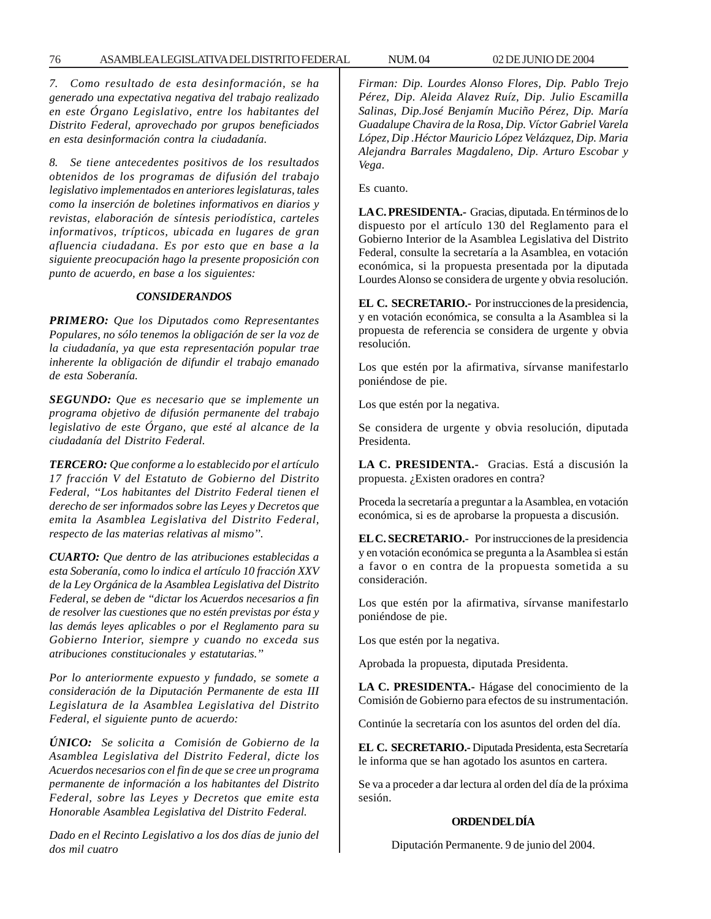*7. Como resultado de esta desinformación, se ha generado una expectativa negativa del trabajo realizado en este Órgano Legislativo, entre los habitantes del Distrito Federal, aprovechado por grupos beneficiados en esta desinformación contra la ciudadanía.*

*8. Se tiene antecedentes positivos de los resultados obtenidos de los programas de difusión del trabajo legislativo implementados en anteriores legislaturas, tales como la inserción de boletines informativos en diarios y revistas, elaboración de síntesis periodística, carteles informativos, trípticos, ubicada en lugares de gran afluencia ciudadana. Es por esto que en base a la siguiente preocupación hago la presente proposición con punto de acuerdo, en base a los siguientes:*

***CONSIDERANDOS***

***PRIMERO:** Que los Diputados como Representantes Populares, no sólo tenemos la obligación de ser la voz de la ciudadanía, ya que esta representación popular trae inherente la obligación de difundir el trabajo emanado de esta Soberanía.*

***SEGUNDO:** Que es necesario que se implemente un programa objetivo de difusión permanente del trabajo legislativo de este Órgano, que esté al alcance de la ciudadanía del Distrito Federal.*

***TERCERO:** Que conforme a lo establecido por el artículo 17 fracción V del Estatuto de Gobierno del Distrito Federal, "Los habitantes del Distrito Federal tienen el derecho de ser informados sobre las Leyes y Decretos que emita la Asamblea Legislativa del Distrito Federal, respecto de las materias relativas al mismo".*

***CUARTO:** Que dentro de las atribuciones establecidas a esta Soberanía, como lo indica el artículo 10 fracción XXV de la Ley Orgánica de la Asamblea Legislativa del Distrito Federal, se deben de "dictar los Acuerdos necesarios a fin de resolver las cuestiones que no estén previstas por ésta y las demás leyes aplicables o por el Reglamento para su Gobierno Interior, siempre y cuando no exceda sus atribuciones constitucionales y estatutarias."*

*Por lo anteriormente expuesto y fundado, se somete a consideración de la Diputación Permanente de esta III Legislatura de la Asamblea Legislativa del Distrito Federal, el siguiente punto de acuerdo:*

***ÚNICO:** Se solicita a Comisión de Gobierno de la Asamblea Legislativa del Distrito Federal, dicte los Acuerdos necesarios con el fin de que se cree un programa permanente de información a los habitantes del Distrito Federal, sobre las Leyes y Decretos que emite esta Honorable Asamblea Legislativa del Distrito Federal.*

*Dado en el Recinto Legislativo a los dos días de junio del dos mil cuatro*

*Firman: Dip. Lourdes Alonso Flores, Dip. Pablo Trejo Pérez, Dip. Aleida Alavez Ruíz, Dip. Julio Escamilla Salinas, Dip.José Benjamín Muciño Pérez, Dip. María Guadalupe Chavira de la Rosa, Dip. Víctor Gabriel Varela López, Dip .Héctor Mauricio López Velázquez, Dip. Maria Alejandra Barrales Magdaleno, Dip. Arturo Escobar y Vega.*

Es cuanto.

**LA C. PRESIDENTA.-** Gracias, diputada. En términos de lo dispuesto por el artículo 130 del Reglamento para el Gobierno Interior de la Asamblea Legislativa del Distrito Federal, consulte la secretaría a la Asamblea, en votación económica, si la propuesta presentada por la diputada Lourdes Alonso se considera de urgente y obvia resolución.

**EL C. SECRETARIO.-** Por instrucciones de la presidencia, y en votación económica, se consulta a la Asamblea si la propuesta de referencia se considera de urgente y obvia resolución.

Los que estén por la afirmativa, sírvanse manifestarlo poniéndose de pie.

Los que estén por la negativa.

Se considera de urgente y obvia resolución, diputada Presidenta.

**LA C. PRESIDENTA.-** Gracias. Está a discusión la propuesta. ¿Existen oradores en contra?

Proceda la secretaría a preguntar a la Asamblea, en votación económica, si es de aprobarse la propuesta a discusión.

**EL C. SECRETARIO.-** Por instrucciones de la presidencia y en votación económica se pregunta a la Asamblea si están a favor o en contra de la propuesta sometida a su consideración.

Los que estén por la afirmativa, sírvanse manifestarlo poniéndose de pie.

Los que estén por la negativa.

Aprobada la propuesta, diputada Presidenta.

**LA C. PRESIDENTA.-** Hágase del conocimiento de la Comisión de Gobierno para efectos de su instrumentación.

Continúe la secretaría con los asuntos del orden del día.

**EL C. SECRETARIO.-** Diputada Presidenta, esta Secretaría le informa que se han agotado los asuntos en cartera.

Se va a proceder a dar lectura al orden del día de la próxima sesión.

**ORDEN DEL DÍA**

Diputación Permanente. 9 de junio del 2004.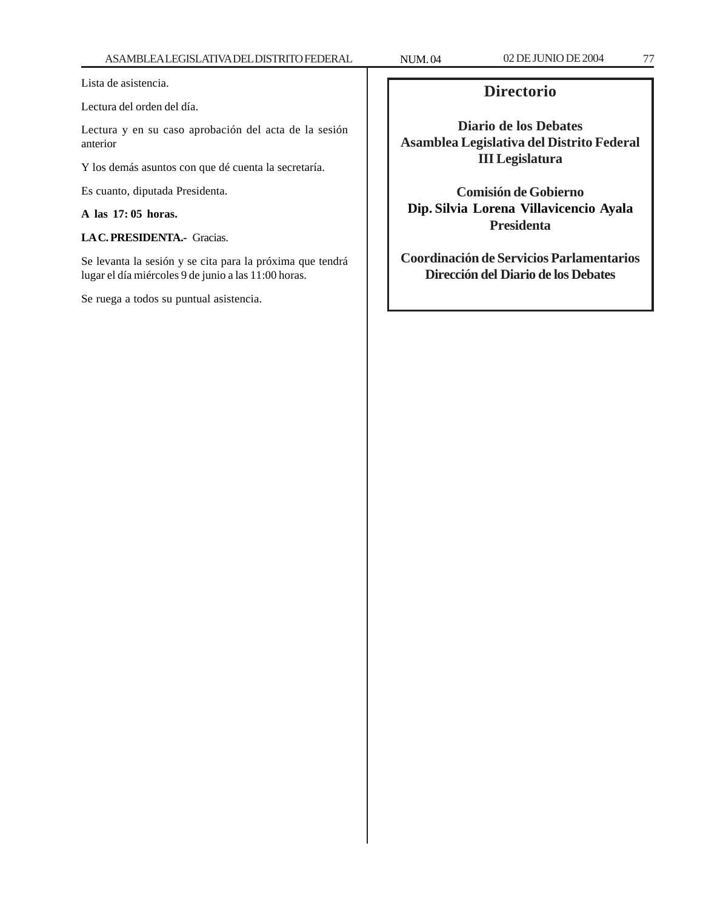Lista de asistencia.

Lectura del orden del día.

Lectura y en su caso aprobación del acta de la sesión anterior

Y los demás asuntos con que dé cuenta la secretaría.

Es cuanto, diputada Presidenta.

**A las 17: 05 horas.**

**LA C. PRESIDENTA.-** Gracias.

Se levanta la sesión y se cita para la próxima que tendrá lugar el día miércoles 9 de junio a las 11:00 horas.

Se ruega a todos su puntual asistencia.

## Directorio

**Diario de los Debates**
**Asamblea Legislativa del Distrito Federal**
**III Legislatura**

**Comisión de Gobierno**
**Dip. Silvia Lorena Villavicencio Ayala**
**Presidenta**

**Coordinación de Servicios Parlamentarios**
**Dirección del Diario de los Debates**